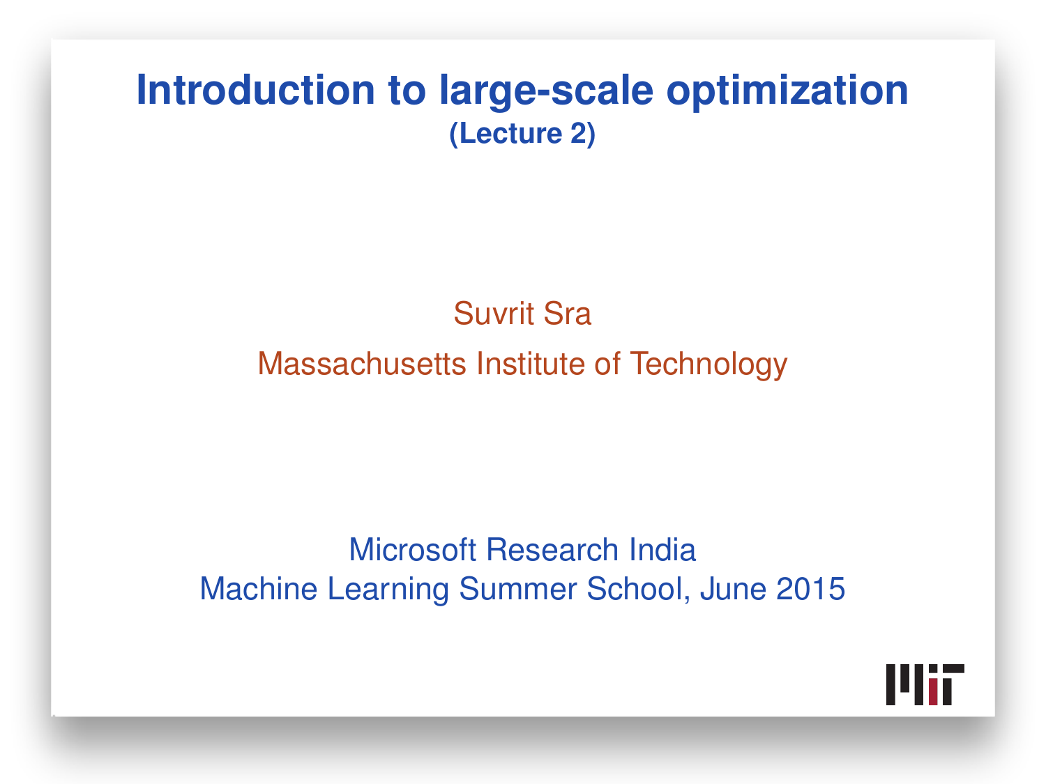# Introduction to large-scale optimization

**(Lecture 2)**

Suvrit Sra

Massachusetts Institute of Technology

Microsoft Research India

Machine Learning Summer School, June 2015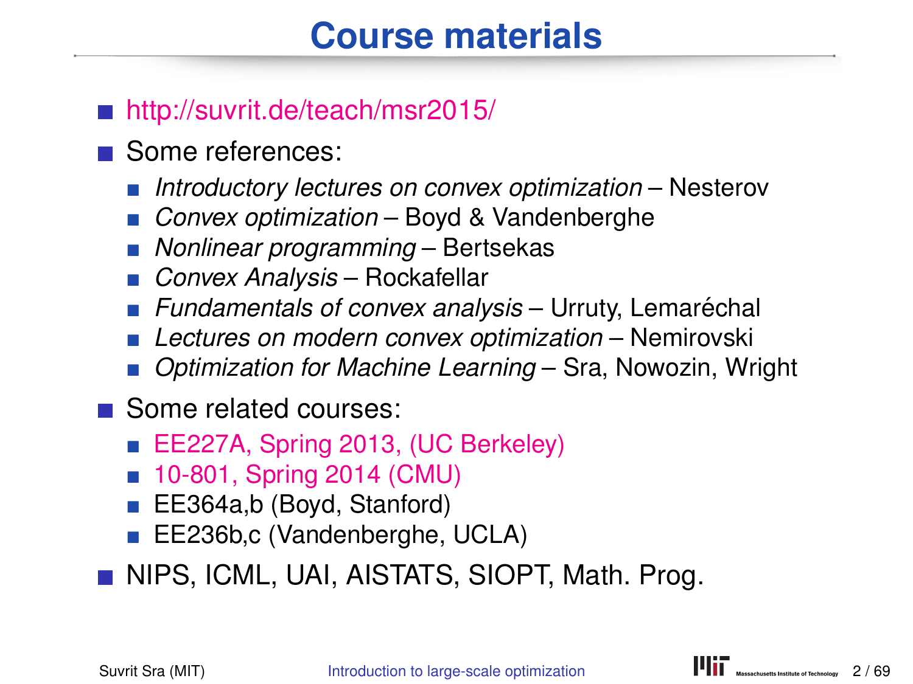# Course materials

- http://suvrit.de/teach/msr2015/
- Some references:
  - *Introductory lectures on convex optimization* – Nesterov
  - *Convex optimization* – Boyd & Vandenberghe
  - *Nonlinear programming* – Bertsekas
  - *Convex Analysis* – Rockafellar
  - *Fundamentals of convex analysis* – Urruty, Lemaréchal
  - *Lectures on modern convex optimization* – Nemirovski
  - *Optimization for Machine Learning* – Sra, Nowozin, Wright
- Some related courses:
  - EE227A, Spring 2013, (UC Berkeley)
  - 10-801, Spring 2014 (CMU)
  - EE364a,b (Boyd, Stanford)
  - EE236b,c (Vandenberghe, UCLA)
- NIPS, ICML, UAI, AISTATS, SIOPT, Math. Prog.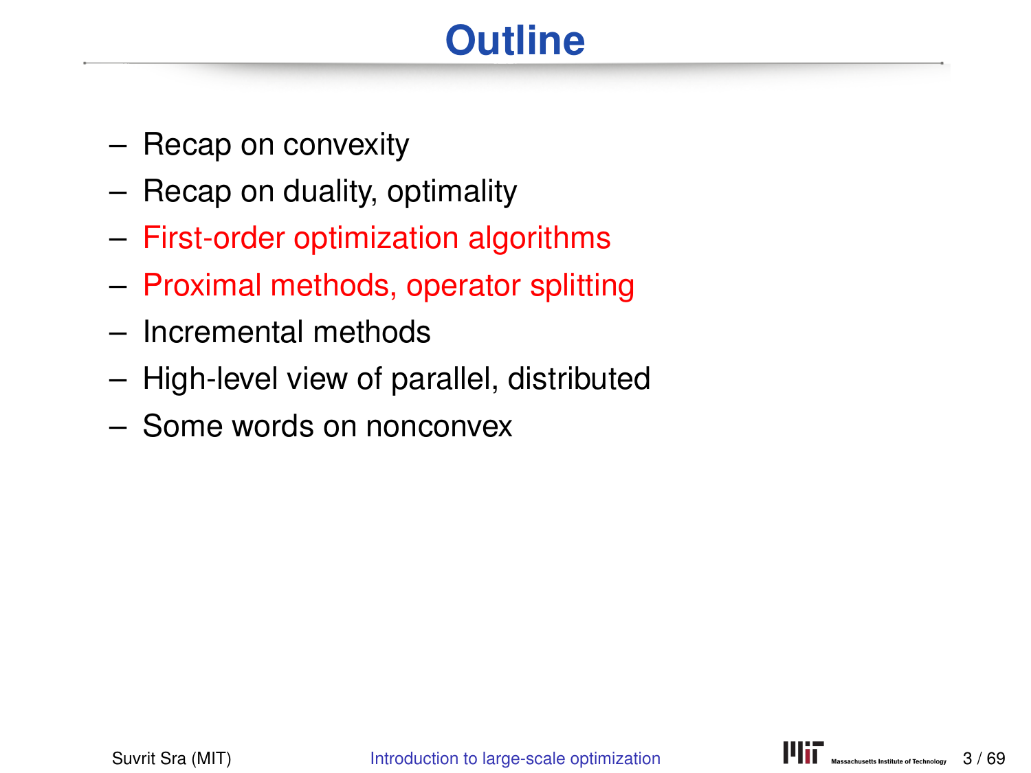# Outline

- Recap on convexity
- Recap on duality, optimality
- First-order optimization algorithms
- Proximal methods, operator splitting
- Incremental methods
- High-level view of parallel, distributed
- Some words on nonconvex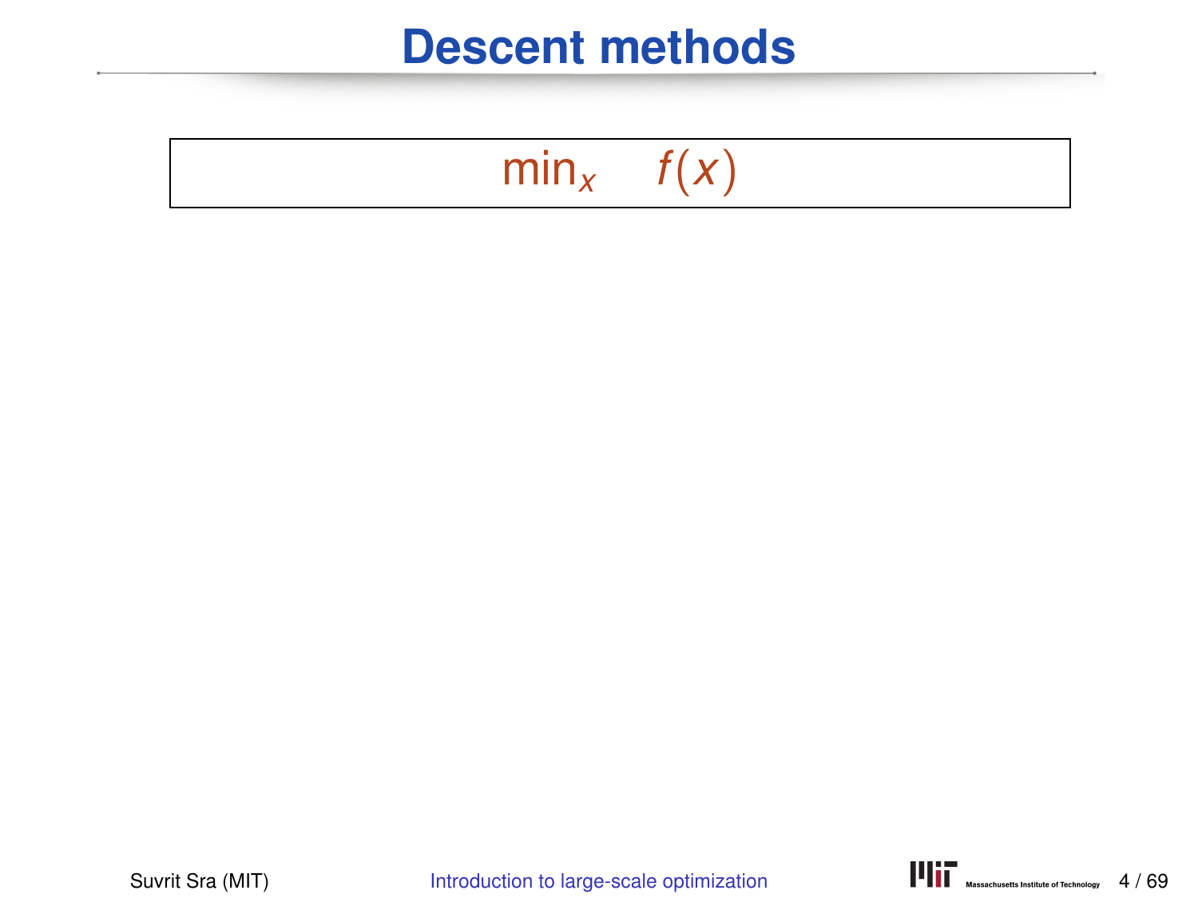# Descent methods

$$\min_x \quad f(x)$$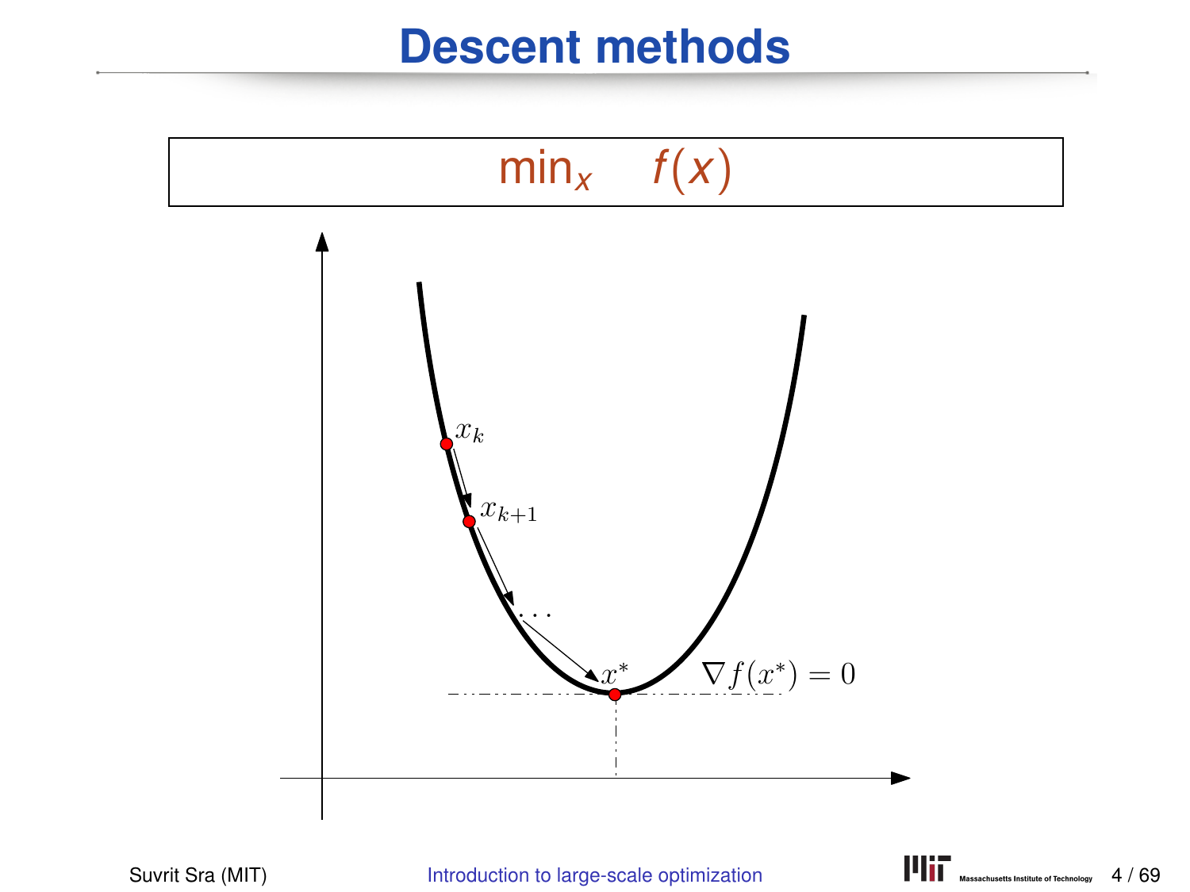# Descent methods

$$\min_x \quad f(x)$$

$x_k$

$x_{k+1}$

$\ldots$

$x^*$

$\nabla f(x^*) = 0$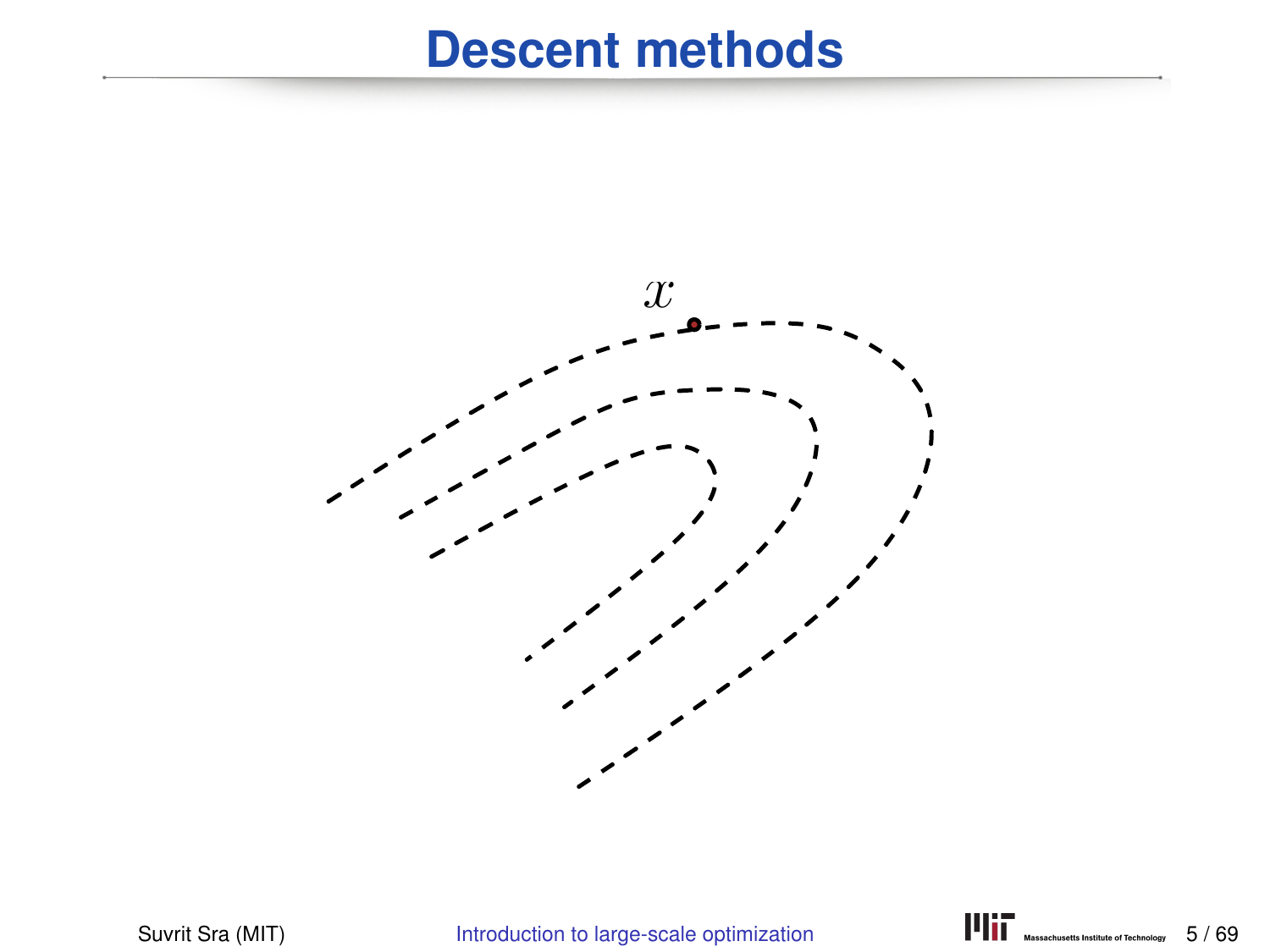# Descent methods

$x$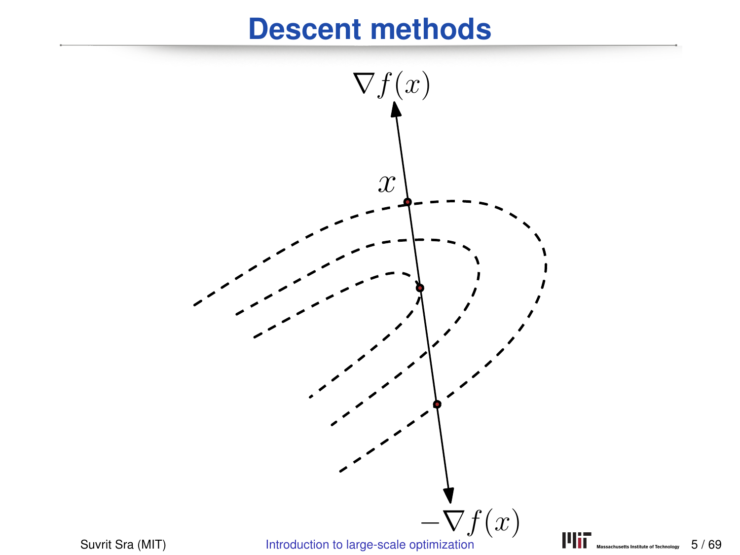# Descent methods

$\nabla f(x)$

$x$

$-\nabla f(x)$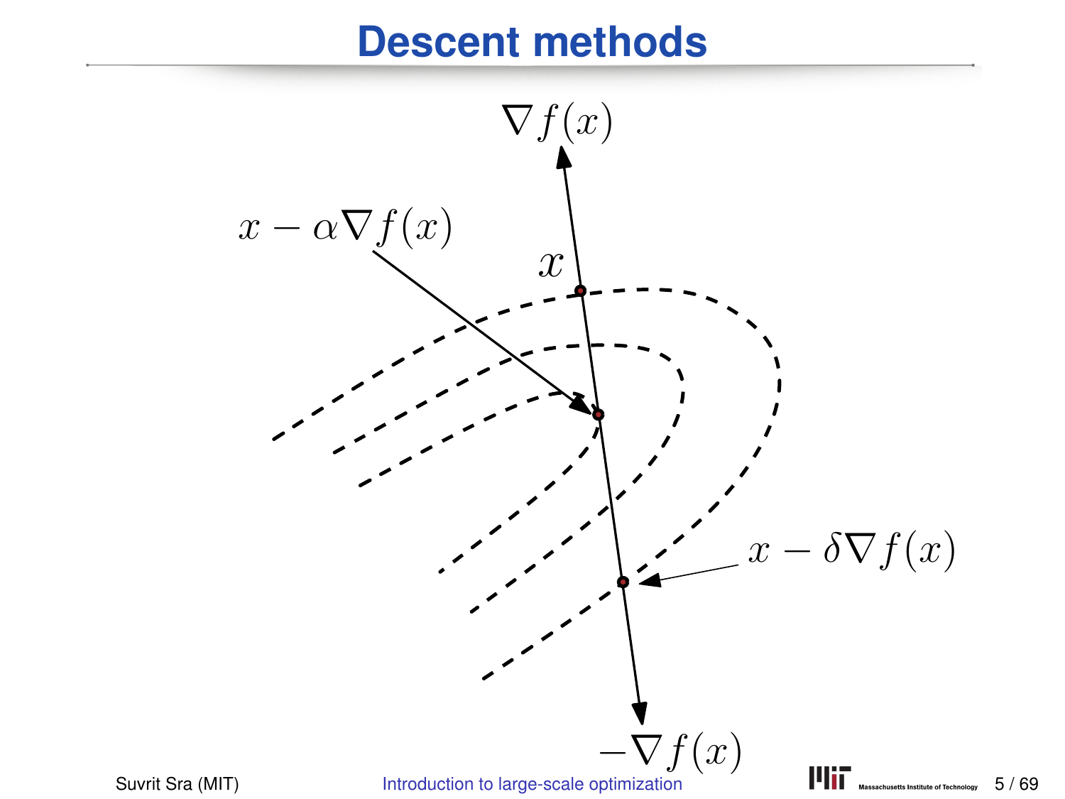# Descent methods

$\nabla f(x)$

$x - \alpha \nabla f(x)$

$x$

$x - \delta \nabla f(x)$

$-\nabla f(x)$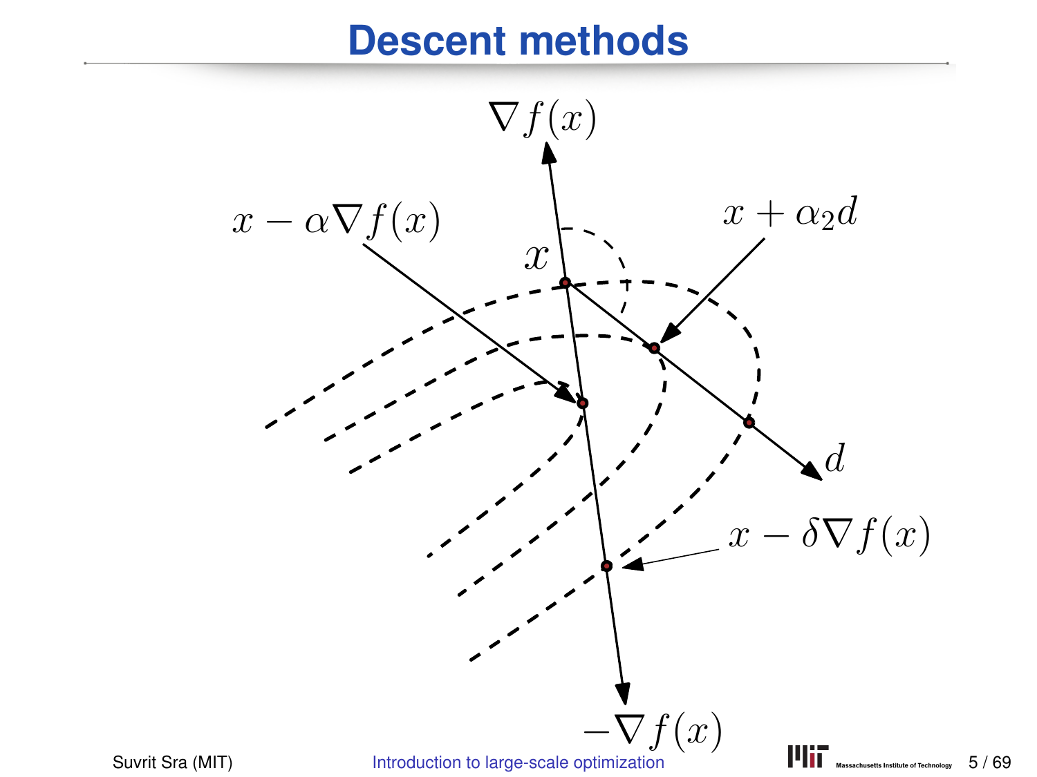# Descent methods

$\nabla f(x)$

$x - \alpha \nabla f(x)$

$x + \alpha_2 d$

$x$

$d$

$x - \delta \nabla f(x)$

$-\nabla f(x)$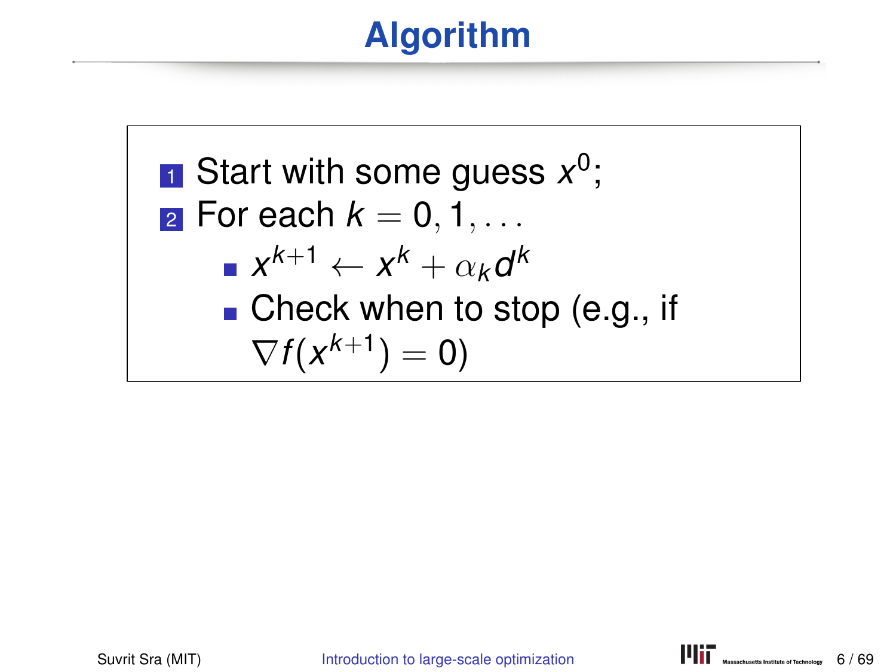# Algorithm

1. Start with some guess $x^0$;
2. For each $k = 0, 1, \ldots$
   - $x^{k+1} \leftarrow x^k + \alpha_k d^k$
   - Check when to stop (e.g., if $\nabla f(x^{k+1}) = 0$)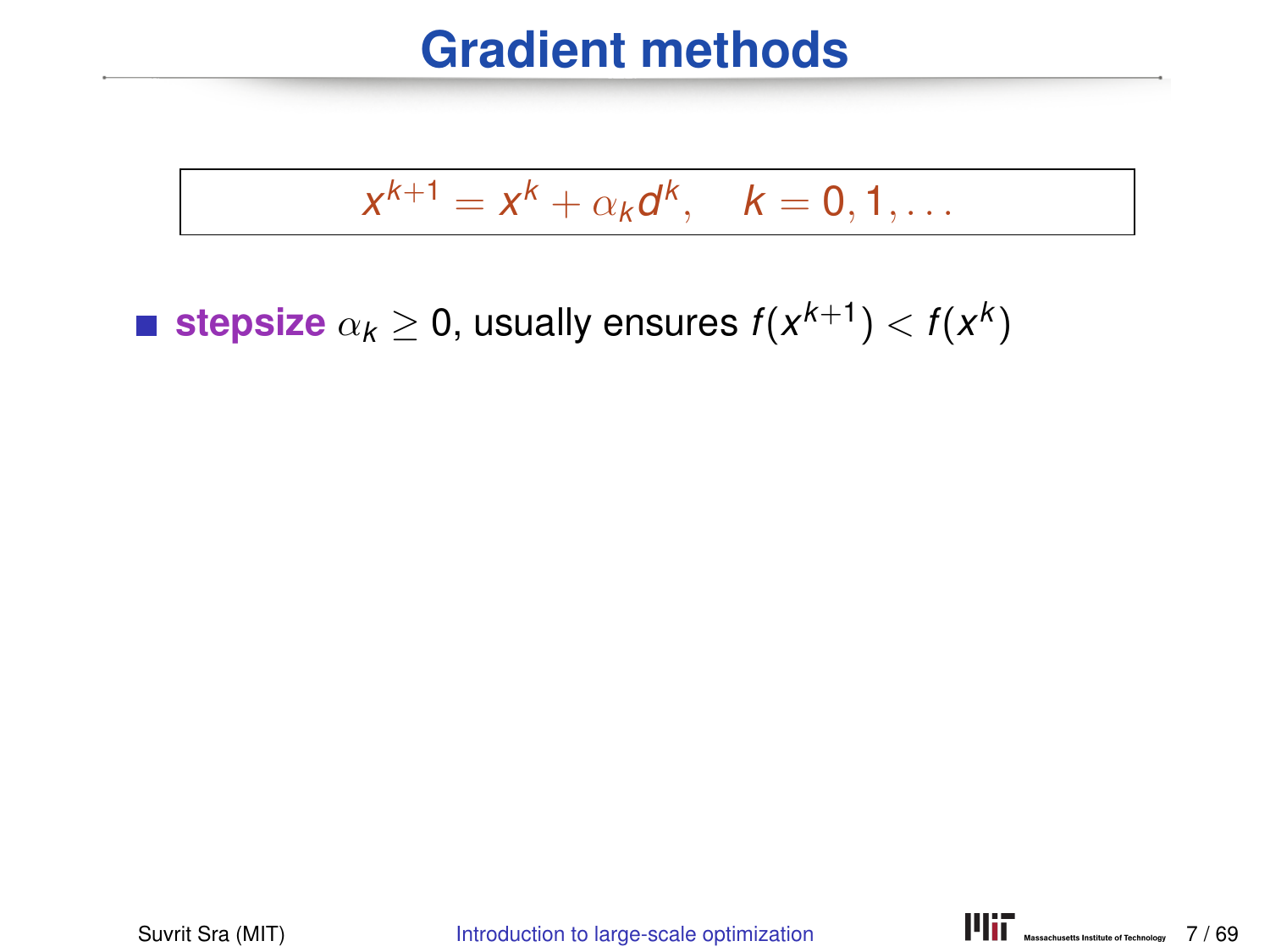# Gradient methods

$$x^{k+1} = x^k + \alpha_k d^k, \quad k = 0, 1, \ldots$$

- **stepsize** $\alpha_k \geq 0$, usually ensures $f(x^{k+1}) < f(x^k)$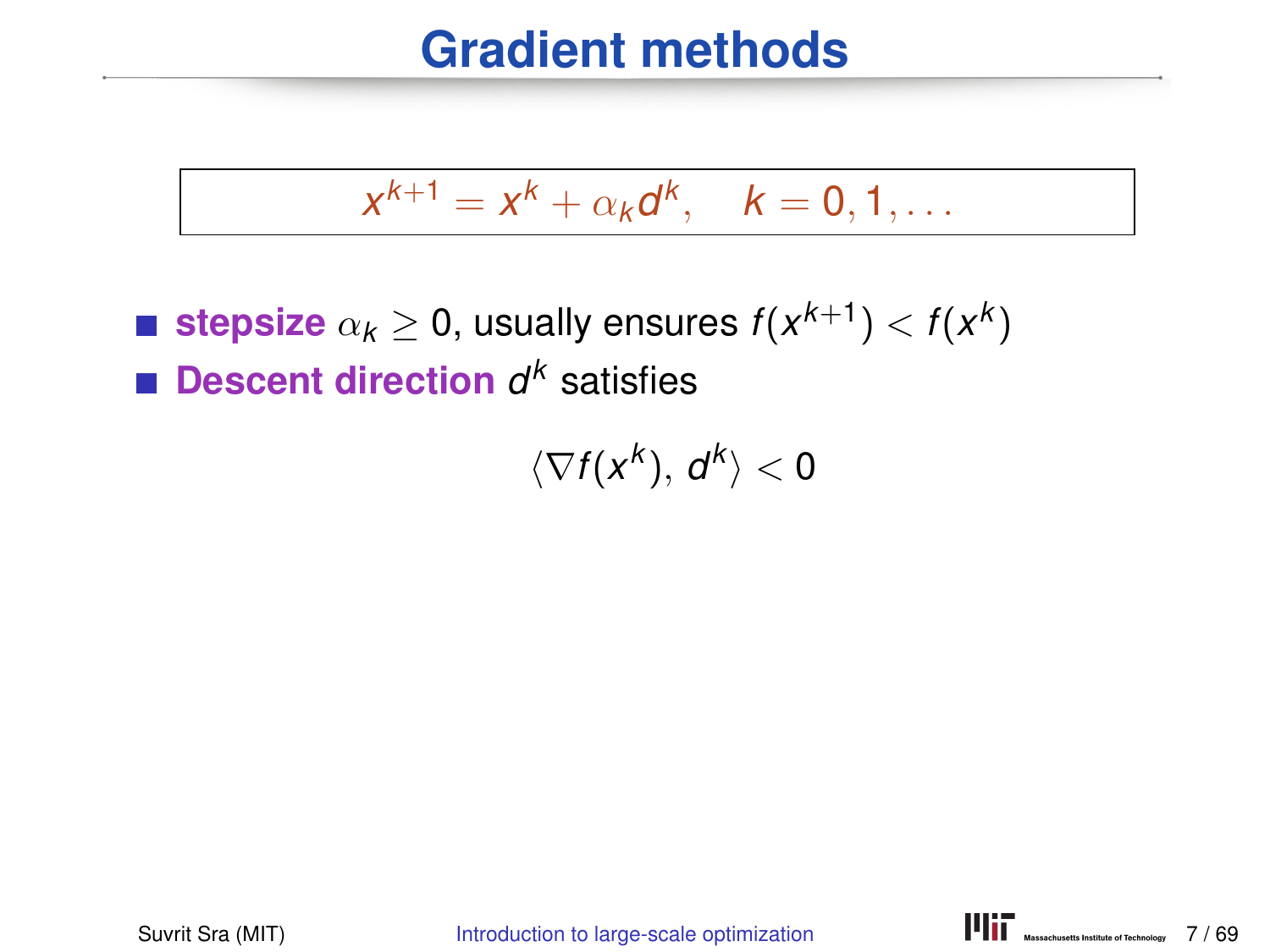# Gradient methods

$$x^{k+1} = x^k + \alpha_k d^k, \quad k = 0, 1, \ldots$$

- **stepsize** $\alpha_k \geq 0$, usually ensures $f(x^{k+1}) < f(x^k)$
- **Descent direction** $d^k$ satisfies

$$\langle \nabla f(x^k), d^k \rangle < 0$$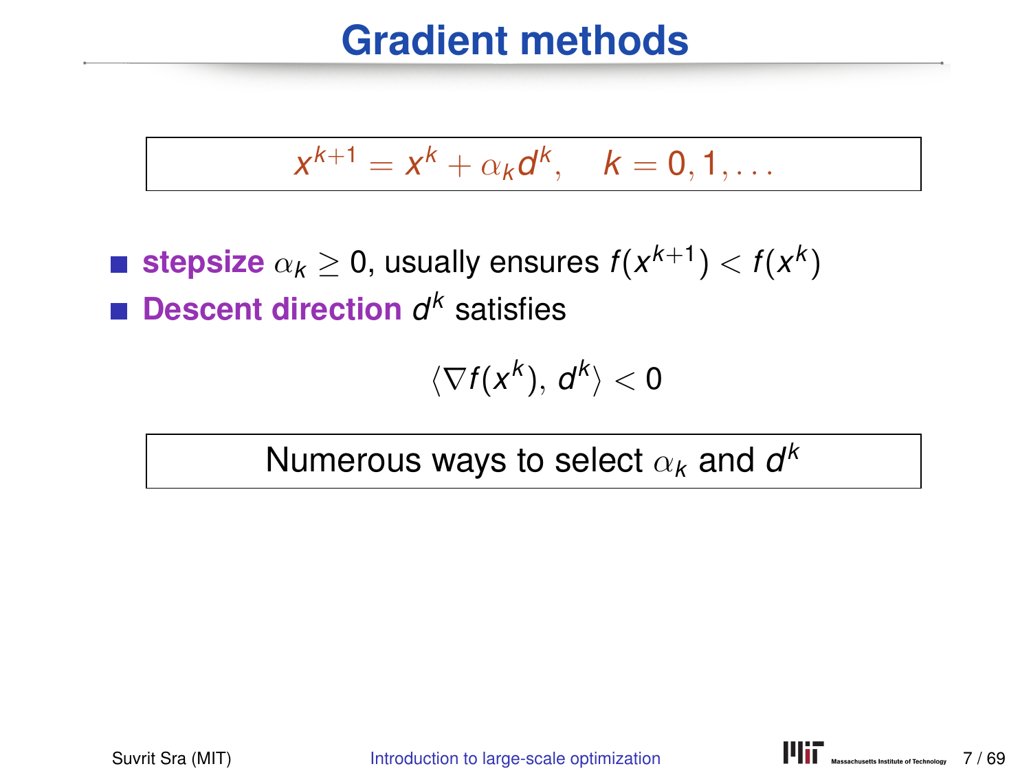# Gradient methods

$$x^{k+1} = x^k + \alpha_k d^k, \quad k = 0, 1, \ldots$$

- **stepsize** $\alpha_k \geq 0$, usually ensures $f(x^{k+1}) < f(x^k)$
- **Descent direction** $d^k$ satisfies

$$\langle \nabla f(x^k), d^k \rangle < 0$$

Numerous ways to select $\alpha_k$ and $d^k$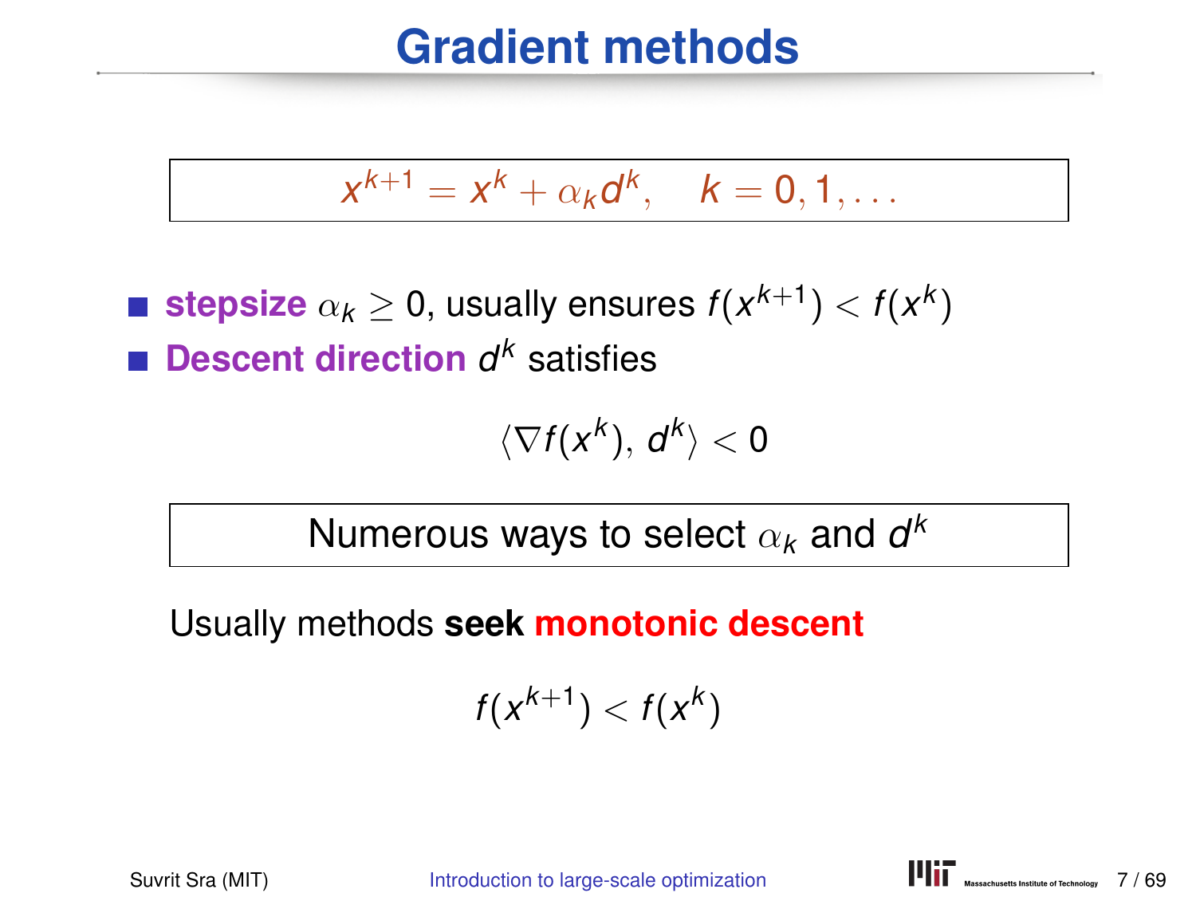# Gradient methods

$$x^{k+1} = x^k + \alpha_k d^k, \quad k = 0, 1, \ldots$$

- **stepsize** $\alpha_k \geq 0$, usually ensures $f(x^{k+1}) < f(x^k)$
- **Descent direction** $d^k$ satisfies

$$\langle \nabla f(x^k), d^k \rangle < 0$$

Numerous ways to select $\alpha_k$ and $d^k$

Usually methods **seek monotonic descent**

$$f(x^{k+1}) < f(x^k)$$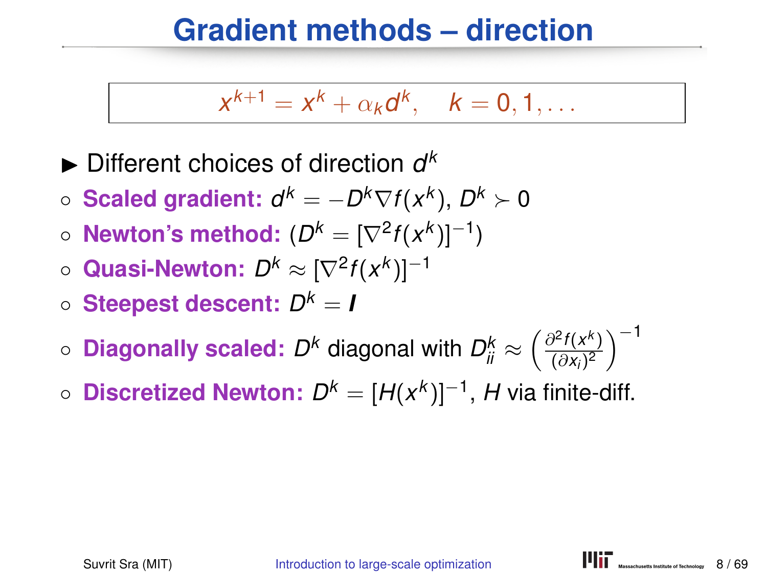# Gradient methods – direction

$$x^{k+1} = x^k + \alpha_k d^k, \quad k = 0, 1, \ldots$$

- Different choices of direction $d^k$
  - **Scaled gradient:** $d^k = -D^k \nabla f(x^k)$, $D^k \succ 0$
  - **Newton's method:** $(D^k = [\nabla^2 f(x^k)]^{-1})$
  - **Quasi-Newton:** $D^k \approx [\nabla^2 f(x^k)]^{-1}$
  - **Steepest descent:** $D^k = \boldsymbol{I}$
  - **Diagonally scaled:** $D^k$ diagonal with $D^k_{ii} \approx \left(\frac{\partial^2 f(x^k)}{(\partial x_i)^2}\right)^{-1}$
  - **Discretized Newton:** $D^k = [H(x^k)]^{-1}$, $H$ via finite-diff.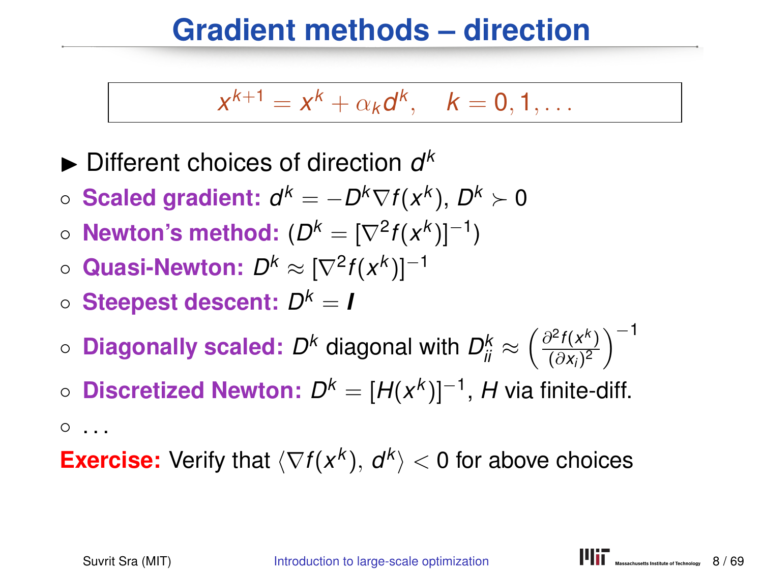# Gradient methods – direction

$$x^{k+1} = x^k + \alpha_k d^k, \quad k = 0, 1, \ldots$$

- Different choices of direction $d^k$
  - **Scaled gradient:** $d^k = -D^k \nabla f(x^k)$, $D^k \succ 0$
  - **Newton's method:** $(D^k = [\nabla^2 f(x^k)]^{-1})$
  - **Quasi-Newton:** $D^k \approx [\nabla^2 f(x^k)]^{-1}$
  - **Steepest descent:** $D^k = \boldsymbol{I}$
  - **Diagonally scaled:** $D^k$ diagonal with $D^k_{ii} \approx \left(\frac{\partial^2 f(x^k)}{(\partial x_i)^2}\right)^{-1}$
  - **Discretized Newton:** $D^k = [H(x^k)]^{-1}$, $H$ via finite-diff.
  - ...

**Exercise:** Verify that $\langle \nabla f(x^k), d^k \rangle < 0$ for above choices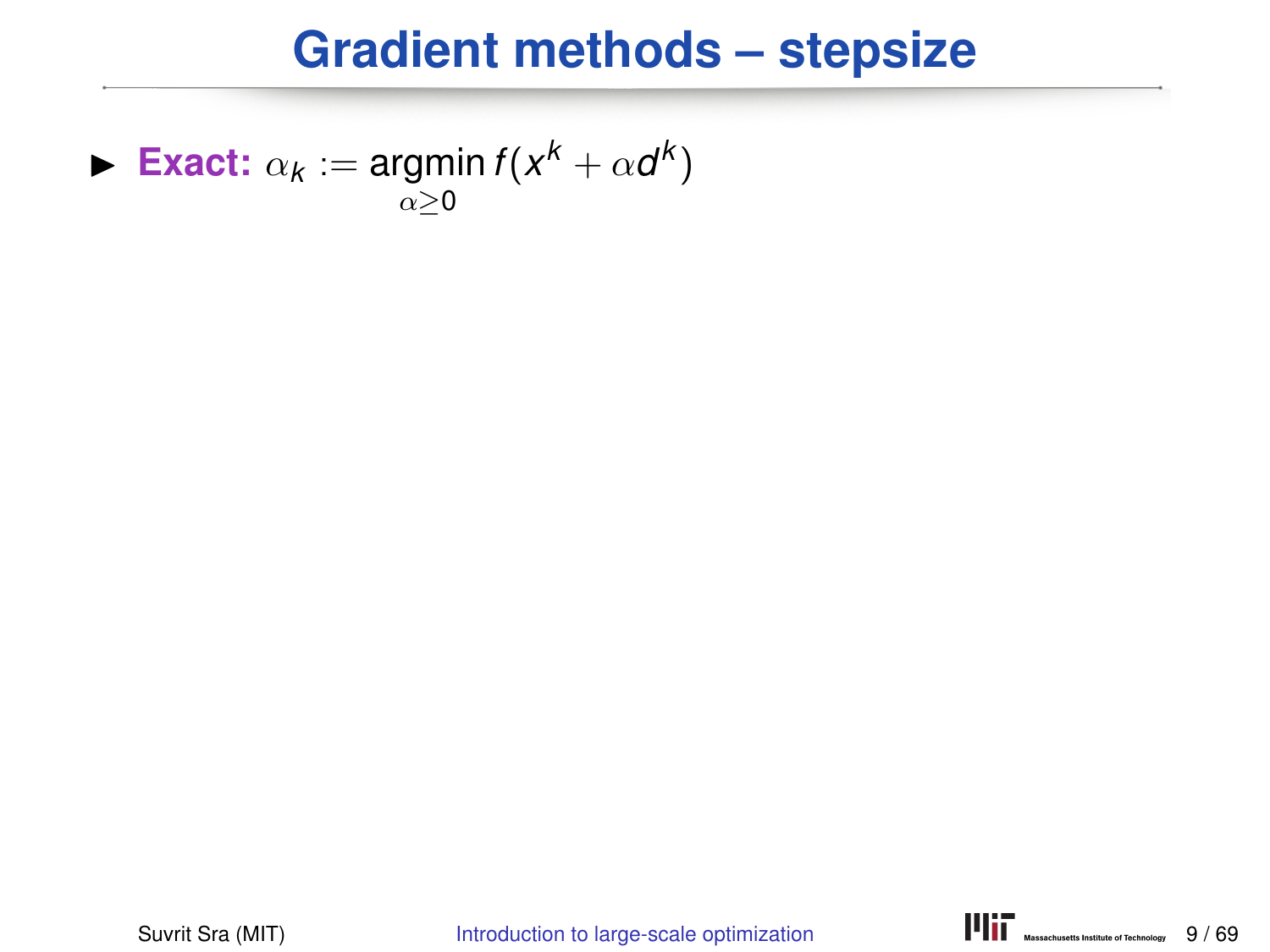# Gradient methods – stepsize

- **Exact:** $\alpha_k := \operatorname*{argmin}_{\alpha \geq 0} f(x^k + \alpha d^k)$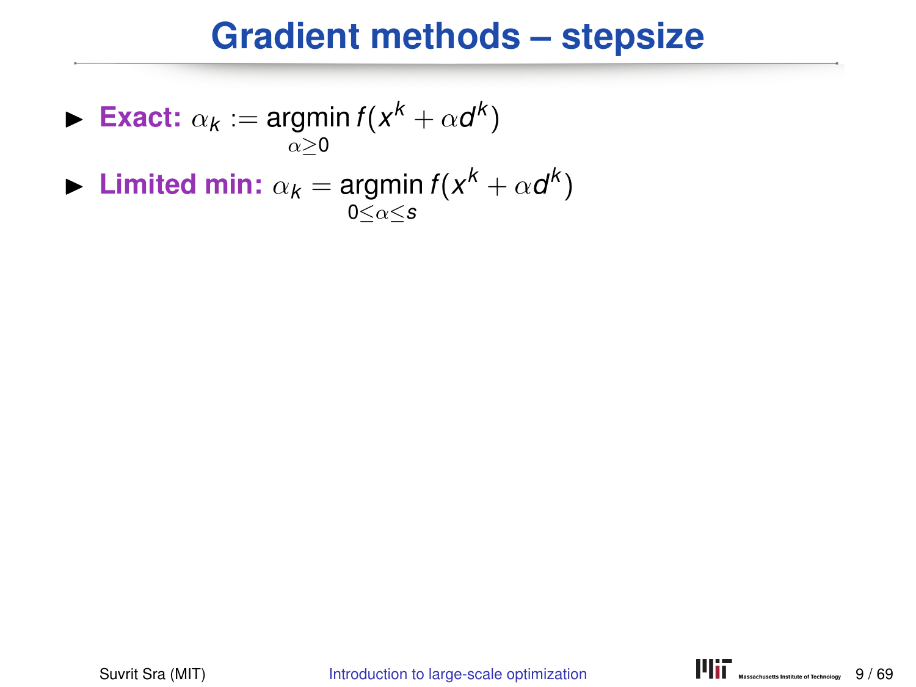# Gradient methods – stepsize

- **Exact:** $\alpha_k := \underset{\alpha \geq 0}{\operatorname{argmin}} f(x^k + \alpha d^k)$
- **Limited min:** $\alpha_k = \underset{0 \leq \alpha \leq s}{\operatorname{argmin}} f(x^k + \alpha d^k)$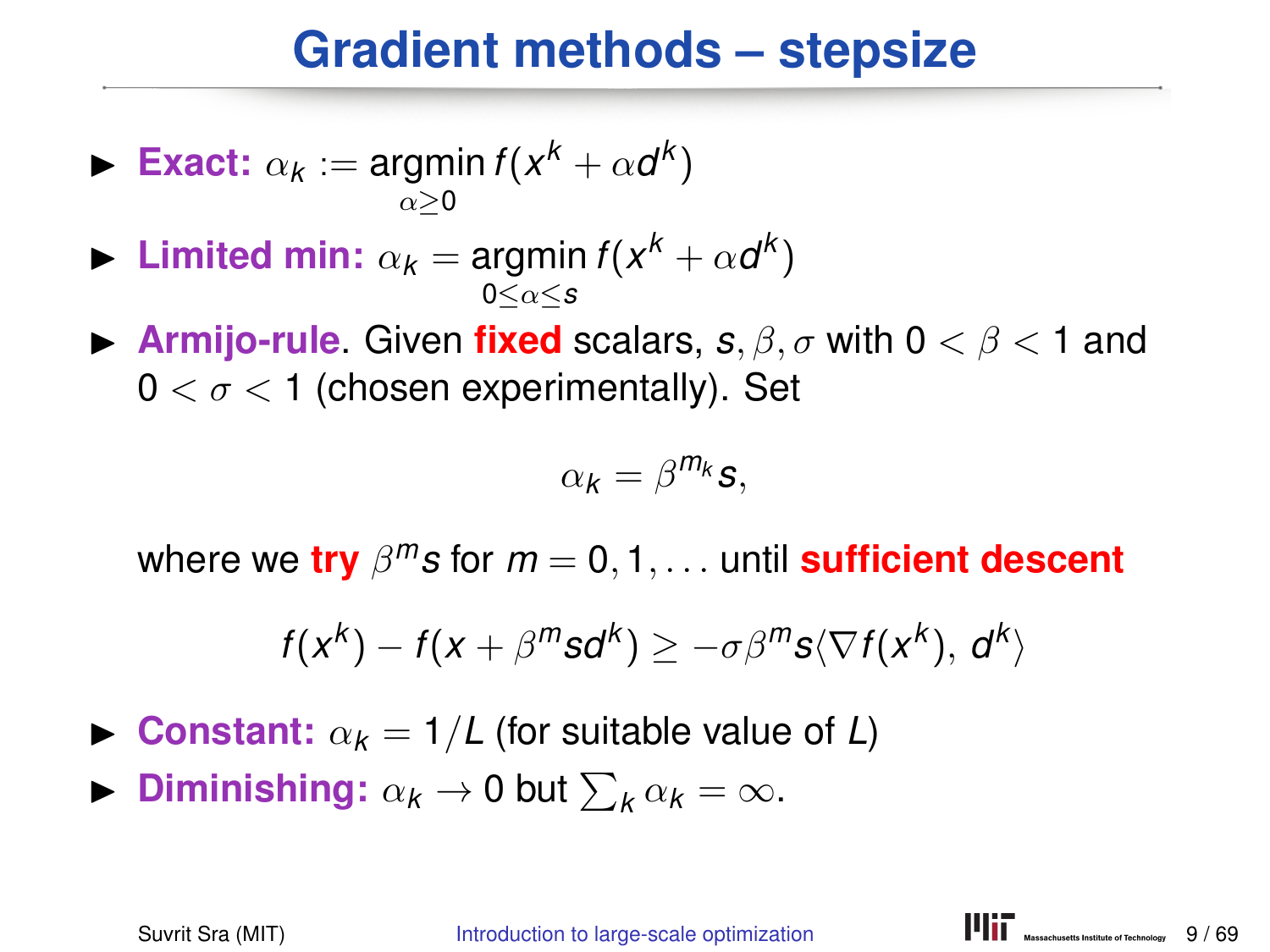# Gradient methods – stepsize

- **Exact:** $\alpha_k := \operatorname*{argmin}_{\alpha \geq 0} f(x^k + \alpha d^k)$
- **Limited min:** $\alpha_k = \operatorname*{argmin}_{0 \leq \alpha \leq s} f(x^k + \alpha d^k)$
- **Armijo-rule**. Given **fixed** scalars, $s, \beta, \sigma$ with $0 < \beta < 1$ and $0 < \sigma < 1$ (chosen experimentally). Set

  $$\alpha_k = \beta^{m_k} s,$$

  where we **try** $\beta^m s$ for $m = 0, 1, \ldots$ until **sufficient descent**

  $$f(x^k) - f(x + \beta^m s d^k) \geq -\sigma \beta^m s \langle \nabla f(x^k),\, d^k \rangle$$

- **Constant:** $\alpha_k = 1/L$ (for suitable value of $L$)
- **Diminishing:** $\alpha_k \to 0$ but $\sum_k \alpha_k = \infty$.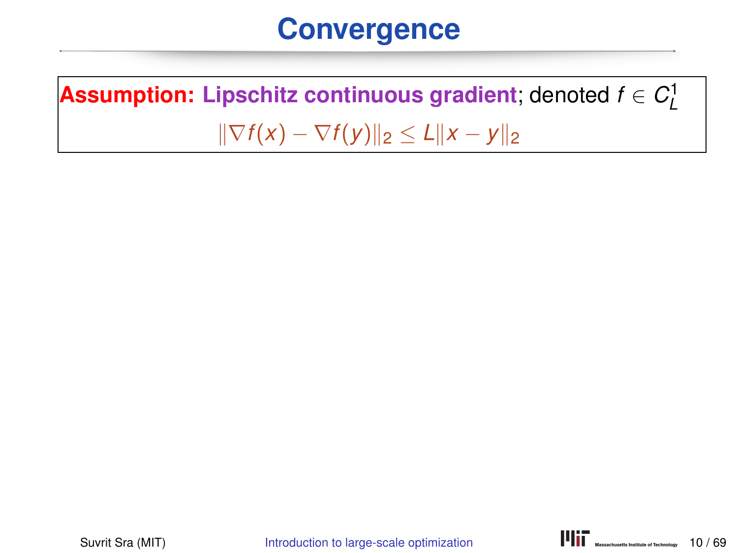# Convergence

**Assumption: Lipschitz continuous gradient**; denoted $f \in C_L^1$

$$\|\nabla f(x) - \nabla f(y)\|_2 \leq L\|x - y\|_2$$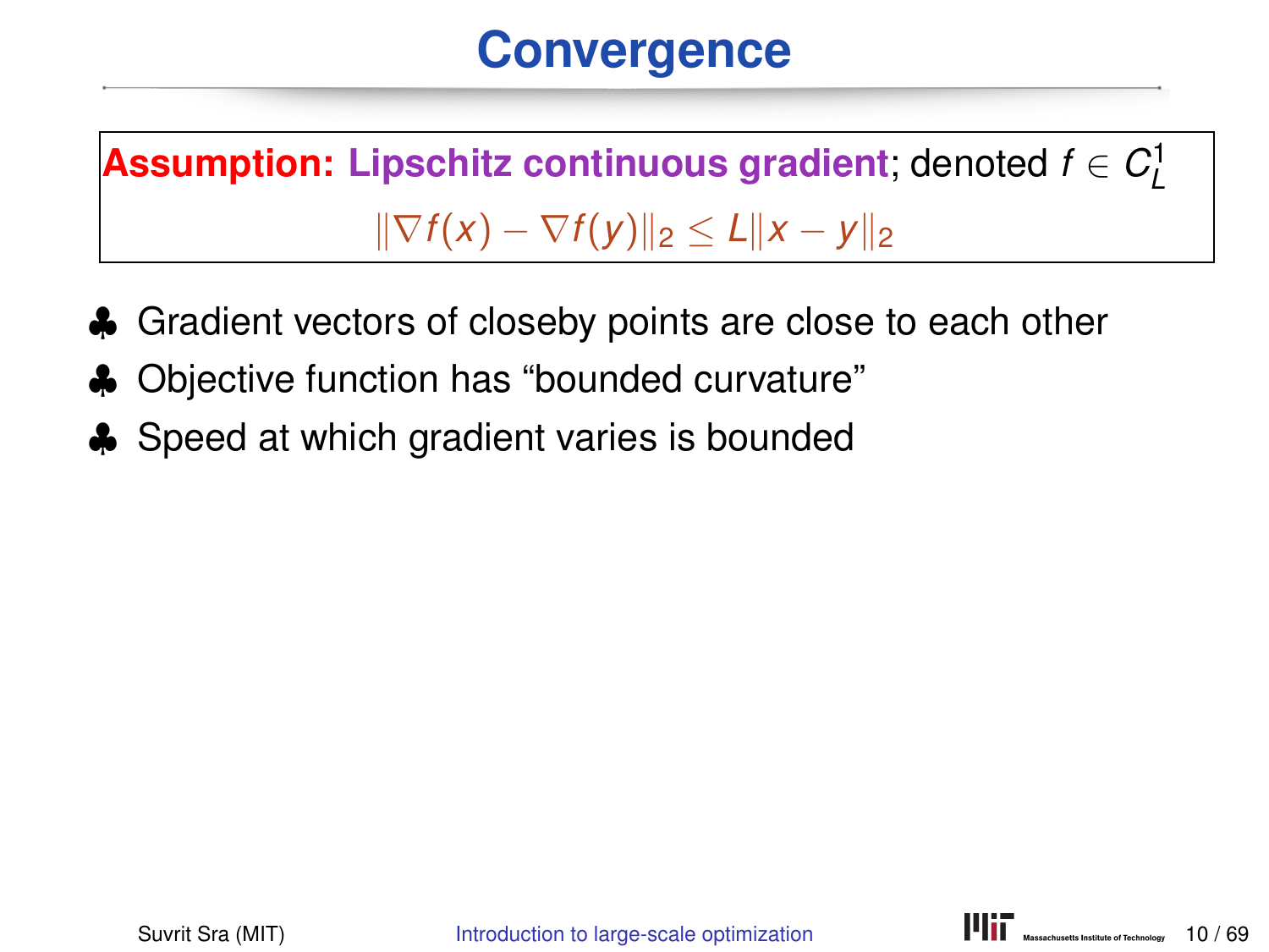# Convergence

**Assumption: Lipschitz continuous gradient**; denoted $f \in C_L^1$

$$\|\nabla f(x) - \nabla f(y)\|_2 \leq L\|x - y\|_2$$

- ♣ Gradient vectors of closeby points are close to each other
- ♣ Objective function has "bounded curvature"
- ♣ Speed at which gradient varies is bounded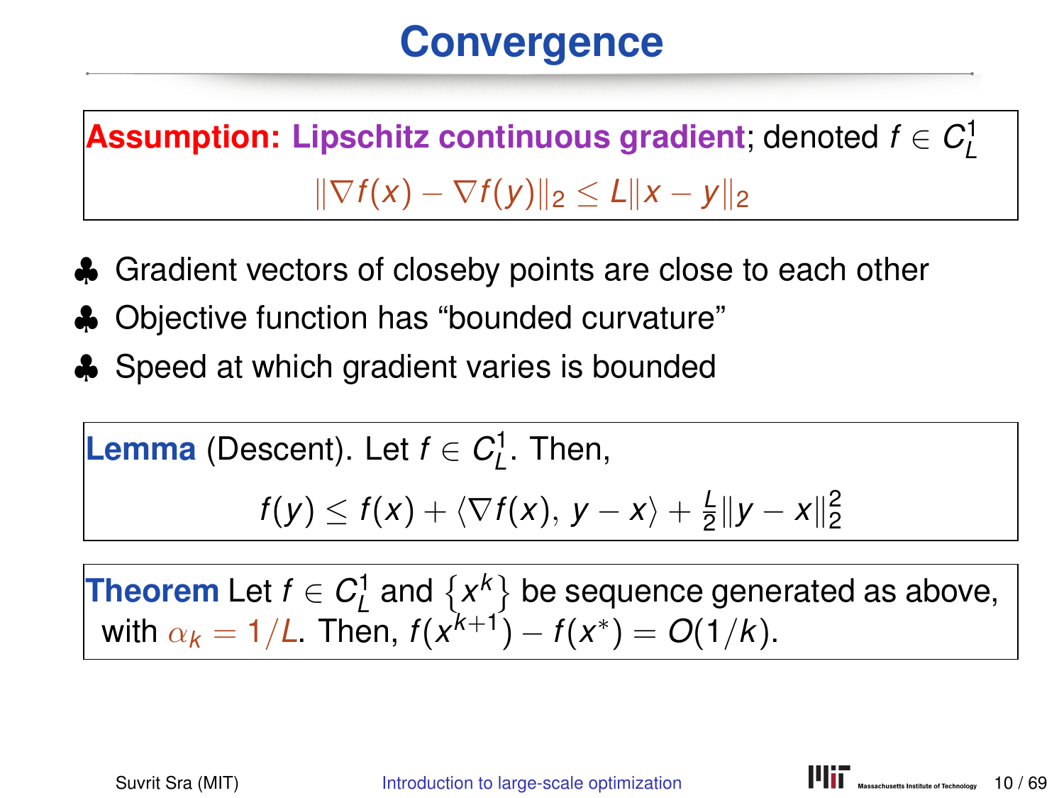# Convergence

**Assumption: Lipschitz continuous gradient**; denoted $f \in C_L^1$

$$\|\nabla f(x) - \nabla f(y)\|_2 \leq L\|x - y\|_2$$

- ♣ Gradient vectors of closeby points are close to each other
- ♣ Objective function has "bounded curvature"
- ♣ Speed at which gradient varies is bounded

**Lemma** (Descent). Let $f \in C_L^1$. Then,

$$f(y) \leq f(x) + \langle \nabla f(x), y - x \rangle + \frac{L}{2}\|y - x\|_2^2$$

**Theorem** Let $f \in C_L^1$ and $\{x^k\}$ be sequence generated as above, with $\alpha_k = 1/L$. Then, $f(x^{k+1}) - f(x^*) = O(1/k)$.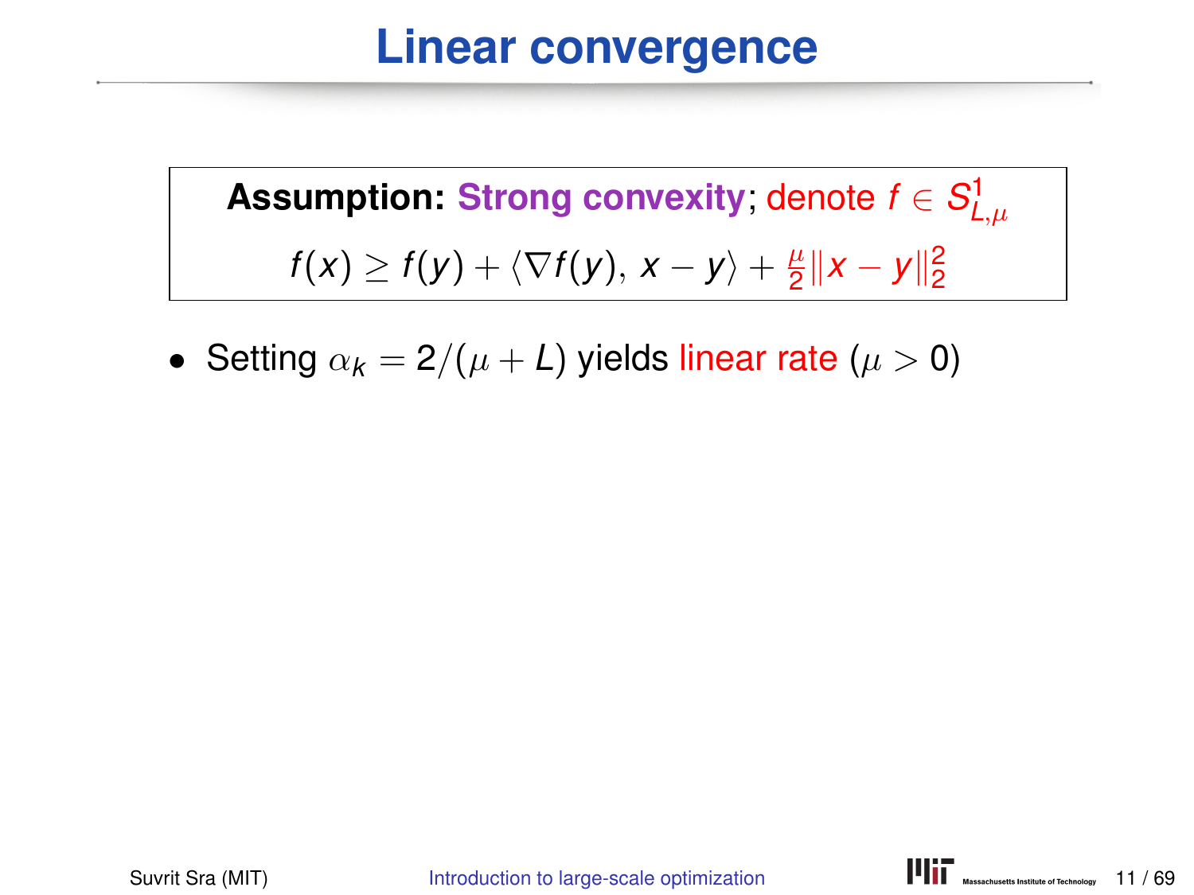# Linear convergence

**Assumption: Strong convexity**; denote $f \in S^1_{L,\mu}$

$$f(x) \geq f(y) + \langle \nabla f(y), x - y \rangle + \frac{\mu}{2}\|x - y\|_2^2$$

- Setting $\alpha_k = 2/(\mu + L)$ yields linear rate ($\mu > 0$)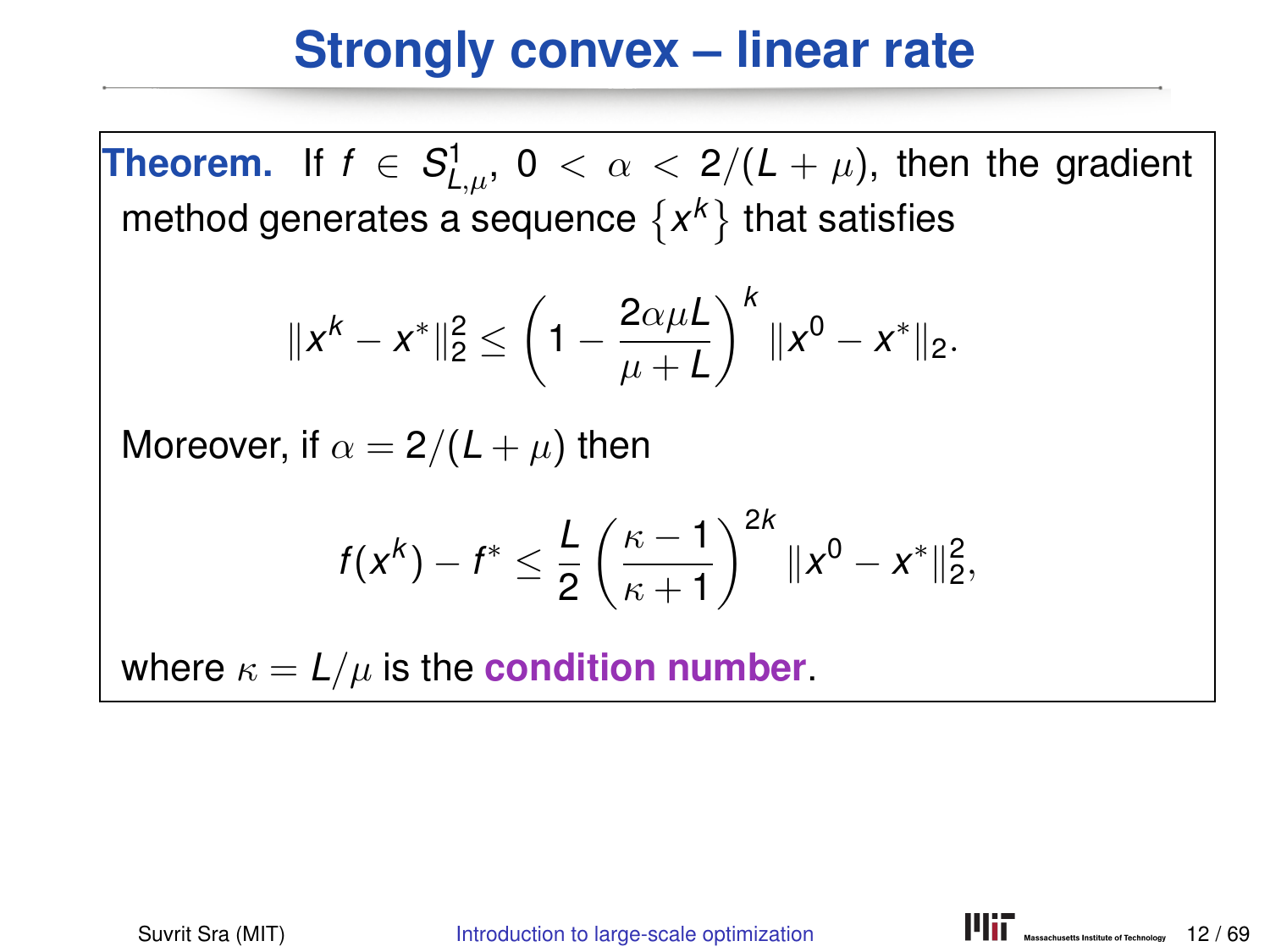# Strongly convex – linear rate

**Theorem.** If $f \in S^1_{L,\mu}$, $0 < \alpha < 2/(L+\mu)$, then the gradient method generates a sequence $\{x^k\}$ that satisfies

$$\|x^k - x^*\|_2^2 \leq \left(1 - \frac{2\alpha\mu L}{\mu + L}\right)^k \|x^0 - x^*\|_2.$$

Moreover, if $\alpha = 2/(L+\mu)$ then

$$f(x^k) - f^* \leq \frac{L}{2}\left(\frac{\kappa - 1}{\kappa + 1}\right)^{2k} \|x^0 - x^*\|_2^2,$$

where $\kappa = L/\mu$ is the **condition number**.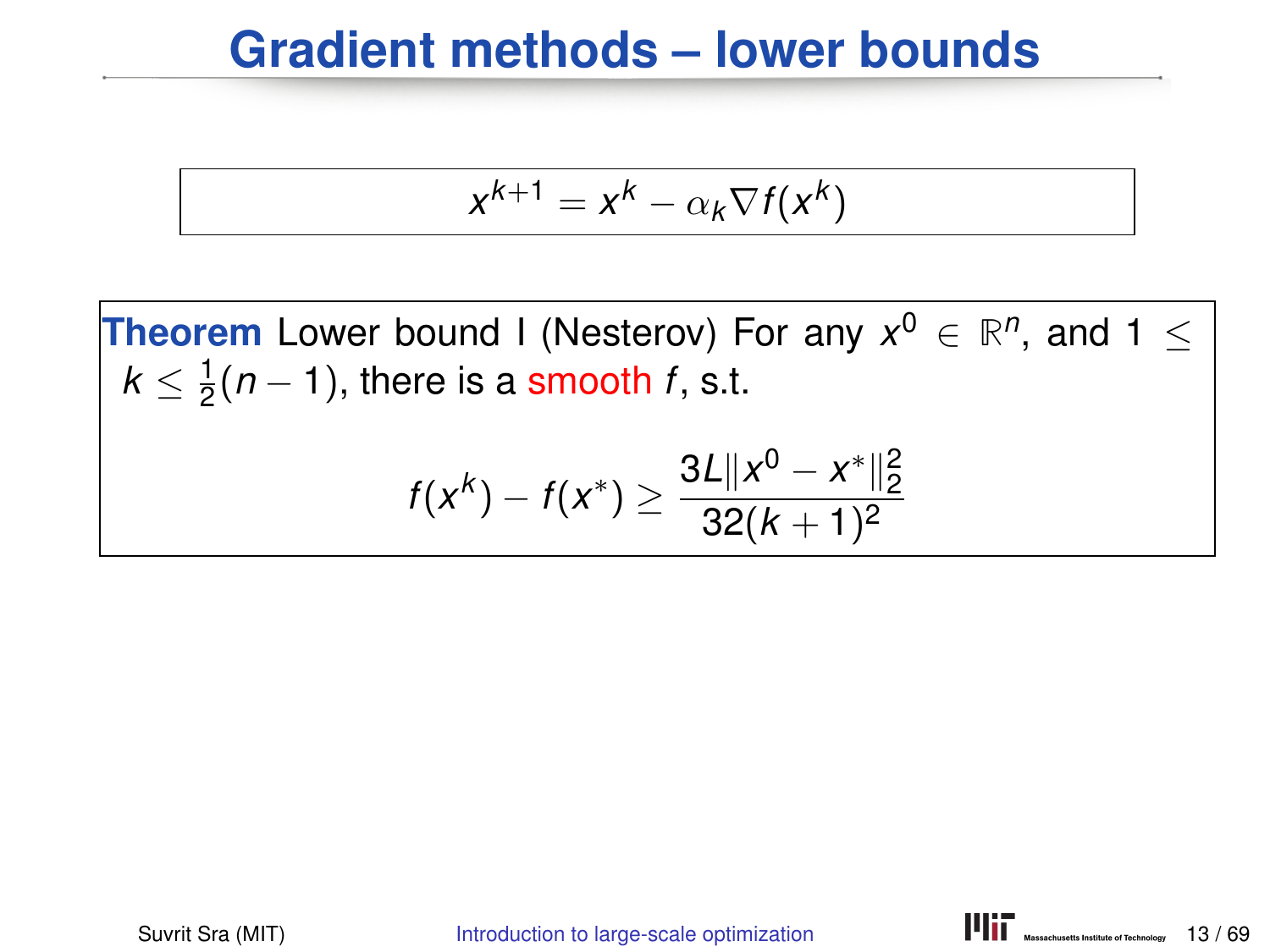# Gradient methods – lower bounds

$$x^{k+1} = x^k - \alpha_k \nabla f(x^k)$$

**Theorem** Lower bound I (Nesterov) For any $x^0 \in \mathbb{R}^n$, and $1 \leq k \leq \frac{1}{2}(n-1)$, there is a smooth $f$, s.t.

$$f(x^k) - f(x^*) \geq \frac{3L\|x^0 - x^*\|_2^2}{32(k+1)^2}$$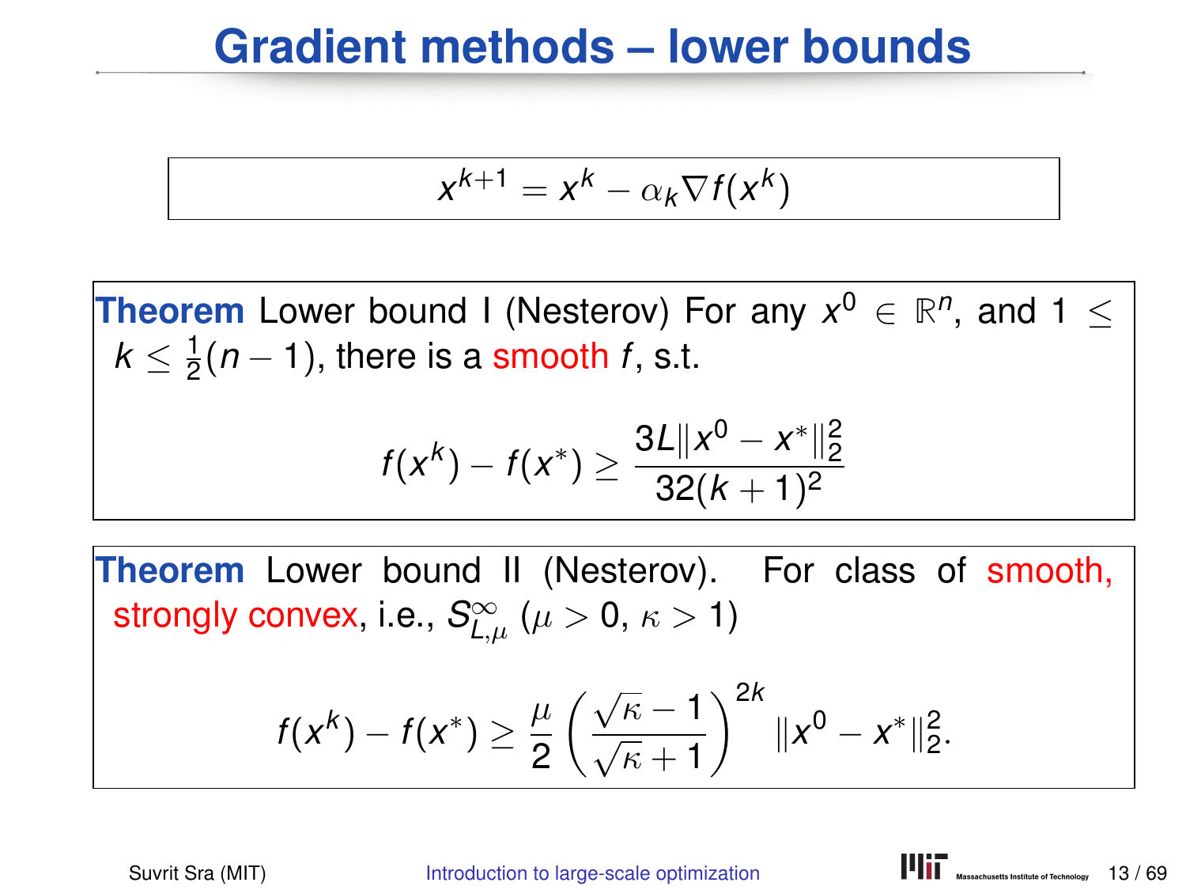# Gradient methods – lower bounds

$$x^{k+1} = x^k - \alpha_k \nabla f(x^k)$$

**Theorem** Lower bound I (Nesterov) For any $x^0 \in \mathbb{R}^n$, and $1 \leq k \leq \frac{1}{2}(n-1)$, there is a smooth $f$, s.t.

$$f(x^k) - f(x^*) \geq \frac{3L\|x^0 - x^*\|_2^2}{32(k+1)^2}$$

**Theorem** Lower bound II (Nesterov). For class of smooth, strongly convex, i.e., $S^{\infty}_{L,\mu}$ ($\mu > 0$, $\kappa > 1$)

$$f(x^k) - f(x^*) \geq \frac{\mu}{2}\left(\frac{\sqrt{\kappa}-1}{\sqrt{\kappa}+1}\right)^{2k} \|x^0 - x^*\|_2^2.$$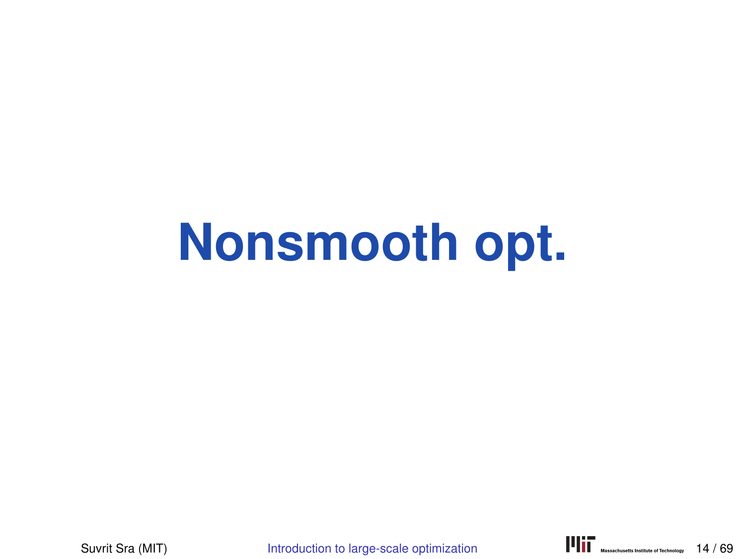# Nonsmooth opt.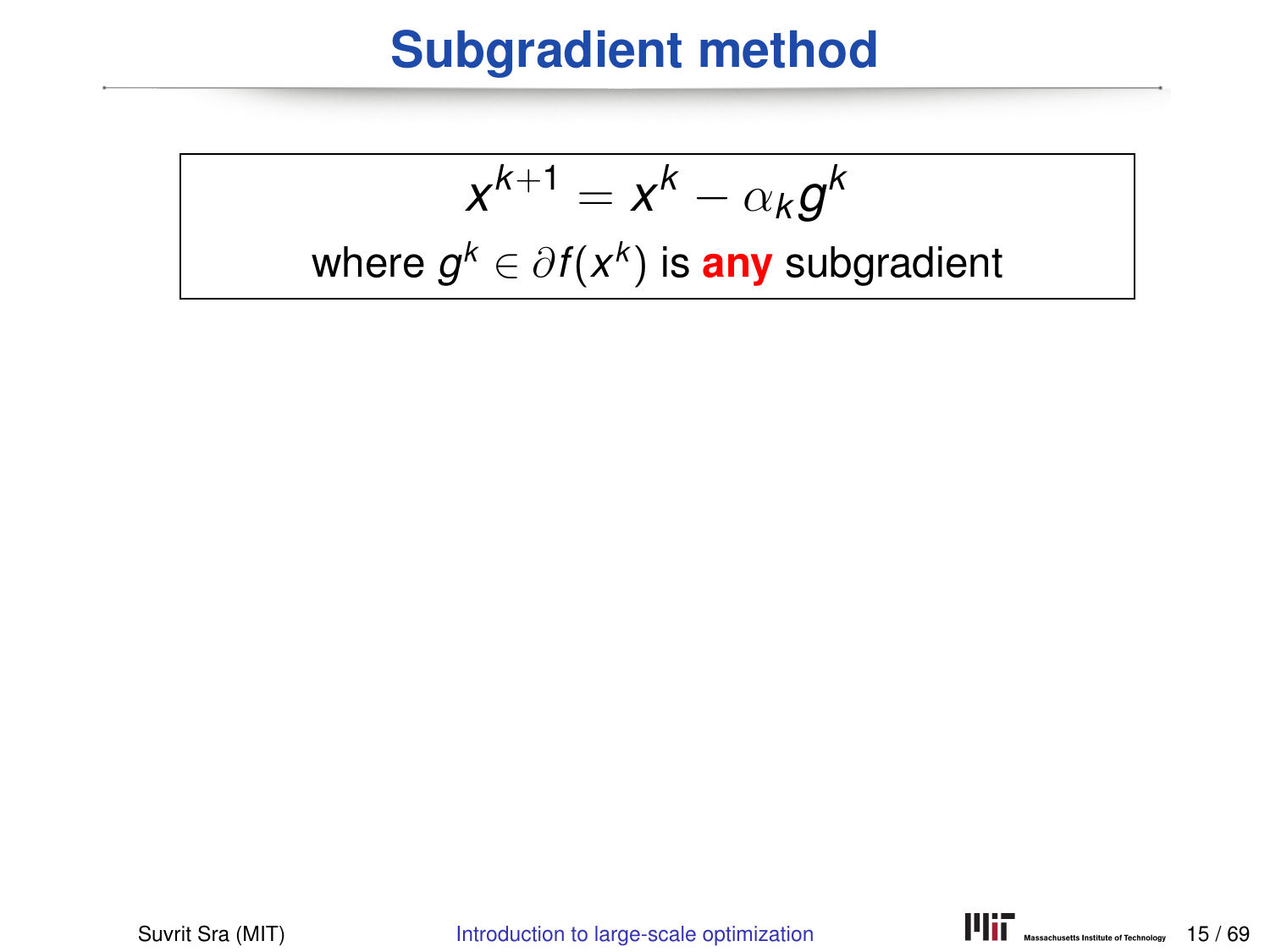# Subgradient method

$$x^{k+1} = x^k - \alpha_k g^k$$

where $g^k \in \partial f(x^k)$ is **any** subgradient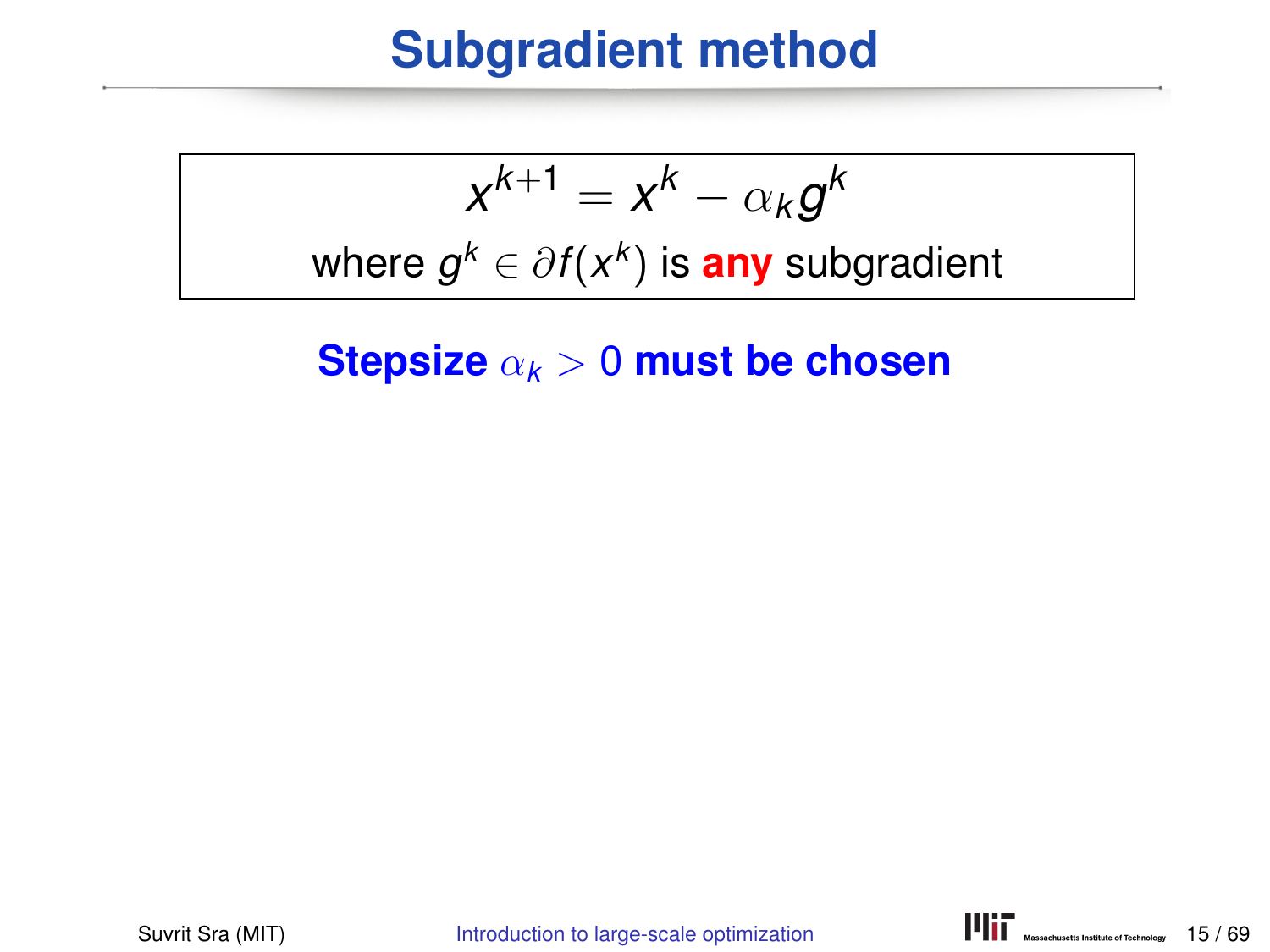# Subgradient method

$$x^{k+1} = x^k - \alpha_k g^k$$

where $g^k \in \partial f(x^k)$ is **any** subgradient

**Stepsize $\alpha_k > 0$ must be chosen**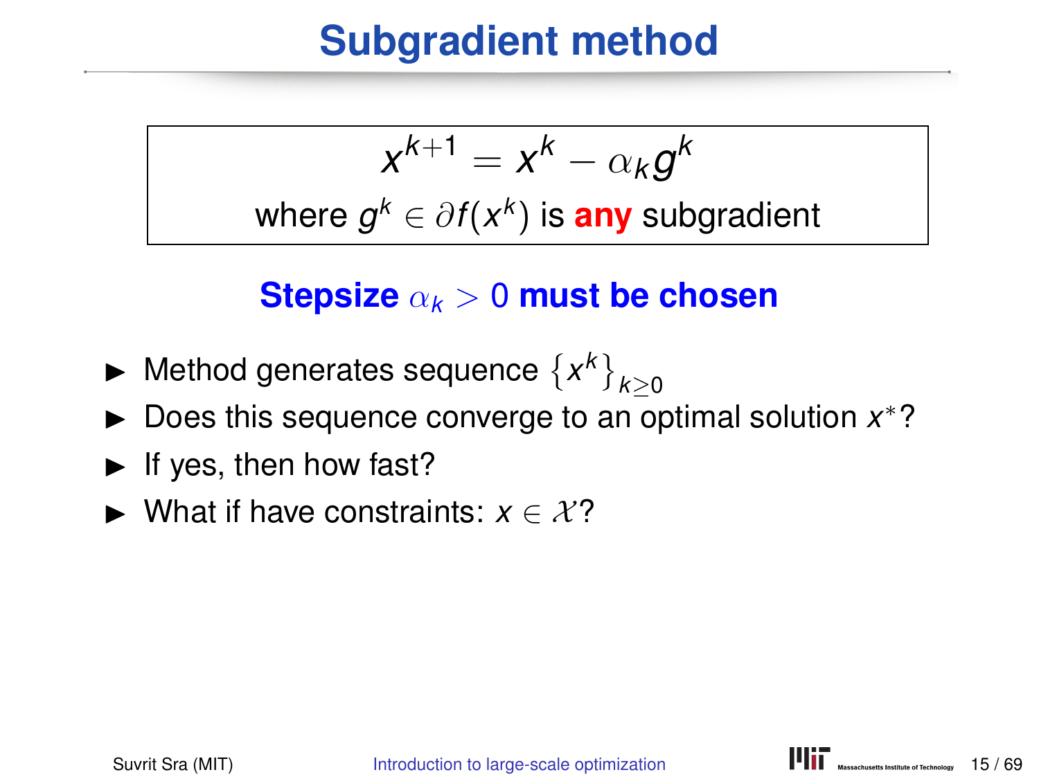# Subgradient method

$$x^{k+1} = x^k - \alpha_k g^k$$

where $g^k \in \partial f(x^k)$ is **any** subgradient

**Stepsize $\alpha_k > 0$ must be chosen**

- Method generates sequence $\{x^k\}_{k \geq 0}$
- Does this sequence converge to an optimal solution $x^*$?
- If yes, then how fast?
- What if have constraints: $x \in \mathcal{X}$?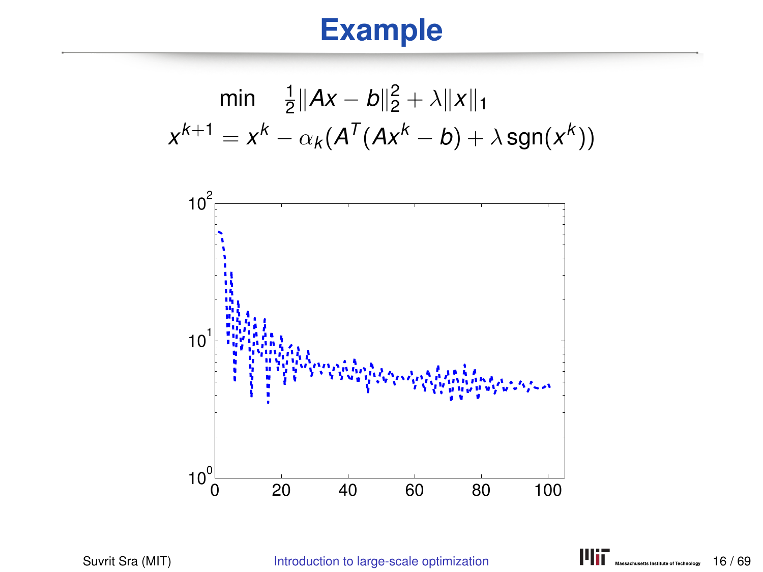# Example

$$\min \quad \tfrac{1}{2}\|Ax - b\|_2^2 + \lambda\|x\|_1$$

$$x^{k+1} = x^k - \alpha_k(A^T(Ax^k - b) + \lambda \operatorname{sgn}(x^k))$$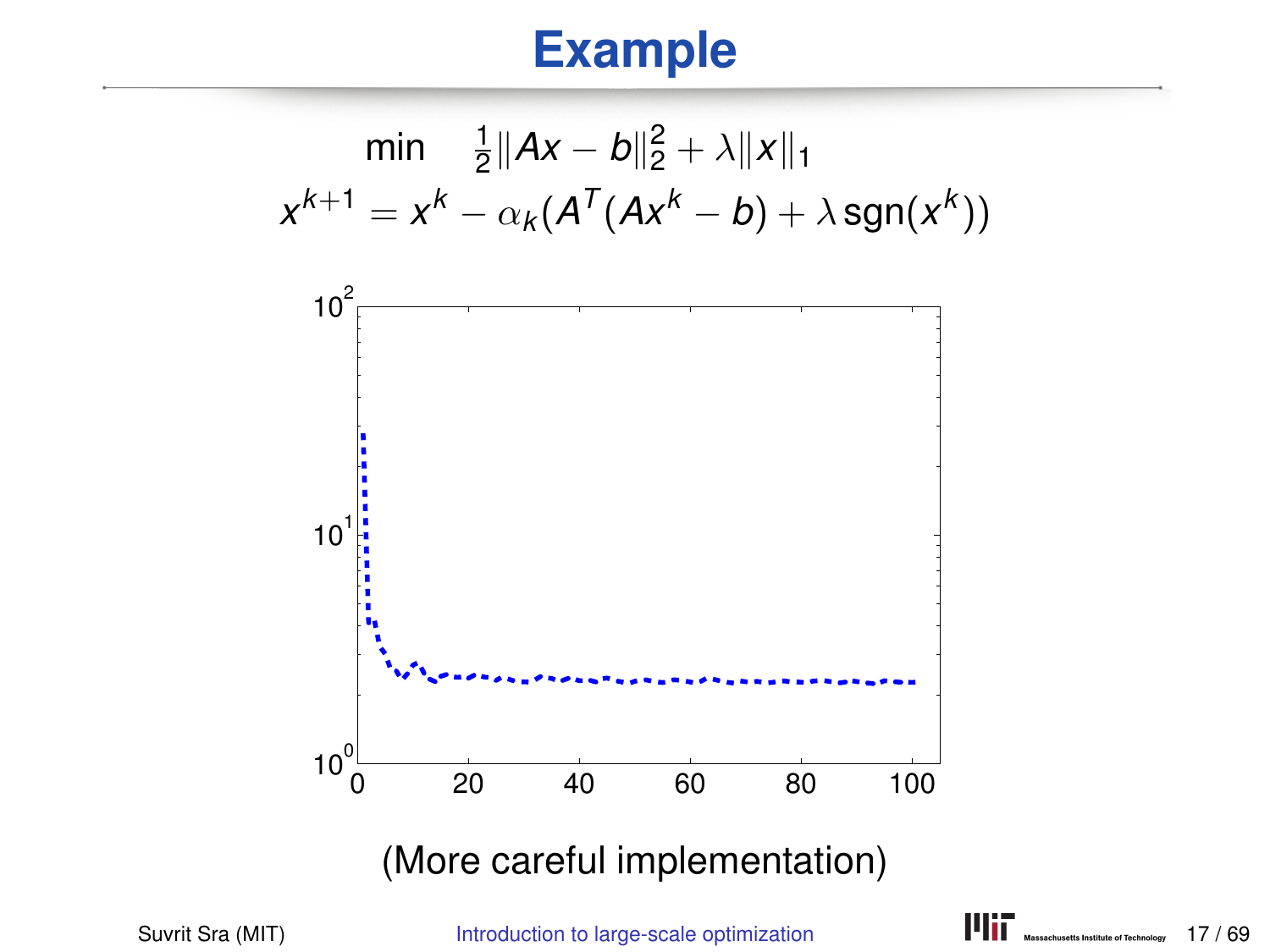# Example

$$\min \quad \tfrac{1}{2}\|Ax - b\|_2^2 + \lambda\|x\|_1$$

$$x^{k+1} = x^k - \alpha_k(A^T(Ax^k - b) + \lambda\,\mathrm{sgn}(x^k))$$

(More careful implementation)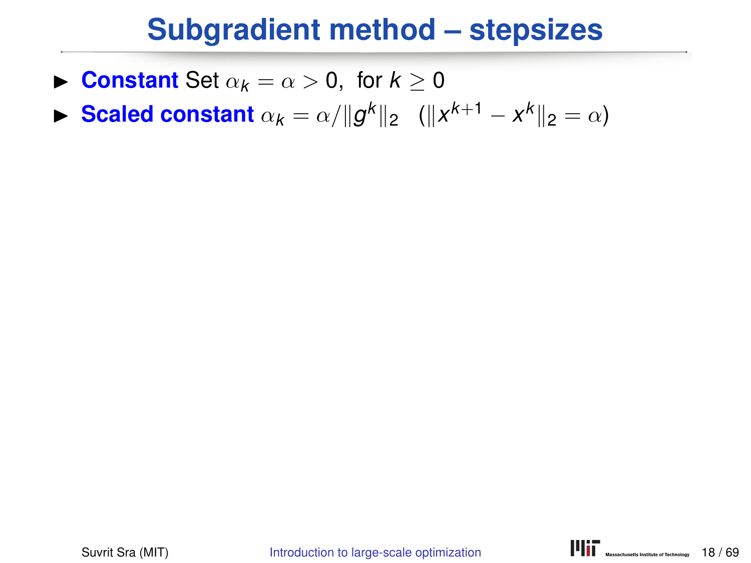# Subgradient method – stepsizes

- **Constant** Set $\alpha_k = \alpha > 0$, for $k \geq 0$
- **Scaled constant** $\alpha_k = \alpha / \|g^k\|_2$ $\quad (\|x^{k+1} - x^k\|_2 = \alpha)$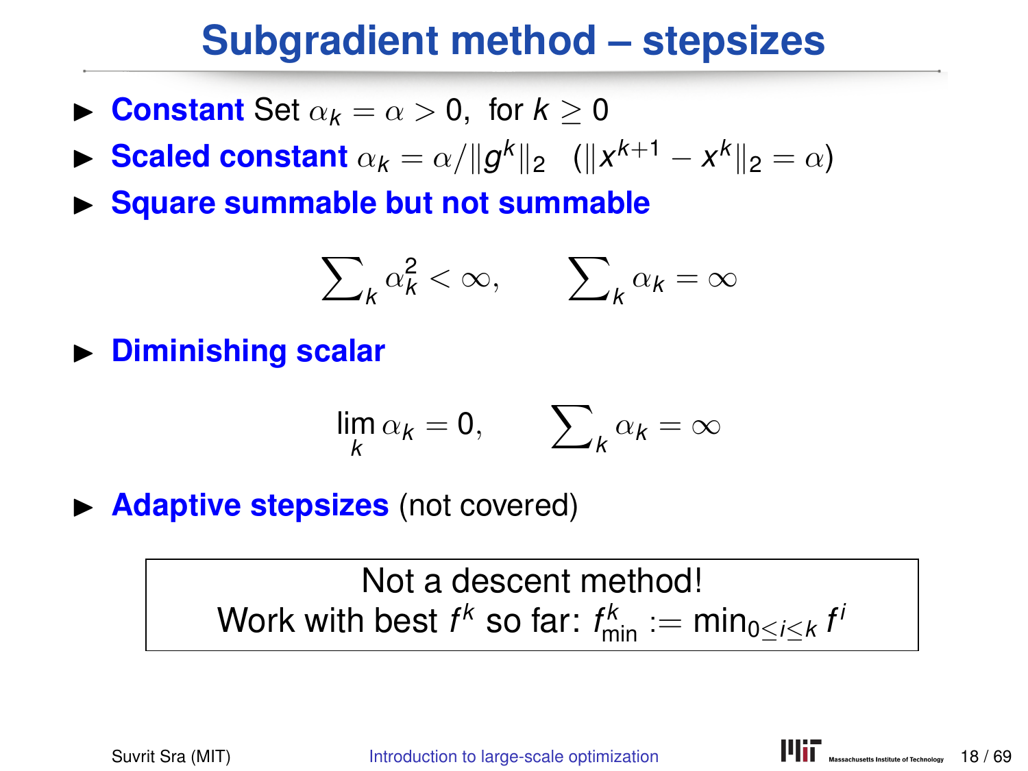# Subgradient method – stepsizes

- **Constant** Set $\alpha_k = \alpha > 0$, for $k \geq 0$
- **Scaled constant** $\alpha_k = \alpha/\|g^k\|_2$ $(\|x^{k+1} - x^k\|_2 = \alpha)$
- **Square summable but not summable**

$$\sum\nolimits_k \alpha_k^2 < \infty, \qquad \sum\nolimits_k \alpha_k = \infty$$

- **Diminishing scalar**

$$\lim_k \alpha_k = 0, \qquad \sum\nolimits_k \alpha_k = \infty$$

- **Adaptive stepsizes** (not covered)

Not a descent method!
Work with best $f^k$ so far: $f^k_{\min} := \min_{0 \leq i \leq k} f^i$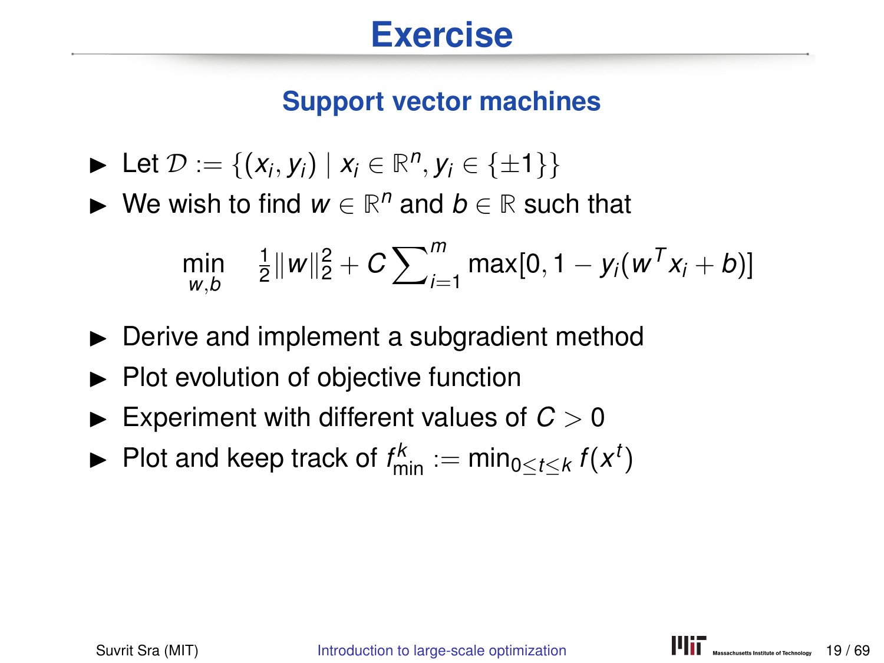# Exercise

## Support vector machines

- Let $\mathcal{D} := \{(x_i, y_i) \mid x_i \in \mathbb{R}^n, y_i \in \{\pm 1\}\}$
- We wish to find $w \in \mathbb{R}^n$ and $b \in \mathbb{R}$ such that

$$\min_{w,b} \quad \tfrac{1}{2}\|w\|_2^2 + C\sum\nolimits_{i=1}^{m} \max[0, 1 - y_i(w^T x_i + b)]$$

- Derive and implement a subgradient method
- Plot evolution of objective function
- Experiment with different values of $C > 0$
- Plot and keep track of $f_{\min}^k := \min_{0 \le t \le k} f(x^t)$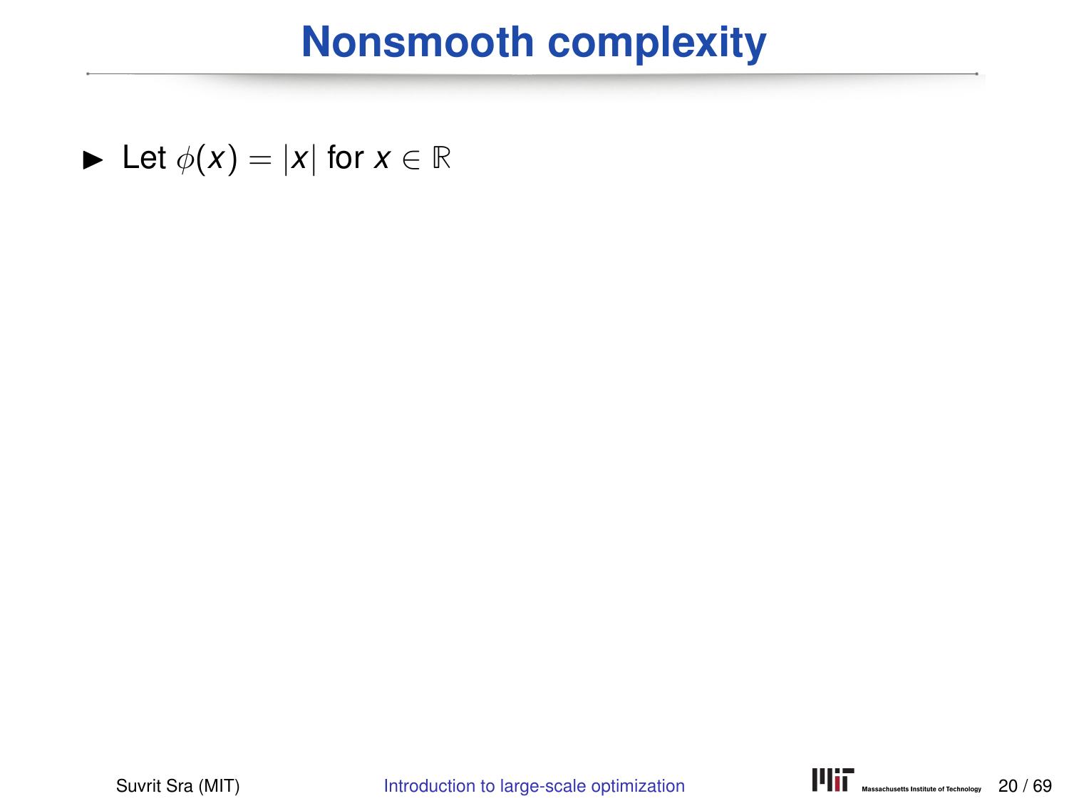# Nonsmooth complexity

- Let $\phi(x) = |x|$ for $x \in \mathbb{R}$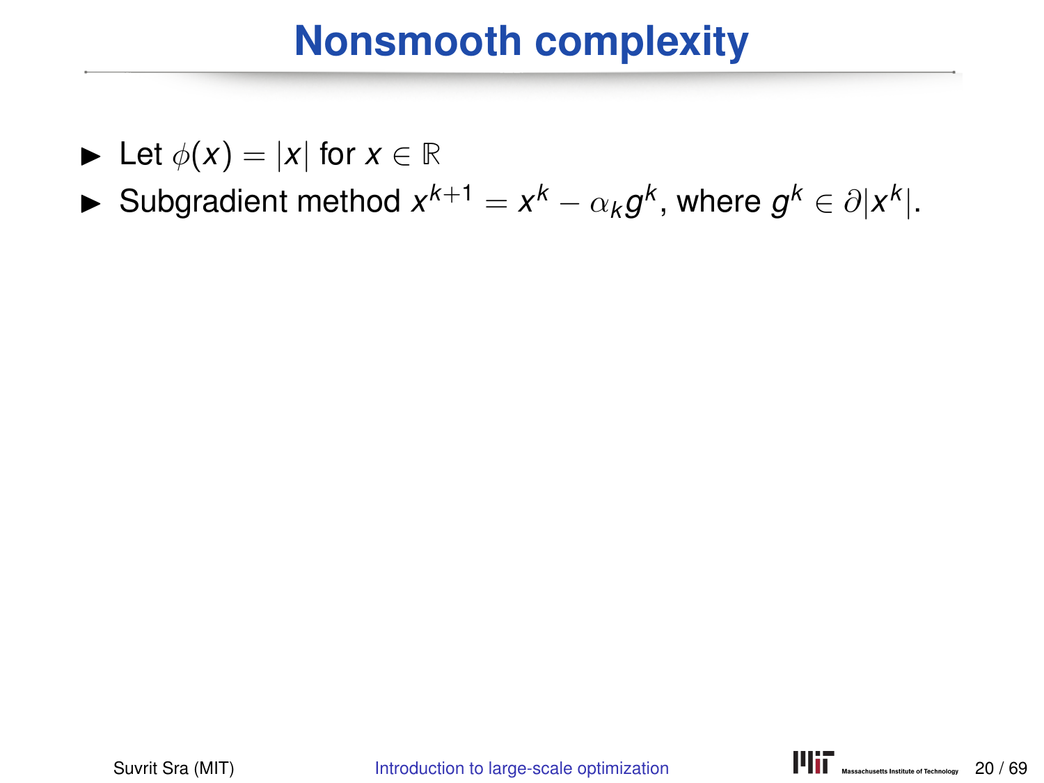# Nonsmooth complexity

- Let $\phi(x) = |x|$ for $x \in \mathbb{R}$
- Subgradient method $x^{k+1} = x^k - \alpha_k g^k$, where $g^k \in \partial|x^k|$.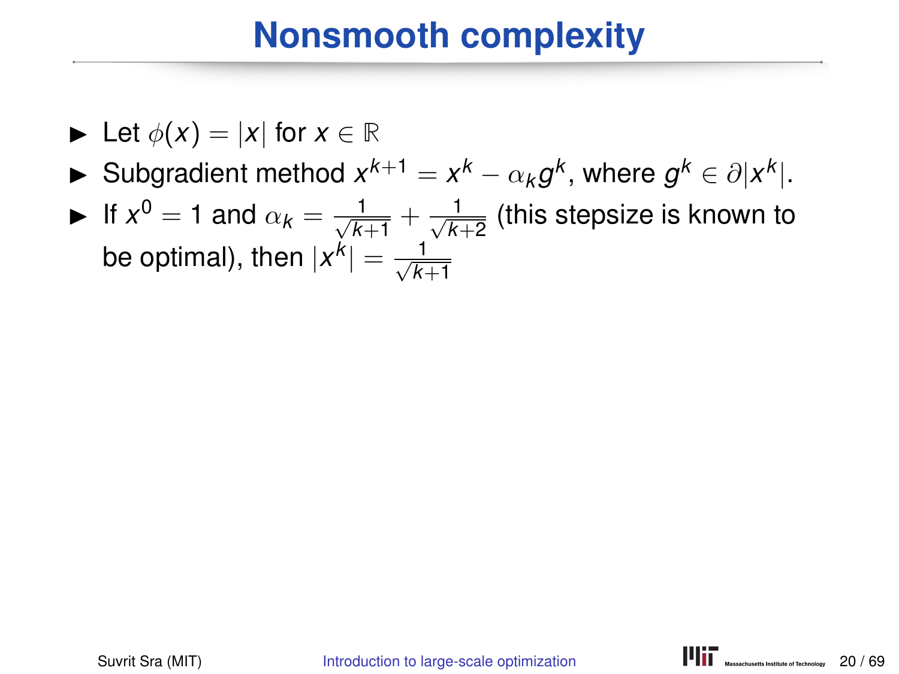# Nonsmooth complexity

- Let $\phi(x) = |x|$ for $x \in \mathbb{R}$
- Subgradient method $x^{k+1} = x^k - \alpha_k g^k$, where $g^k \in \partial |x^k|$.
- If $x^0 = 1$ and $\alpha_k = \frac{1}{\sqrt{k+1}} + \frac{1}{\sqrt{k+2}}$ (this stepsize is known to be optimal), then $|x^k| = \frac{1}{\sqrt{k+1}}$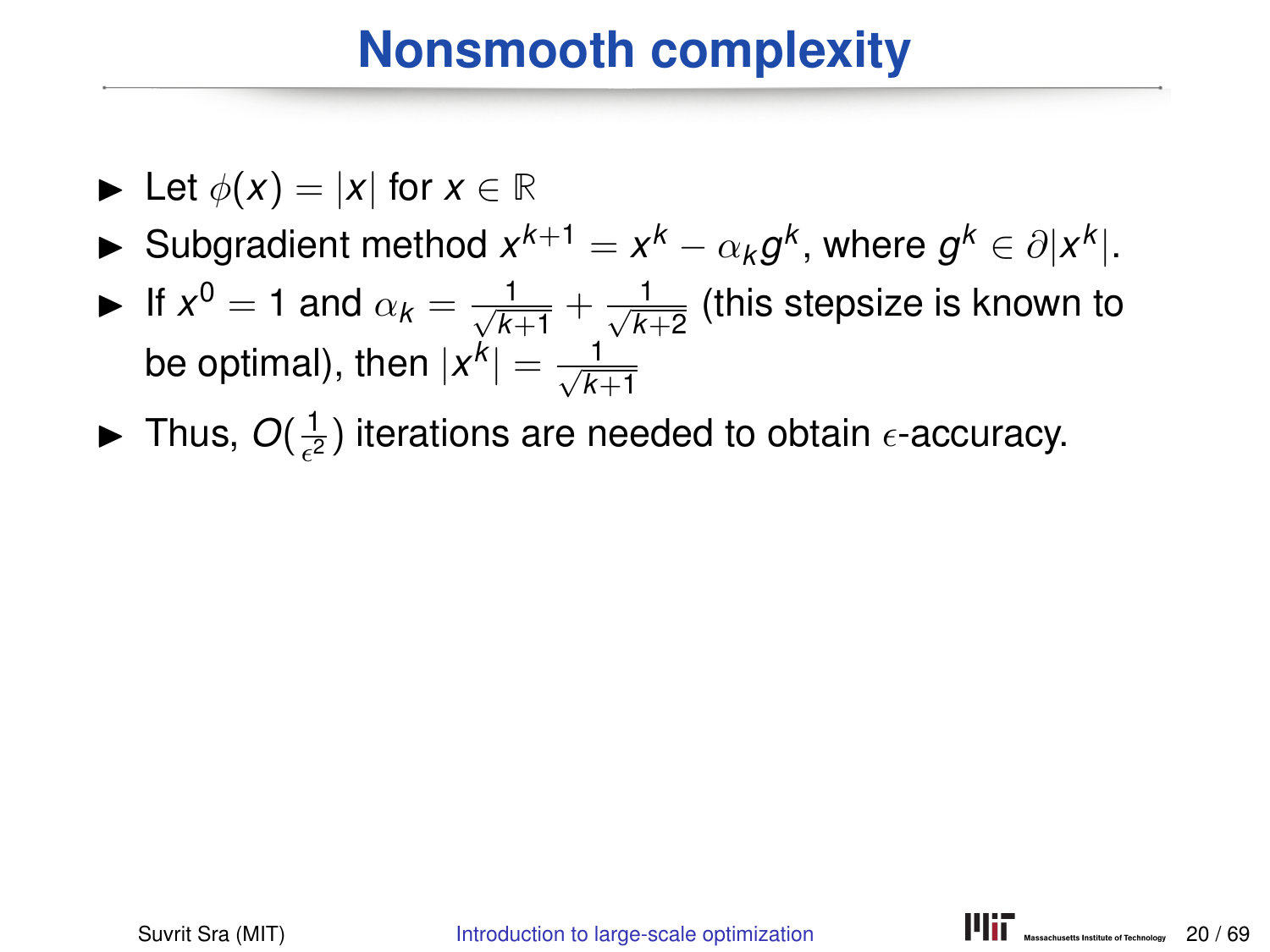# Nonsmooth complexity

- Let $\phi(x) = |x|$ for $x \in \mathbb{R}$
- Subgradient method $x^{k+1} = x^k - \alpha_k g^k$, where $g^k \in \partial|x^k|$.
- If $x^0 = 1$ and $\alpha_k = \frac{1}{\sqrt{k+1}} + \frac{1}{\sqrt{k+2}}$ (this stepsize is known to be optimal), then $|x^k| = \frac{1}{\sqrt{k+1}}$
- Thus, $O(\frac{1}{\epsilon^2})$ iterations are needed to obtain $\epsilon$-accuracy.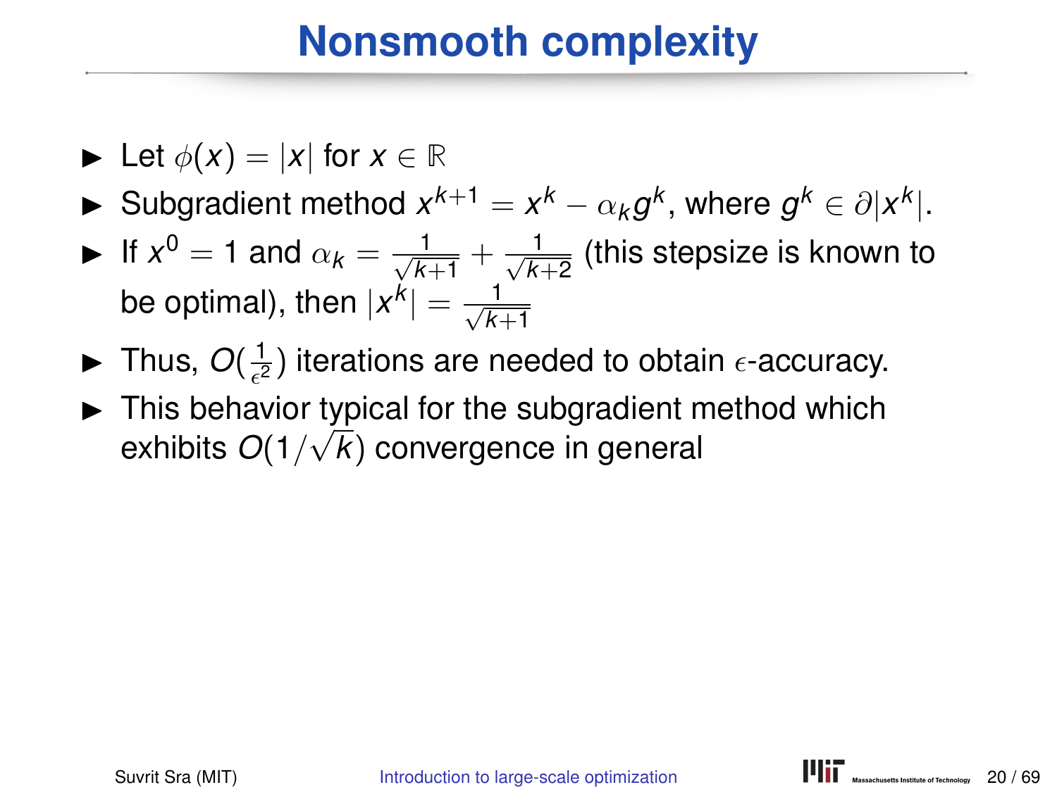# Nonsmooth complexity

- Let $\phi(x) = |x|$ for $x \in \mathbb{R}$
- Subgradient method $x^{k+1} = x^k - \alpha_k g^k$, where $g^k \in \partial|x^k|$.
- If $x^0 = 1$ and $\alpha_k = \frac{1}{\sqrt{k+1}} + \frac{1}{\sqrt{k+2}}$ (this stepsize is known to be optimal), then $|x^k| = \frac{1}{\sqrt{k+1}}$
- Thus, $O(\frac{1}{\epsilon^2})$ iterations are needed to obtain $\epsilon$-accuracy.
- This behavior typical for the subgradient method which exhibits $O(1/\sqrt{k})$ convergence in general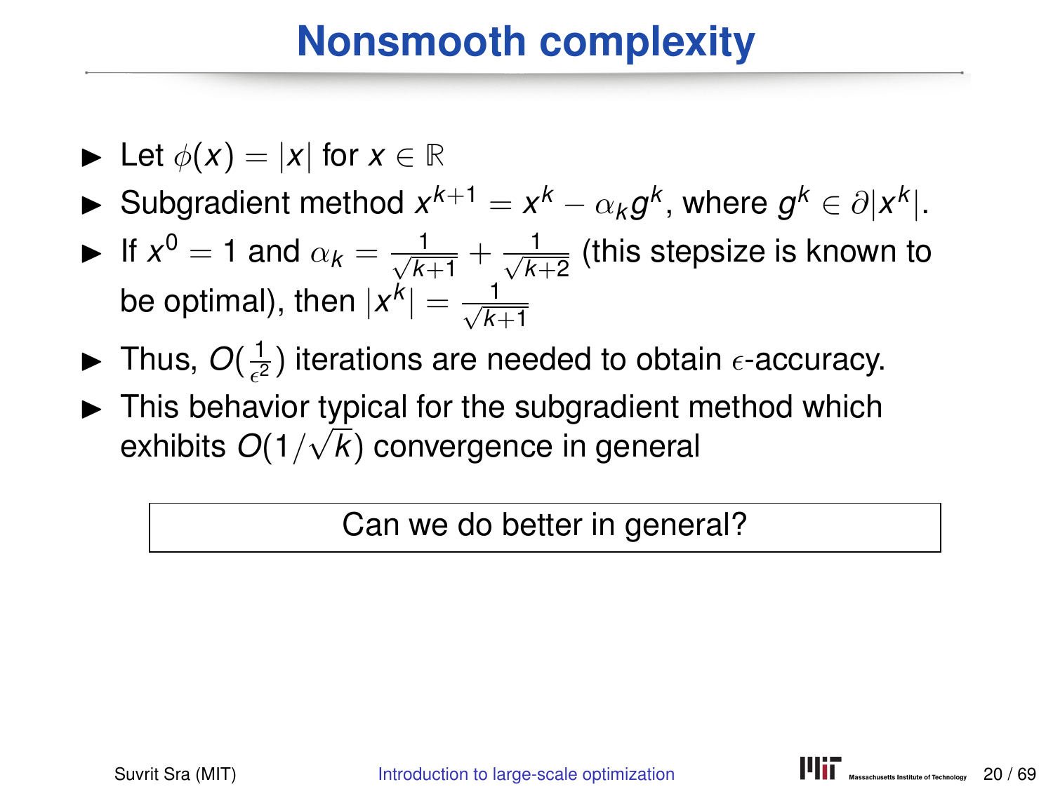# Nonsmooth complexity

- Let $\phi(x) = |x|$ for $x \in \mathbb{R}$
- Subgradient method $x^{k+1} = x^k - \alpha_k g^k$, where $g^k \in \partial|x^k|$.
- If $x^0 = 1$ and $\alpha_k = \frac{1}{\sqrt{k+1}} + \frac{1}{\sqrt{k+2}}$ (this stepsize is known to be optimal), then $|x^k| = \frac{1}{\sqrt{k+1}}$
- Thus, $O(\frac{1}{\epsilon^2})$ iterations are needed to obtain $\epsilon$-accuracy.
- This behavior typical for the subgradient method which exhibits $O(1/\sqrt{k})$ convergence in general

Can we do better in general?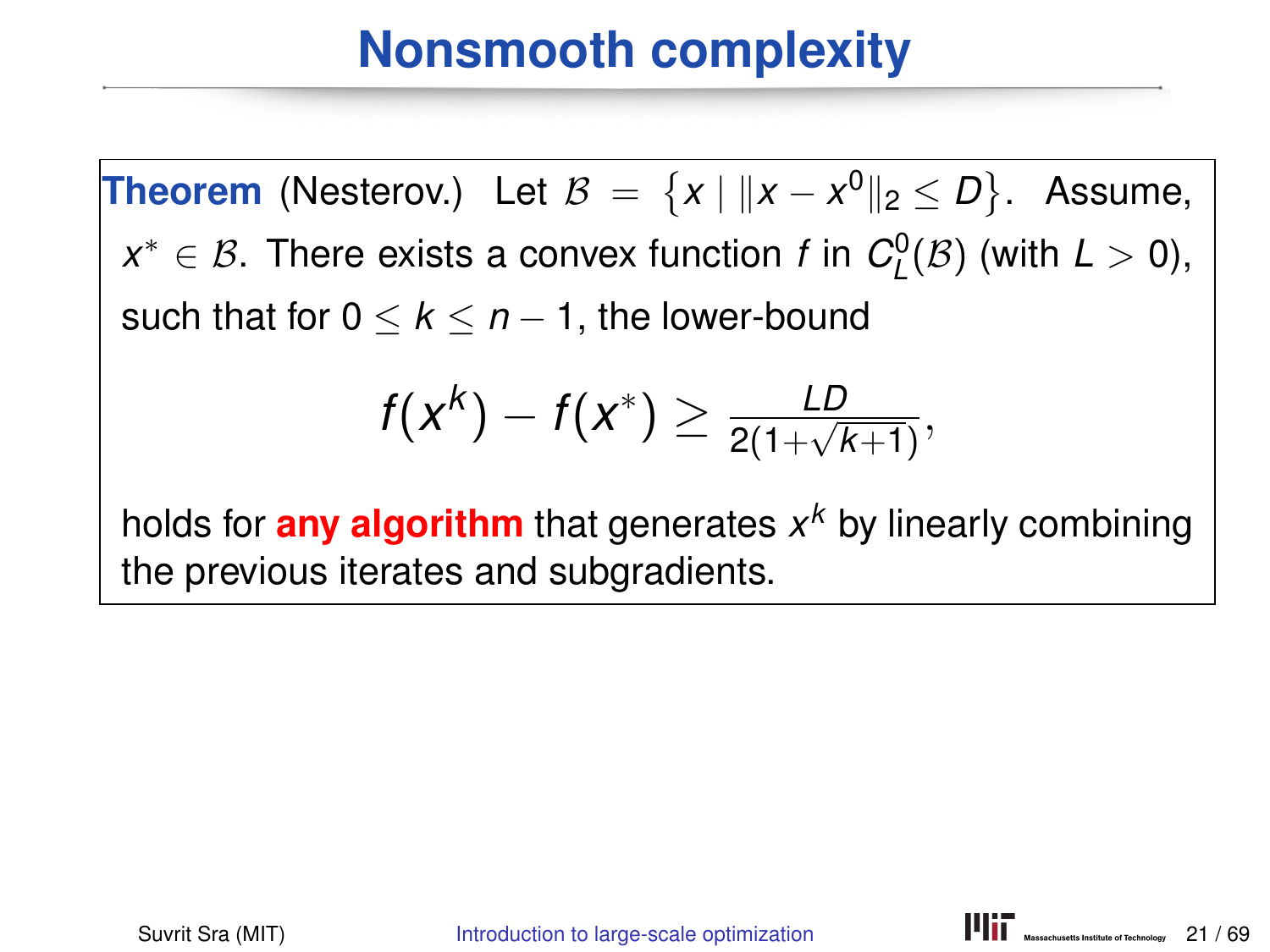# Nonsmooth complexity

**Theorem** (Nesterov.) Let $\mathcal{B} = \{x \mid \|x - x^0\|_2 \le D\}$. Assume, $x^* \in \mathcal{B}$. There exists a convex function $f$ in $C_L^0(\mathcal{B})$ (with $L > 0$), such that for $0 \le k \le n-1$, the lower-bound

$$f(x^k) - f(x^*) \ge \frac{LD}{2(1+\sqrt{k+1})},$$

holds for **any algorithm** that generates $x^k$ by linearly combining the previous iterates and subgradients.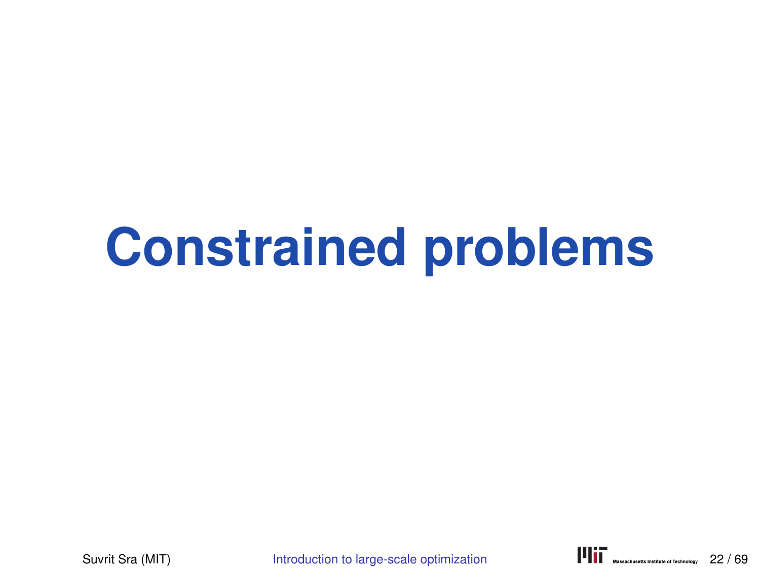# Constrained problems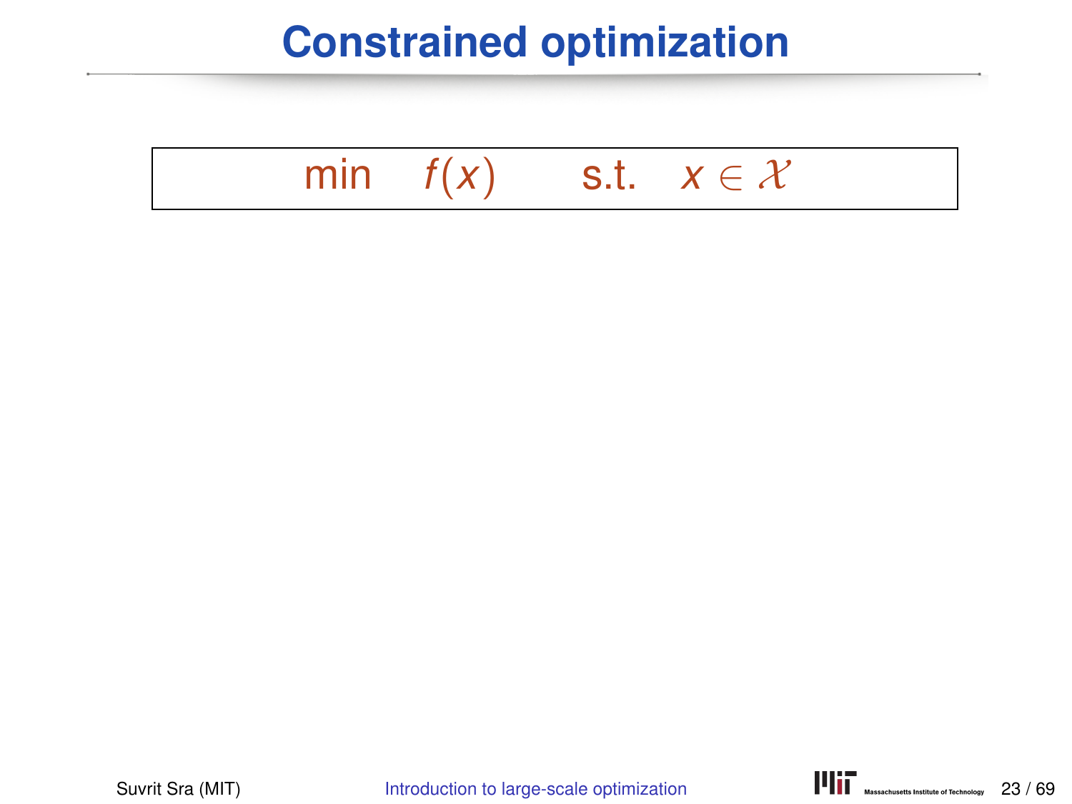# Constrained optimization

$$\min \quad f(x) \qquad \text{s.t.} \quad x \in \mathcal{X}$$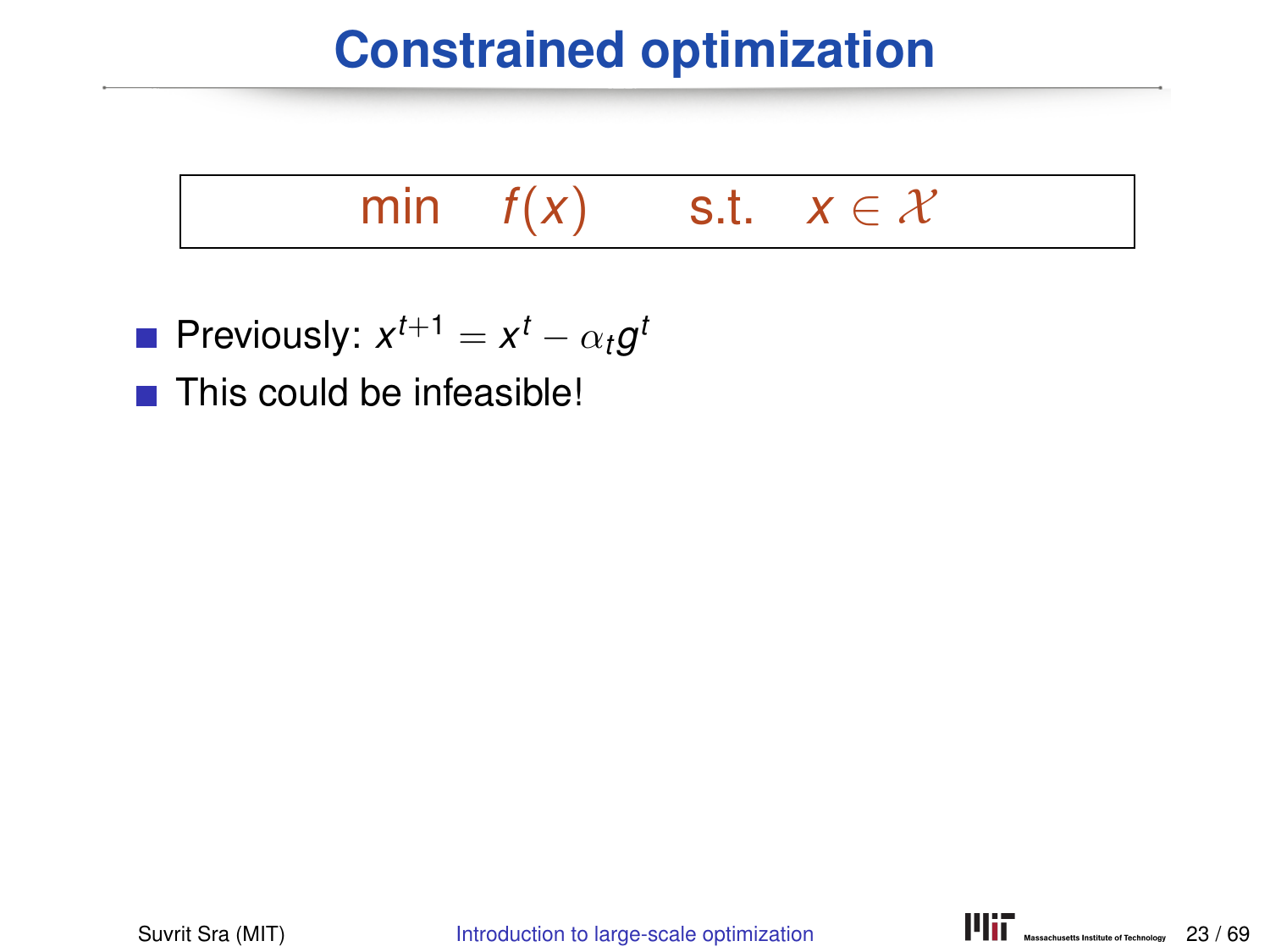# Constrained optimization

$$\min \quad f(x) \qquad \text{s.t.} \quad x \in \mathcal{X}$$

- Previously: $x^{t+1} = x^t - \alpha_t g^t$
- This could be infeasible!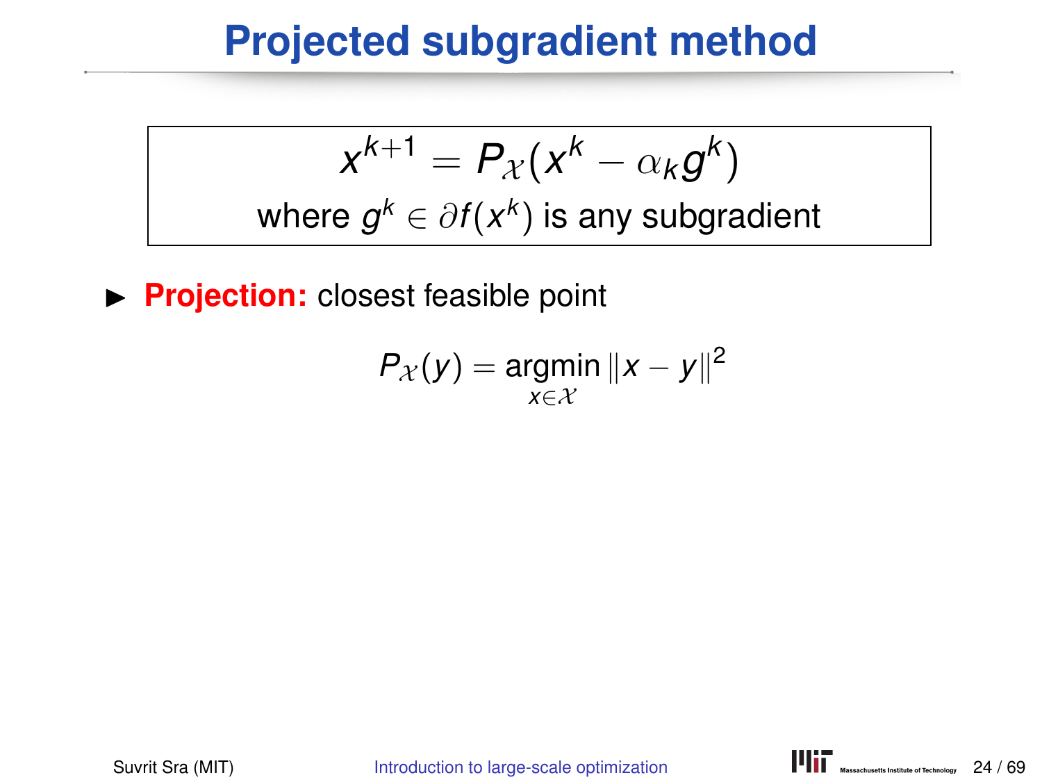# Projected subgradient method

$$x^{k+1} = P_{\mathcal{X}}(x^k - \alpha_k g^k)$$

where $g^k \in \partial f(x^k)$ is any subgradient

- **Projection:** closest feasible point

$$P_{\mathcal{X}}(y) = \underset{x \in \mathcal{X}}{\operatorname{argmin}} \|x - y\|^2$$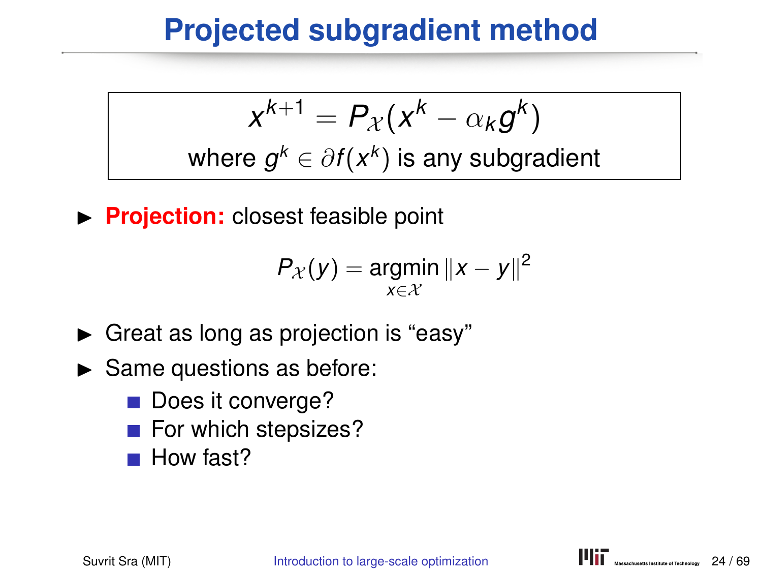# Projected subgradient method

$$x^{k+1} = P_{\mathcal{X}}(x^k - \alpha_k g^k)$$

where $g^k \in \partial f(x^k)$ is any subgradient

- **Projection:** closest feasible point

$$P_{\mathcal{X}}(y) = \operatorname*{argmin}_{x \in \mathcal{X}} \|x - y\|^2$$

- Great as long as projection is "easy"
- Same questions as before:
  - Does it converge?
  - For which stepsizes?
  - How fast?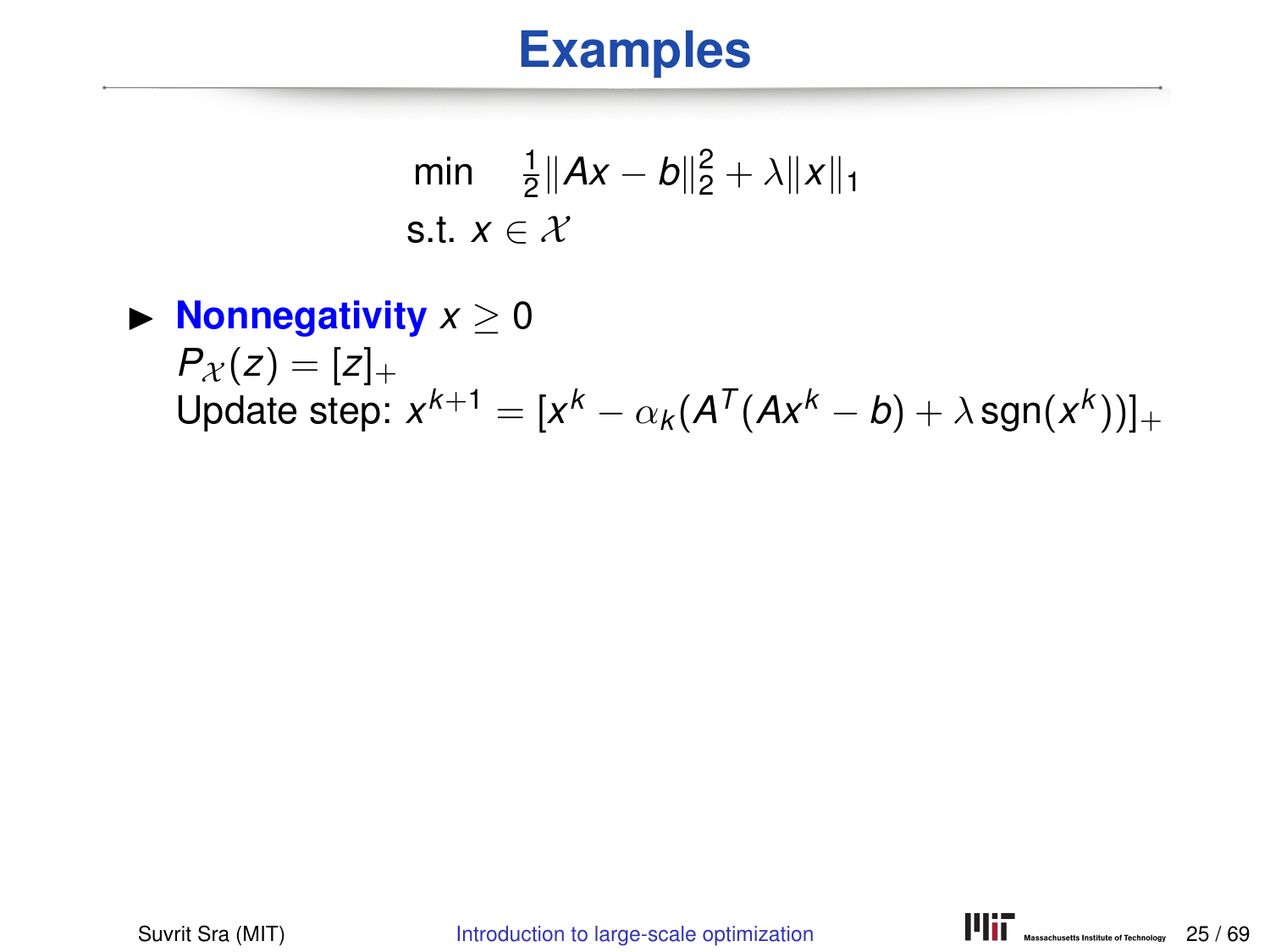# Examples

$$
\begin{aligned}
&\min \quad \tfrac{1}{2}\|Ax - b\|_2^2 + \lambda\|x\|_1 \\
&\text{s.t. } x \in \mathcal{X}
\end{aligned}
$$

- **Nonnegativity** $x \geq 0$
  $P_{\mathcal{X}}(z) = [z]_+$
  Update step: $x^{k+1} = [x^k - \alpha_k(A^T(Ax^k - b) + \lambda\,\text{sgn}(x^k))]_+$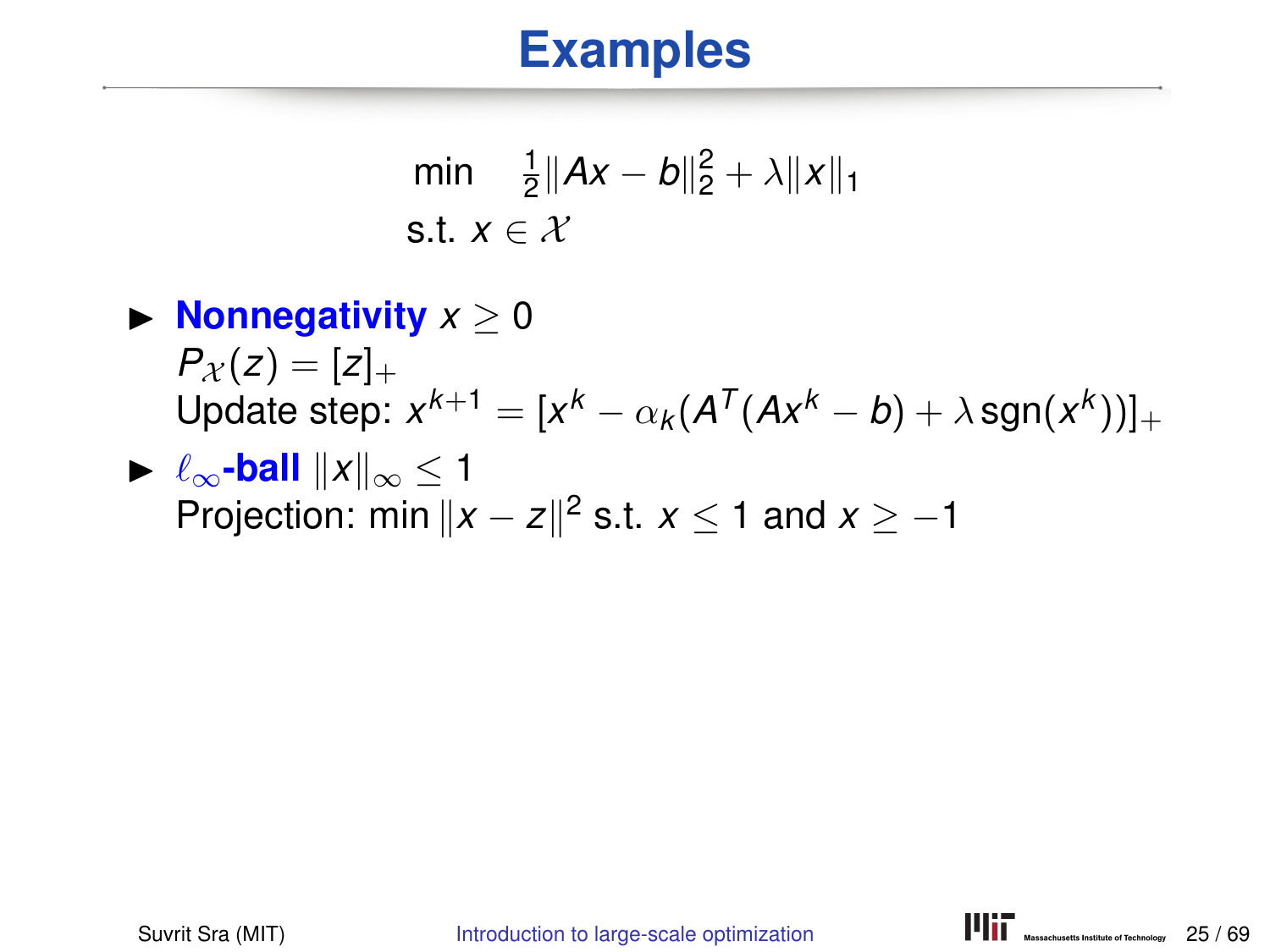# Examples

$$
\begin{aligned}
&\min \quad \tfrac{1}{2}\|Ax - b\|_2^2 + \lambda \|x\|_1 \\
&\text{s.t. } x \in \mathcal{X}
\end{aligned}
$$

- **Nonnegativity** $x \geq 0$
  $P_{\mathcal{X}}(z) = [z]_+$
  Update step: $x^{k+1} = [x^k - \alpha_k(A^T(Ax^k - b) + \lambda \operatorname{sgn}(x^k))]_+$
- $\ell_\infty$**-ball** $\|x\|_\infty \leq 1$
  Projection: $\min \|x - z\|^2$ s.t. $x \leq 1$ and $x \geq -1$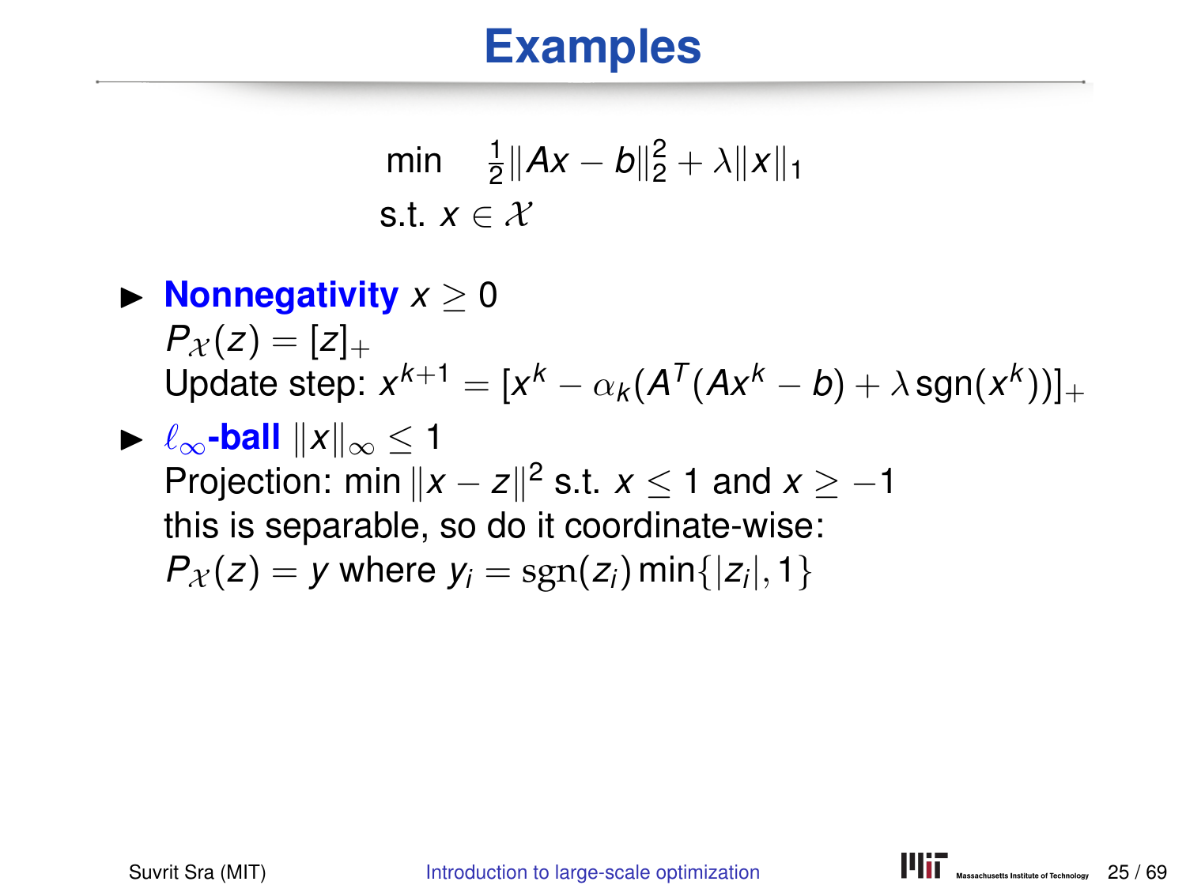# Examples

$$
\begin{aligned}
\min \quad & \tfrac{1}{2}\|Ax - b\|_2^2 + \lambda\|x\|_1 \\
\text{s.t. } & x \in \mathcal{X}
\end{aligned}
$$

- **Nonnegativity** $x \geq 0$
  $P_{\mathcal{X}}(z) = [z]_+$
  Update step: $x^{k+1} = [x^k - \alpha_k(A^T(Ax^k - b) + \lambda\,\text{sgn}(x^k))]_+$
- $\ell_\infty$**-ball** $\|x\|_\infty \leq 1$
  Projection: $\min \|x - z\|^2$ s.t. $x \leq 1$ and $x \geq -1$
  this is separable, so do it coordinate-wise:
  $P_{\mathcal{X}}(z) = y$ where $y_i = \text{sgn}(z_i)\min\{|z_i|, 1\}$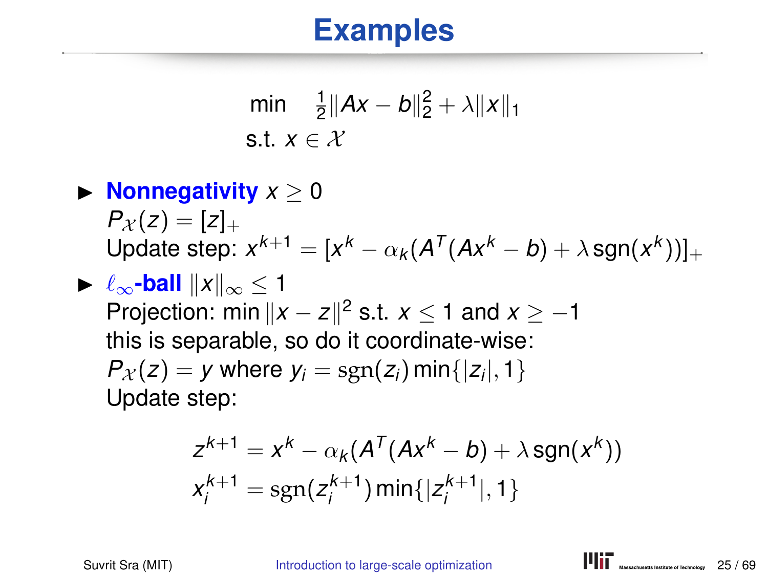# Examples

$$
\begin{aligned}
&\min \quad \tfrac{1}{2}\|Ax - b\|_2^2 + \lambda\|x\|_1 \\
&\text{s.t. } x \in \mathcal{X}
\end{aligned}
$$

- **Nonnegativity** $x \geq 0$
  $P_{\mathcal{X}}(z) = [z]_+$
  Update step: $x^{k+1} = [x^k - \alpha_k(A^T(Ax^k - b) + \lambda \operatorname{sgn}(x^k))]_+$
- $\ell_\infty$**-ball** $\|x\|_\infty \leq 1$
  Projection: $\min \|x - z\|^2$ s.t. $x \leq 1$ and $x \geq -1$
  this is separable, so do it coordinate-wise:
  $P_{\mathcal{X}}(z) = y$ where $y_i = \operatorname{sgn}(z_i)\min\{|z_i|, 1\}$
  Update step:

$$
\begin{aligned}
z^{k+1} &= x^k - \alpha_k(A^T(Ax^k - b) + \lambda \operatorname{sgn}(x^k)) \\
x_i^{k+1} &= \operatorname{sgn}(z_i^{k+1})\min\{|z_i^{k+1}|, 1\}
\end{aligned}
$$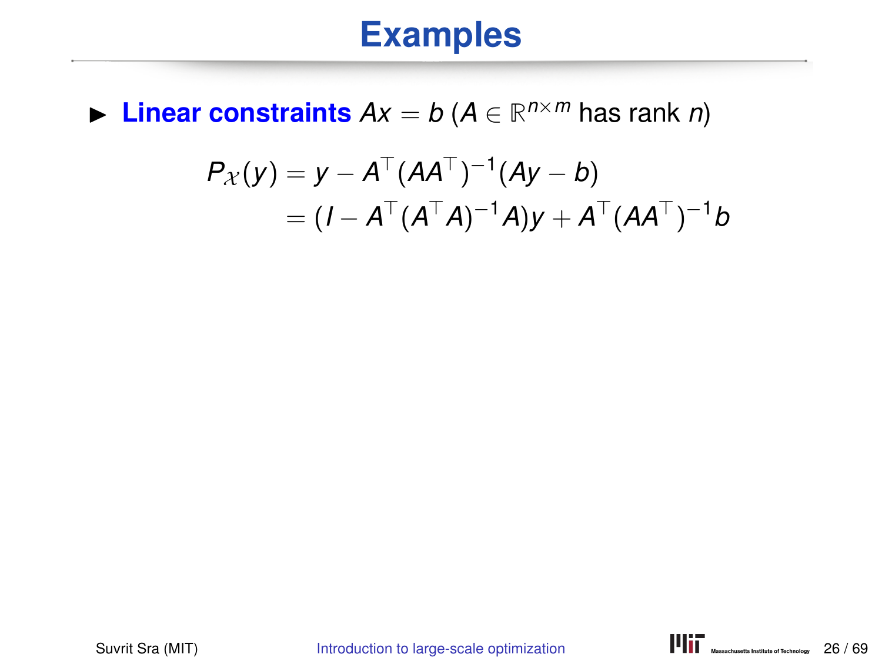# Examples

- **Linear constraints** $Ax = b$ ($A \in \mathbb{R}^{n\times m}$ has rank $n$)

$$
\begin{aligned}
P_{\mathcal{X}}(y) &= y - A^\top (AA^\top)^{-1}(Ay - b) \\
&= (I - A^\top (A^\top A)^{-1} A)y + A^\top (AA^\top)^{-1} b
\end{aligned}
$$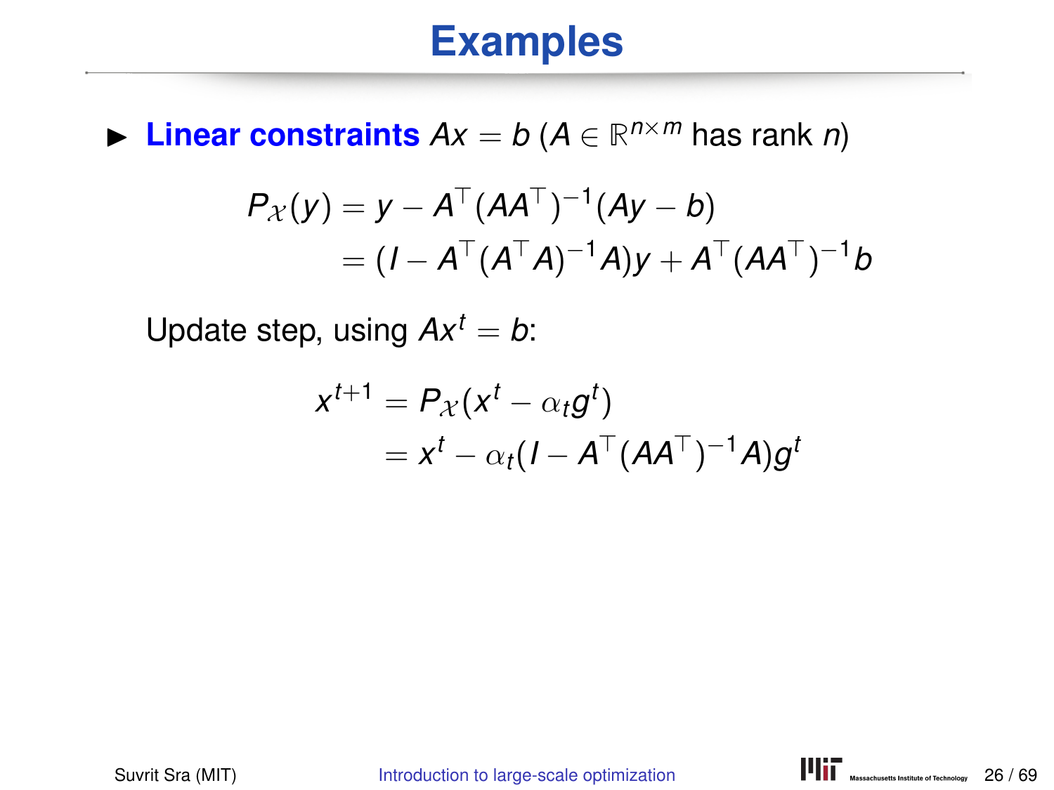# Examples

- **Linear constraints** $Ax = b$ ($A \in \mathbb{R}^{n \times m}$ has rank $n$)

$$
\begin{aligned}
P_{\mathcal{X}}(y) &= y - A^\top (AA^\top)^{-1}(Ay - b) \\
&= (I - A^\top (A^\top A)^{-1} A)y + A^\top (AA^\top)^{-1} b
\end{aligned}
$$

Update step, using $Ax^t = b$:

$$
\begin{aligned}
x^{t+1} &= P_{\mathcal{X}}(x^t - \alpha_t g^t) \\
&= x^t - \alpha_t (I - A^\top (AA^\top)^{-1} A) g^t
\end{aligned}
$$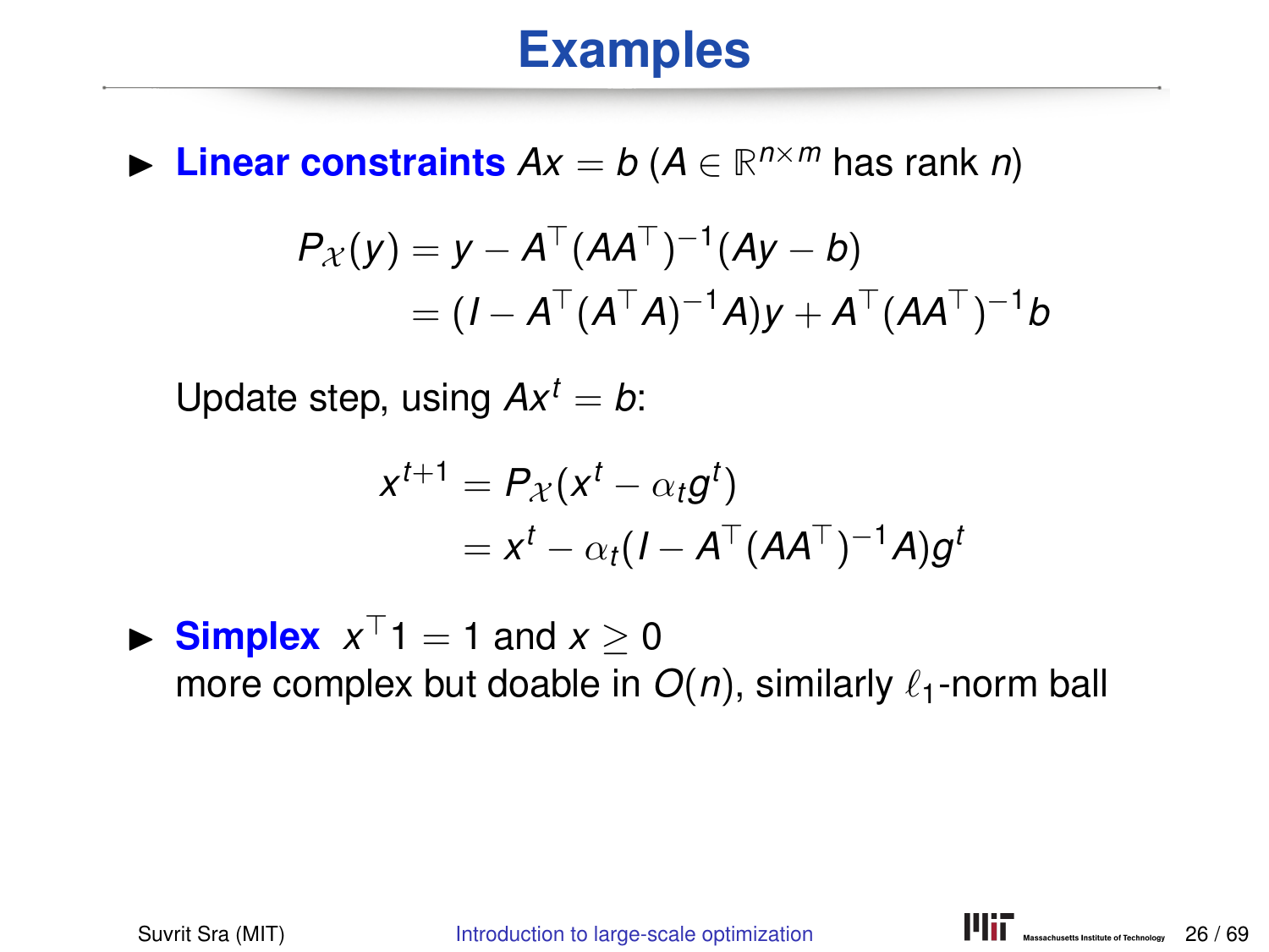# Examples

- **Linear constraints** $Ax = b$ ($A \in \mathbb{R}^{n \times m}$ has rank $n$)

$$
\begin{aligned}
P_{\mathcal{X}}(y) &= y - A^\top (AA^\top)^{-1}(Ay - b) \\
&= (I - A^\top (A^\top A)^{-1} A)y + A^\top (AA^\top)^{-1} b
\end{aligned}
$$

  Update step, using $Ax^t = b$:

$$
\begin{aligned}
x^{t+1} &= P_{\mathcal{X}}(x^t - \alpha_t g^t) \\
&= x^t - \alpha_t (I - A^\top (AA^\top)^{-1} A) g^t
\end{aligned}
$$

- **Simplex** $x^\top 1 = 1$ and $x \geq 0$
  more complex but doable in $O(n)$, similarly $\ell_1$-norm ball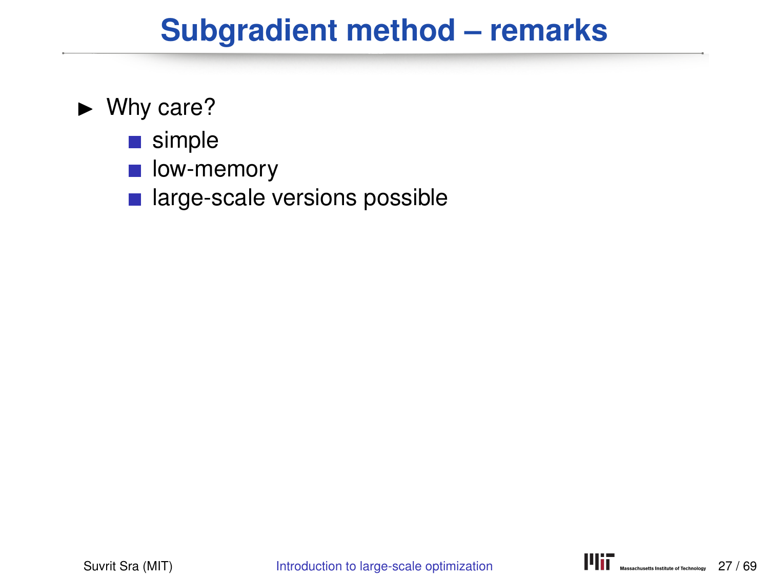# Subgradient method – remarks

- Why care?
  - simple
  - low-memory
  - large-scale versions possible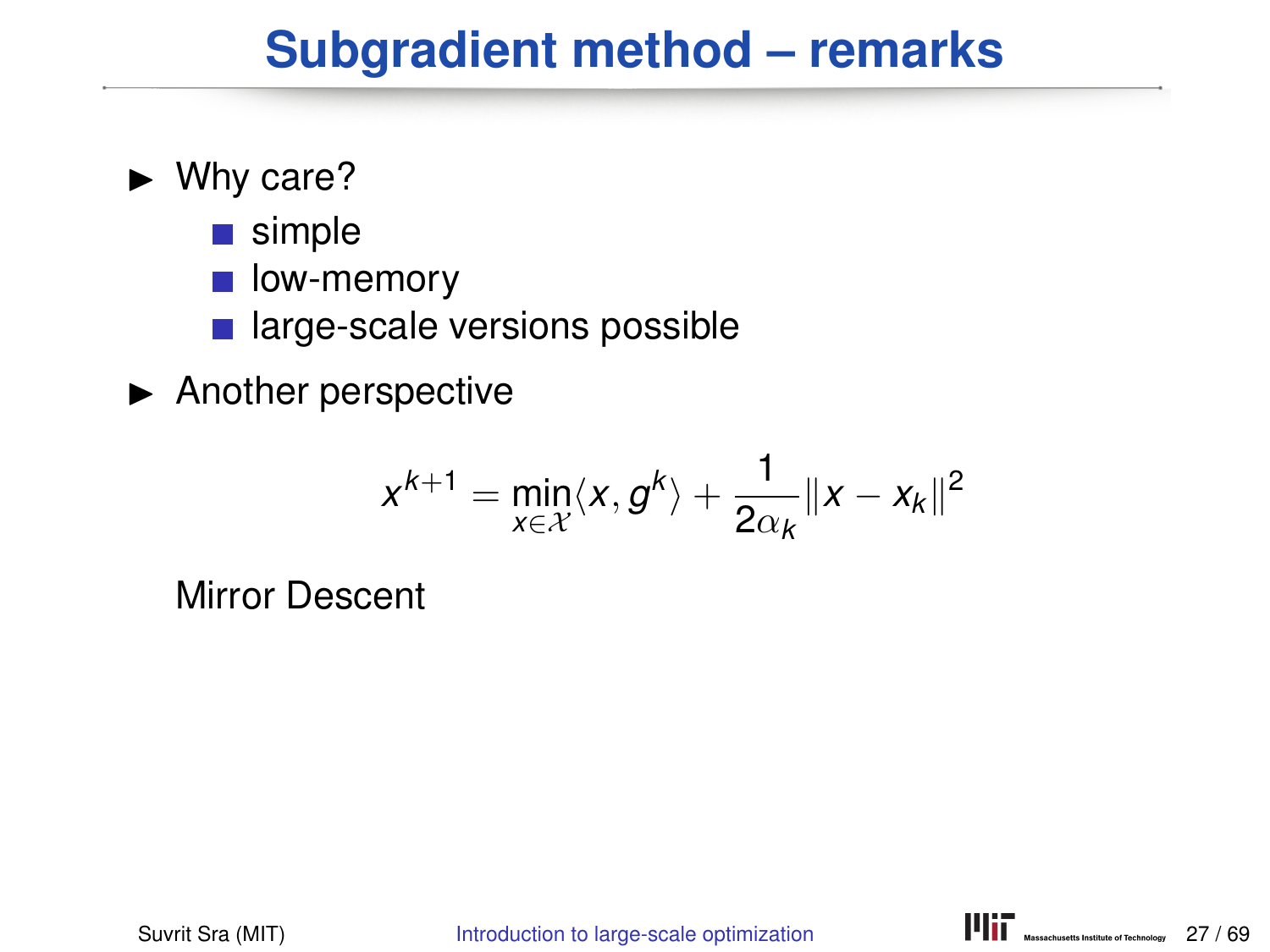# Subgradient method – remarks

- Why care?
  - simple
  - low-memory
  - large-scale versions possible
- Another perspective

$$x^{k+1} = \min_{x \in \mathcal{X}} \langle x, g^k \rangle + \frac{1}{2\alpha_k} \|x - x_k\|^2$$

Mirror Descent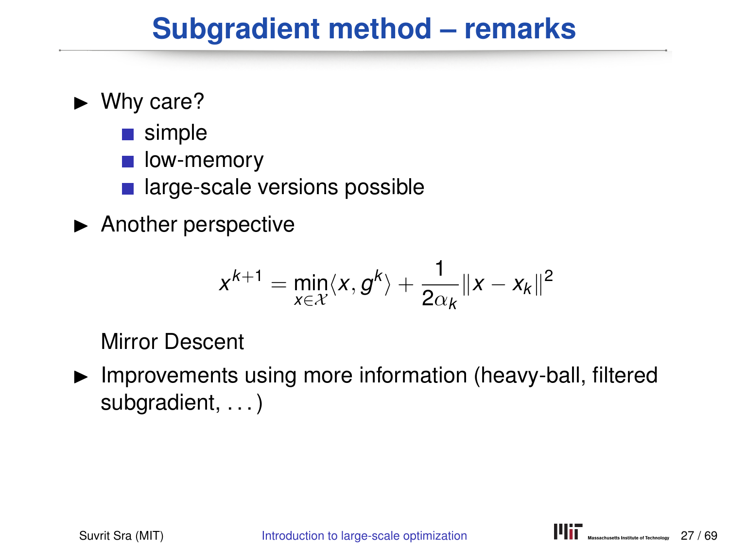# Subgradient method – remarks

- Why care?
  - simple
  - low-memory
  - large-scale versions possible
- Another perspective

$$x^{k+1} = \min_{x \in \mathcal{X}} \langle x, g^k \rangle + \frac{1}{2\alpha_k} \|x - x_k\|^2$$

  Mirror Descent
- Improvements using more information (heavy-ball, filtered subgradient, . . . )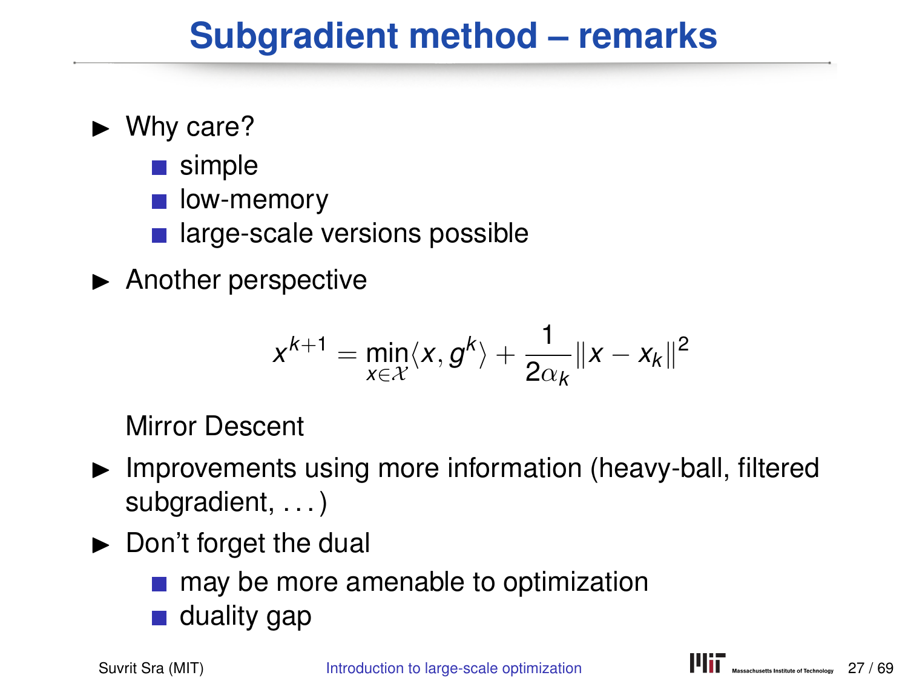# Subgradient method – remarks

- Why care?
  - simple
  - low-memory
  - large-scale versions possible
- Another perspective

$$x^{k+1} = \min_{x \in \mathcal{X}} \langle x, g^k \rangle + \frac{1}{2\alpha_k} \|x - x_k\|^2$$

  Mirror Descent

- Improvements using more information (heavy-ball, filtered subgradient, ...)
- Don't forget the dual
  - may be more amenable to optimization
  - duality gap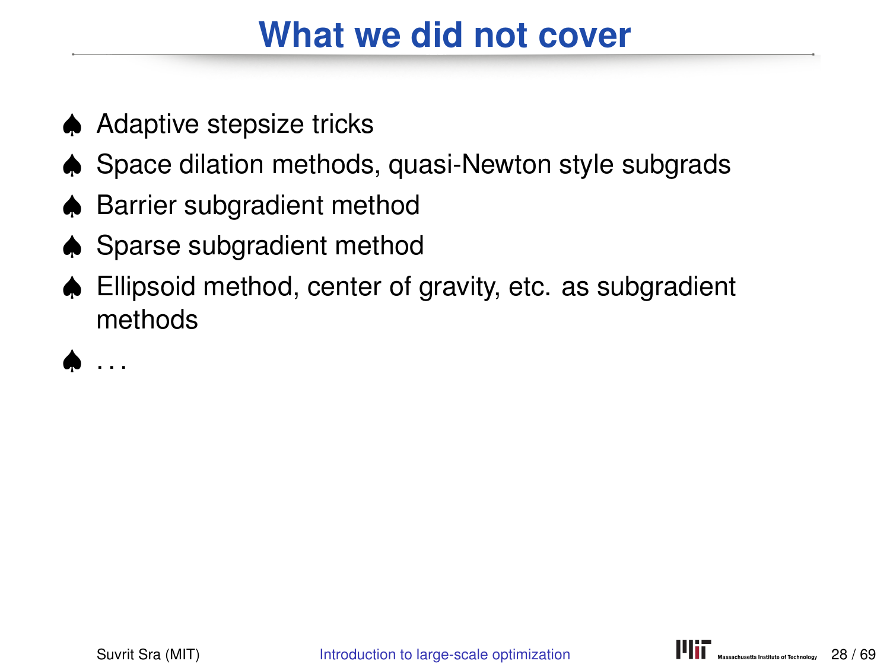# What we did not cover

- ♠ Adaptive stepsize tricks
- ♠ Space dilation methods, quasi-Newton style subgrads
- ♠ Barrier subgradient method
- ♠ Sparse subgradient method
- ♠ Ellipsoid method, center of gravity, etc. as subgradient methods
- ♠ ...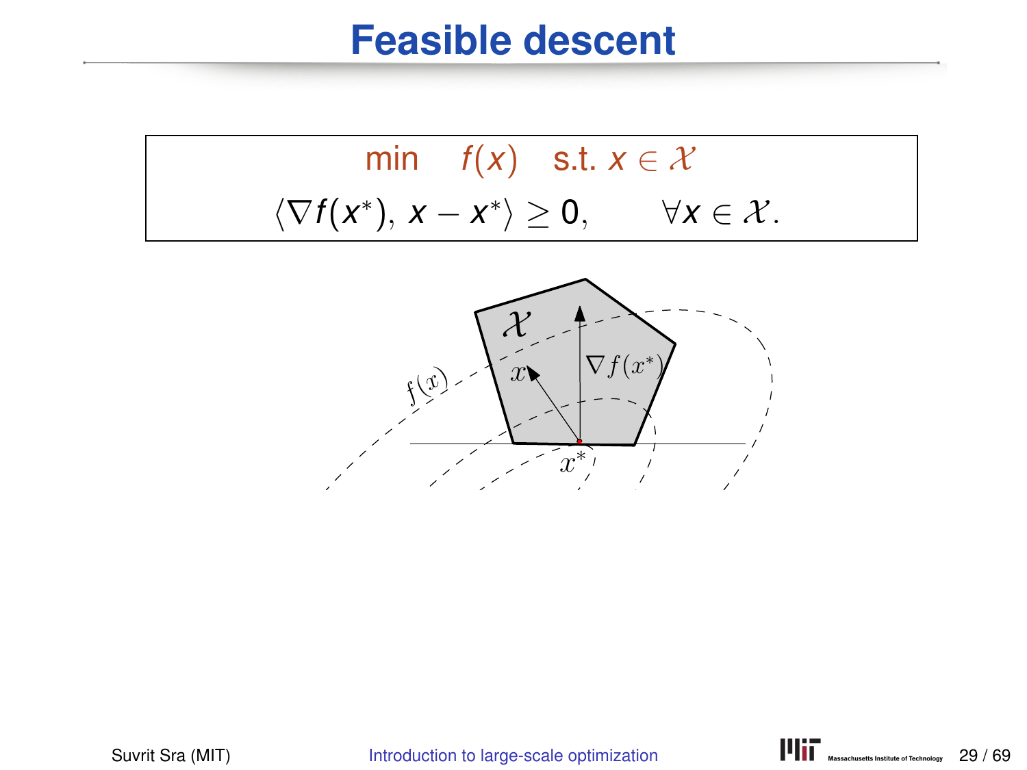# Feasible descent

$$\min \quad f(x) \quad \text{s.t. } x \in \mathcal{X}$$

$$\langle \nabla f(x^*), x - x^* \rangle \geq 0, \qquad \forall x \in \mathcal{X}.$$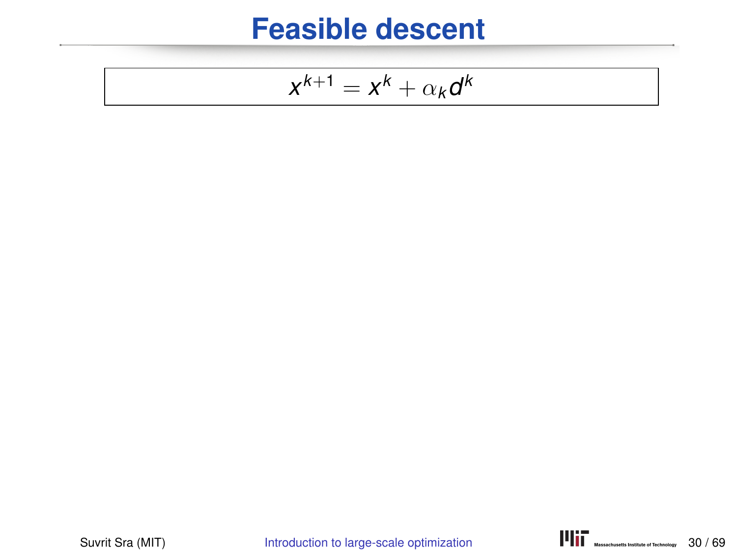# Feasible descent

$$x^{k+1} = x^k + \alpha_k d^k$$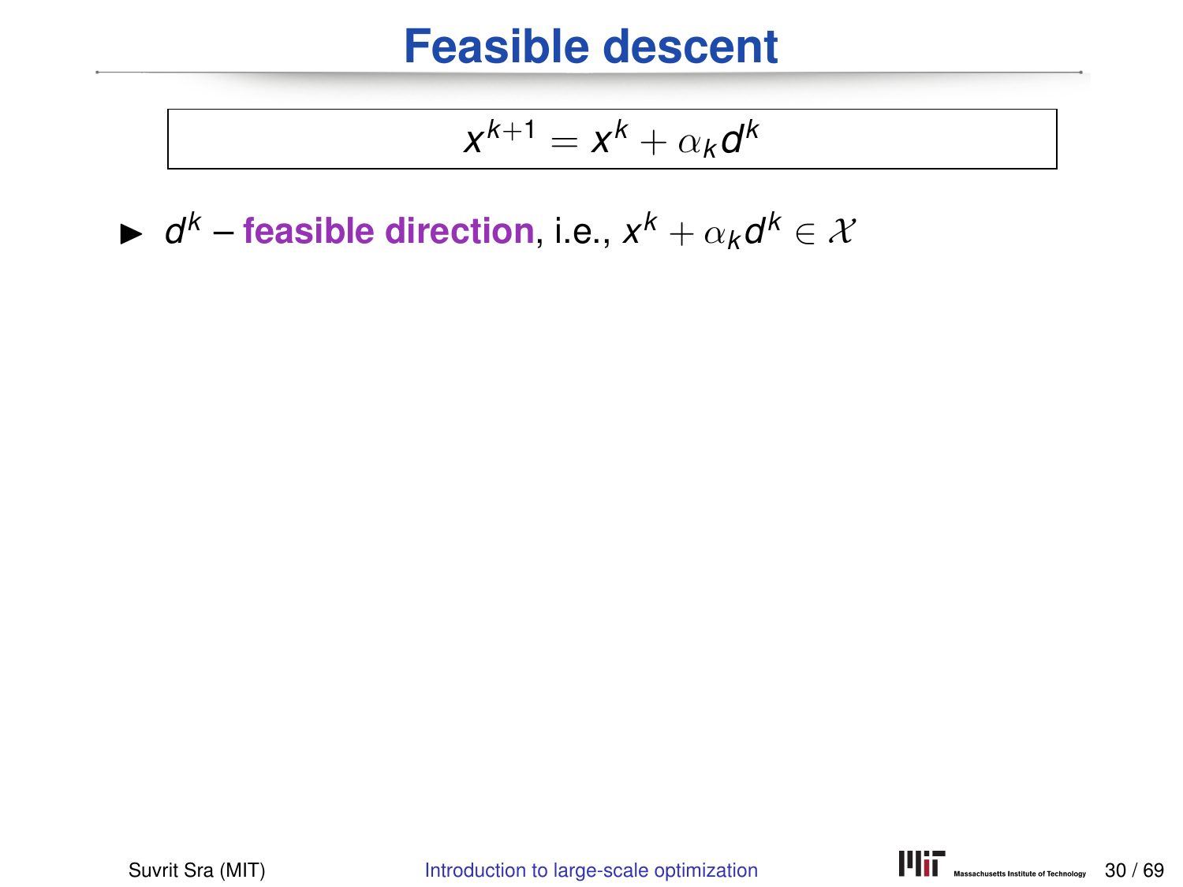# Feasible descent

$$x^{k+1} = x^k + \alpha_k d^k$$

- $d^k$ – **feasible direction**, i.e., $x^k + \alpha_k d^k \in \mathcal{X}$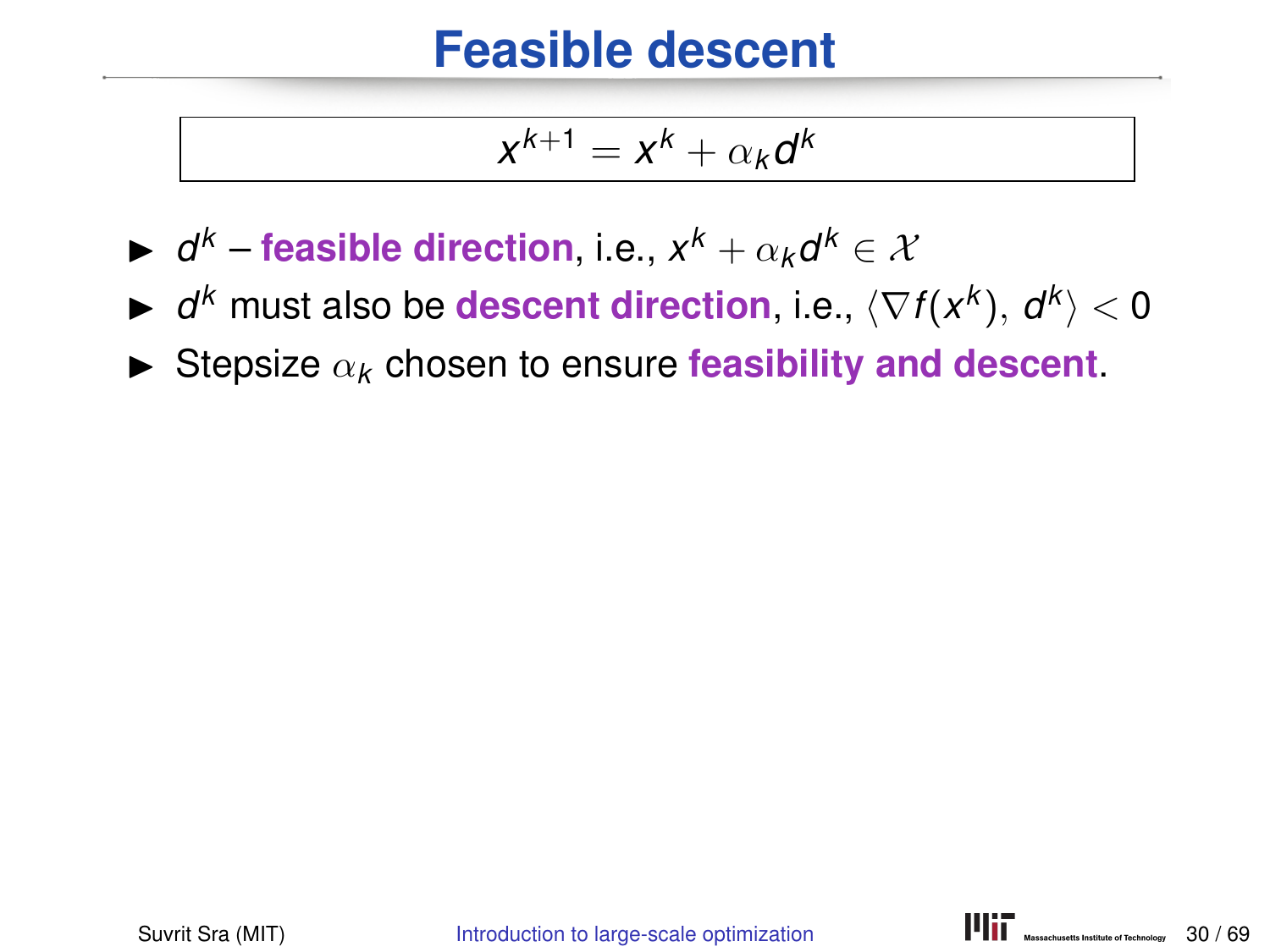# Feasible descent

$$x^{k+1} = x^k + \alpha_k d^k$$

- $d^k$ – **feasible direction**, i.e., $x^k + \alpha_k d^k \in \mathcal{X}$
- $d^k$ must also be **descent direction**, i.e., $\langle \nabla f(x^k),\, d^k \rangle < 0$
- Stepsize $\alpha_k$ chosen to ensure **feasibility and descent**.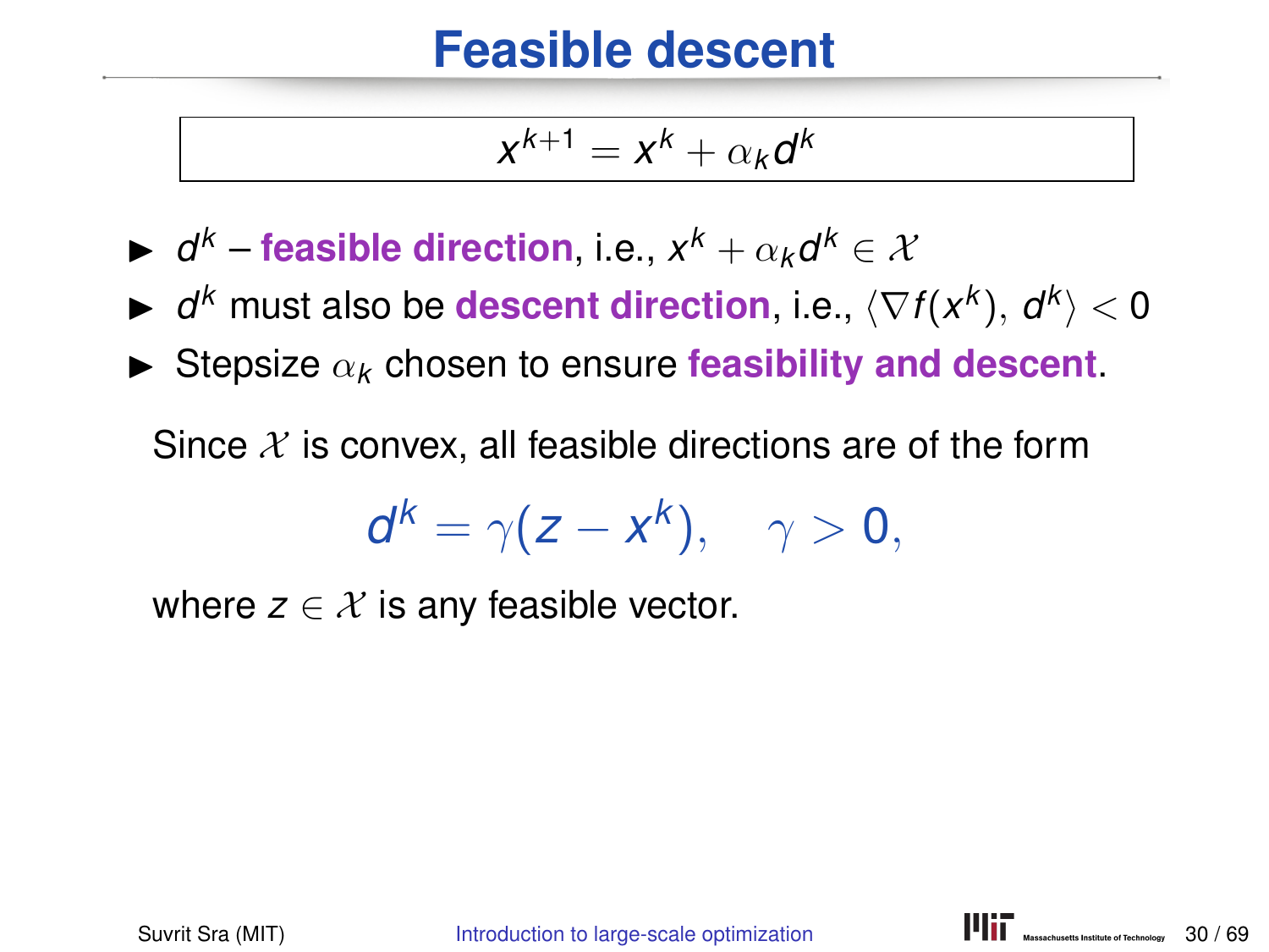# Feasible descent

$$x^{k+1} = x^k + \alpha_k d^k$$

- $d^k$ – **feasible direction**, i.e., $x^k + \alpha_k d^k \in \mathcal{X}$
- $d^k$ must also be **descent direction**, i.e., $\langle \nabla f(x^k), d^k \rangle < 0$
- Stepsize $\alpha_k$ chosen to ensure **feasibility and descent**.

Since $\mathcal{X}$ is convex, all feasible directions are of the form

$$d^k = \gamma(z - x^k), \quad \gamma > 0,$$

where $z \in \mathcal{X}$ is any feasible vector.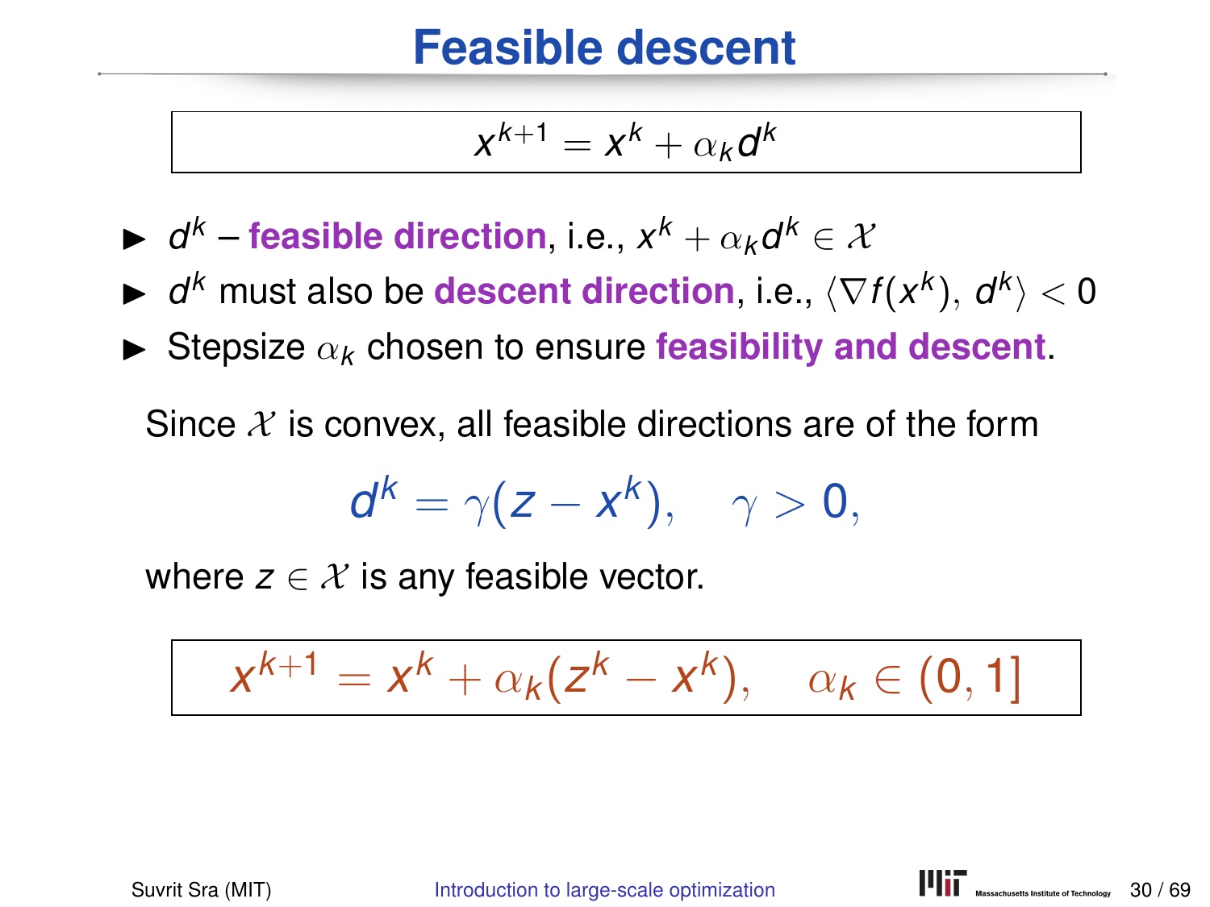# Feasible descent

$$x^{k+1} = x^k + \alpha_k d^k$$

- $d^k$ – **feasible direction**, i.e., $x^k + \alpha_k d^k \in \mathcal{X}$
- $d^k$ must also be **descent direction**, i.e., $\langle \nabla f(x^k), d^k \rangle < 0$
- Stepsize $\alpha_k$ chosen to ensure **feasibility and descent**.

Since $\mathcal{X}$ is convex, all feasible directions are of the form

$$d^k = \gamma(z - x^k), \quad \gamma > 0,$$

where $z \in \mathcal{X}$ is any feasible vector.

$$x^{k+1} = x^k + \alpha_k(z^k - x^k), \quad \alpha_k \in (0, 1]$$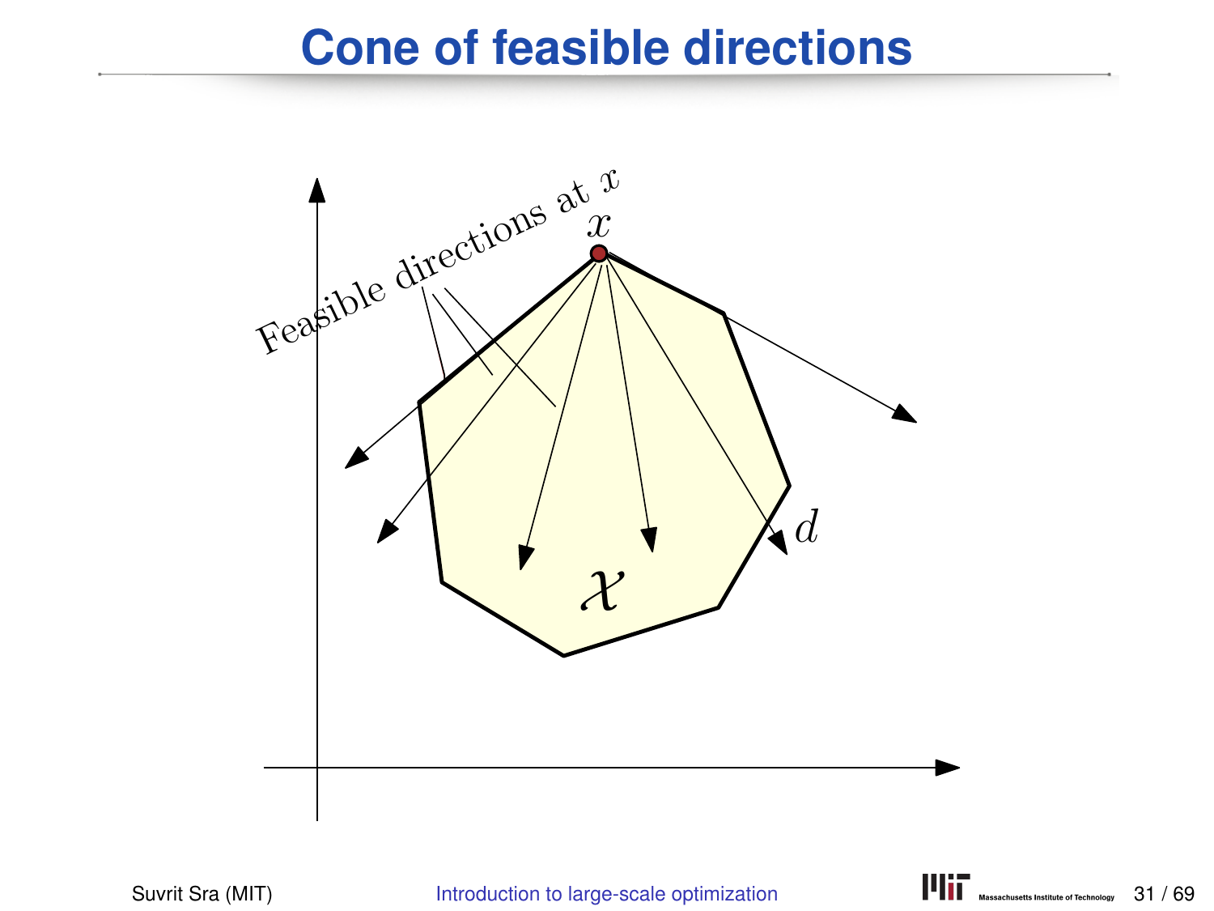# Cone of feasible directions

Feasible directions at $x$

$x$

$d$

$\mathcal{X}$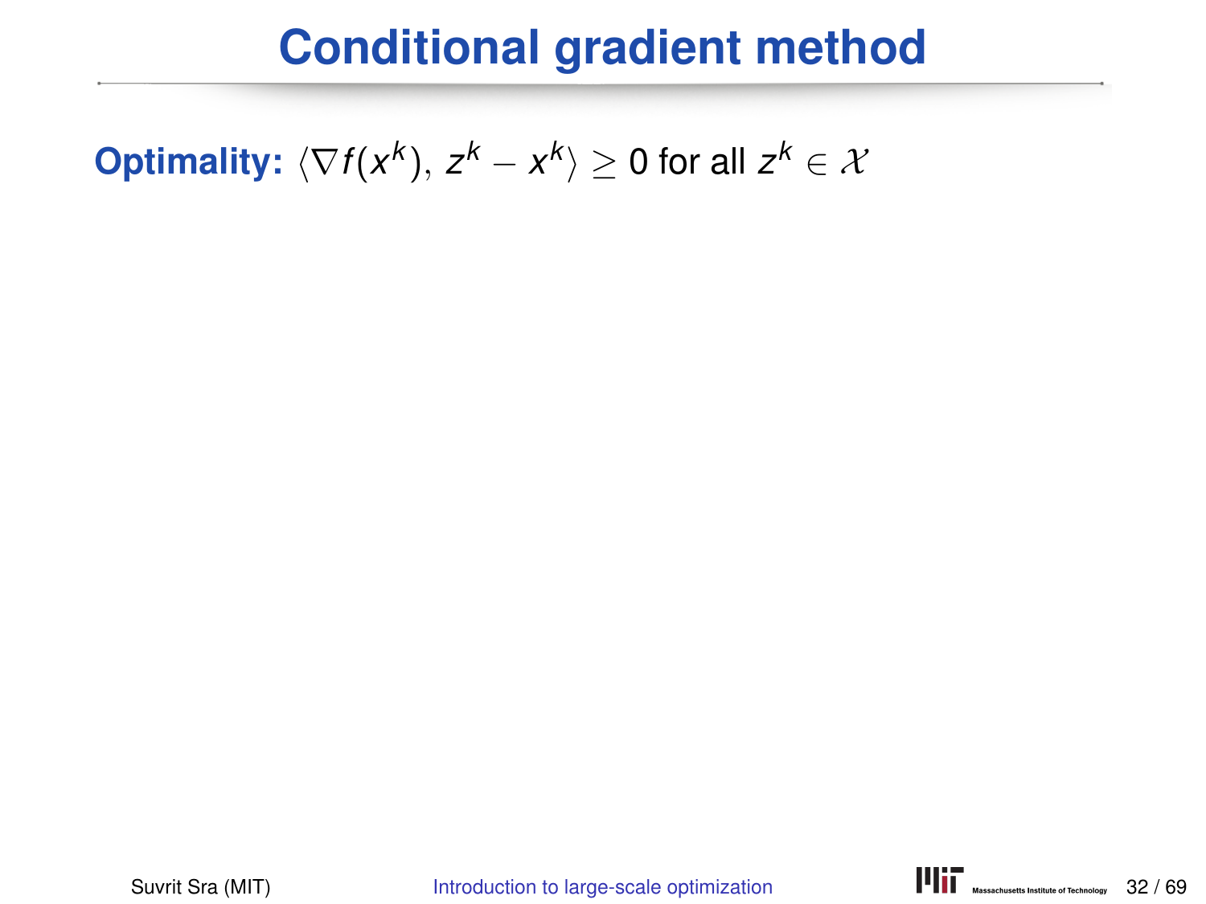# Conditional gradient method

**Optimality:** $\langle \nabla f(x^k), z^k - x^k \rangle \geq 0$ for all $z^k \in \mathcal{X}$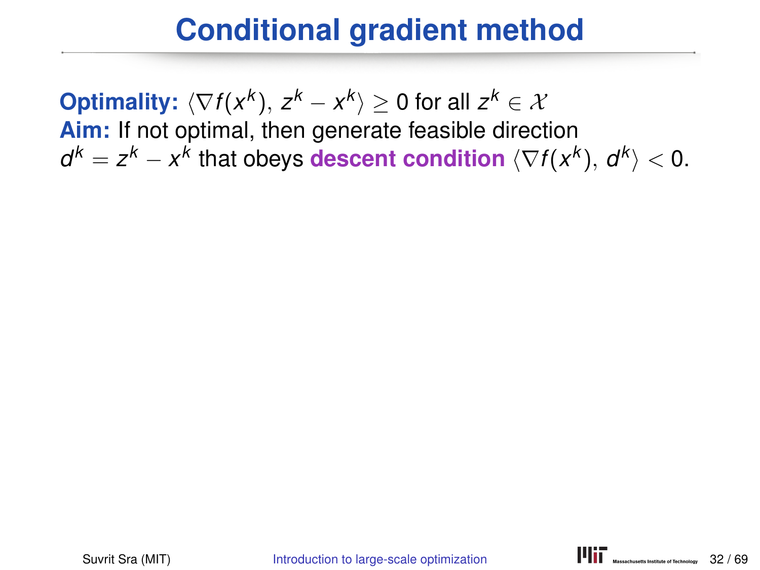# Conditional gradient method

**Optimality:** $\langle \nabla f(x^k), z^k - x^k \rangle \geq 0$ for all $z^k \in \mathcal{X}$
**Aim:** If not optimal, then generate feasible direction $d^k = z^k - x^k$ that obeys **descent condition** $\langle \nabla f(x^k), d^k \rangle < 0$.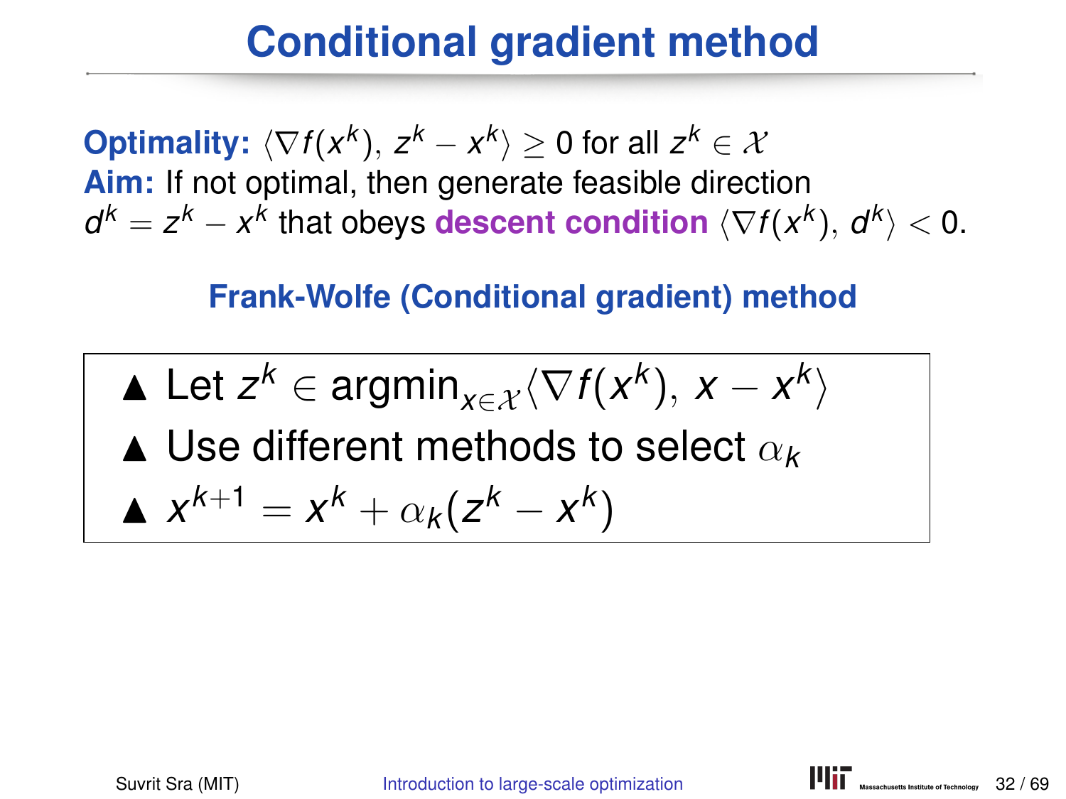# Conditional gradient method

**Optimality:** $\langle \nabla f(x^k), z^k - x^k \rangle \geq 0$ for all $z^k \in \mathcal{X}$
**Aim:** If not optimal, then generate feasible direction $d^k = z^k - x^k$ that obeys **descent condition** $\langle \nabla f(x^k), d^k \rangle < 0$.

### Frank-Wolfe (Conditional gradient) method

- Let $z^k \in \operatorname{argmin}_{x \in \mathcal{X}} \langle \nabla f(x^k), x - x^k \rangle$
- Use different methods to select $\alpha_k$
- $x^{k+1} = x^k + \alpha_k (z^k - x^k)$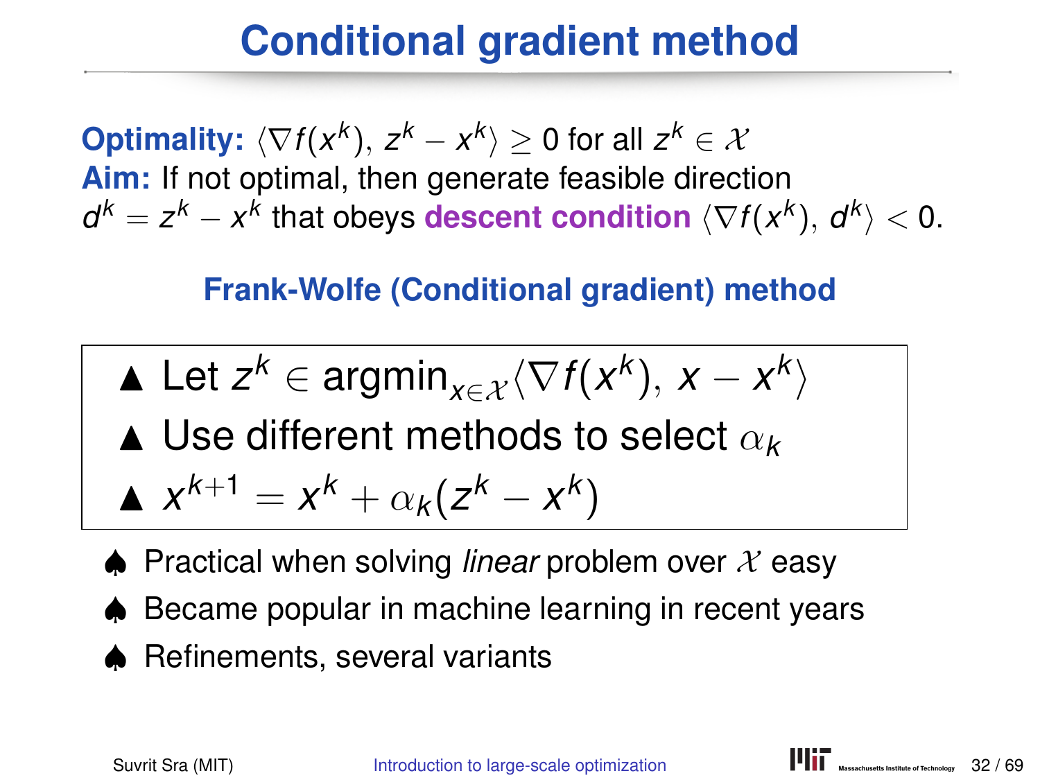# Conditional gradient method

**Optimality:** $\langle \nabla f(x^k), z^k - x^k \rangle \geq 0$ for all $z^k \in \mathcal{X}$
**Aim:** If not optimal, then generate feasible direction $d^k = z^k - x^k$ that obeys **descent condition** $\langle \nabla f(x^k), d^k \rangle < 0$.

### Frank-Wolfe (Conditional gradient) method

- ▲ Let $z^k \in \operatorname{argmin}_{x \in \mathcal{X}} \langle \nabla f(x^k), x - x^k \rangle$
- ▲ Use different methods to select $\alpha_k$
- ▲ $x^{k+1} = x^k + \alpha_k(z^k - x^k)$

- ♠ Practical when solving *linear* problem over $\mathcal{X}$ easy
- ♠ Became popular in machine learning in recent years
- ♠ Refinements, several variants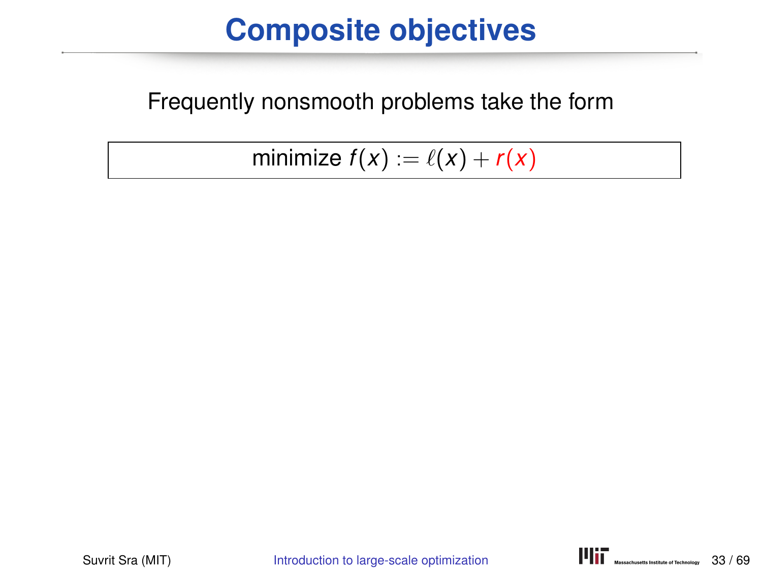# Composite objectives

Frequently nonsmooth problems take the form

$$\text{minimize } f(x) := \ell(x) + r(x)$$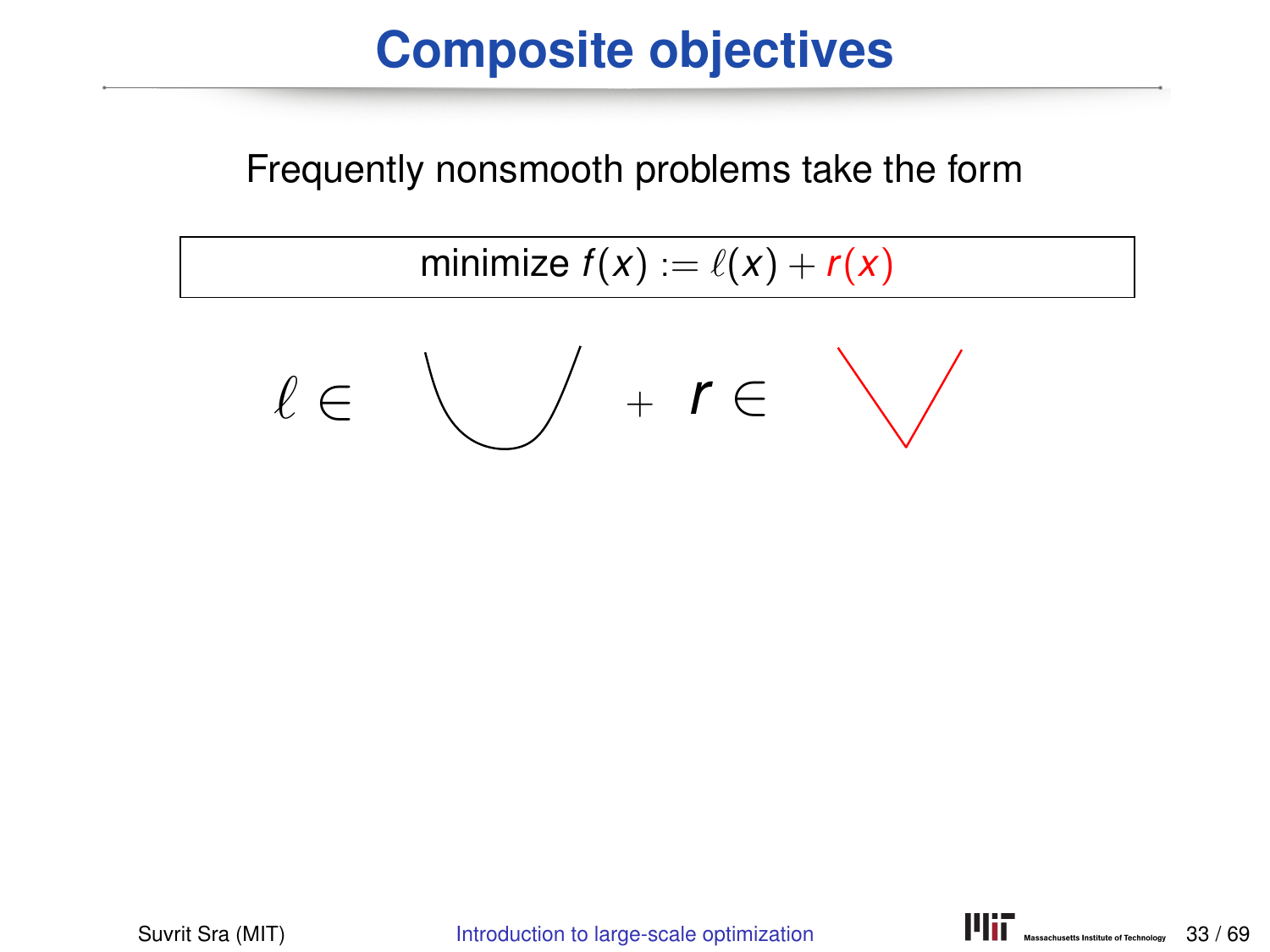# Composite objectives

Frequently nonsmooth problems take the form

$$\text{minimize } f(x) := \ell(x) + r(x)$$

$\ell \in$ + $r \in$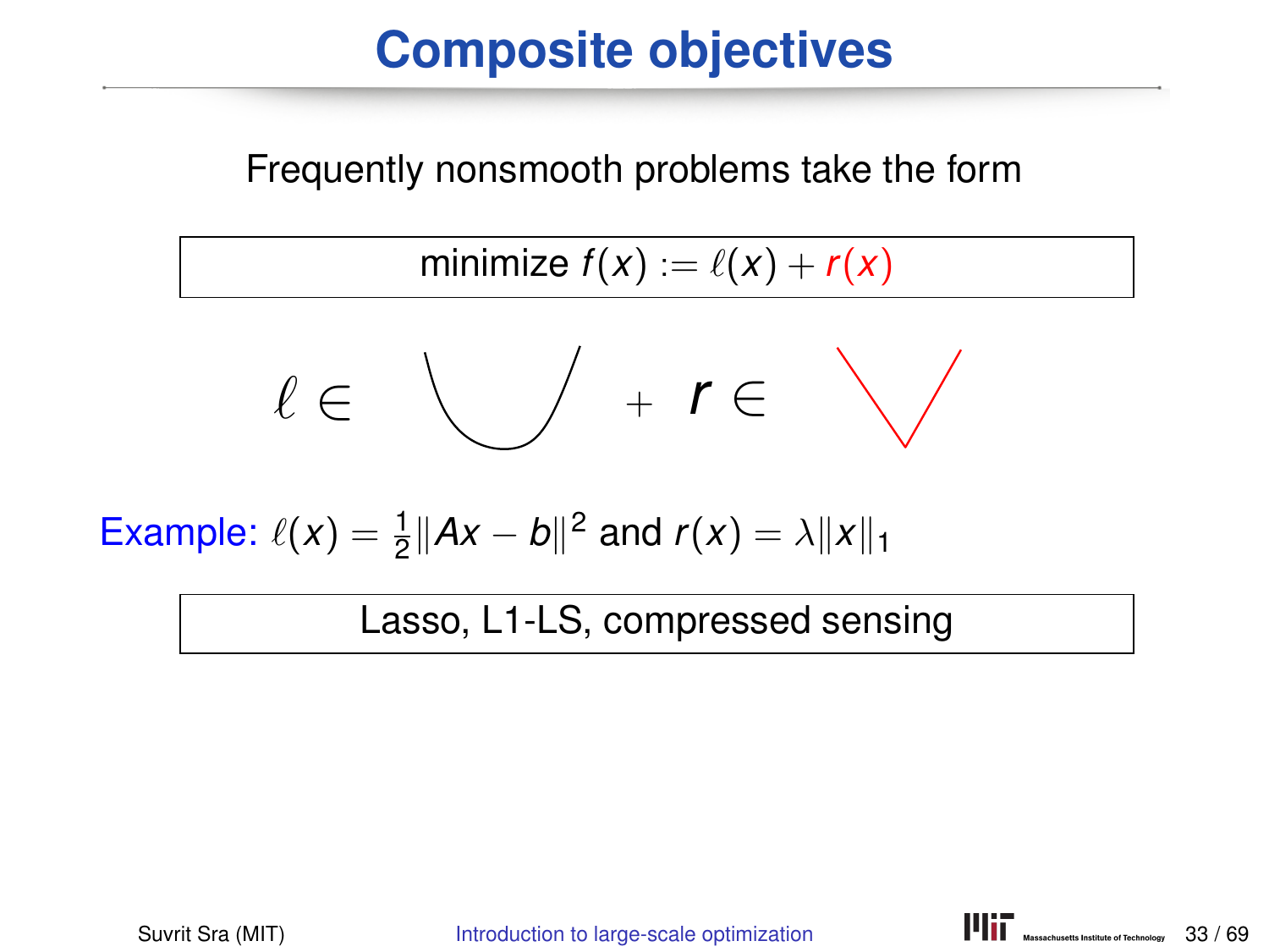# Composite objectives

Frequently nonsmooth problems take the form

$$\text{minimize } f(x) := \ell(x) + r(x)$$

$\ell \in$ + $r \in$

Example: $\ell(x) = \frac{1}{2}\|Ax - b\|^2$ and $r(x) = \lambda\|x\|_1$

Lasso, L1-LS, compressed sensing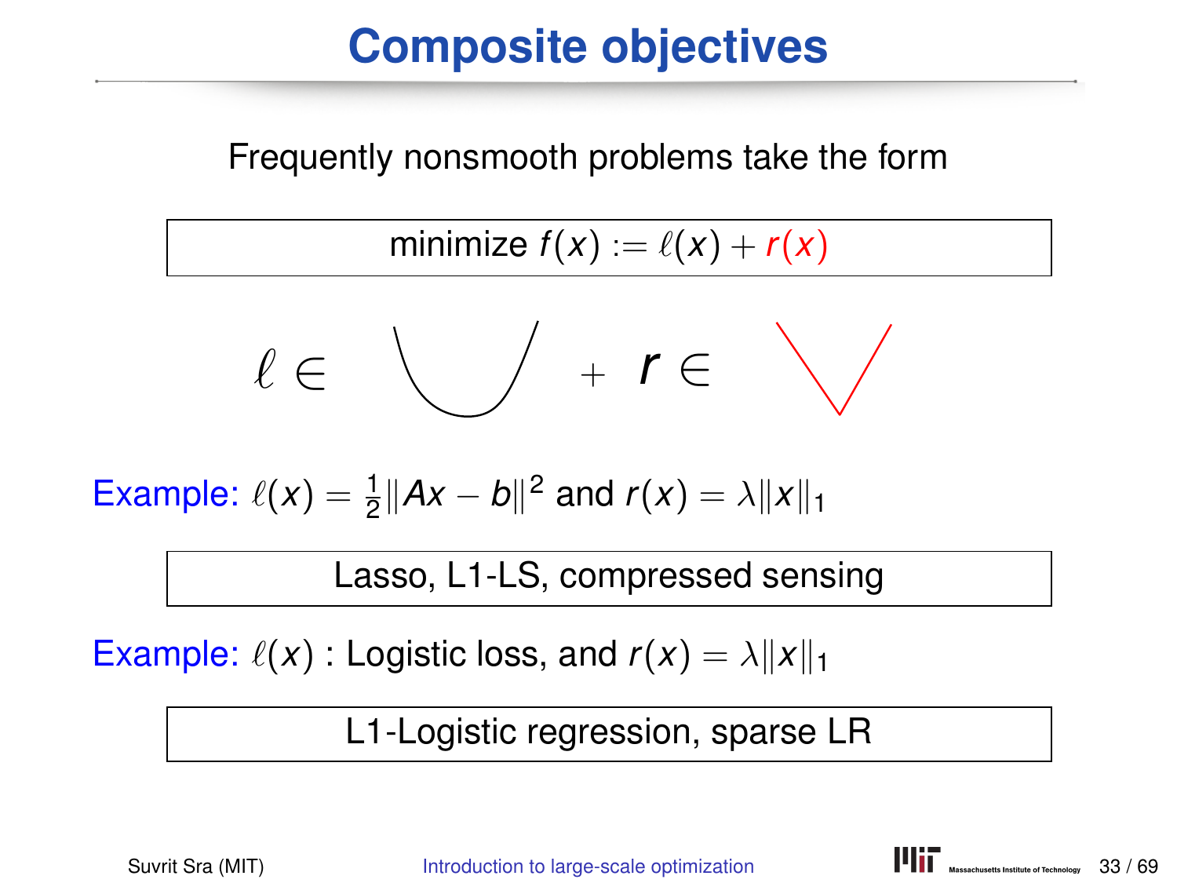# Composite objectives

Frequently nonsmooth problems take the form

$$\text{minimize } f(x) := \ell(x) + r(x)$$

$\ell \in$ + $r \in$

Example: $\ell(x) = \frac{1}{2}\|Ax - b\|^2$ and $r(x) = \lambda\|x\|_1$

Lasso, L1-LS, compressed sensing

Example: $\ell(x)$ : Logistic loss, and $r(x) = \lambda\|x\|_1$

L1-Logistic regression, sparse LR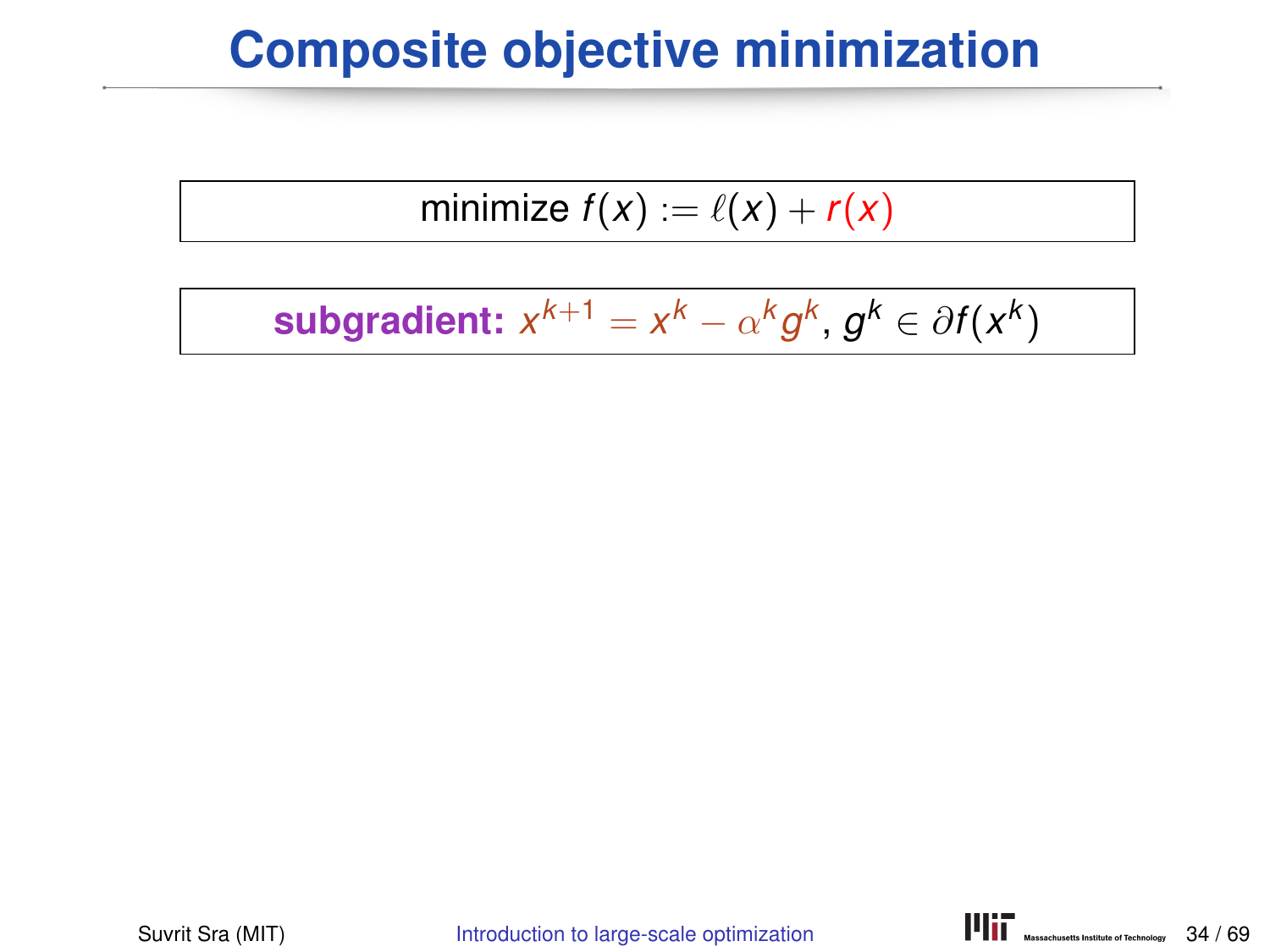# Composite objective minimization

$$\text{minimize } f(x) := \ell(x) + r(x)$$

**subgradient:** $x^{k+1} = x^k - \alpha^k g^k$, $g^k \in \partial f(x^k)$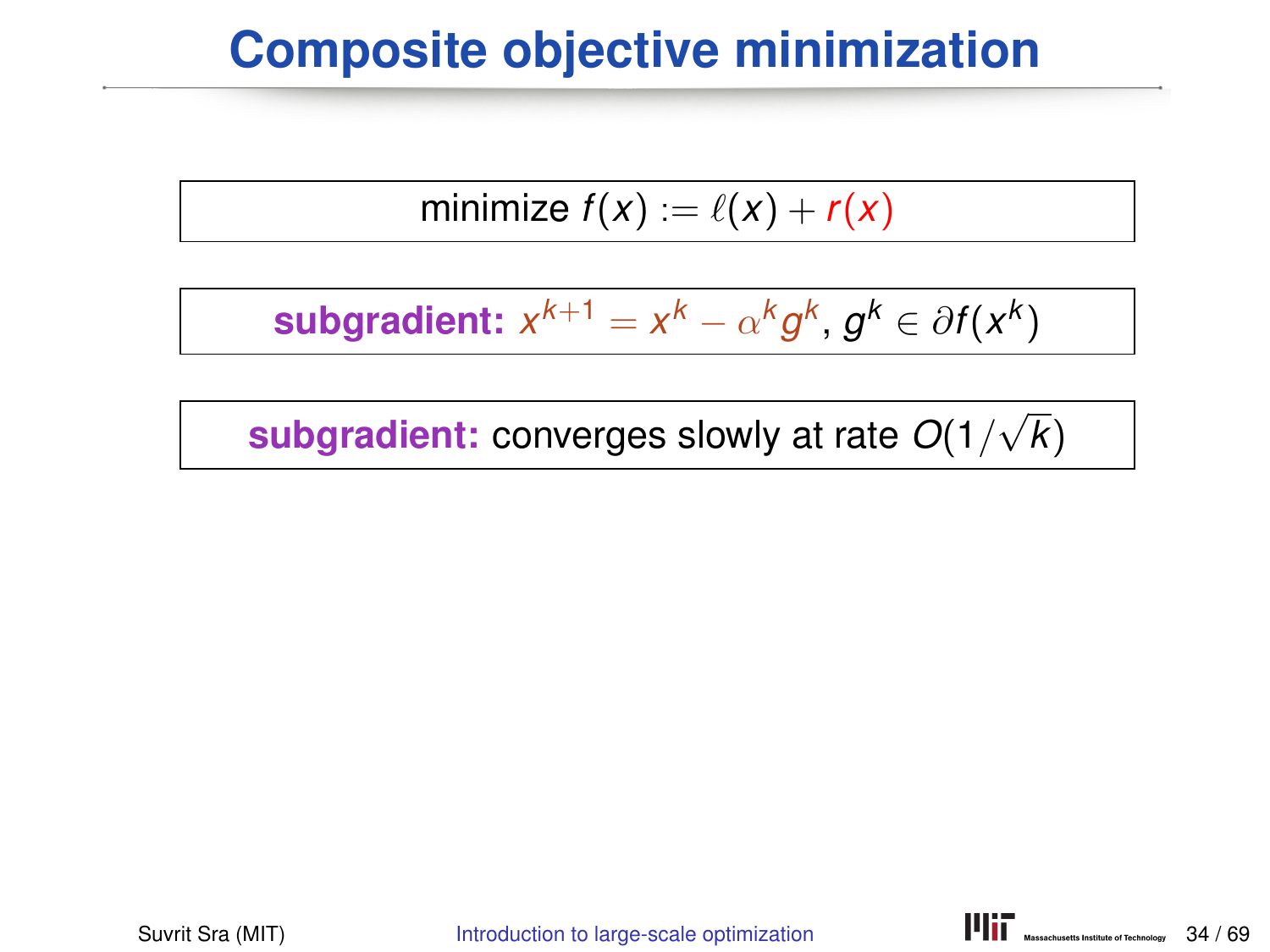# Composite objective minimization

$$\text{minimize } f(x) := \ell(x) + r(x)$$

**subgradient:** $x^{k+1} = x^k - \alpha^k g^k$, $g^k \in \partial f(x^k)$

**subgradient:** converges slowly at rate $O(1/\sqrt{k})$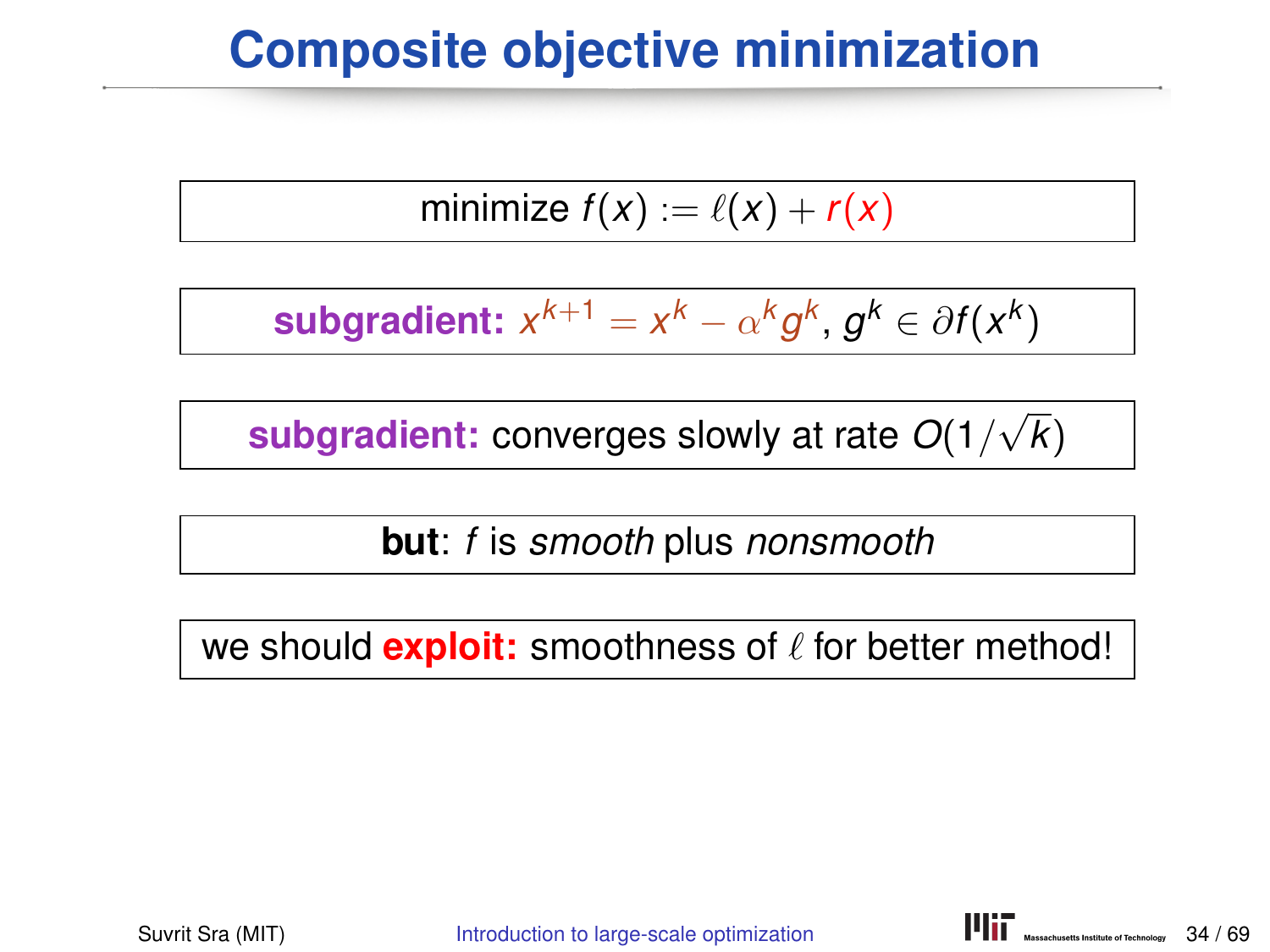# Composite objective minimization

$$\text{minimize } f(x) := \ell(x) + r(x)$$

**subgradient:** $x^{k+1} = x^k - \alpha^k g^k,\ g^k \in \partial f(x^k)$

**subgradient:** converges slowly at rate $O(1/\sqrt{k})$

**but**: $f$ is *smooth* plus *nonsmooth*

we should **exploit:** smoothness of $\ell$ for better method!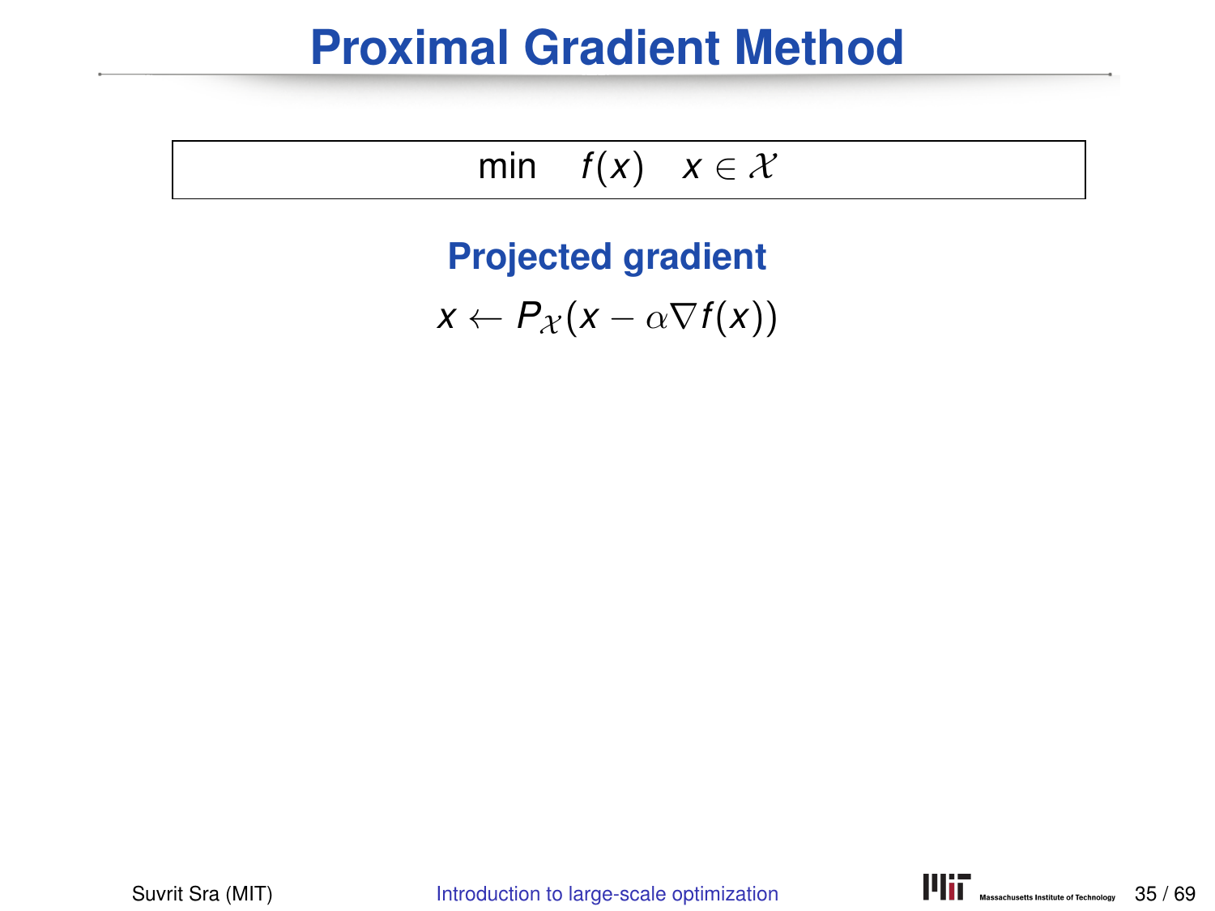# Proximal Gradient Method

$$\min \quad f(x) \quad x \in \mathcal{X}$$

**Projected gradient**

$$x \leftarrow P_{\mathcal{X}}(x - \alpha \nabla f(x))$$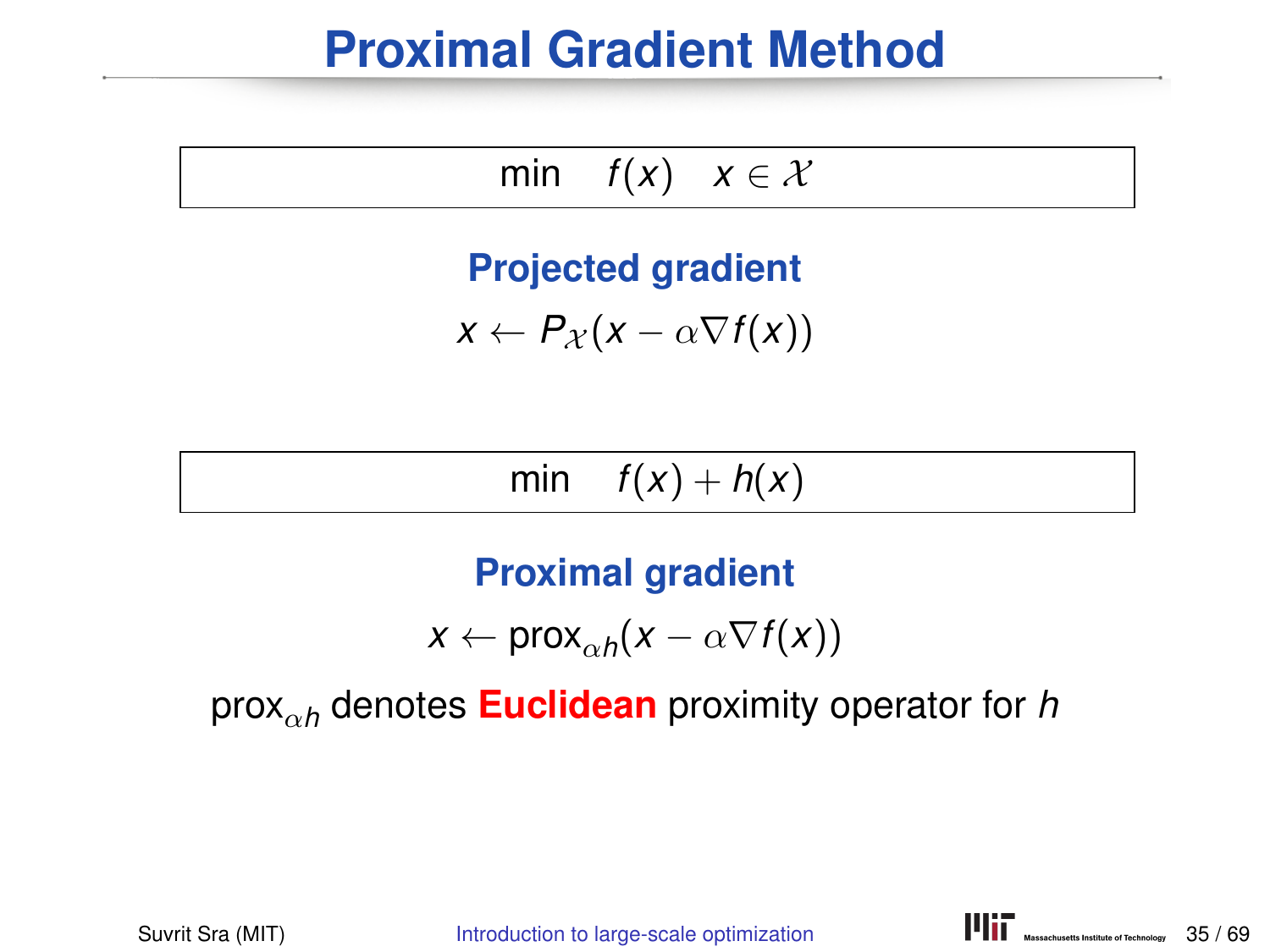# Proximal Gradient Method

$$\min \quad f(x) \quad x \in \mathcal{X}$$

**Projected gradient**

$$x \leftarrow P_{\mathcal{X}}(x - \alpha \nabla f(x))$$

$$\min \quad f(x) + h(x)$$

**Proximal gradient**

$$x \leftarrow \text{prox}_{\alpha h}(x - \alpha \nabla f(x))$$

$\text{prox}_{\alpha h}$ denotes **Euclidean** proximity operator for $h$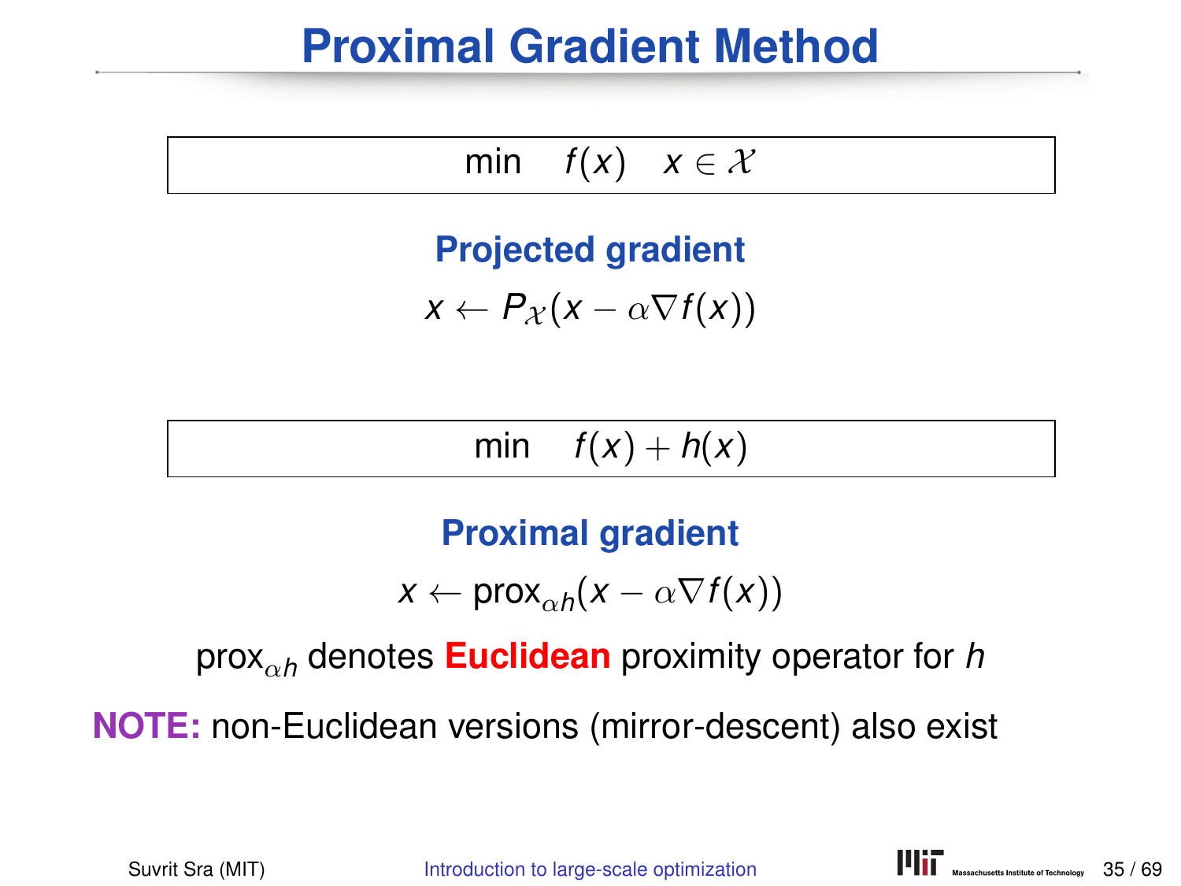# Proximal Gradient Method

$$\min \quad f(x) \quad x \in \mathcal{X}$$

**Projected gradient**

$$x \leftarrow P_{\mathcal{X}}(x - \alpha \nabla f(x))$$

$$\min \quad f(x) + h(x)$$

**Proximal gradient**

$$x \leftarrow \text{prox}_{\alpha h}(x - \alpha \nabla f(x))$$

$\text{prox}_{\alpha h}$ denotes **Euclidean** proximity operator for $h$

**NOTE:** non-Euclidean versions (mirror-descent) also exist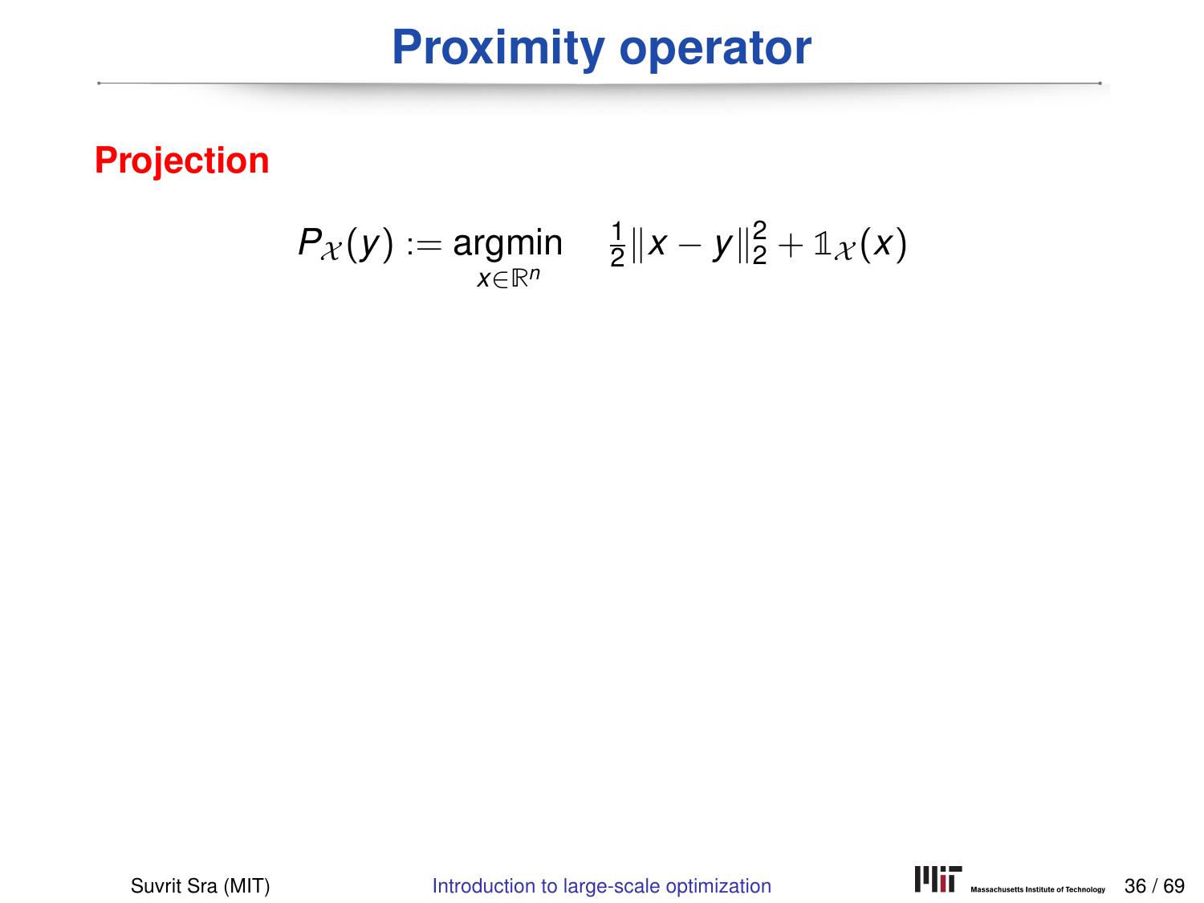# Proximity operator

**Projection**

$$P_{\mathcal{X}}(y) := \underset{x \in \mathbb{R}^n}{\operatorname{argmin}} \quad \tfrac{1}{2}\|x - y\|_2^2 + \mathbb{1}_{\mathcal{X}}(x)$$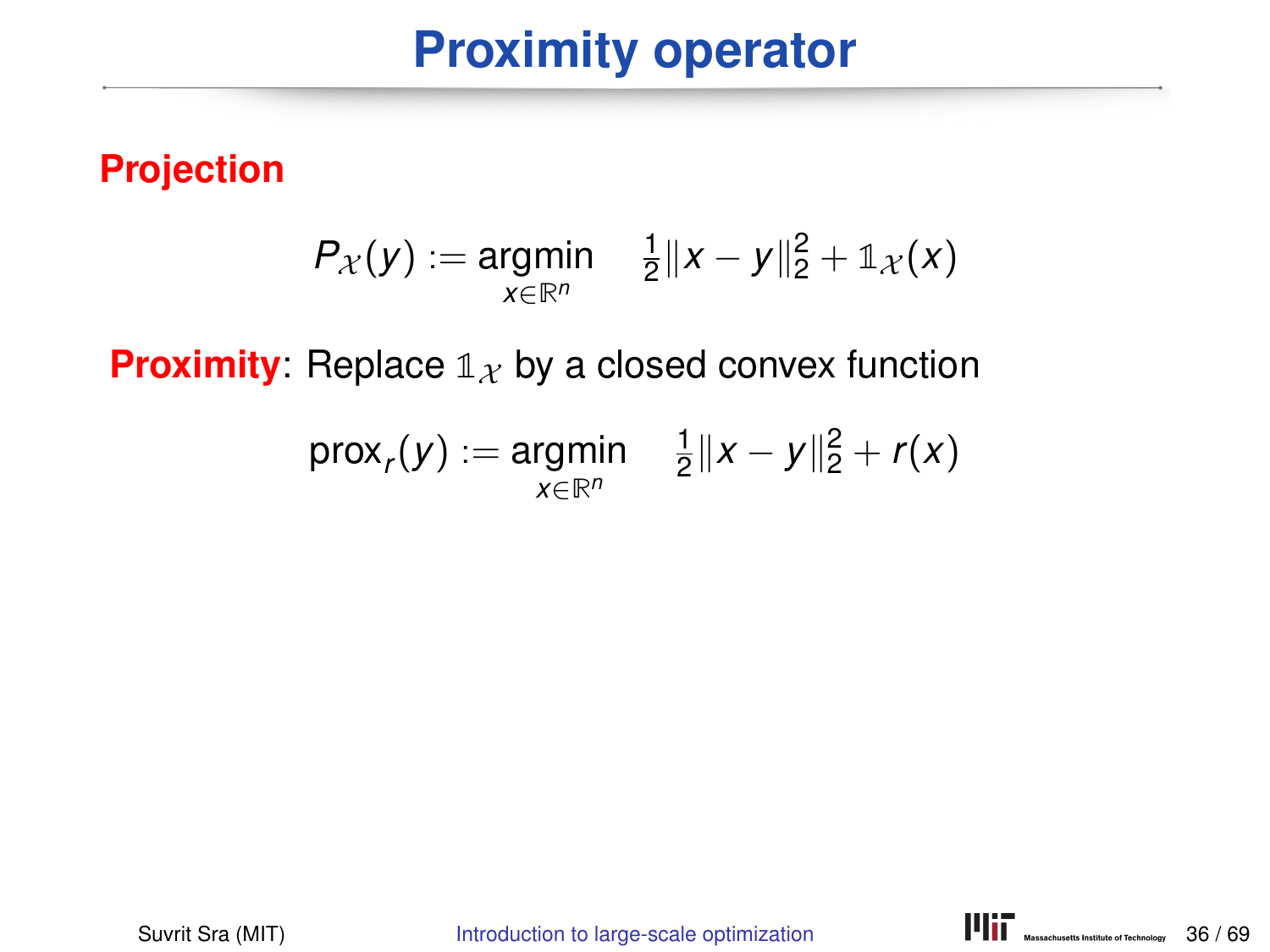# Proximity operator

**Projection**

$$P_{\mathcal{X}}(y) := \underset{x \in \mathbb{R}^n}{\operatorname{argmin}} \quad \tfrac{1}{2}\|x - y\|_2^2 + \mathbb{1}_{\mathcal{X}}(x)$$

**Proximity**: Replace $\mathbb{1}_{\mathcal{X}}$ by a closed convex function

$$\operatorname{prox}_r(y) := \underset{x \in \mathbb{R}^n}{\operatorname{argmin}} \quad \tfrac{1}{2}\|x - y\|_2^2 + r(x)$$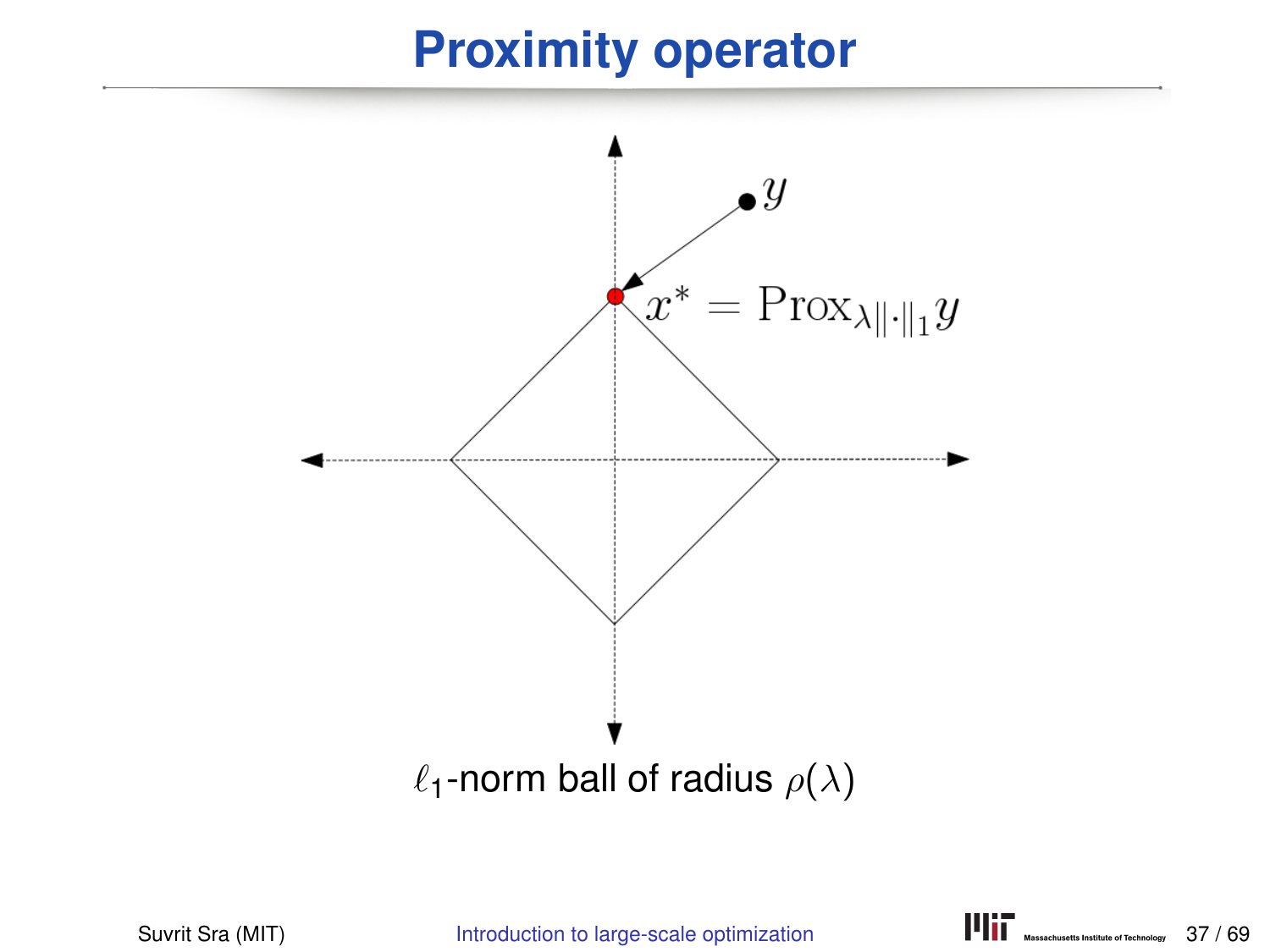# Proximity operator

$y$

$x^* = \mathrm{Prox}_{\lambda\|\cdot\|_1} y$

$\ell_1$-norm ball of radius $\rho(\lambda)$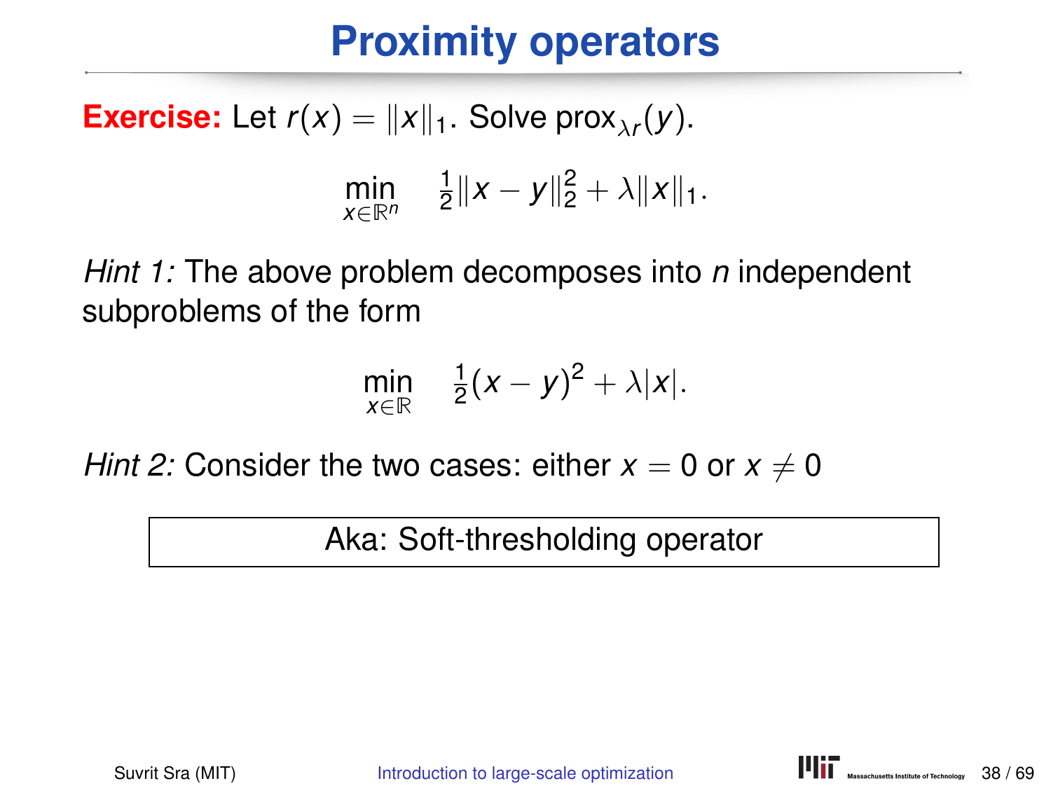# Proximity operators

**Exercise:** Let $r(x) = \|x\|_1$. Solve $\text{prox}_{\lambda r}(y)$.

$$\min_{x \in \mathbb{R}^n} \quad \tfrac{1}{2}\|x - y\|_2^2 + \lambda\|x\|_1.$$

*Hint 1:* The above problem decomposes into $n$ independent subproblems of the form

$$\min_{x \in \mathbb{R}} \quad \tfrac{1}{2}(x - y)^2 + \lambda|x|.$$

*Hint 2:* Consider the two cases: either $x = 0$ or $x \neq 0$

Aka: Soft-thresholding operator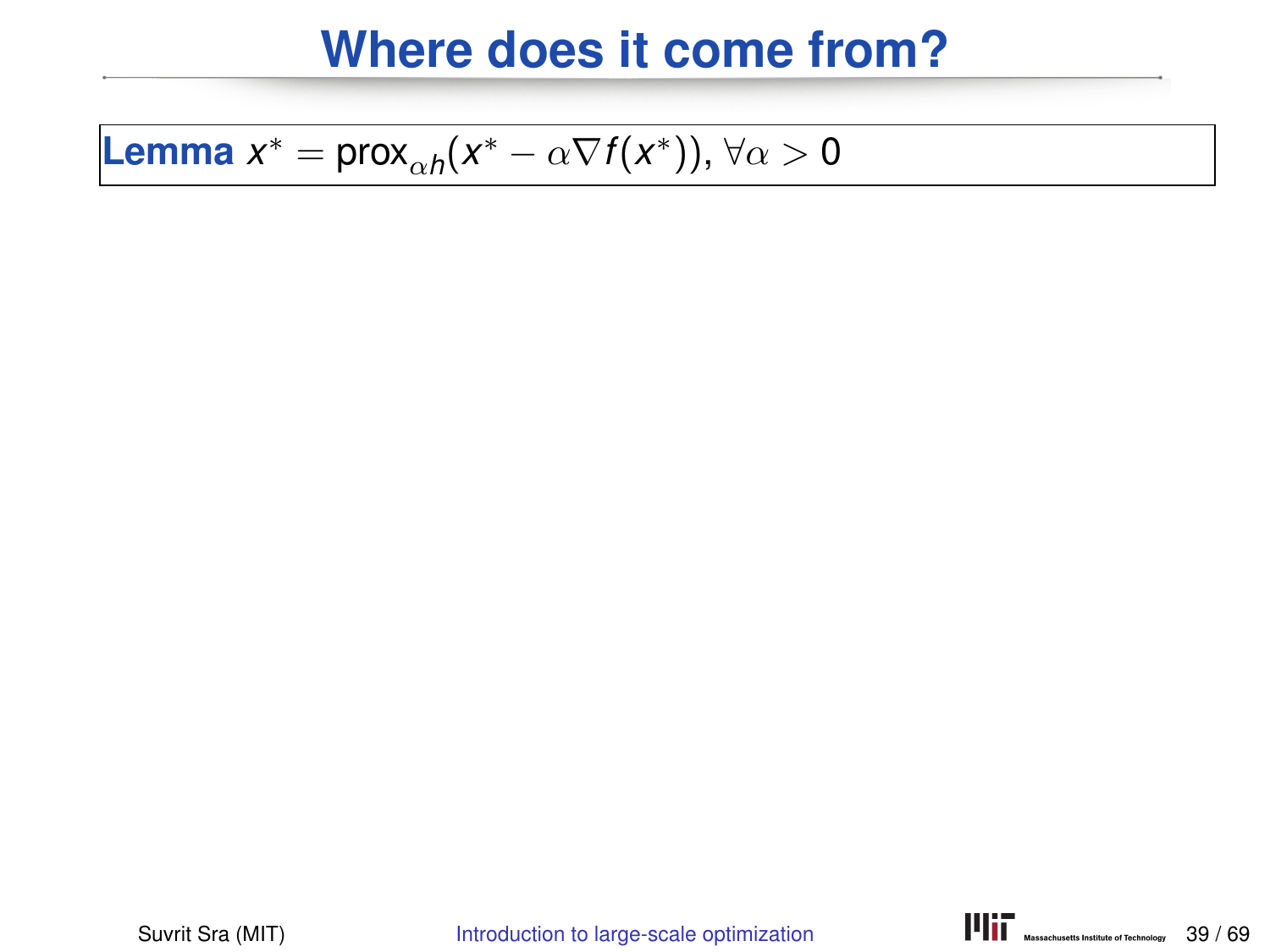# Where does it come from?

**Lemma** $x^* = \operatorname{prox}_{\alpha h}(x^* - \alpha \nabla f(x^*)), \forall \alpha > 0$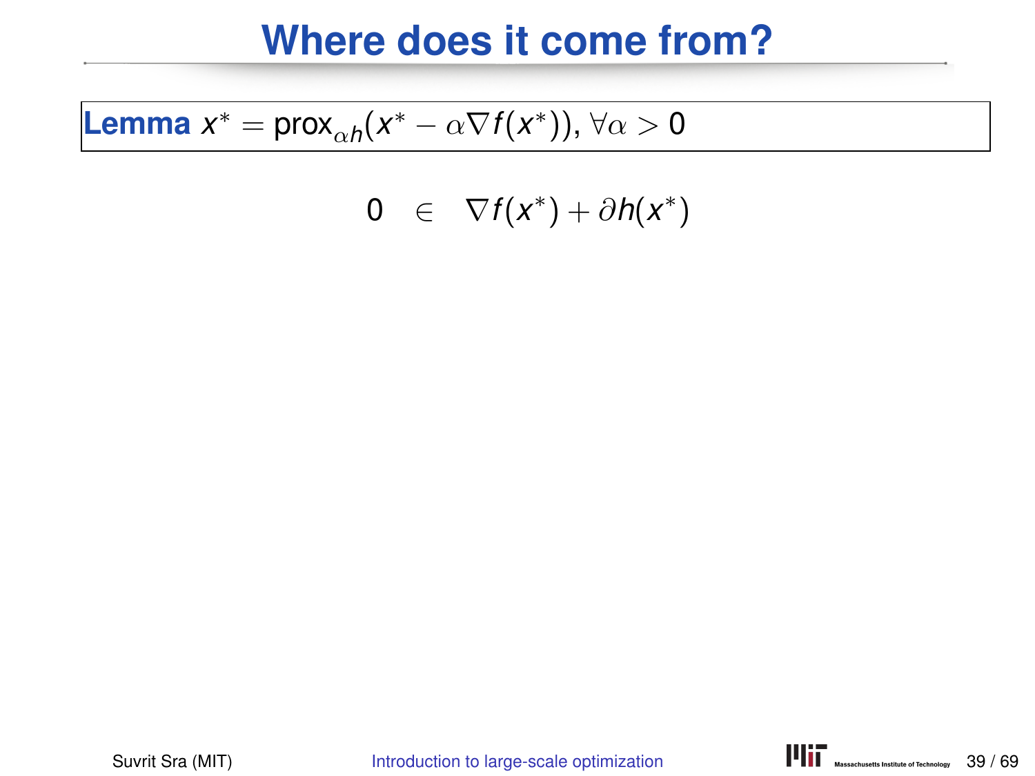# Where does it come from?

**Lemma** $x^* = \text{prox}_{\alpha h}(x^* - \alpha \nabla f(x^*)), \forall \alpha > 0$

$$0 \quad \in \quad \nabla f(x^*) + \partial h(x^*)$$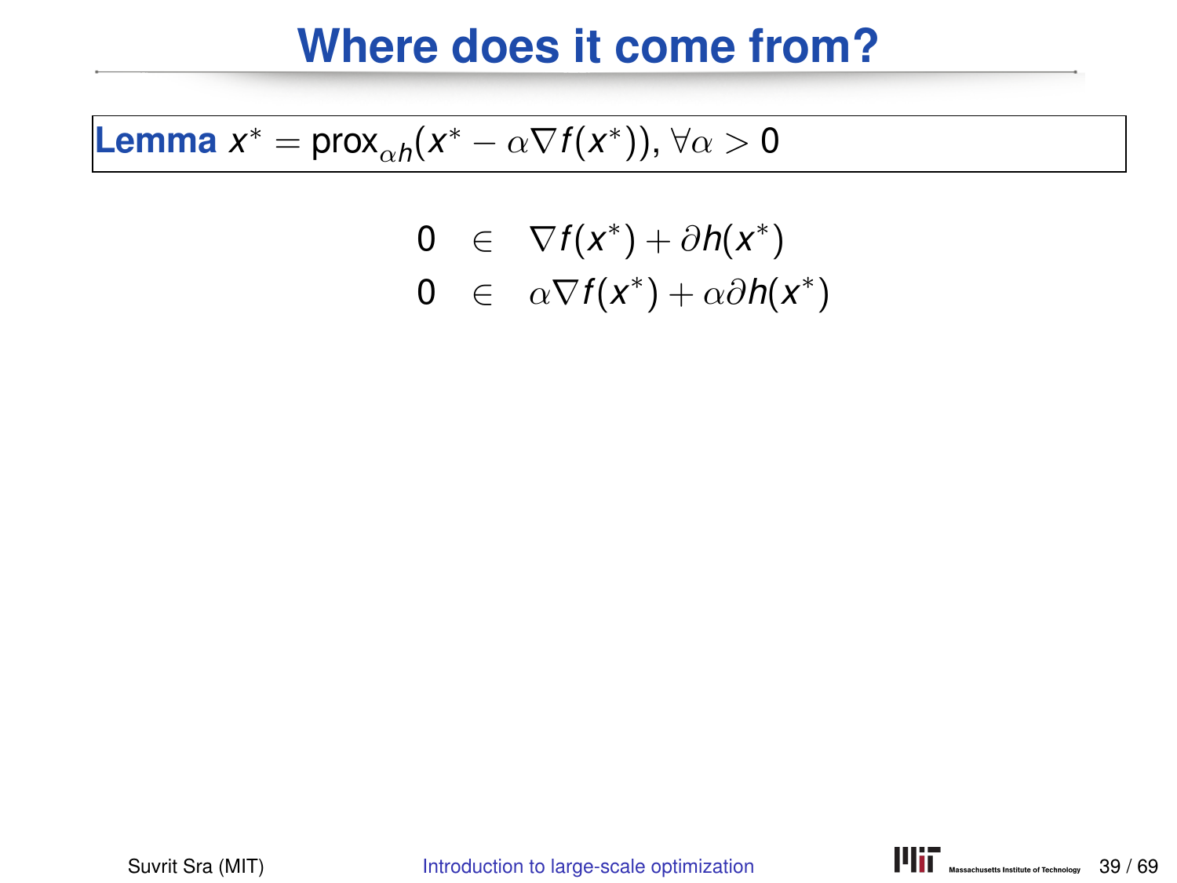# Where does it come from?

**Lemma** $x^* = \text{prox}_{\alpha h}(x^* - \alpha \nabla f(x^*)), \forall \alpha > 0$

$$
\begin{aligned}
0 &\in \nabla f(x^*) + \partial h(x^*) \\
0 &\in \alpha \nabla f(x^*) + \alpha \partial h(x^*)
\end{aligned}
$$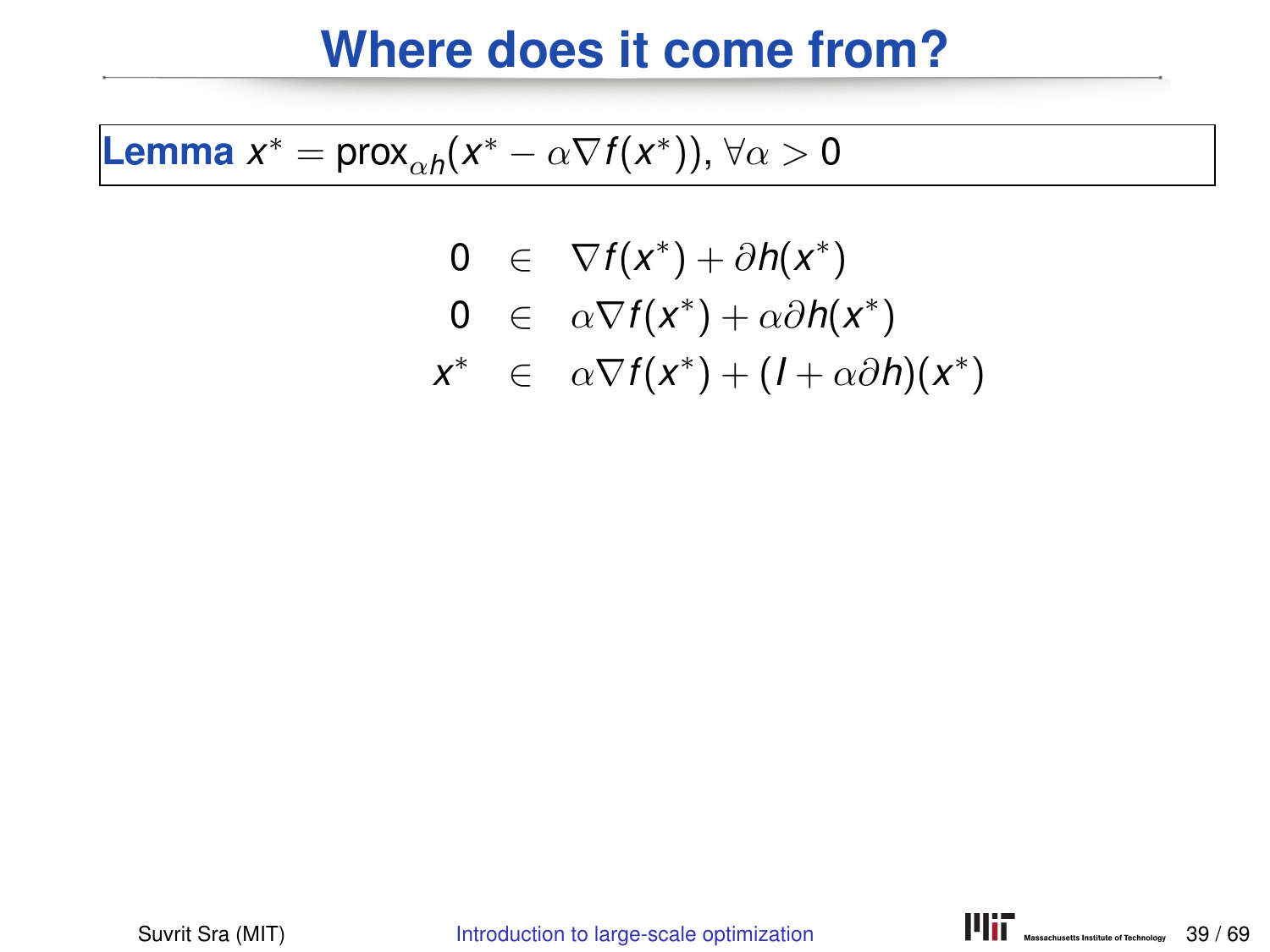# Where does it come from?

**Lemma** $x^* = \text{prox}_{\alpha h}(x^* - \alpha \nabla f(x^*)), \forall \alpha > 0$

$$
\begin{aligned}
0 &\in \nabla f(x^*) + \partial h(x^*) \\
0 &\in \alpha \nabla f(x^*) + \alpha \partial h(x^*) \\
x^* &\in \alpha \nabla f(x^*) + (I + \alpha \partial h)(x^*)
\end{aligned}
$$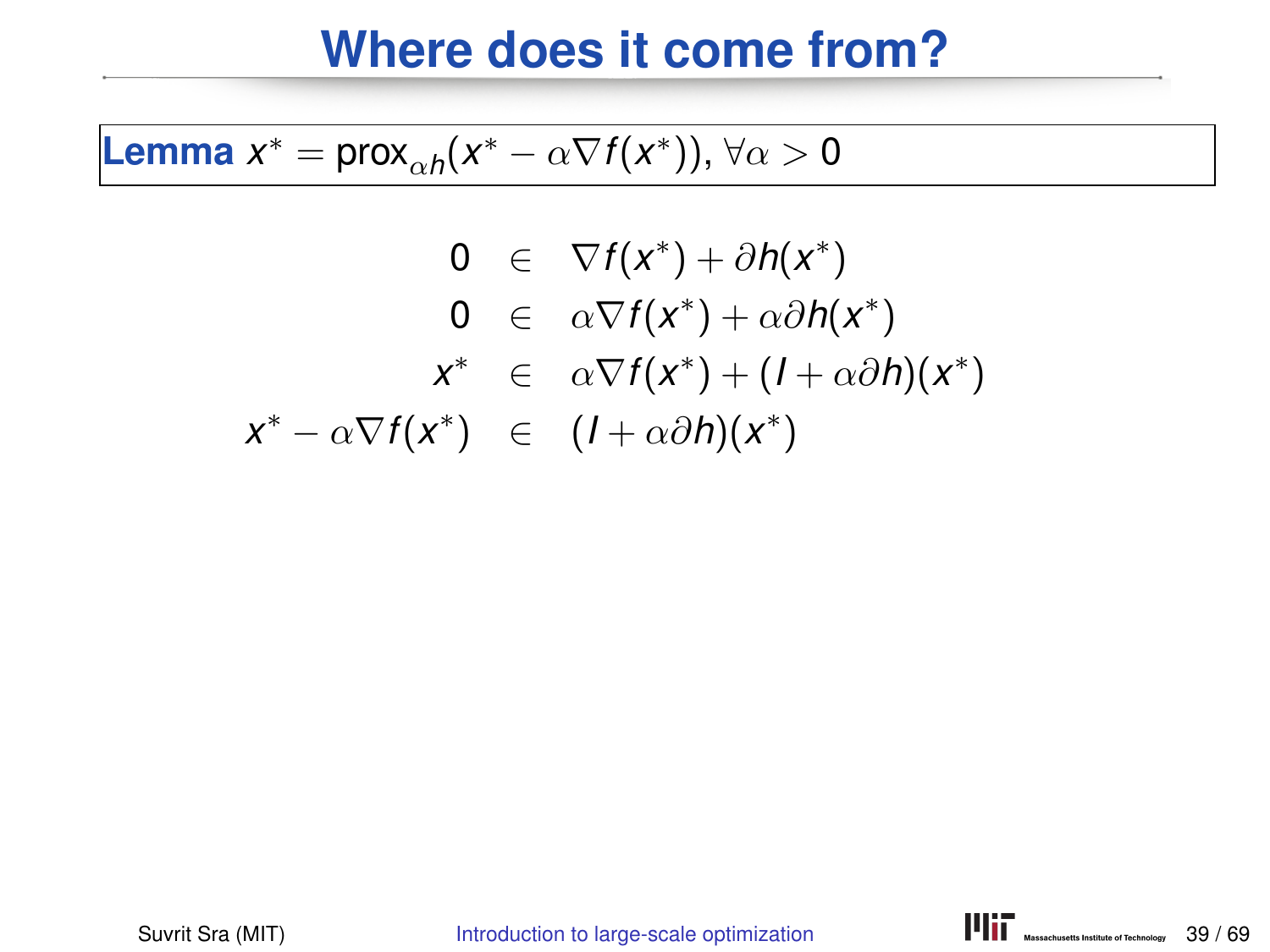# Where does it come from?

**Lemma** $x^* = \text{prox}_{\alpha h}(x^* - \alpha \nabla f(x^*)),\ \forall \alpha > 0$

$$
\begin{aligned}
0 &\in \nabla f(x^*) + \partial h(x^*) \\
0 &\in \alpha \nabla f(x^*) + \alpha \partial h(x^*) \\
x^* &\in \alpha \nabla f(x^*) + (I + \alpha \partial h)(x^*) \\
x^* - \alpha \nabla f(x^*) &\in (I + \alpha \partial h)(x^*)
\end{aligned}
$$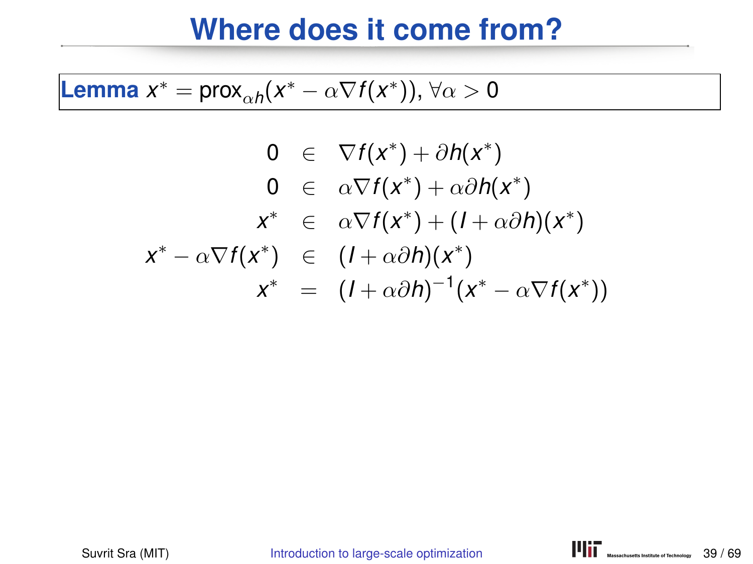# Where does it come from?

**Lemma** $x^* = \text{prox}_{\alpha h}(x^* - \alpha \nabla f(x^*)), \forall \alpha > 0$

$$
\begin{aligned}
0 &\in \nabla f(x^*) + \partial h(x^*) \\
0 &\in \alpha \nabla f(x^*) + \alpha \partial h(x^*) \\
x^* &\in \alpha \nabla f(x^*) + (I + \alpha \partial h)(x^*) \\
x^* - \alpha \nabla f(x^*) &\in (I + \alpha \partial h)(x^*) \\
x^* &= (I + \alpha \partial h)^{-1}(x^* - \alpha \nabla f(x^*))
\end{aligned}
$$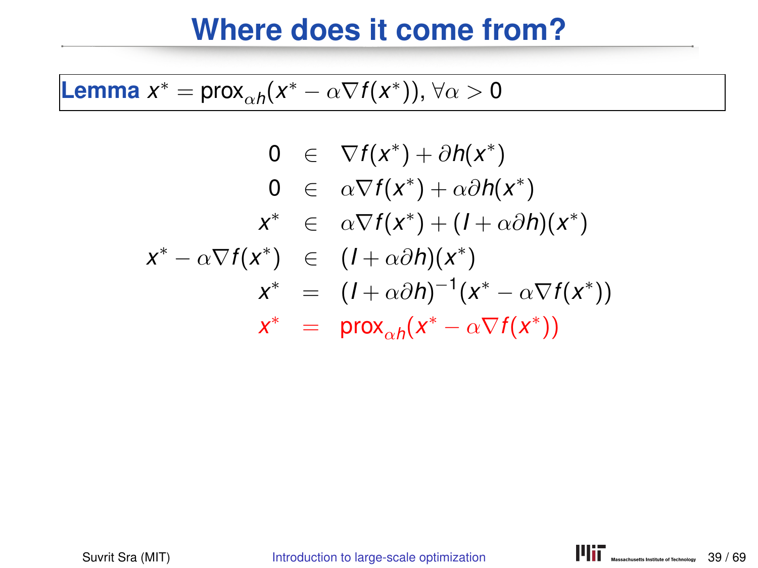# Where does it come from?

**Lemma** $x^* = \text{prox}_{\alpha h}(x^* - \alpha \nabla f(x^*)), \forall \alpha > 0$

$$
\begin{aligned}
0 &\in \nabla f(x^*) + \partial h(x^*) \\
0 &\in \alpha \nabla f(x^*) + \alpha \partial h(x^*) \\
x^* &\in \alpha \nabla f(x^*) + (I + \alpha \partial h)(x^*) \\
x^* - \alpha \nabla f(x^*) &\in (I + \alpha \partial h)(x^*) \\
x^* &= (I + \alpha \partial h)^{-1}(x^* - \alpha \nabla f(x^*)) \\
x^* &= \text{prox}_{\alpha h}(x^* - \alpha \nabla f(x^*))
\end{aligned}
$$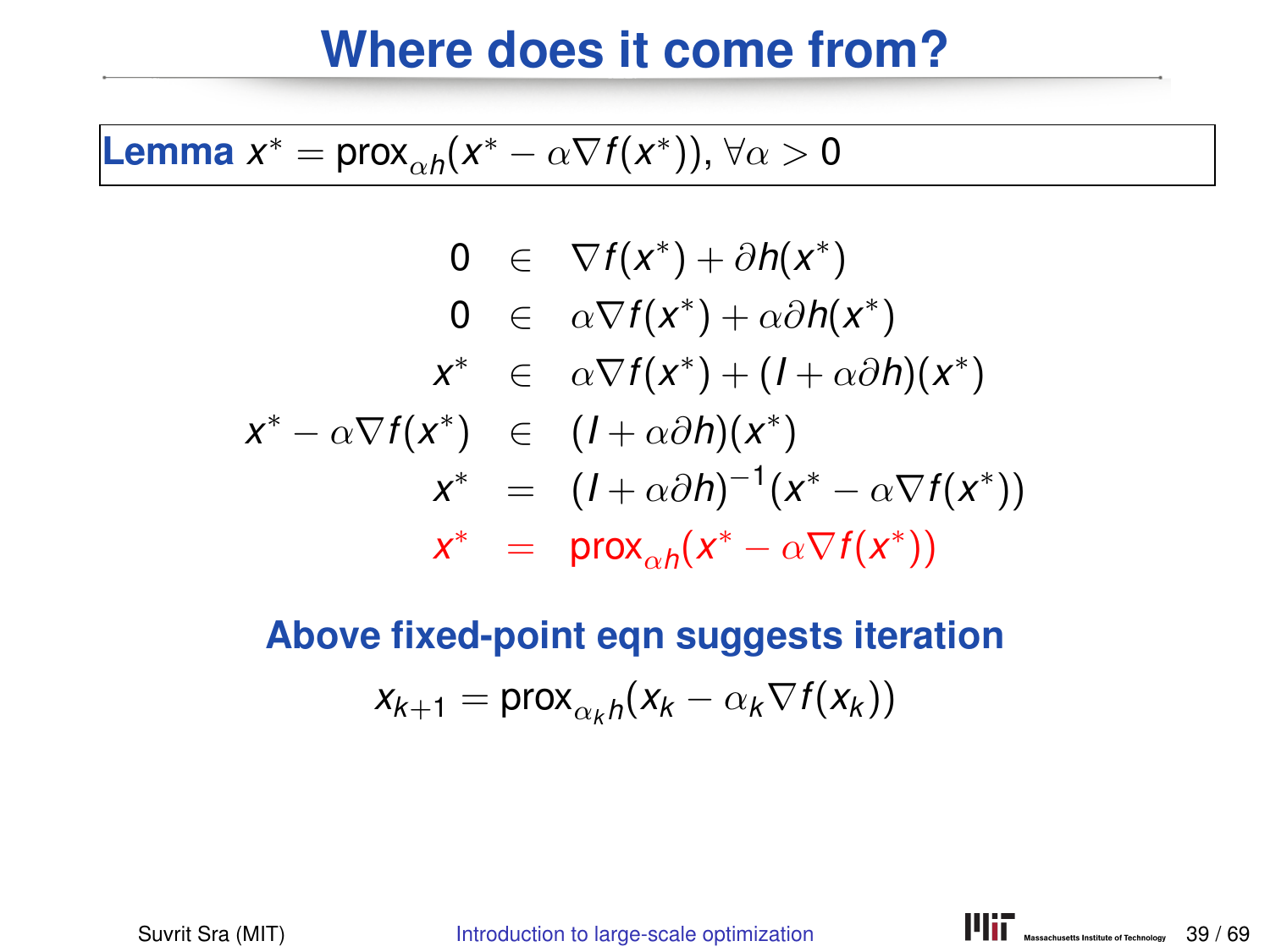# Where does it come from?

**Lemma** $x^* = \text{prox}_{\alpha h}(x^* - \alpha \nabla f(x^*)), \forall \alpha > 0$

$$
\begin{aligned}
0 &\in \nabla f(x^*) + \partial h(x^*) \\
0 &\in \alpha \nabla f(x^*) + \alpha \partial h(x^*) \\
x^* &\in \alpha \nabla f(x^*) + (I + \alpha \partial h)(x^*) \\
x^* - \alpha \nabla f(x^*) &\in (I + \alpha \partial h)(x^*) \\
x^* &= (I + \alpha \partial h)^{-1}(x^* - \alpha \nabla f(x^*)) \\
x^* &= \text{prox}_{\alpha h}(x^* - \alpha \nabla f(x^*))
\end{aligned}
$$

**Above fixed-point eqn suggests iteration**

$$x_{k+1} = \text{prox}_{\alpha_k h}(x_k - \alpha_k \nabla f(x_k))$$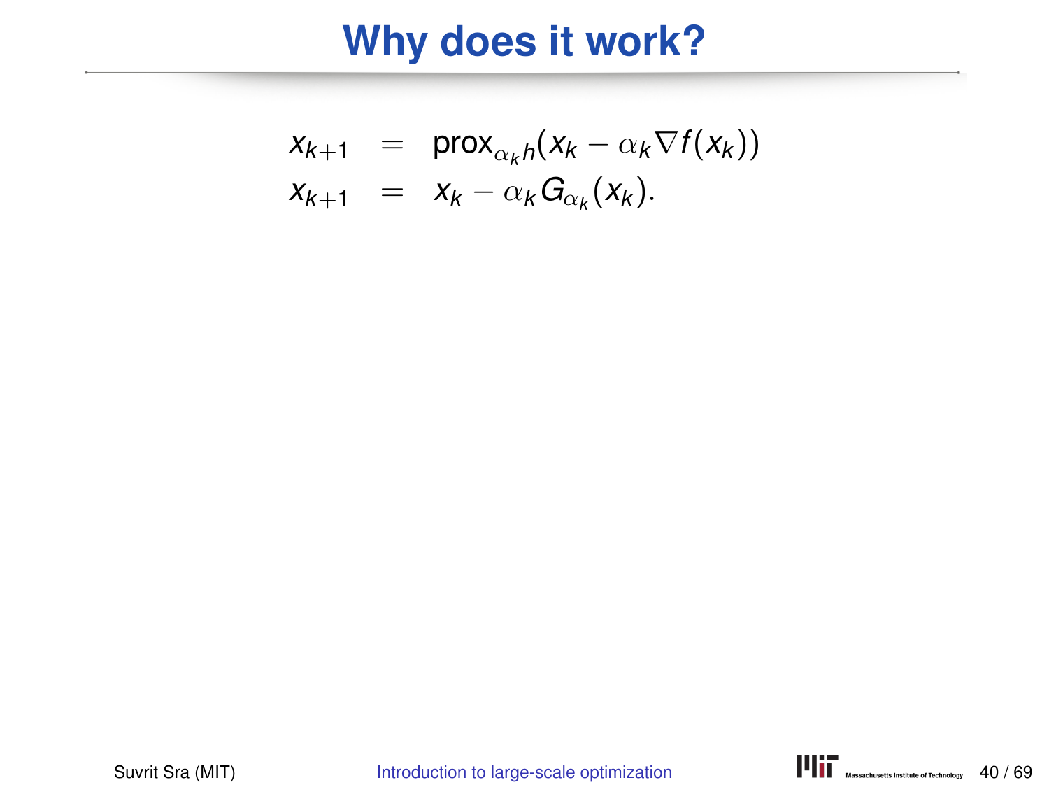# Why does it work?

$$
\begin{aligned}
x_{k+1} &= \operatorname{prox}_{\alpha_k h}(x_k - \alpha_k \nabla f(x_k)) \\
x_{k+1} &= x_k - \alpha_k G_{\alpha_k}(x_k).
\end{aligned}
$$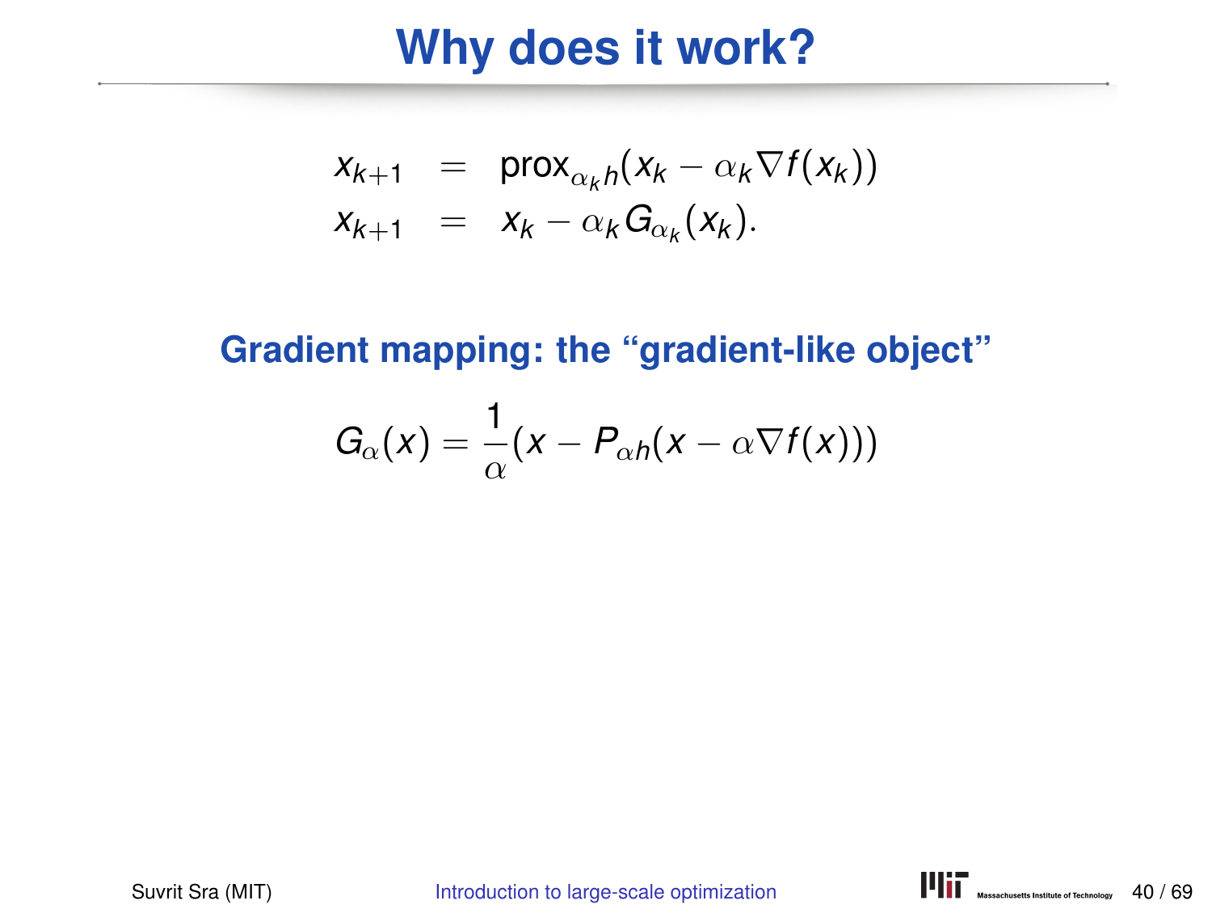# Why does it work?

$$
\begin{aligned}
x_{k+1} &= \operatorname{prox}_{\alpha_k h}(x_k - \alpha_k \nabla f(x_k)) \\
x_{k+1} &= x_k - \alpha_k G_{\alpha_k}(x_k).
\end{aligned}
$$

## Gradient mapping: the "gradient-like object"

$$
G_\alpha(x) = \frac{1}{\alpha}(x - P_{\alpha h}(x - \alpha \nabla f(x)))
$$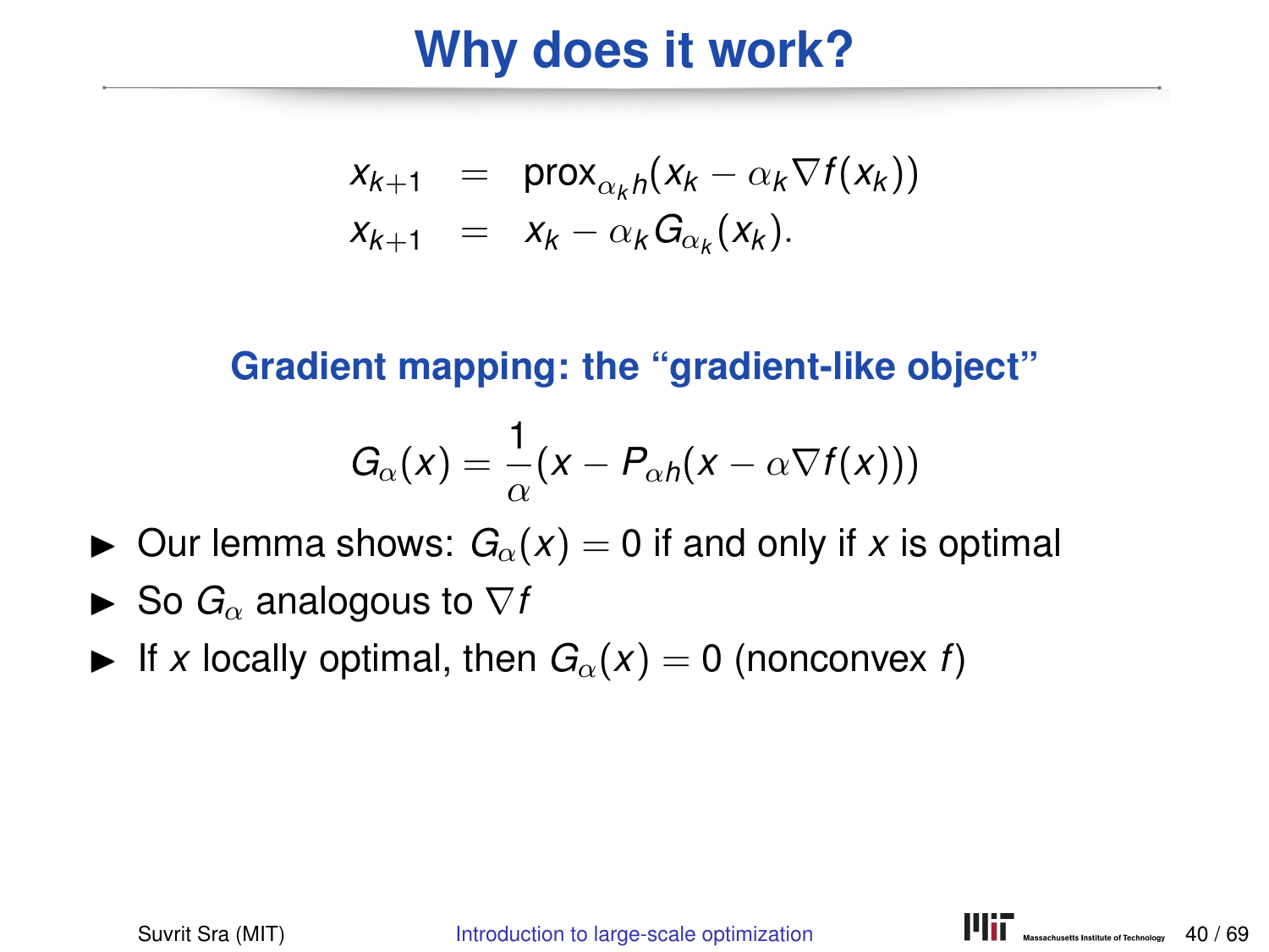# Why does it work?

$$
\begin{aligned}
x_{k+1} &= \operatorname{prox}_{\alpha_k h}(x_k - \alpha_k \nabla f(x_k)) \\
x_{k+1} &= x_k - \alpha_k G_{\alpha_k}(x_k).
\end{aligned}
$$

**Gradient mapping: the "gradient-like object"**

$$
G_\alpha(x) = \frac{1}{\alpha}(x - P_{\alpha h}(x - \alpha \nabla f(x)))
$$

- Our lemma shows: $G_\alpha(x) = 0$ if and only if $x$ is optimal
- So $G_\alpha$ analogous to $\nabla f$
- If $x$ locally optimal, then $G_\alpha(x) = 0$ (nonconvex $f$)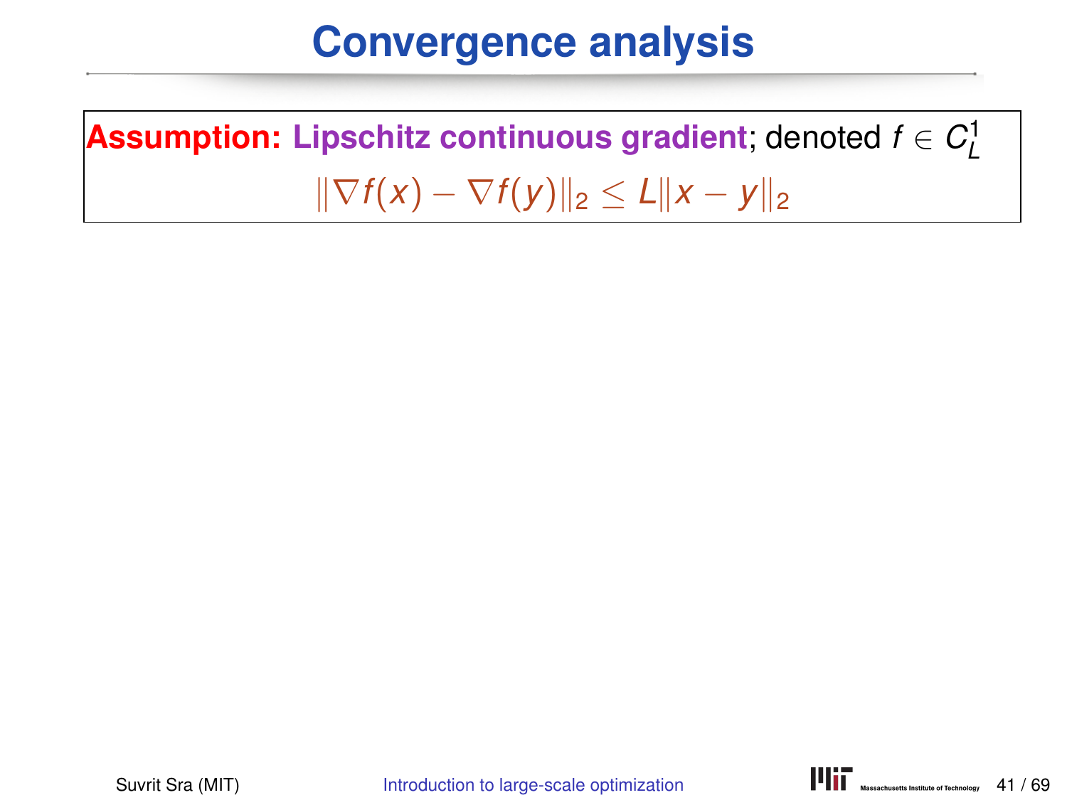# Convergence analysis

**Assumption: Lipschitz continuous gradient**; denoted $f \in C_L^1$

$$\|\nabla f(x) - \nabla f(y)\|_2 \leq L\|x - y\|_2$$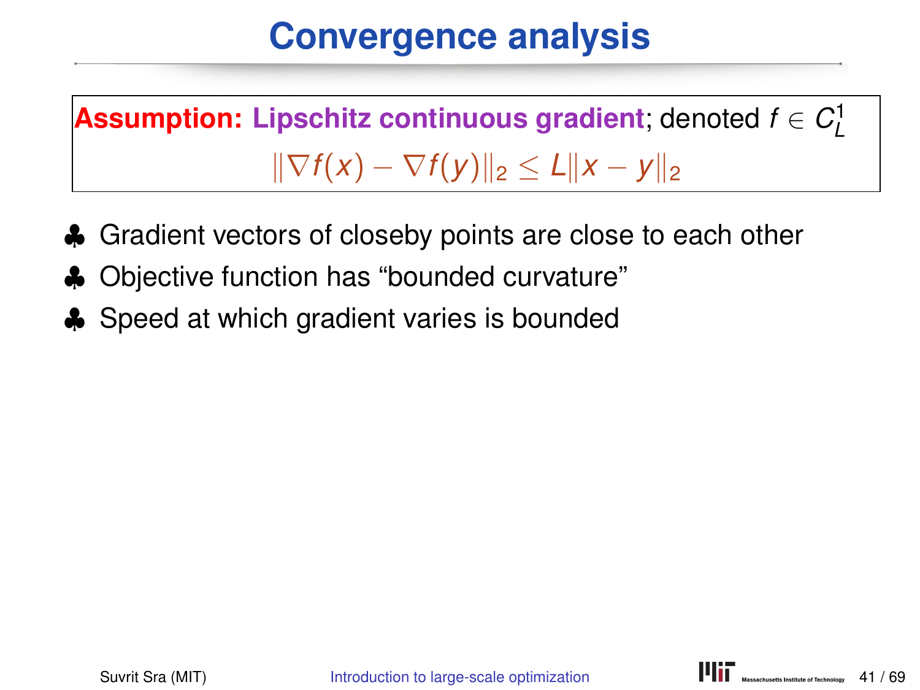# Convergence analysis

**Assumption: Lipschitz continuous gradient**; denoted $f \in C_L^1$

$$\|\nabla f(x) - \nabla f(y)\|_2 \leq L\|x - y\|_2$$

- ♣ Gradient vectors of closeby points are close to each other
- ♣ Objective function has "bounded curvature"
- ♣ Speed at which gradient varies is bounded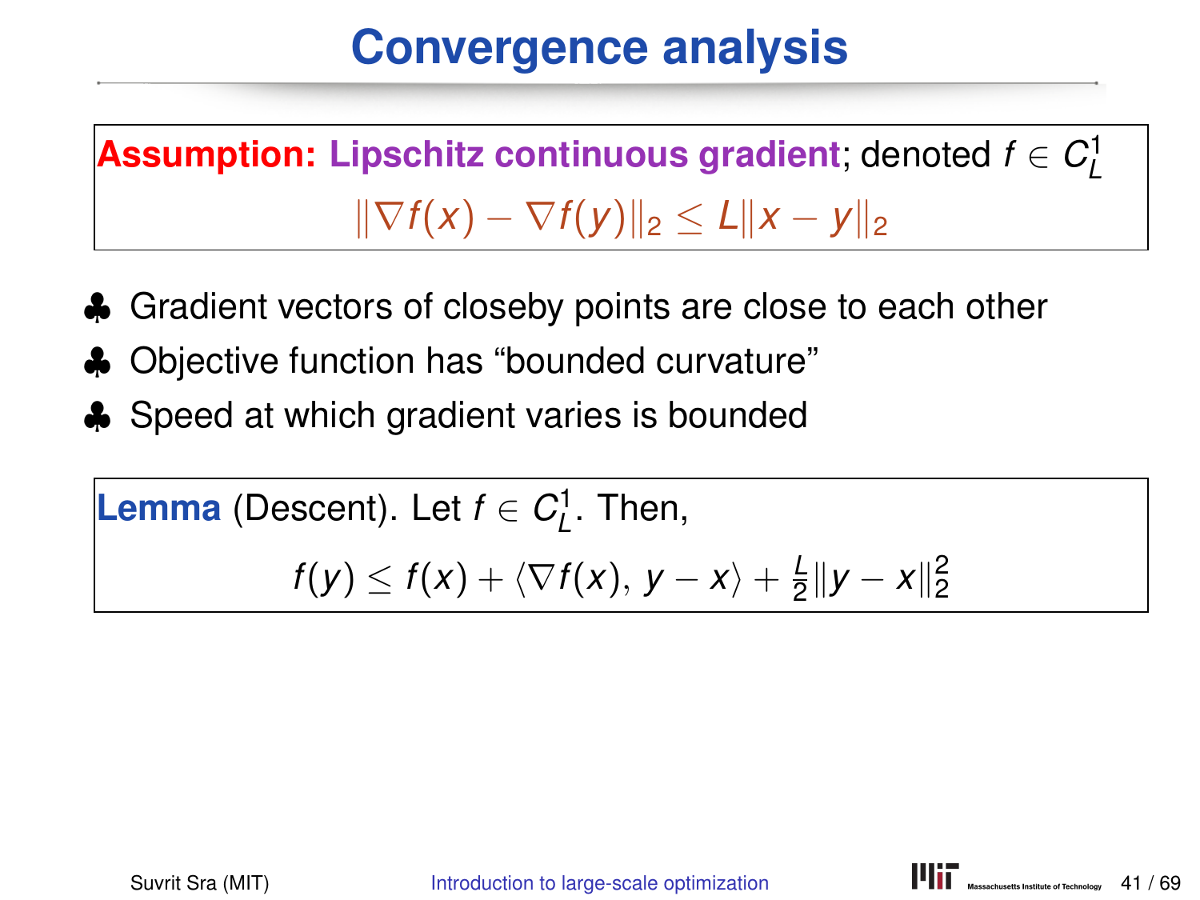# Convergence analysis

**Assumption: Lipschitz continuous gradient**; denoted $f \in C_L^1$

$$\|\nabla f(x) - \nabla f(y)\|_2 \leq L\|x - y\|_2$$

- ♣ Gradient vectors of closeby points are close to each other
- ♣ Objective function has "bounded curvature"
- ♣ Speed at which gradient varies is bounded

**Lemma** (Descent). Let $f \in C_L^1$. Then,

$$f(y) \leq f(x) + \langle \nabla f(x), y - x \rangle + \frac{L}{2}\|y - x\|_2^2$$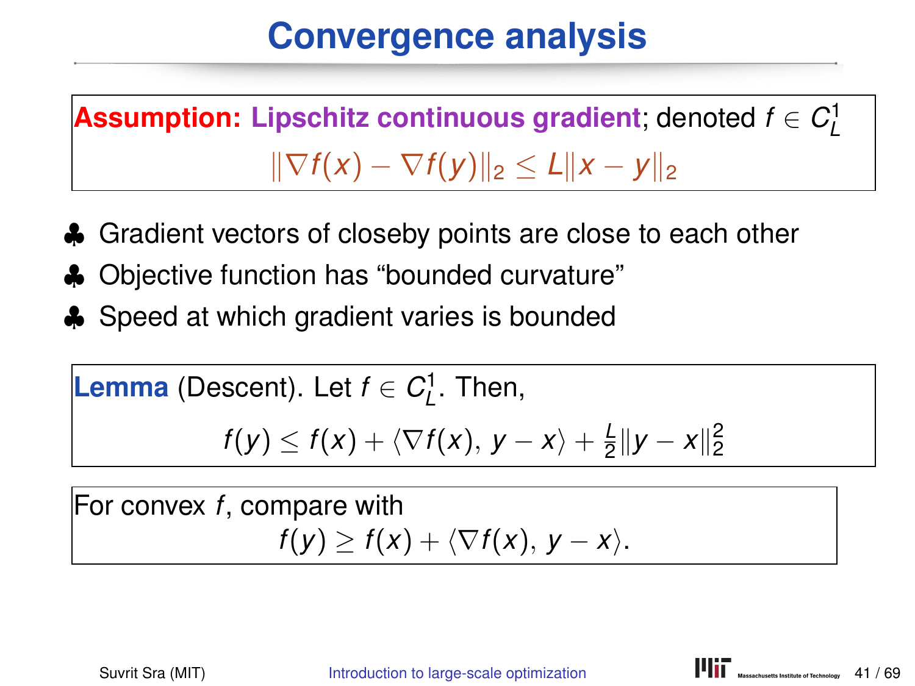# Convergence analysis

**Assumption: Lipschitz continuous gradient**; denoted $f \in C_L^1$

$$\|\nabla f(x) - \nabla f(y)\|_2 \leq L\|x - y\|_2$$

- ♣ Gradient vectors of closeby points are close to each other
- ♣ Objective function has "bounded curvature"
- ♣ Speed at which gradient varies is bounded

**Lemma** (Descent). Let $f \in C_L^1$. Then,

$$f(y) \leq f(x) + \langle \nabla f(x), y - x \rangle + \tfrac{L}{2}\|y - x\|_2^2$$

For convex $f$, compare with

$$f(y) \geq f(x) + \langle \nabla f(x), y - x \rangle.$$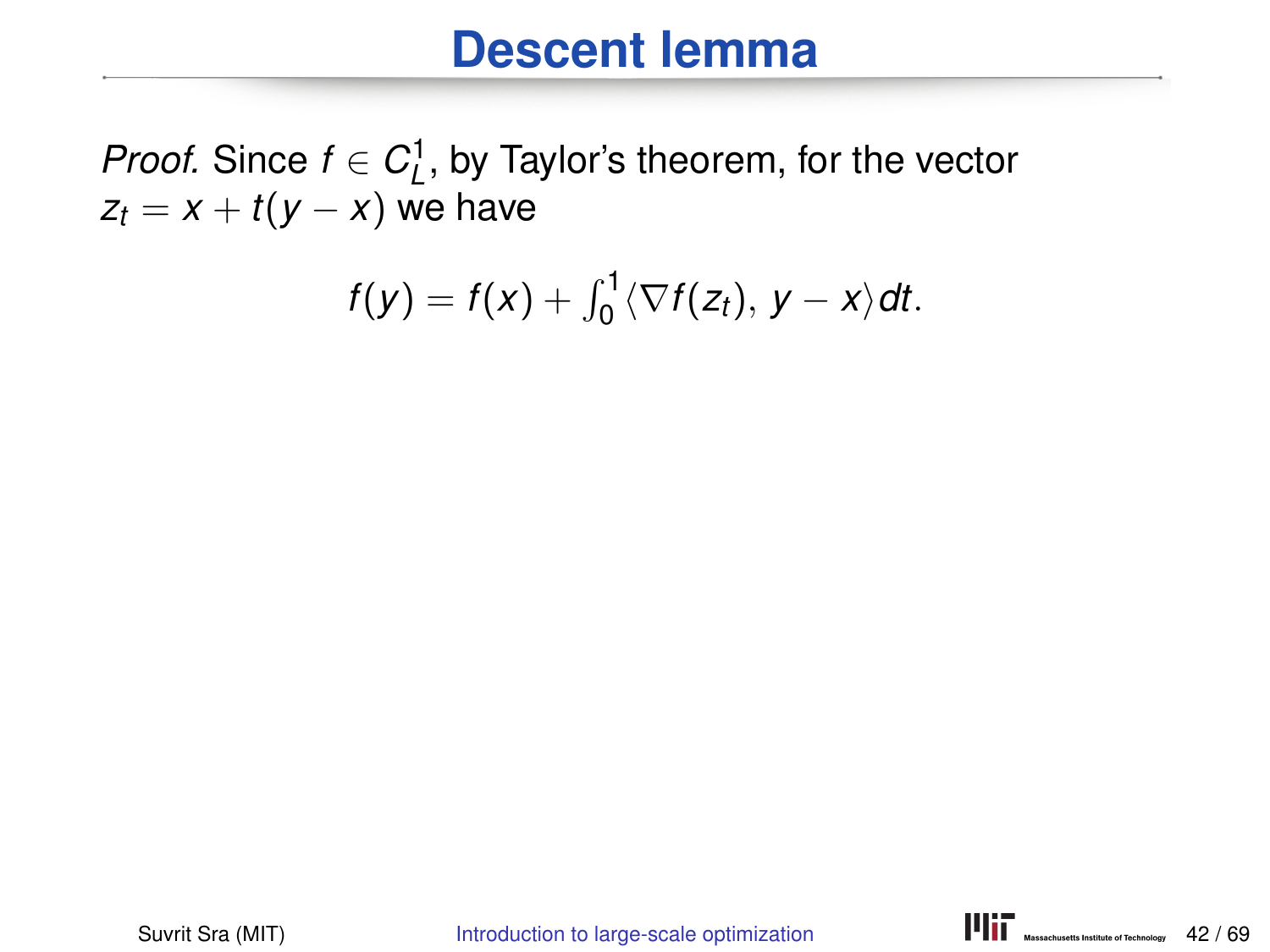# Descent lemma

*Proof.* Since $f \in C_L^1$, by Taylor's theorem, for the vector $z_t = x + t(y - x)$ we have

$$f(y) = f(x) + \int_0^1 \langle \nabla f(z_t),\, y - x \rangle dt.$$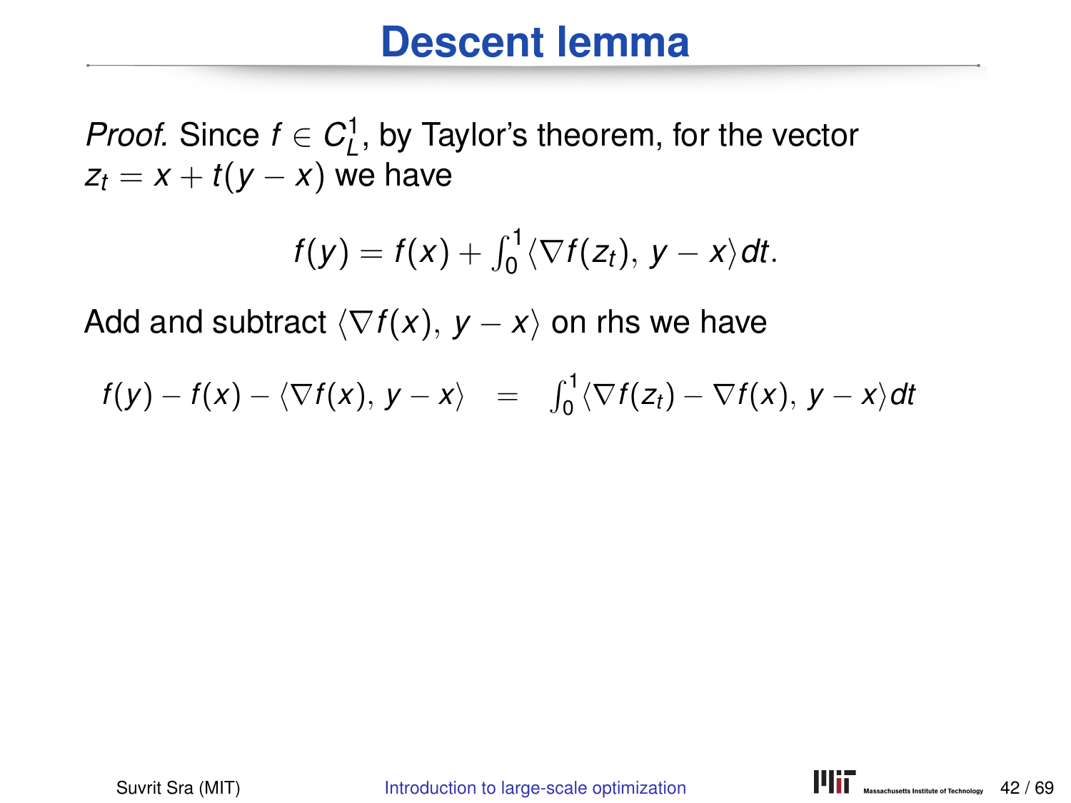# Descent lemma

*Proof.* Since $f \in C_L^1$, by Taylor's theorem, for the vector $z_t = x + t(y - x)$ we have

$$f(y) = f(x) + \int_0^1 \langle \nabla f(z_t),\, y - x \rangle dt.$$

Add and subtract $\langle \nabla f(x),\, y - x \rangle$ on rhs we have

$$f(y) - f(x) - \langle \nabla f(x),\, y - x \rangle \quad = \quad \int_0^1 \langle \nabla f(z_t) - \nabla f(x),\, y - x \rangle dt$$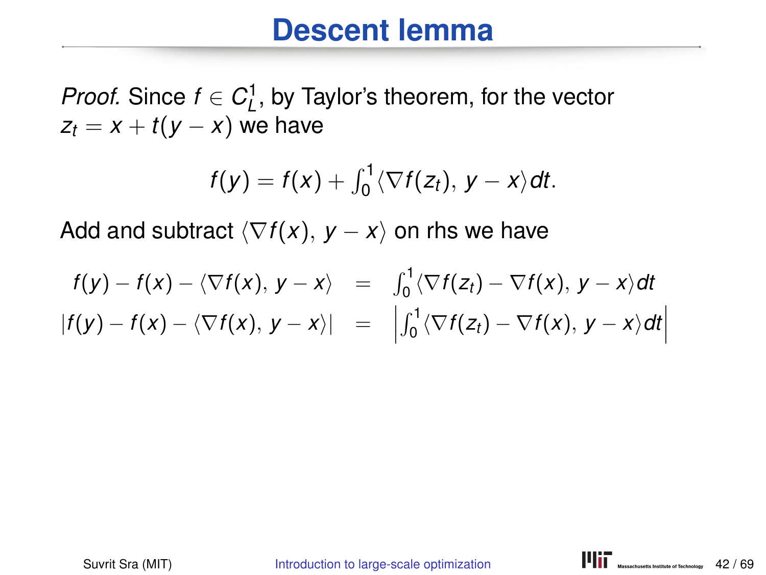# Descent lemma

*Proof.* Since $f \in C_L^1$, by Taylor's theorem, for the vector $z_t = x + t(y - x)$ we have

$$f(y) = f(x) + \int_0^1 \langle \nabla f(z_t),\, y - x \rangle dt.$$

Add and subtract $\langle \nabla f(x),\, y - x \rangle$ on rhs we have

$$\begin{aligned}
f(y) - f(x) - \langle \nabla f(x),\, y - x \rangle &= \int_0^1 \langle \nabla f(z_t) - \nabla f(x),\, y - x \rangle dt \\
|f(y) - f(x) - \langle \nabla f(x),\, y - x \rangle| &= \left| \int_0^1 \langle \nabla f(z_t) - \nabla f(x),\, y - x \rangle dt \right|
\end{aligned}$$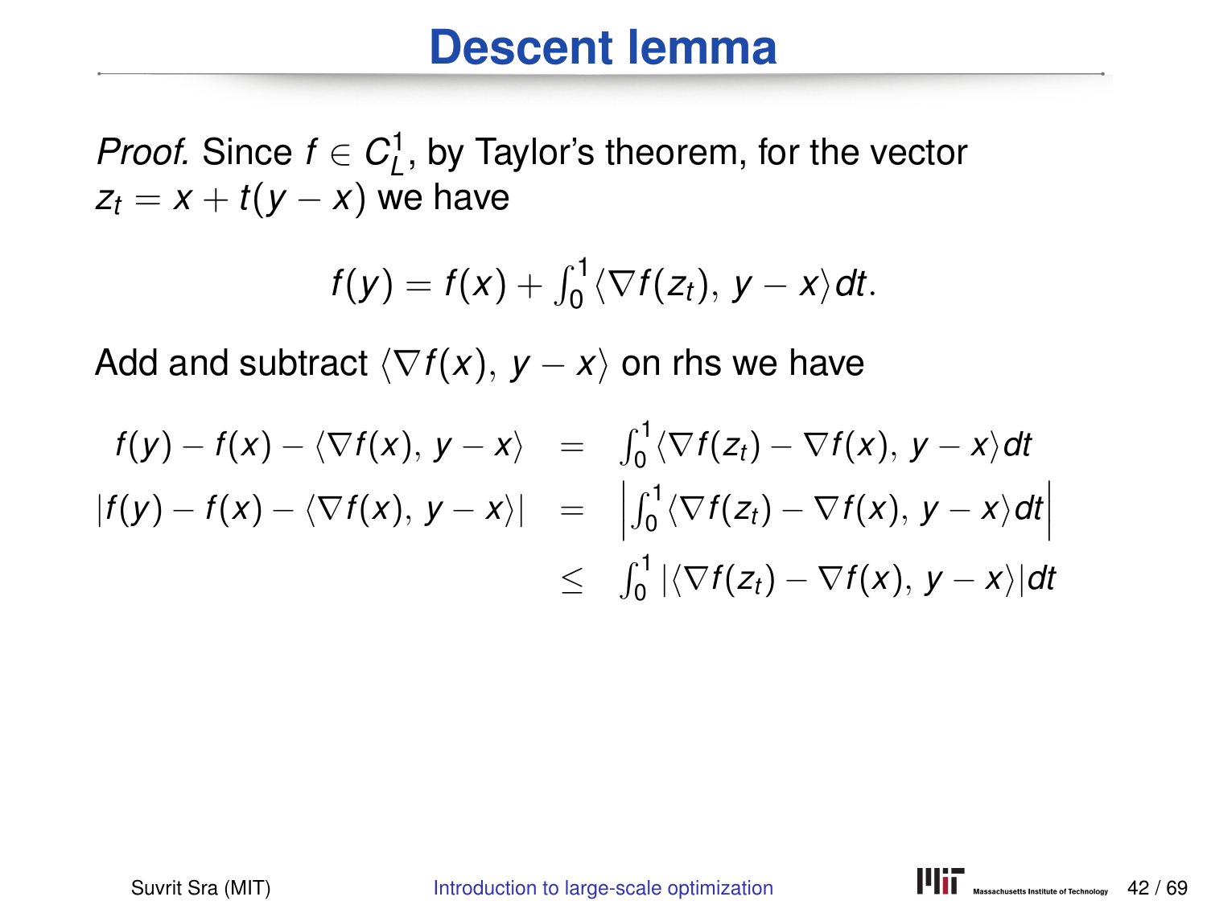# Descent lemma

*Proof.* Since $f \in C_L^1$, by Taylor's theorem, for the vector $z_t = x + t(y - x)$ we have

$$f(y) = f(x) + \int_0^1 \langle \nabla f(z_t),\, y - x \rangle dt.$$

Add and subtract $\langle \nabla f(x),\, y - x \rangle$ on rhs we have

$$
\begin{aligned}
f(y) - f(x) - \langle \nabla f(x),\, y - x \rangle &= \int_0^1 \langle \nabla f(z_t) - \nabla f(x),\, y - x \rangle dt \\
|f(y) - f(x) - \langle \nabla f(x),\, y - x \rangle| &= \left| \int_0^1 \langle \nabla f(z_t) - \nabla f(x),\, y - x \rangle dt \right| \\
&\leq \int_0^1 |\langle \nabla f(z_t) - \nabla f(x),\, y - x \rangle| dt
\end{aligned}
$$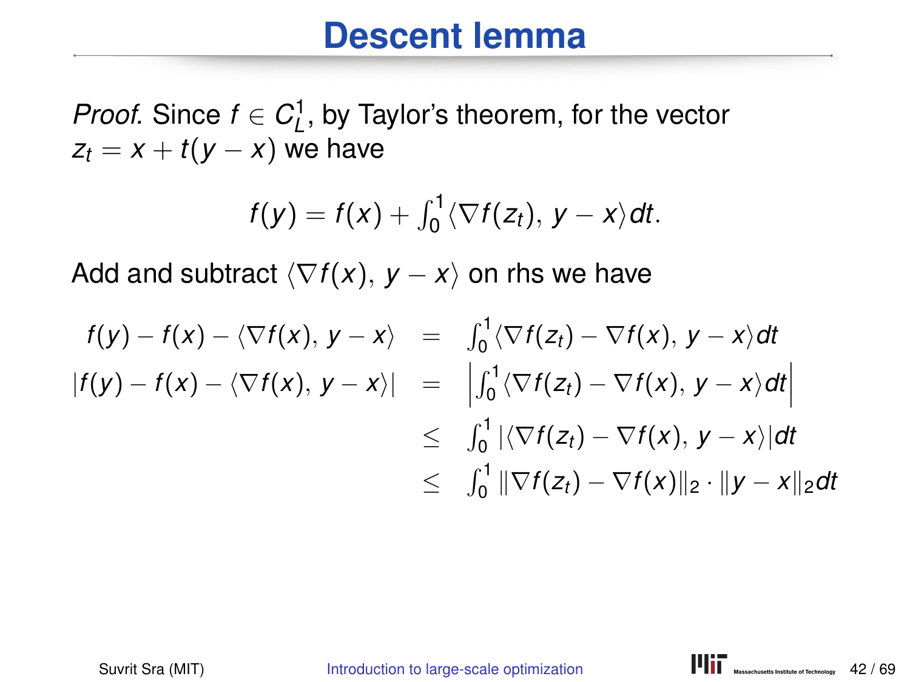# Descent lemma

*Proof.* Since $f \in C^1_L$, by Taylor's theorem, for the vector $z_t = x + t(y - x)$ we have

$$f(y) = f(x) + \int_0^1 \langle \nabla f(z_t), \, y - x \rangle dt.$$

Add and subtract $\langle \nabla f(x), \, y - x \rangle$ on rhs we have

$$\begin{aligned}
f(y) - f(x) - \langle \nabla f(x), \, y - x \rangle &= \int_0^1 \langle \nabla f(z_t) - \nabla f(x), \, y - x \rangle dt \\
|f(y) - f(x) - \langle \nabla f(x), \, y - x \rangle| &= \left| \int_0^1 \langle \nabla f(z_t) - \nabla f(x), \, y - x \rangle dt \right| \\
&\leq \int_0^1 |\langle \nabla f(z_t) - \nabla f(x), \, y - x \rangle| dt \\
&\leq \int_0^1 \|\nabla f(z_t) - \nabla f(x)\|_2 \cdot \|y - x\|_2 dt
\end{aligned}$$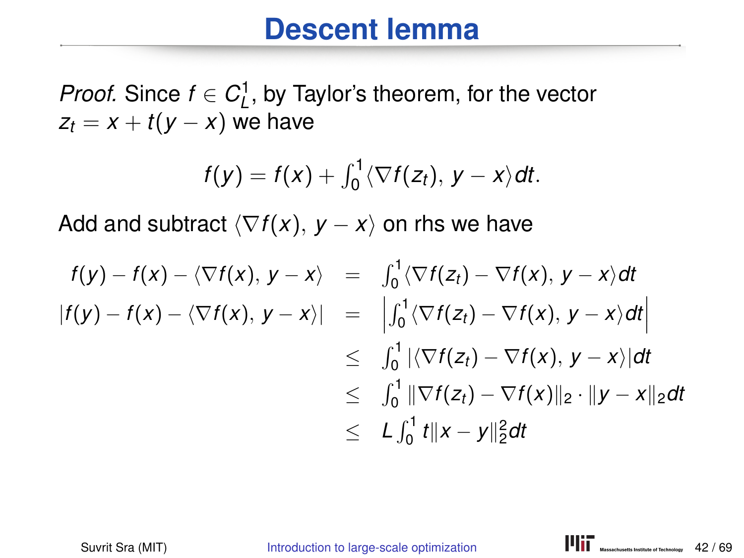# Descent lemma

*Proof.* Since $f \in C_L^1$, by Taylor's theorem, for the vector $z_t = x + t(y - x)$ we have

$$f(y) = f(x) + \int_0^1 \langle \nabla f(z_t),\, y - x \rangle dt.$$

Add and subtract $\langle \nabla f(x),\, y - x \rangle$ on rhs we have

$$
\begin{aligned}
f(y) - f(x) - \langle \nabla f(x),\, y - x \rangle &= \int_0^1 \langle \nabla f(z_t) - \nabla f(x),\, y - x \rangle dt \\
|f(y) - f(x) - \langle \nabla f(x),\, y - x \rangle| &= \left| \int_0^1 \langle \nabla f(z_t) - \nabla f(x),\, y - x \rangle dt \right| \\
&\leq \int_0^1 |\langle \nabla f(z_t) - \nabla f(x),\, y - x \rangle| dt \\
&\leq \int_0^1 \|\nabla f(z_t) - \nabla f(x)\|_2 \cdot \|y - x\|_2 dt \\
&\leq L \int_0^1 t \|x - y\|_2^2 dt
\end{aligned}
$$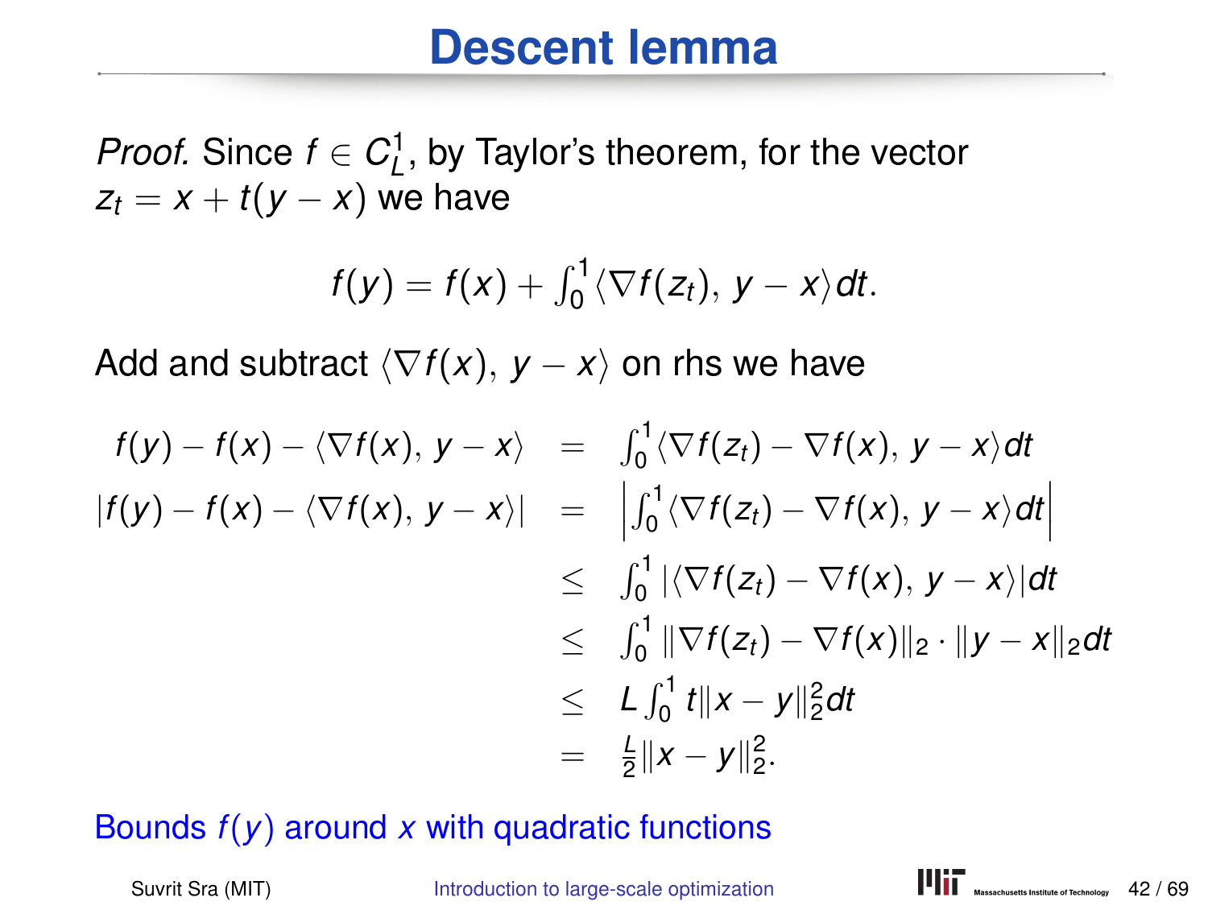# Descent lemma

*Proof.* Since $f \in C_L^1$, by Taylor's theorem, for the vector $z_t = x + t(y - x)$ we have

$$f(y) = f(x) + \int_0^1 \langle \nabla f(z_t),\, y - x \rangle dt.$$

Add and subtract $\langle \nabla f(x),\, y - x \rangle$ on rhs we have

$$\begin{aligned}
f(y) - f(x) - \langle \nabla f(x),\, y - x \rangle &= \int_0^1 \langle \nabla f(z_t) - \nabla f(x),\, y - x \rangle dt \\
|f(y) - f(x) - \langle \nabla f(x),\, y - x \rangle| &= \left| \int_0^1 \langle \nabla f(z_t) - \nabla f(x),\, y - x \rangle dt \right| \\
&\leq \int_0^1 |\langle \nabla f(z_t) - \nabla f(x),\, y - x \rangle| dt \\
&\leq \int_0^1 \|\nabla f(z_t) - \nabla f(x)\|_2 \cdot \|y - x\|_2 dt \\
&\leq L \int_0^1 t \|x - y\|_2^2 dt \\
&= \tfrac{L}{2} \|x - y\|_2^2.
\end{aligned}$$

Bounds $f(y)$ around $x$ with quadratic functions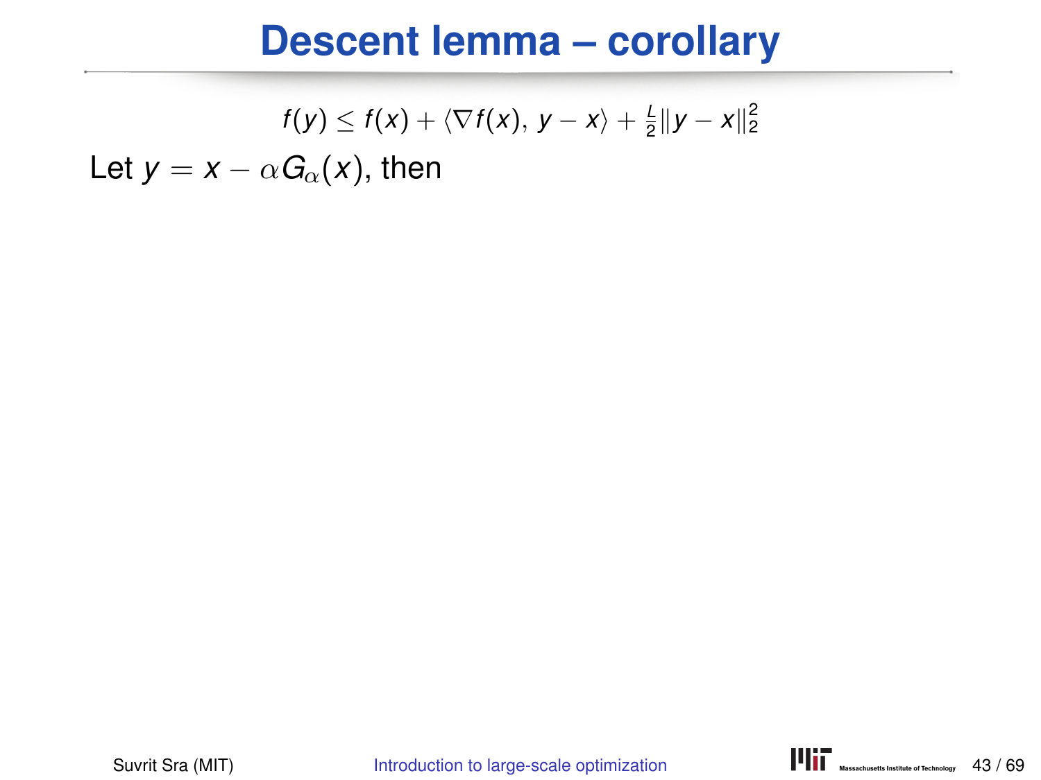# Descent lemma – corollary

$$f(y) \leq f(x) + \langle \nabla f(x),\, y - x \rangle + \tfrac{L}{2}\|y - x\|_2^2$$

Let $y = x - \alpha G_\alpha(x)$, then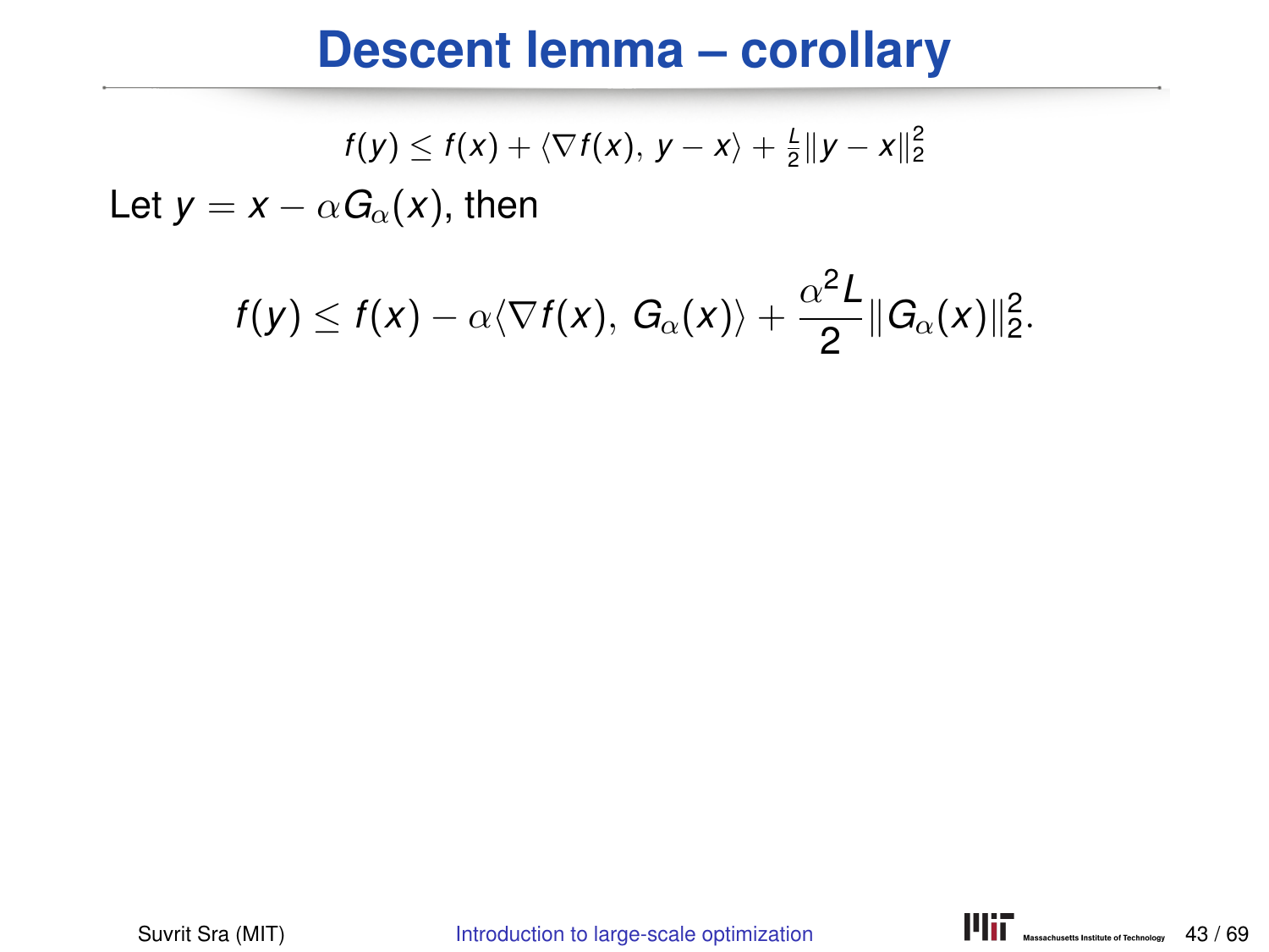# Descent lemma – corollary

$$f(y) \le f(x) + \langle \nabla f(x),\, y - x \rangle + \tfrac{L}{2}\|y - x\|_2^2$$

Let $y = x - \alpha G_\alpha(x)$, then

$$f(y) \le f(x) - \alpha \langle \nabla f(x),\, G_\alpha(x) \rangle + \frac{\alpha^2 L}{2}\|G_\alpha(x)\|_2^2.$$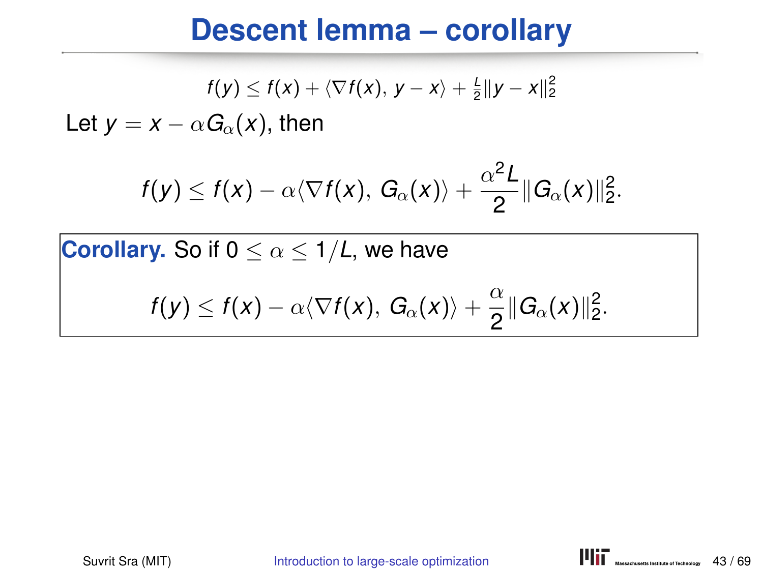# Descent lemma – corollary

$$f(y) \leq f(x) + \langle \nabla f(x), y - x \rangle + \tfrac{L}{2}\|y - x\|_2^2$$

Let $y = x - \alpha G_\alpha(x)$, then

$$f(y) \leq f(x) - \alpha \langle \nabla f(x), G_\alpha(x) \rangle + \frac{\alpha^2 L}{2}\|G_\alpha(x)\|_2^2.$$

**Corollary.** So if $0 \leq \alpha \leq 1/L$, we have

$$f(y) \leq f(x) - \alpha \langle \nabla f(x), G_\alpha(x) \rangle + \frac{\alpha}{2}\|G_\alpha(x)\|_2^2.$$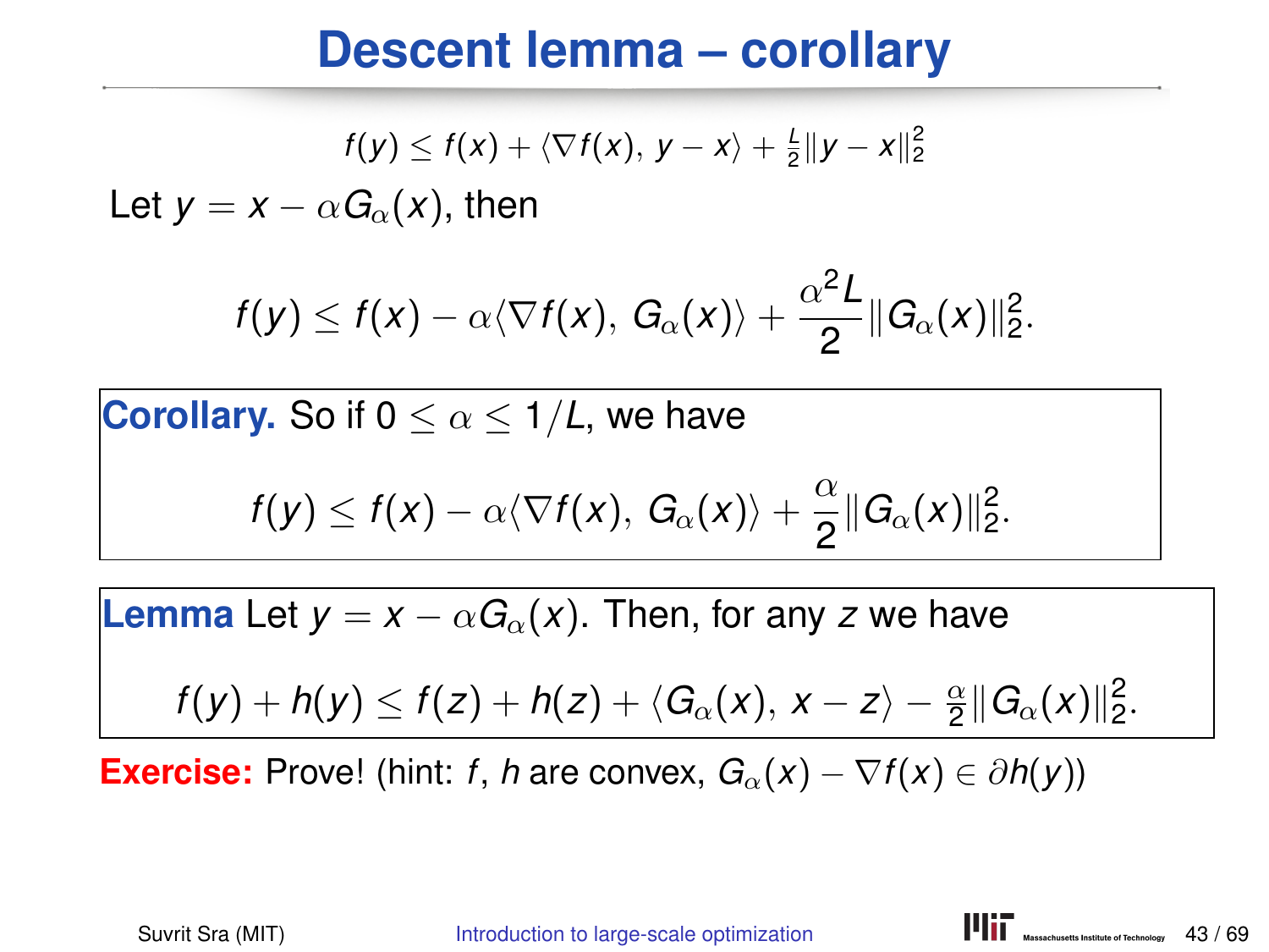# Descent lemma – corollary

$$f(y) \leq f(x) + \langle \nabla f(x),\, y - x \rangle + \tfrac{L}{2}\|y - x\|_2^2$$

Let $y = x - \alpha G_\alpha(x)$, then

$$f(y) \leq f(x) - \alpha \langle \nabla f(x),\, G_\alpha(x) \rangle + \frac{\alpha^2 L}{2}\|G_\alpha(x)\|_2^2.$$

**Corollary.** So if $0 \leq \alpha \leq 1/L$, we have

$$f(y) \leq f(x) - \alpha \langle \nabla f(x),\, G_\alpha(x) \rangle + \frac{\alpha}{2}\|G_\alpha(x)\|_2^2.$$

**Lemma** Let $y = x - \alpha G_\alpha(x)$. Then, for any $z$ we have

$$f(y) + h(y) \leq f(z) + h(z) + \langle G_\alpha(x),\, x - z \rangle - \tfrac{\alpha}{2}\|G_\alpha(x)\|_2^2.$$

**Exercise:** Prove! (hint: $f$, $h$ are convex, $G_\alpha(x) - \nabla f(x) \in \partial h(y)$)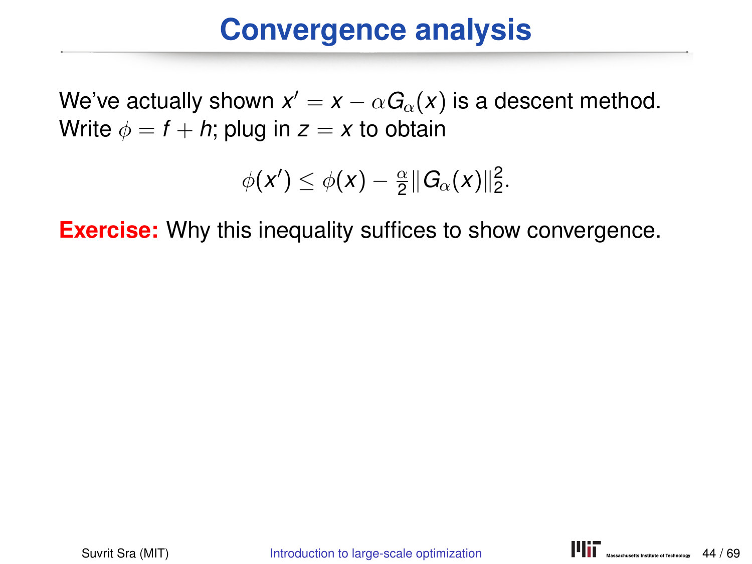# Convergence analysis

We've actually shown $x' = x - \alpha G_\alpha(x)$ is a descent method. Write $\phi = f + h$; plug in $z = x$ to obtain

$$\phi(x') \leq \phi(x) - \tfrac{\alpha}{2}\|G_\alpha(x)\|_2^2.$$

**Exercise:** Why this inequality suffices to show convergence.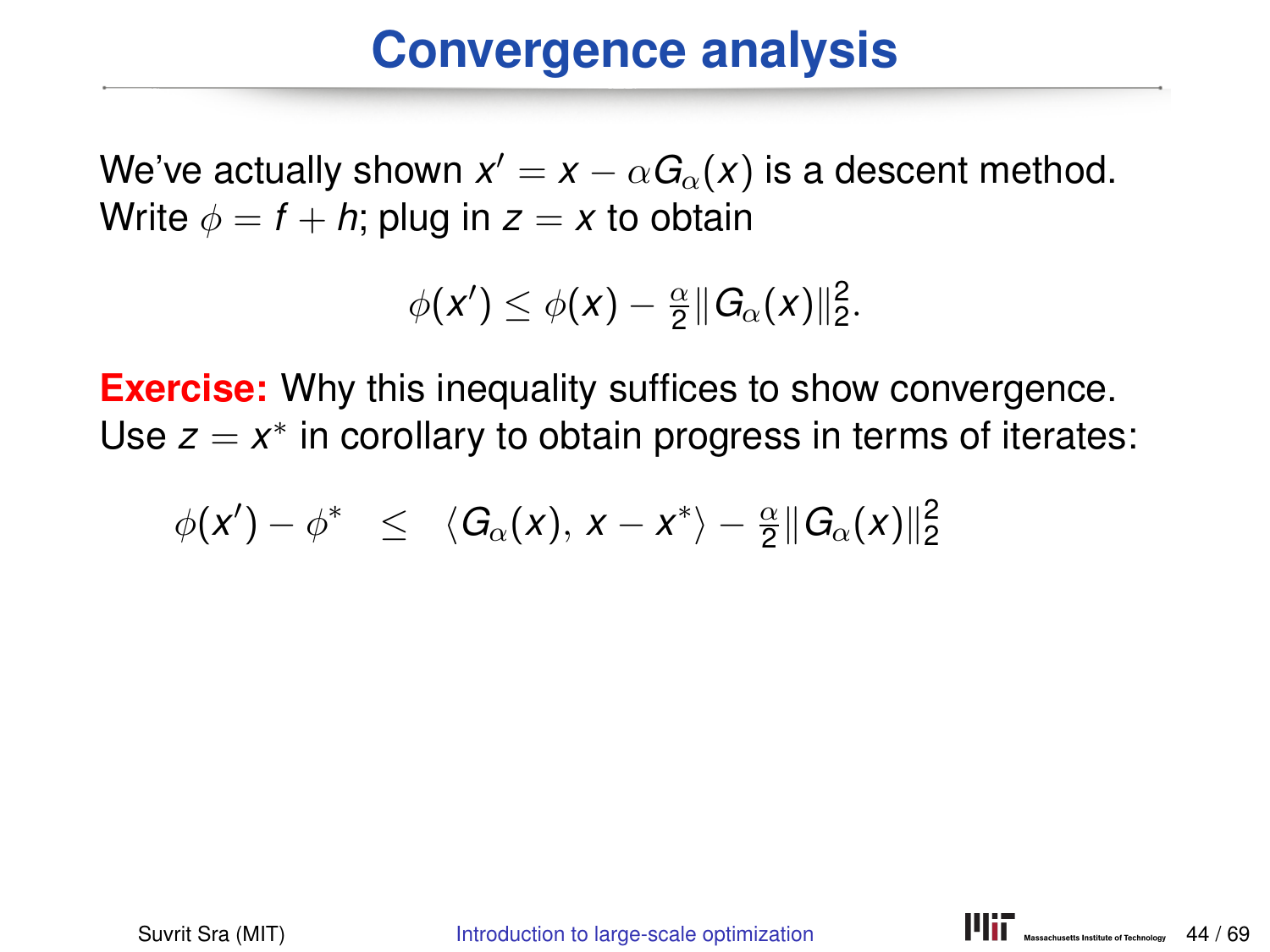# Convergence analysis

We've actually shown $x' = x - \alpha G_\alpha(x)$ is a descent method. Write $\phi = f + h$; plug in $z = x$ to obtain

$$\phi(x') \leq \phi(x) - \tfrac{\alpha}{2}\|G_\alpha(x)\|_2^2.$$

**Exercise:** Why this inequality suffices to show convergence. Use $z = x^*$ in corollary to obtain progress in terms of iterates:

$$\phi(x') - \phi^* \quad \leq \quad \langle G_\alpha(x), \, x - x^* \rangle - \tfrac{\alpha}{2}\|G_\alpha(x)\|_2^2$$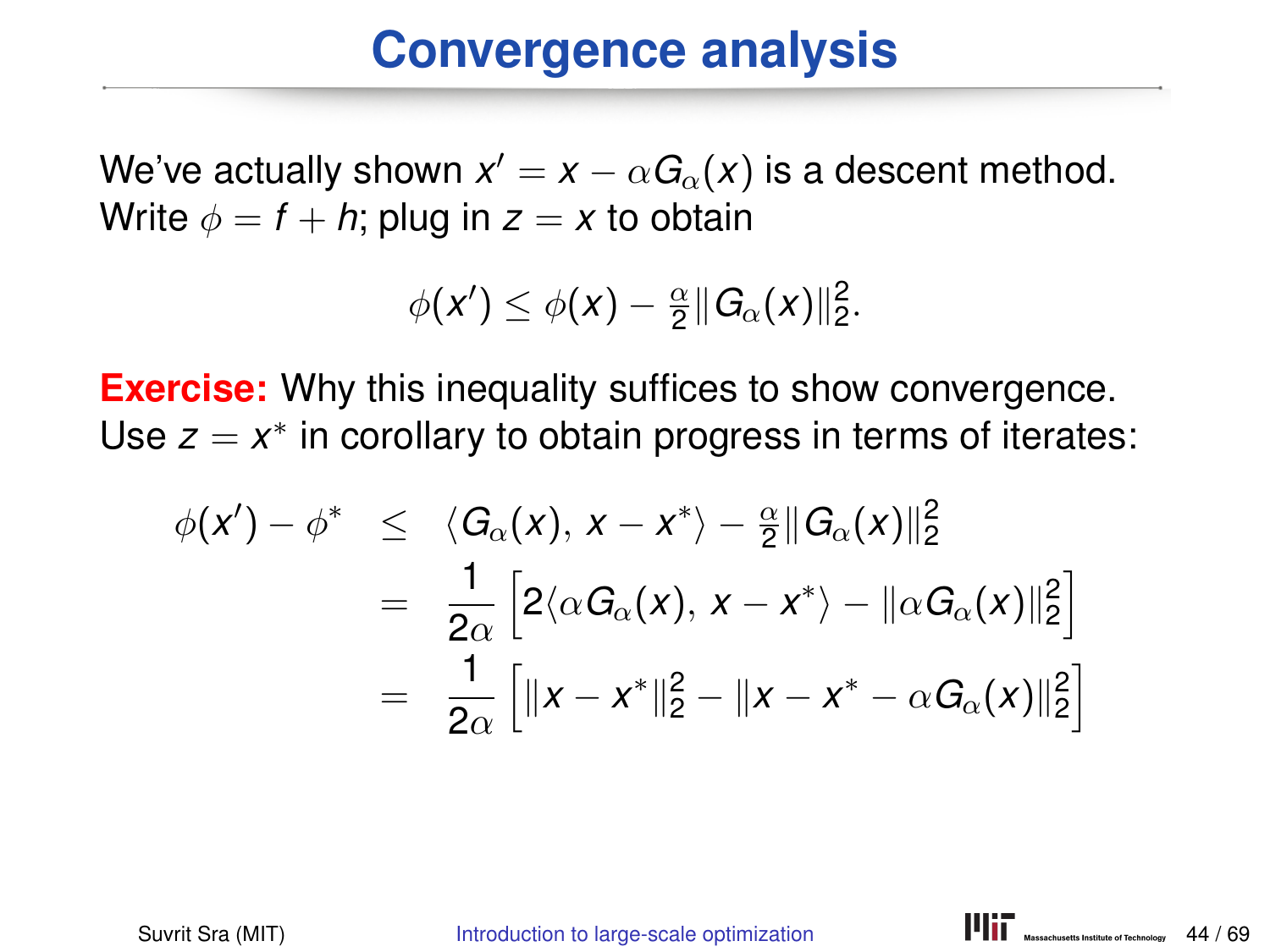# Convergence analysis

We've actually shown $x' = x - \alpha G_\alpha(x)$ is a descent method. Write $\phi = f + h$; plug in $z = x$ to obtain

$$\phi(x') \leq \phi(x) - \tfrac{\alpha}{2}\|G_\alpha(x)\|_2^2.$$

**Exercise:** Why this inequality suffices to show convergence.
Use $z = x^*$ in corollary to obtain progress in terms of iterates:

$$\begin{aligned}
\phi(x') - \phi^* &\leq \langle G_\alpha(x),\, x - x^* \rangle - \tfrac{\alpha}{2}\|G_\alpha(x)\|_2^2 \\
&= \frac{1}{2\alpha}\left[2\langle \alpha G_\alpha(x),\, x - x^* \rangle - \|\alpha G_\alpha(x)\|_2^2\right] \\
&= \frac{1}{2\alpha}\left[\|x - x^*\|_2^2 - \|x - x^* - \alpha G_\alpha(x)\|_2^2\right]
\end{aligned}$$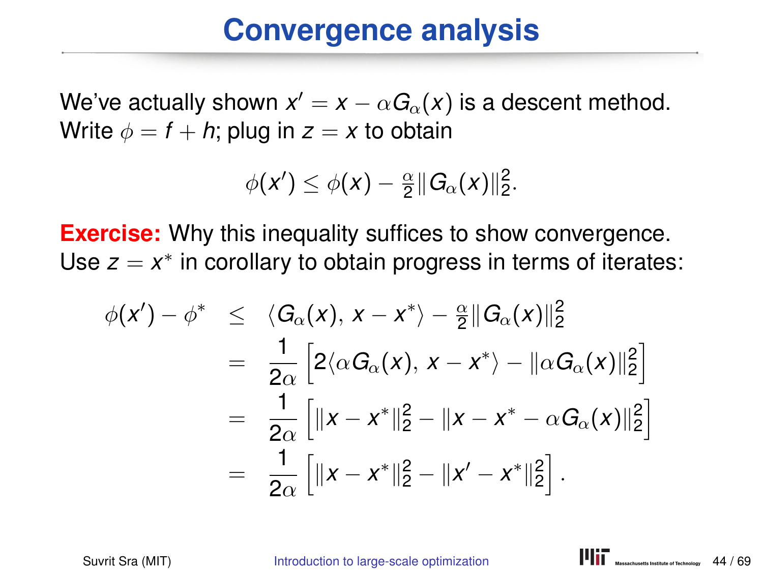# Convergence analysis

We've actually shown $x' = x - \alpha G_\alpha(x)$ is a descent method. Write $\phi = f + h$; plug in $z = x$ to obtain

$$\phi(x') \leq \phi(x) - \tfrac{\alpha}{2}\|G_\alpha(x)\|_2^2.$$

**Exercise:** Why this inequality suffices to show convergence. Use $z = x^*$ in corollary to obtain progress in terms of iterates:

$$\begin{aligned}
\phi(x') - \phi^* &\leq \langle G_\alpha(x),\, x - x^*\rangle - \tfrac{\alpha}{2}\|G_\alpha(x)\|_2^2 \\
&= \frac{1}{2\alpha}\left[2\langle \alpha G_\alpha(x),\, x - x^*\rangle - \|\alpha G_\alpha(x)\|_2^2\right] \\
&= \frac{1}{2\alpha}\left[\|x - x^*\|_2^2 - \|x - x^* - \alpha G_\alpha(x)\|_2^2\right] \\
&= \frac{1}{2\alpha}\left[\|x - x^*\|_2^2 - \|x' - x^*\|_2^2\right].
\end{aligned}$$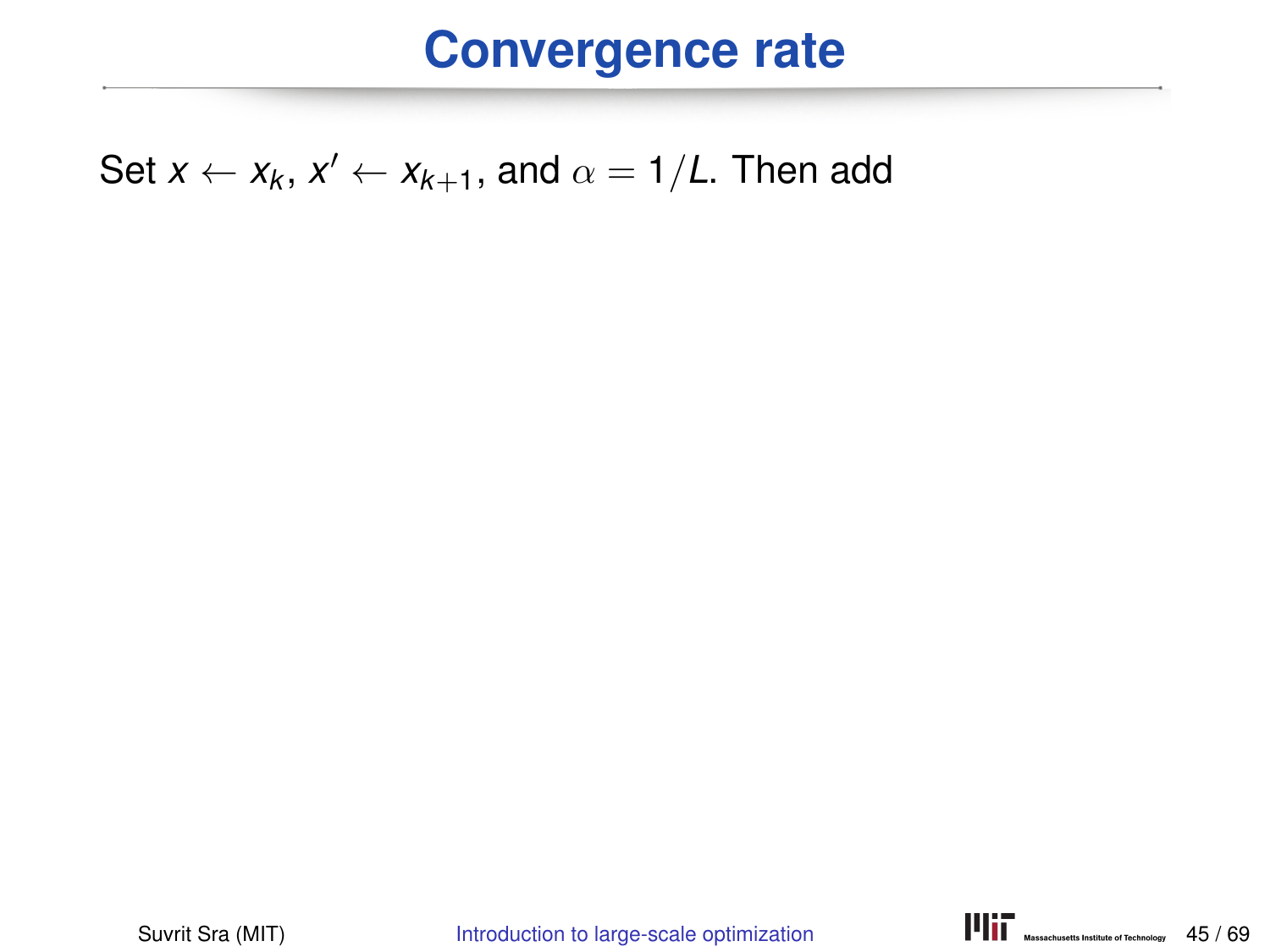# Convergence rate

Set $x \leftarrow x_k$, $x' \leftarrow x_{k+1}$, and $\alpha = 1/L$. Then add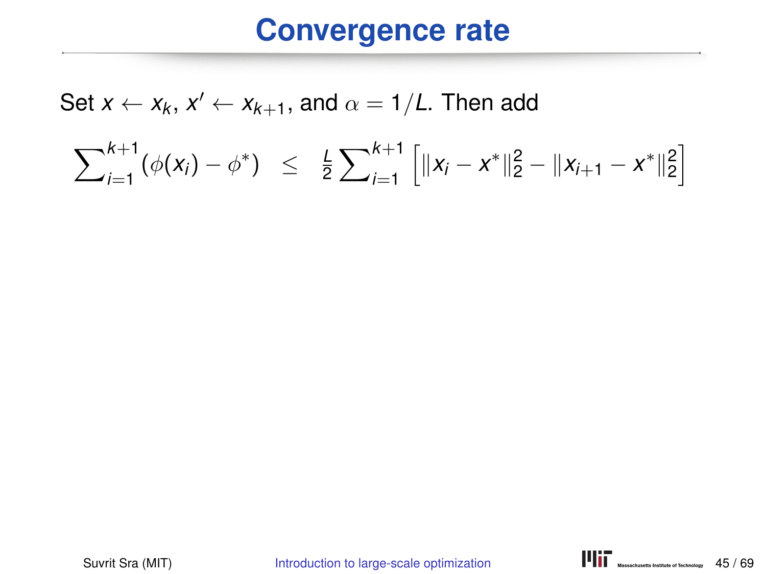# Convergence rate

Set $x \leftarrow x_k$, $x' \leftarrow x_{k+1}$, and $\alpha = 1/L$. Then add

$$\sum_{i=1}^{k+1} (\phi(x_i) - \phi^*) \quad \leq \quad \tfrac{L}{2} \sum_{i=1}^{k+1} \left[ \|x_i - x^*\|_2^2 - \|x_{i+1} - x^*\|_2^2 \right]$$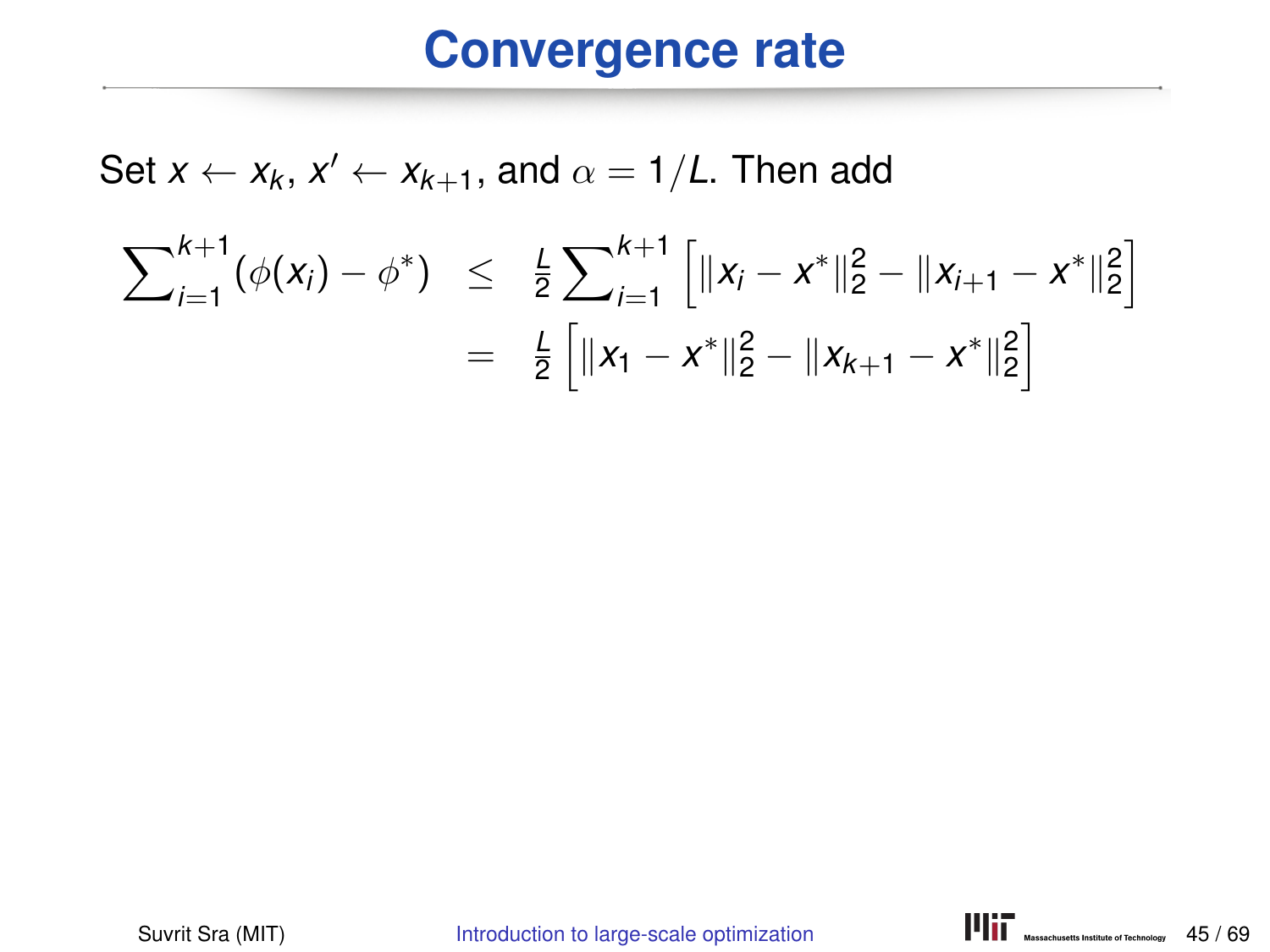# Convergence rate

Set $x \leftarrow x_k$, $x' \leftarrow x_{k+1}$, and $\alpha = 1/L$. Then add

$$
\begin{aligned}
\sum\nolimits_{i=1}^{k+1} (\phi(x_i) - \phi^*) &\leq \frac{L}{2} \sum\nolimits_{i=1}^{k+1} \left[ \|x_i - x^*\|_2^2 - \|x_{i+1} - x^*\|_2^2 \right] \\
&= \frac{L}{2} \left[ \|x_1 - x^*\|_2^2 - \|x_{k+1} - x^*\|_2^2 \right]
\end{aligned}
$$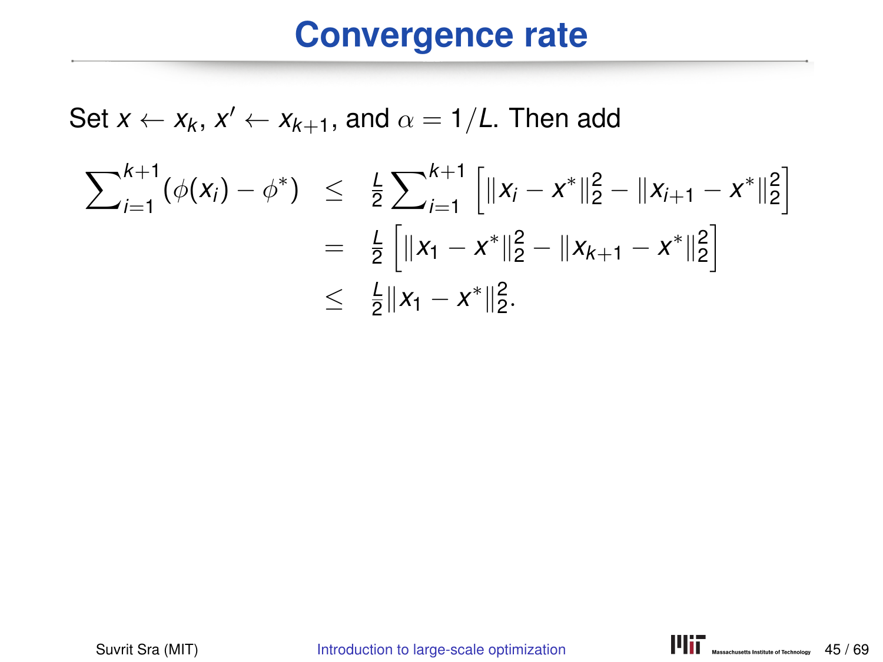# Convergence rate

Set $x \leftarrow x_k$, $x' \leftarrow x_{k+1}$, and $\alpha = 1/L$. Then add

$$
\begin{aligned}
\sum_{i=1}^{k+1} (\phi(x_i) - \phi^*) &\le \frac{L}{2} \sum_{i=1}^{k+1} \left[ \|x_i - x^*\|_2^2 - \|x_{i+1} - x^*\|_2^2 \right] \\
&= \frac{L}{2} \left[ \|x_1 - x^*\|_2^2 - \|x_{k+1} - x^*\|_2^2 \right] \\
&\le \frac{L}{2} \|x_1 - x^*\|_2^2.
\end{aligned}
$$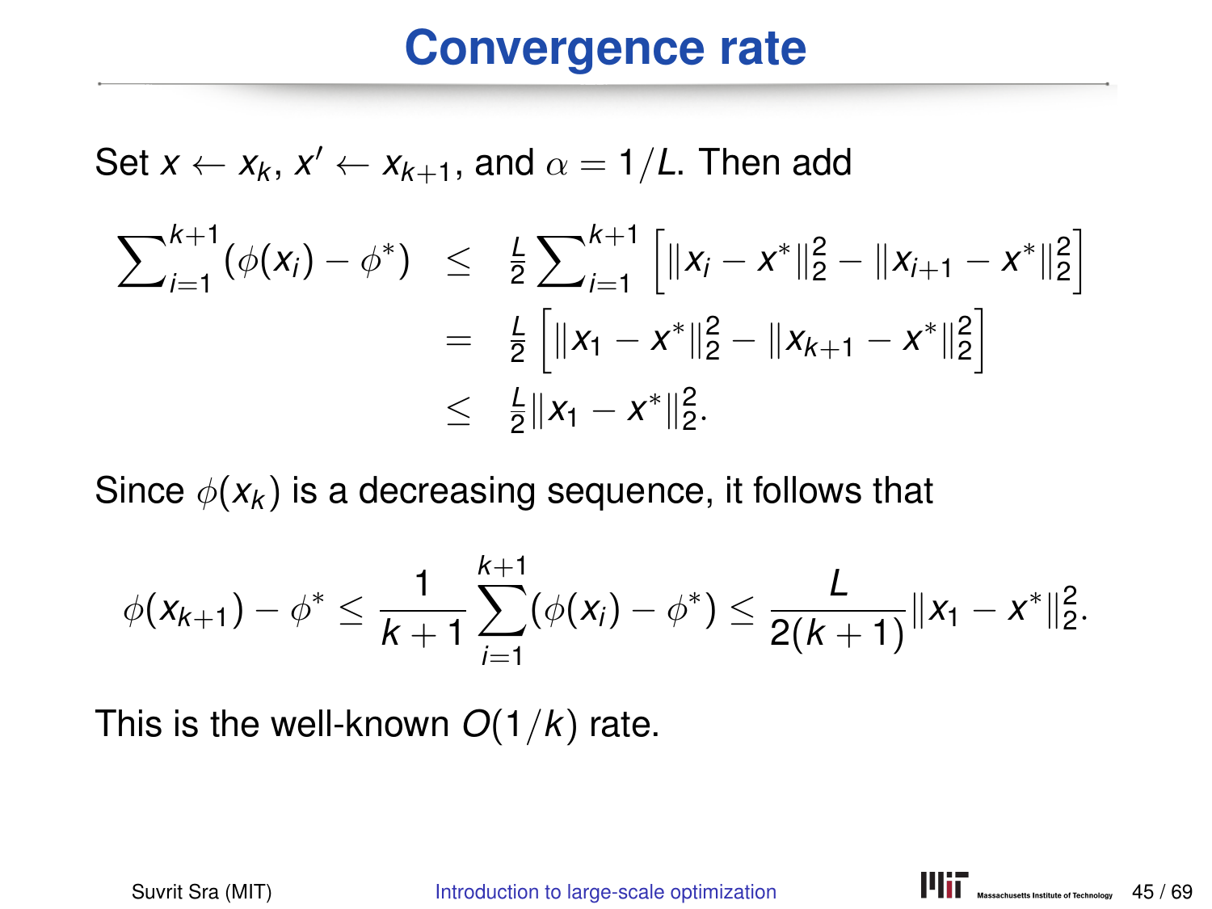# Convergence rate

Set $x \leftarrow x_k$, $x' \leftarrow x_{k+1}$, and $\alpha = 1/L$. Then add

$$
\begin{aligned}
\sum\nolimits_{i=1}^{k+1} (\phi(x_i) - \phi^*) &\leq \tfrac{L}{2} \sum\nolimits_{i=1}^{k+1} \left[ \|x_i - x^*\|_2^2 - \|x_{i+1} - x^*\|_2^2 \right] \\
&= \tfrac{L}{2} \left[ \|x_1 - x^*\|_2^2 - \|x_{k+1} - x^*\|_2^2 \right] \\
&\leq \tfrac{L}{2} \|x_1 - x^*\|_2^2.
\end{aligned}
$$

Since $\phi(x_k)$ is a decreasing sequence, it follows that

$$
\phi(x_{k+1}) - \phi^* \leq \frac{1}{k+1} \sum_{i=1}^{k+1} (\phi(x_i) - \phi^*) \leq \frac{L}{2(k+1)} \|x_1 - x^*\|_2^2.
$$

This is the well-known $O(1/k)$ rate.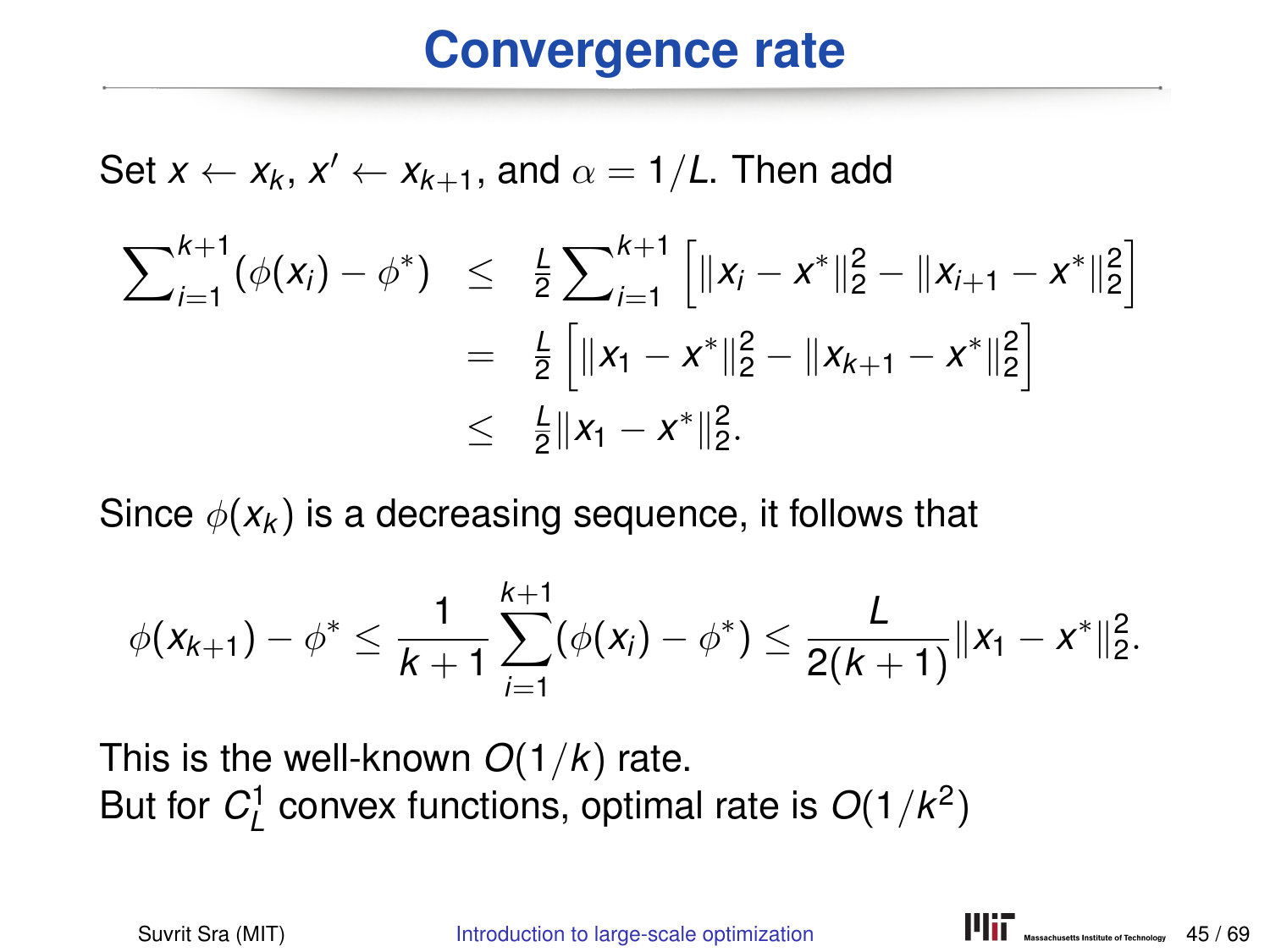# Convergence rate

Set $x \leftarrow x_k$, $x' \leftarrow x_{k+1}$, and $\alpha = 1/L$. Then add

$$
\begin{aligned}
\sum_{i=1}^{k+1} (\phi(x_i) - \phi^*) &\leq \frac{L}{2} \sum_{i=1}^{k+1} \left[ \|x_i - x^*\|_2^2 - \|x_{i+1} - x^*\|_2^2 \right] \\
&= \frac{L}{2} \left[ \|x_1 - x^*\|_2^2 - \|x_{k+1} - x^*\|_2^2 \right] \\
&\leq \frac{L}{2} \|x_1 - x^*\|_2^2.
\end{aligned}
$$

Since $\phi(x_k)$ is a decreasing sequence, it follows that

$$
\phi(x_{k+1}) - \phi^* \leq \frac{1}{k+1} \sum_{i=1}^{k+1} (\phi(x_i) - \phi^*) \leq \frac{L}{2(k+1)} \|x_1 - x^*\|_2^2.
$$

This is the well-known $O(1/k)$ rate.
But for $C_L^1$ convex functions, optimal rate is $O(1/k^2)$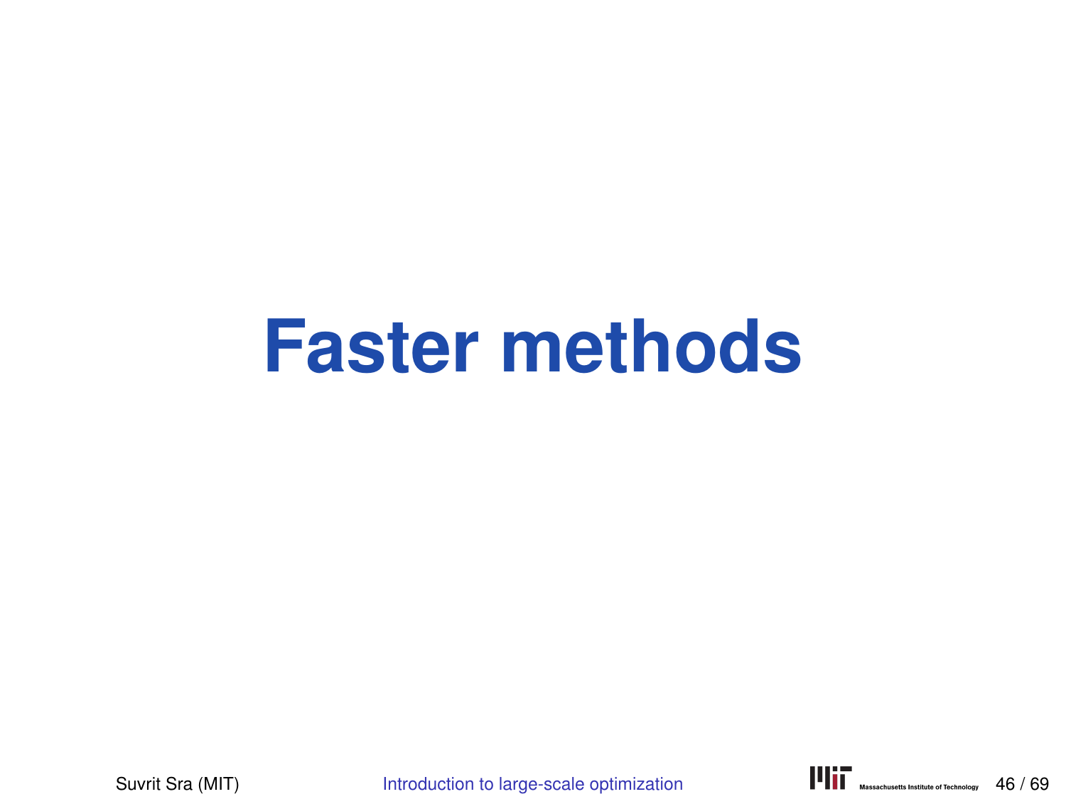# Faster methods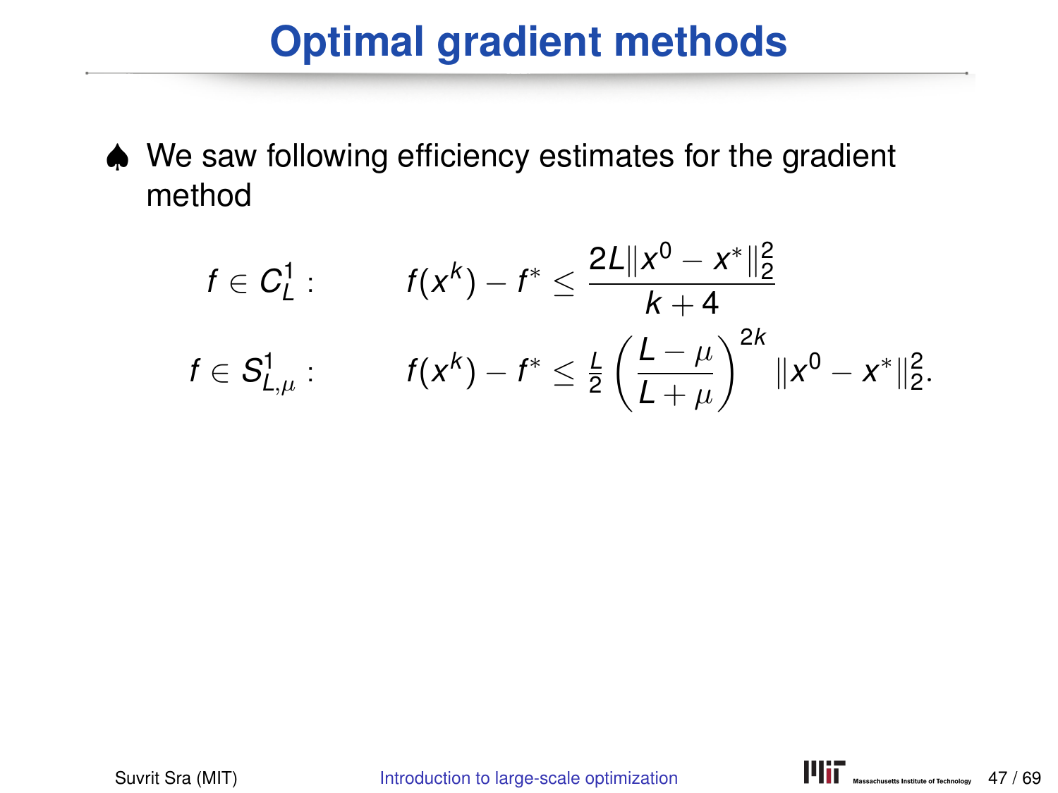# Optimal gradient methods

♠ We saw following efficiency estimates for the gradient method

$$f \in C_L^1: \qquad f(x^k) - f^* \leq \frac{2L\|x^0 - x^*\|_2^2}{k+4}$$

$$f \in S_{L,\mu}^1: \qquad f(x^k) - f^* \leq \tfrac{L}{2}\left(\frac{L-\mu}{L+\mu}\right)^{2k}\|x^0 - x^*\|_2^2.$$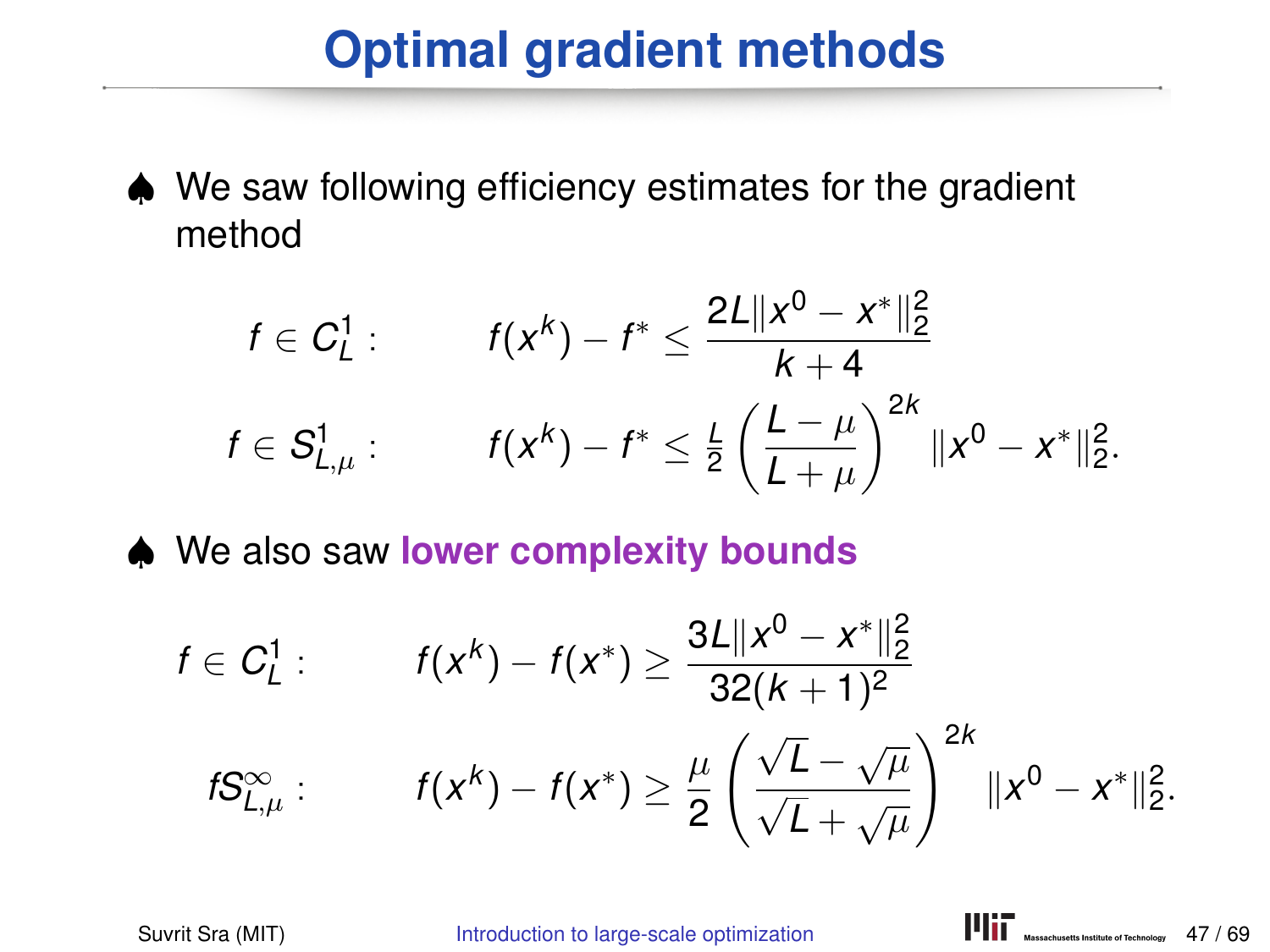# Optimal gradient methods

♠ We saw following efficiency estimates for the gradient method

$$f \in C_L^1: \qquad f(x^k) - f^* \le \frac{2L\|x^0 - x^*\|_2^2}{k+4}$$

$$f \in S_{L,\mu}^1: \qquad f(x^k) - f^* \le \tfrac{L}{2}\left(\frac{L-\mu}{L+\mu}\right)^{2k}\|x^0 - x^*\|_2^2.$$

♠ We also saw **lower complexity bounds**

$$f \in C_L^1: \qquad f(x^k) - f(x^*) \ge \frac{3L\|x^0 - x^*\|_2^2}{32(k+1)^2}$$

$$fS_{L,\mu}^\infty: \qquad f(x^k) - f(x^*) \ge \frac{\mu}{2}\left(\frac{\sqrt{L}-\sqrt{\mu}}{\sqrt{L}+\sqrt{\mu}}\right)^{2k}\|x^0 - x^*\|_2^2.$$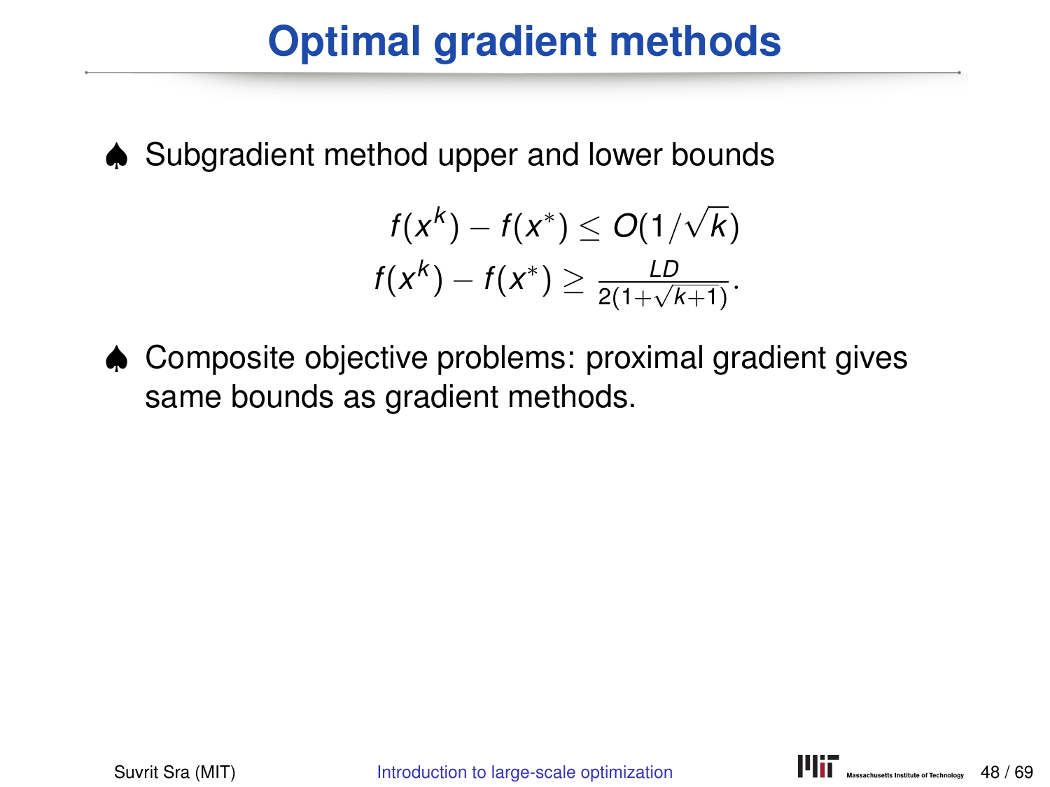# Optimal gradient methods

♠ Subgradient method upper and lower bounds

$$
\begin{aligned}
f(x^k) - f(x^*) &\le O(1/\sqrt{k}) \\
f(x^k) - f(x^*) &\ge \tfrac{LD}{2(1+\sqrt{k+1})}.
\end{aligned}
$$

♠ Composite objective problems: proximal gradient gives same bounds as gradient methods.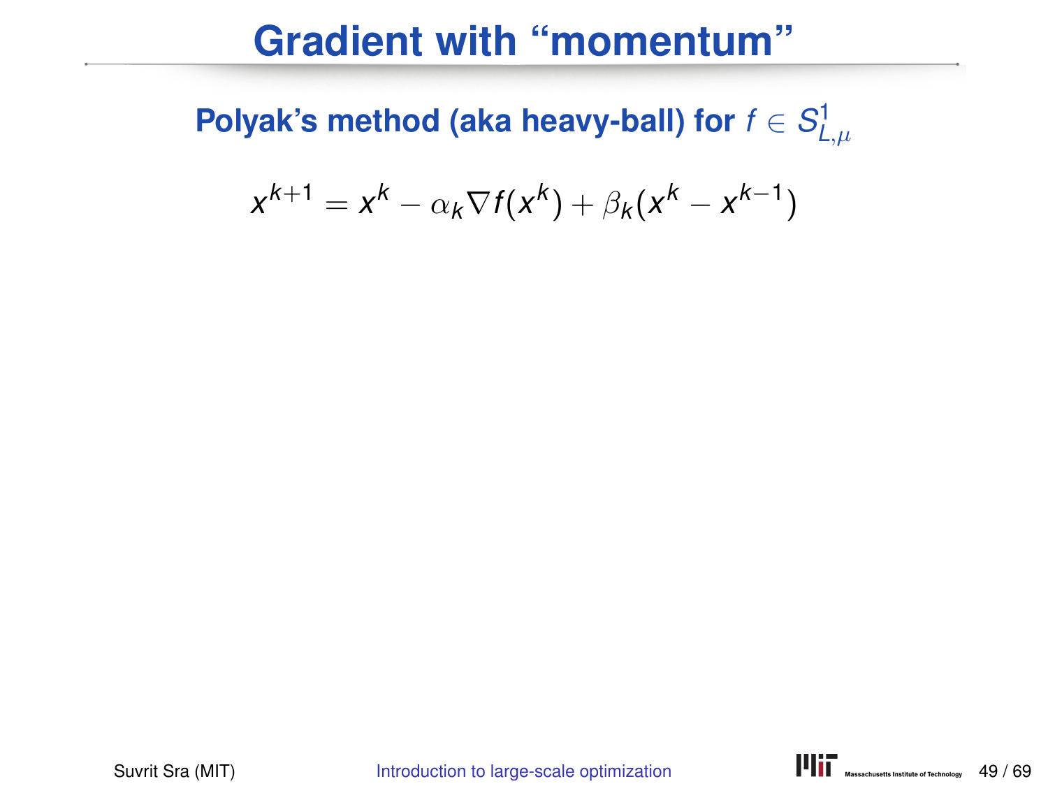# Gradient with "momentum"

**Polyak's method (aka heavy-ball) for $f \in S^1_{L,\mu}$**

$$x^{k+1} = x^k - \alpha_k \nabla f(x^k) + \beta_k (x^k - x^{k-1})$$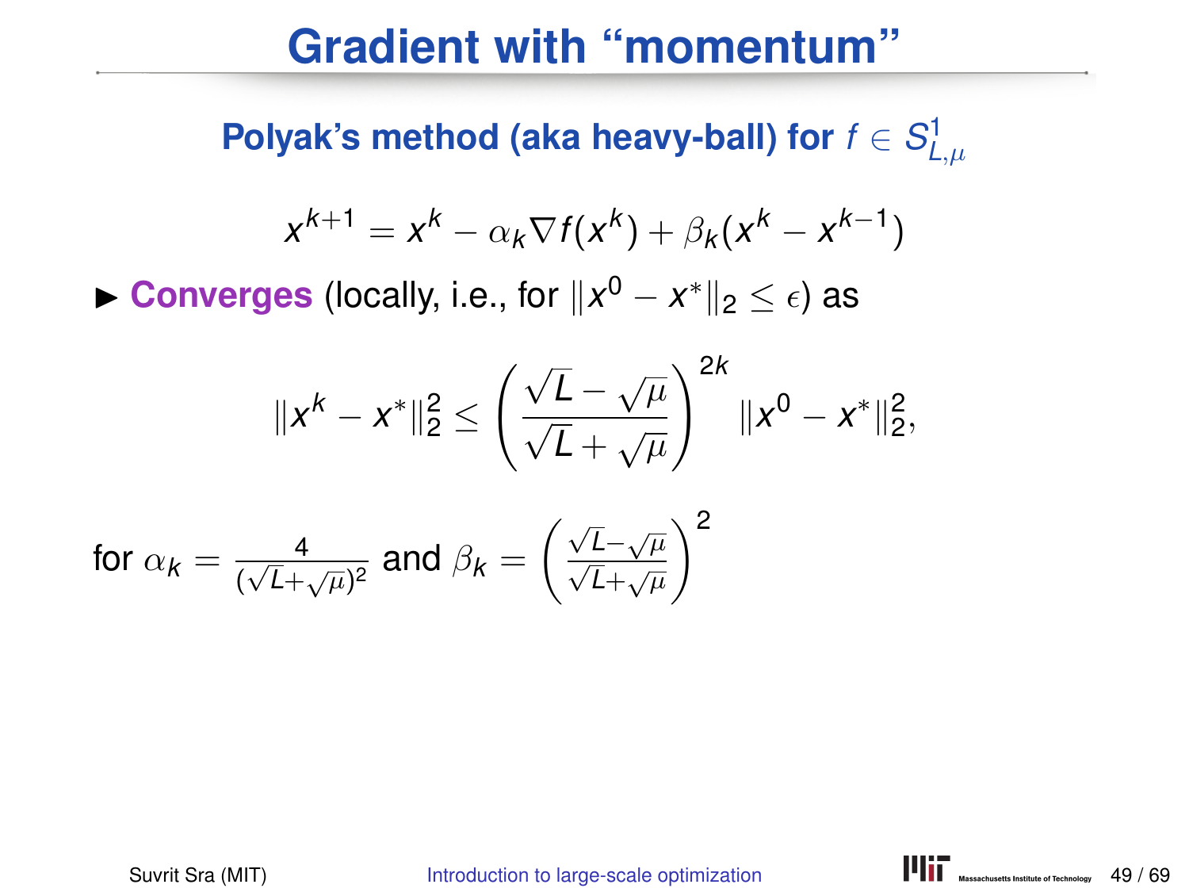# Gradient with "momentum"

**Polyak's method (aka heavy-ball) for $f \in S^1_{L,\mu}$**

$$x^{k+1} = x^k - \alpha_k \nabla f(x^k) + \beta_k (x^k - x^{k-1})$$

- **Converges** (locally, i.e., for $\|x^0 - x^*\|_2 \leq \epsilon$) as

$$\|x^k - x^*\|_2^2 \leq \left( \frac{\sqrt{L} - \sqrt{\mu}}{\sqrt{L} + \sqrt{\mu}} \right)^{2k} \|x^0 - x^*\|_2^2,$$

for $\alpha_k = \frac{4}{(\sqrt{L}+\sqrt{\mu})^2}$ and $\beta_k = \left( \frac{\sqrt{L}-\sqrt{\mu}}{\sqrt{L}+\sqrt{\mu}} \right)^2$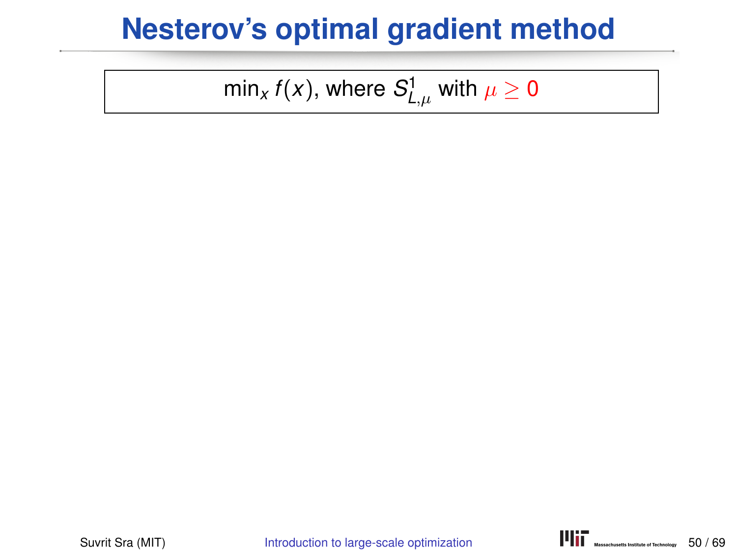# Nesterov's optimal gradient method

$\min_x f(x)$, where $S^1_{L,\mu}$ with $\mu \geq 0$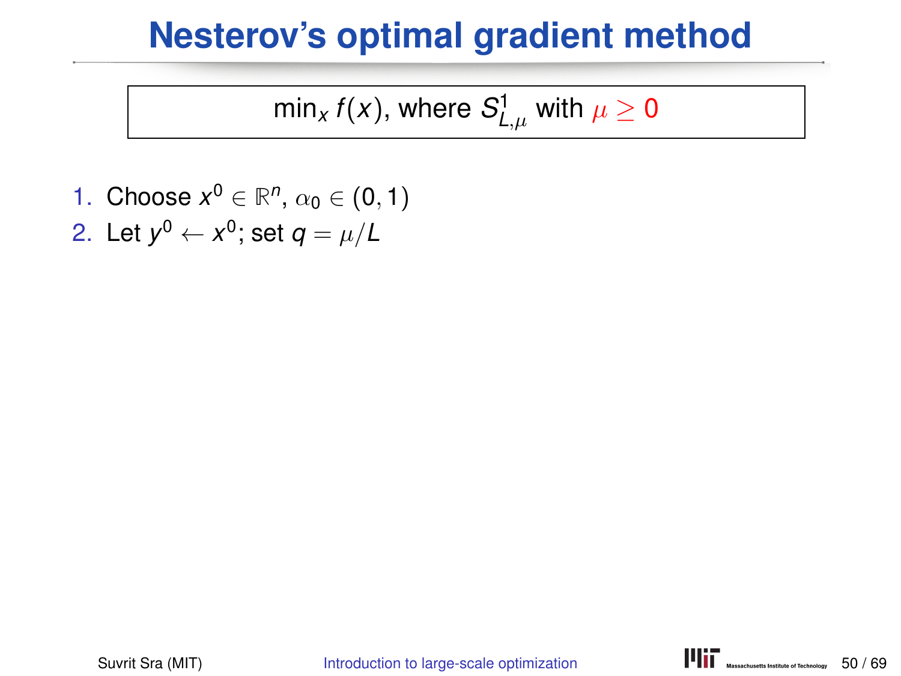# Nesterov's optimal gradient method

$$\min_x f(x), \text{ where } S^1_{L,\mu} \text{ with } \mu \geq 0$$

1. Choose $x^0 \in \mathbb{R}^n$, $\alpha_0 \in (0, 1)$
2. Let $y^0 \leftarrow x^0$; set $q = \mu/L$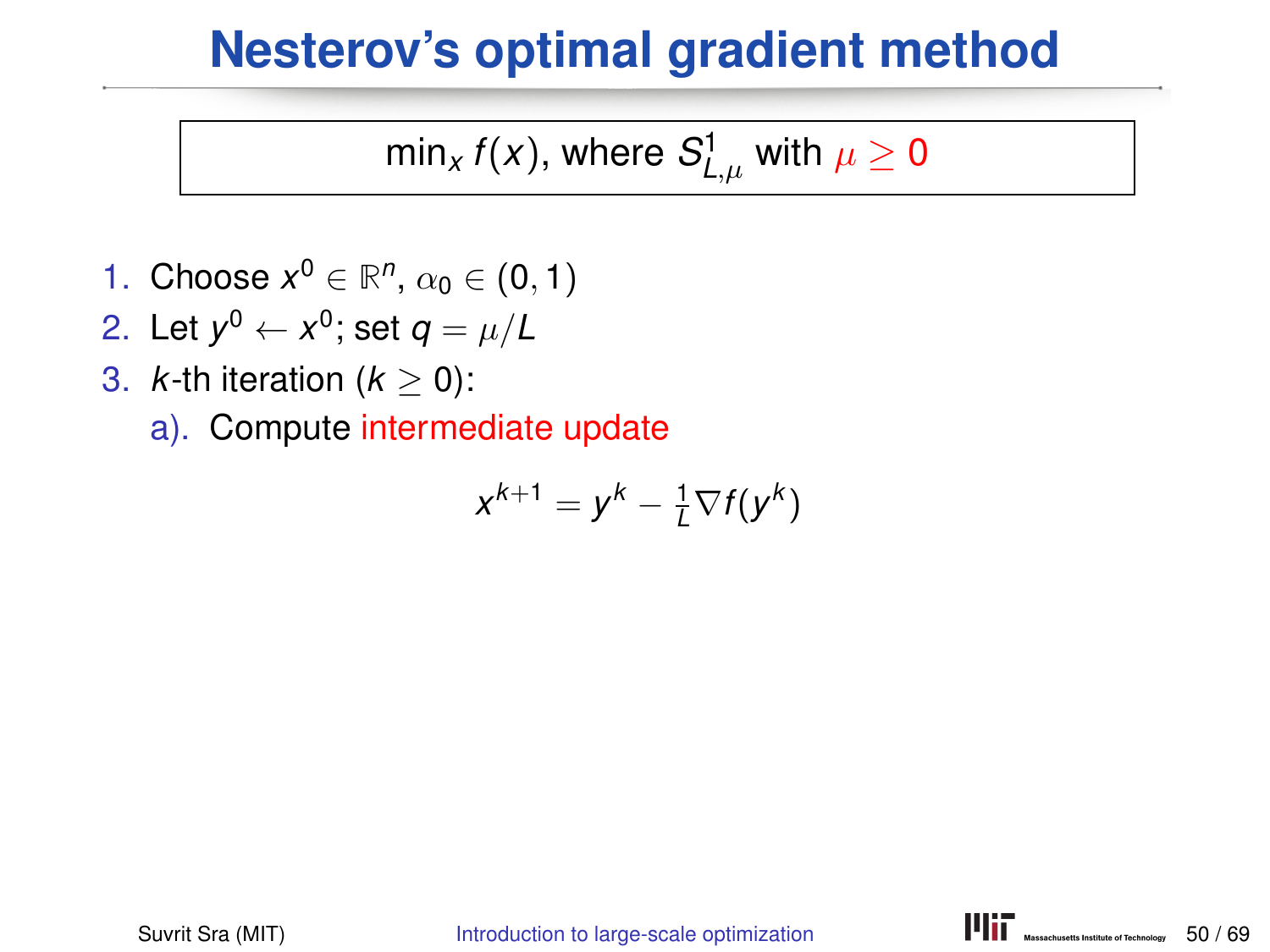# Nesterov's optimal gradient method

$$\min_x f(x), \text{ where } S^1_{L,\mu} \text{ with } \mu \geq 0$$

1. Choose $x^0 \in \mathbb{R}^n$, $\alpha_0 \in (0,1)$
2. Let $y^0 \leftarrow x^0$; set $q = \mu/L$
3. $k$-th iteration ($k \geq 0$):
   a). Compute intermediate update

$$x^{k+1} = y^k - \tfrac{1}{L}\nabla f(y^k)$$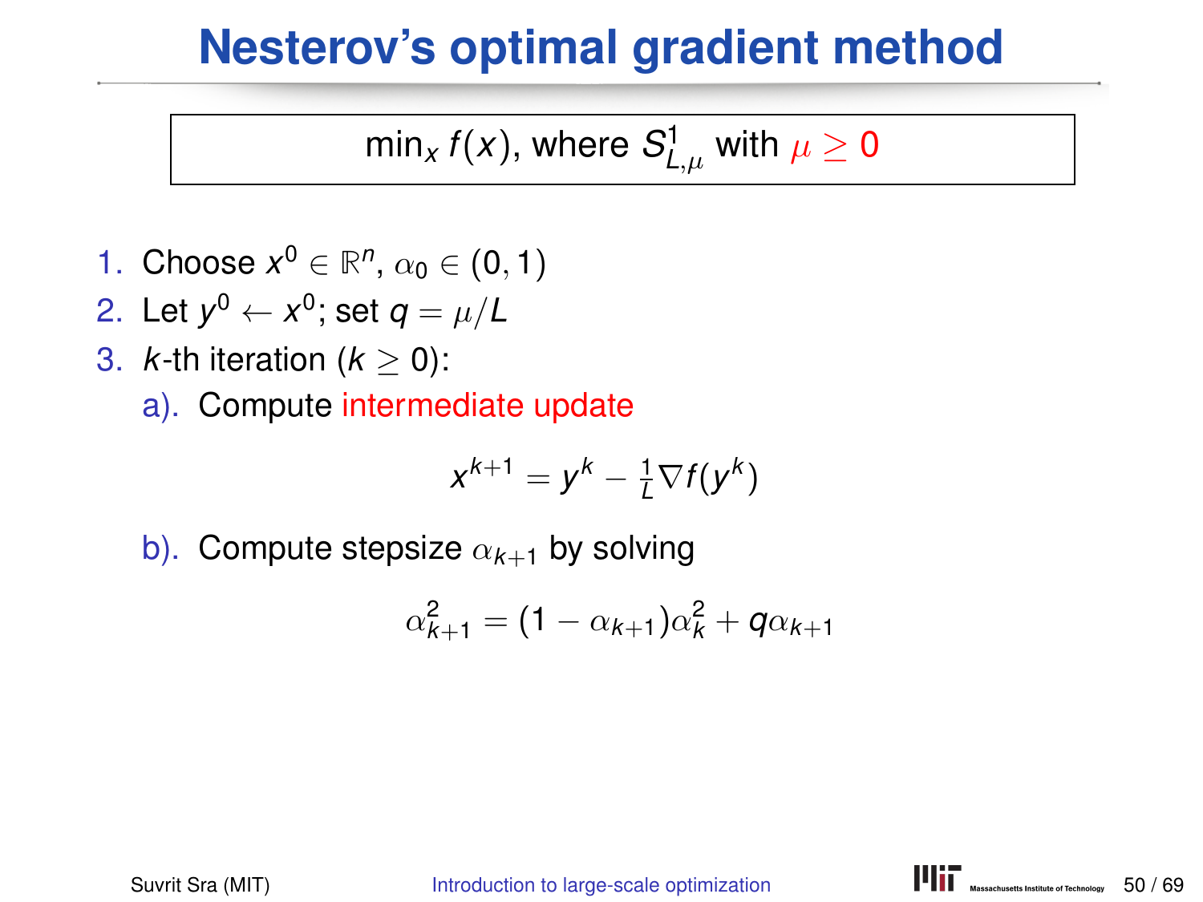# Nesterov's optimal gradient method

$$\min_x f(x), \text{ where } S^1_{L,\mu} \text{ with } \mu \geq 0$$

1. Choose $x^0 \in \mathbb{R}^n$, $\alpha_0 \in (0, 1)$
2. Let $y^0 \leftarrow x^0$; set $q = \mu/L$
3. $k$-th iteration ($k \geq 0$):

   a). Compute intermediate update

   $$x^{k+1} = y^k - \tfrac{1}{L}\nabla f(y^k)$$

   b). Compute stepsize $\alpha_{k+1}$ by solving

   $$\alpha_{k+1}^2 = (1 - \alpha_{k+1})\alpha_k^2 + q\alpha_{k+1}$$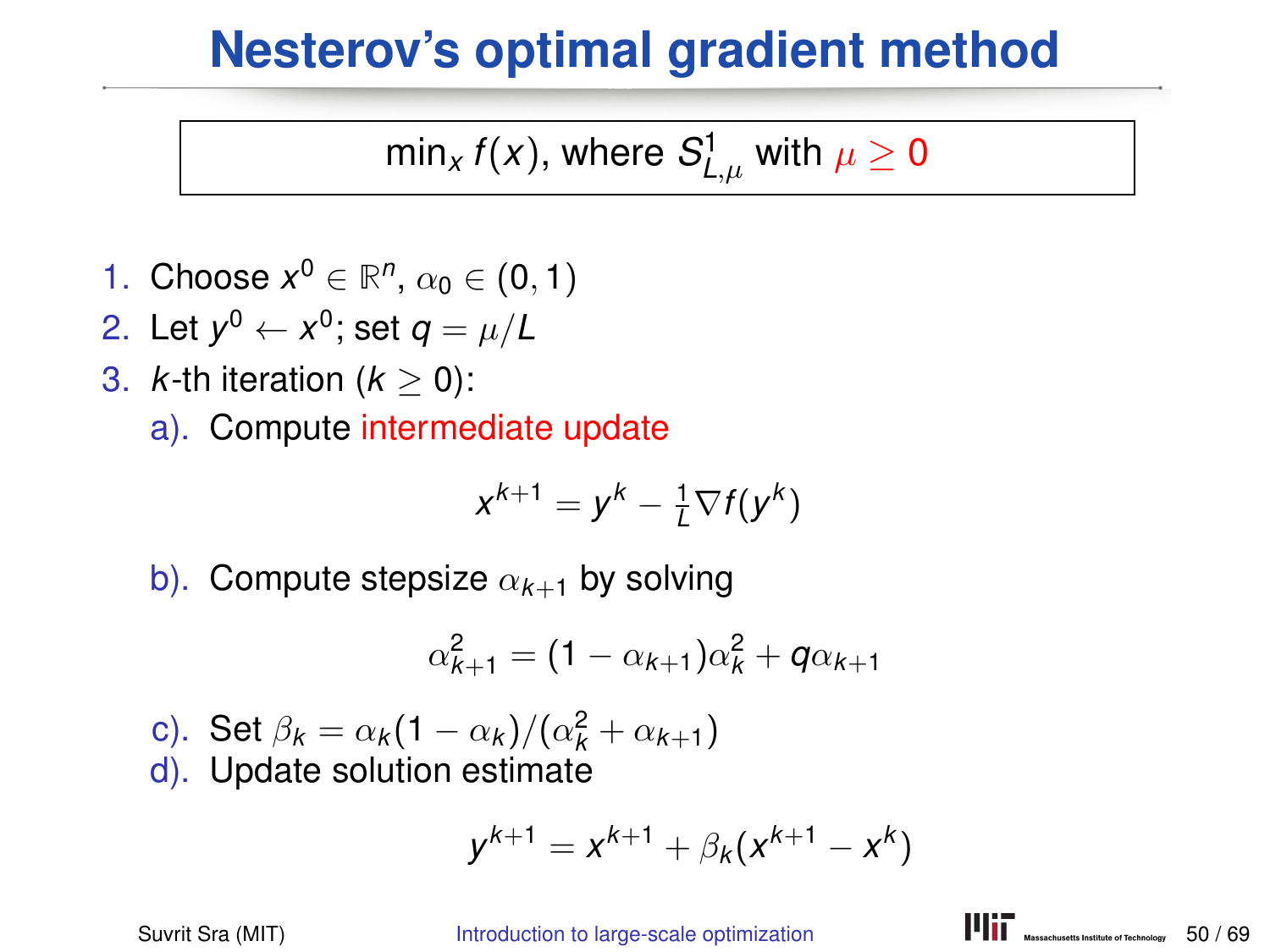# Nesterov's optimal gradient method

$\min_x f(x)$, where $S^1_{L,\mu}$ with $\mu \geq 0$

1. Choose $x^0 \in \mathbb{R}^n$, $\alpha_0 \in (0, 1)$
2. Let $y^0 \leftarrow x^0$; set $q = \mu/L$
3. $k$-th iteration ($k \geq 0$):
   a). Compute intermediate update

$$x^{k+1} = y^k - \tfrac{1}{L}\nabla f(y^k)$$

   b). Compute stepsize $\alpha_{k+1}$ by solving

$$\alpha_{k+1}^2 = (1 - \alpha_{k+1})\alpha_k^2 + q\alpha_{k+1}$$

   c). Set $\beta_k = \alpha_k(1 - \alpha_k)/(\alpha_k^2 + \alpha_{k+1})$
   d). Update solution estimate

$$y^{k+1} = x^{k+1} + \beta_k(x^{k+1} - x^k)$$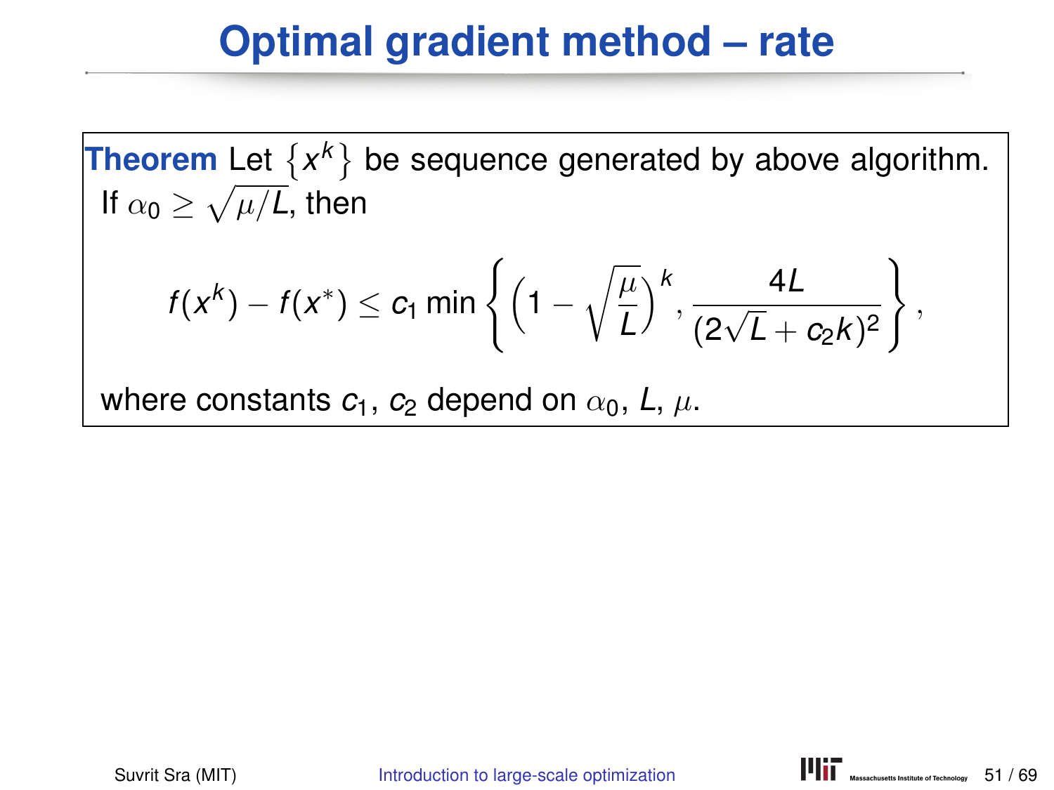# Optimal gradient method – rate

**Theorem** Let $\{x^k\}$ be sequence generated by above algorithm. If $\alpha_0 \geq \sqrt{\mu/L}$, then

$$f(x^k) - f(x^*) \leq c_1 \min\left\{ \left(1 - \sqrt{\frac{\mu}{L}}\right)^k, \frac{4L}{(2\sqrt{L} + c_2 k)^2} \right\},$$

where constants $c_1$, $c_2$ depend on $\alpha_0$, $L$, $\mu$.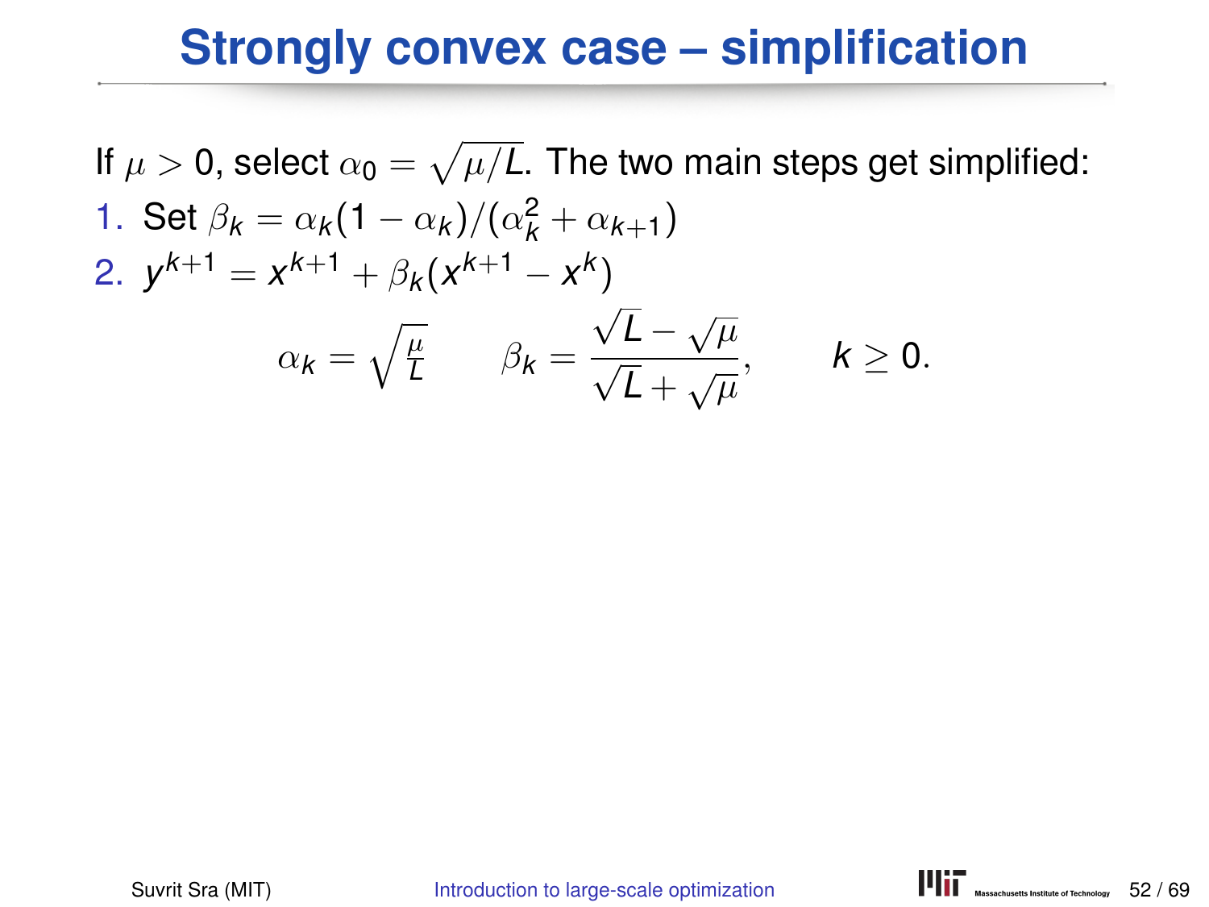# Strongly convex case – simplification

If $\mu > 0$, select $\alpha_0 = \sqrt{\mu/L}$. The two main steps get simplified:

1. Set $\beta_k = \alpha_k(1 - \alpha_k)/(\alpha_k^2 + \alpha_{k+1})$
2. $y^{k+1} = x^{k+1} + \beta_k(x^{k+1} - x^k)$

$$\alpha_k = \sqrt{\frac{\mu}{L}} \qquad \beta_k = \frac{\sqrt{L} - \sqrt{\mu}}{\sqrt{L} + \sqrt{\mu}}, \qquad k \geq 0.$$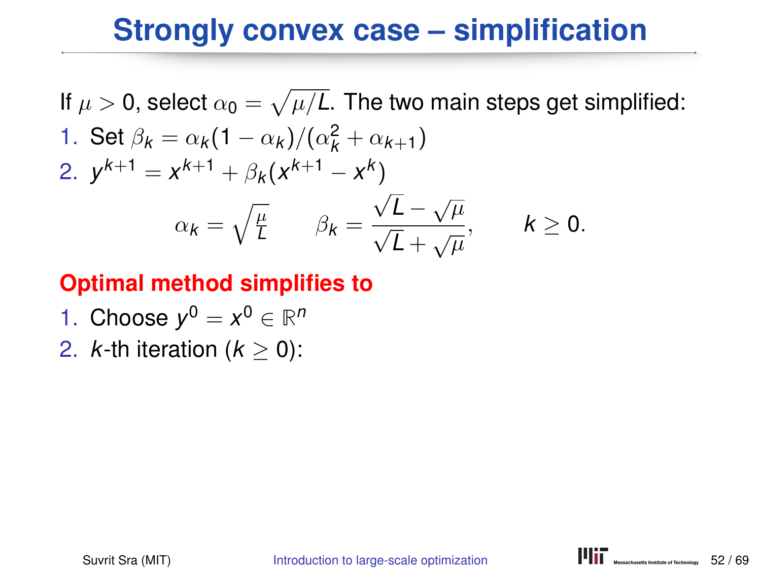# Strongly convex case – simplification

If $\mu > 0$, select $\alpha_0 = \sqrt{\mu/L}$. The two main steps get simplified:

1. Set $\beta_k = \alpha_k(1-\alpha_k)/(\alpha_k^2 + \alpha_{k+1})$
2. $y^{k+1} = x^{k+1} + \beta_k(x^{k+1} - x^k)$

$$\alpha_k = \sqrt{\tfrac{\mu}{L}} \qquad \beta_k = \frac{\sqrt{L} - \sqrt{\mu}}{\sqrt{L} + \sqrt{\mu}}, \qquad k \geq 0.$$

**Optimal method simplifies to**

1. Choose $y^0 = x^0 \in \mathbb{R}^n$
2. $k$-th iteration ($k \geq 0$):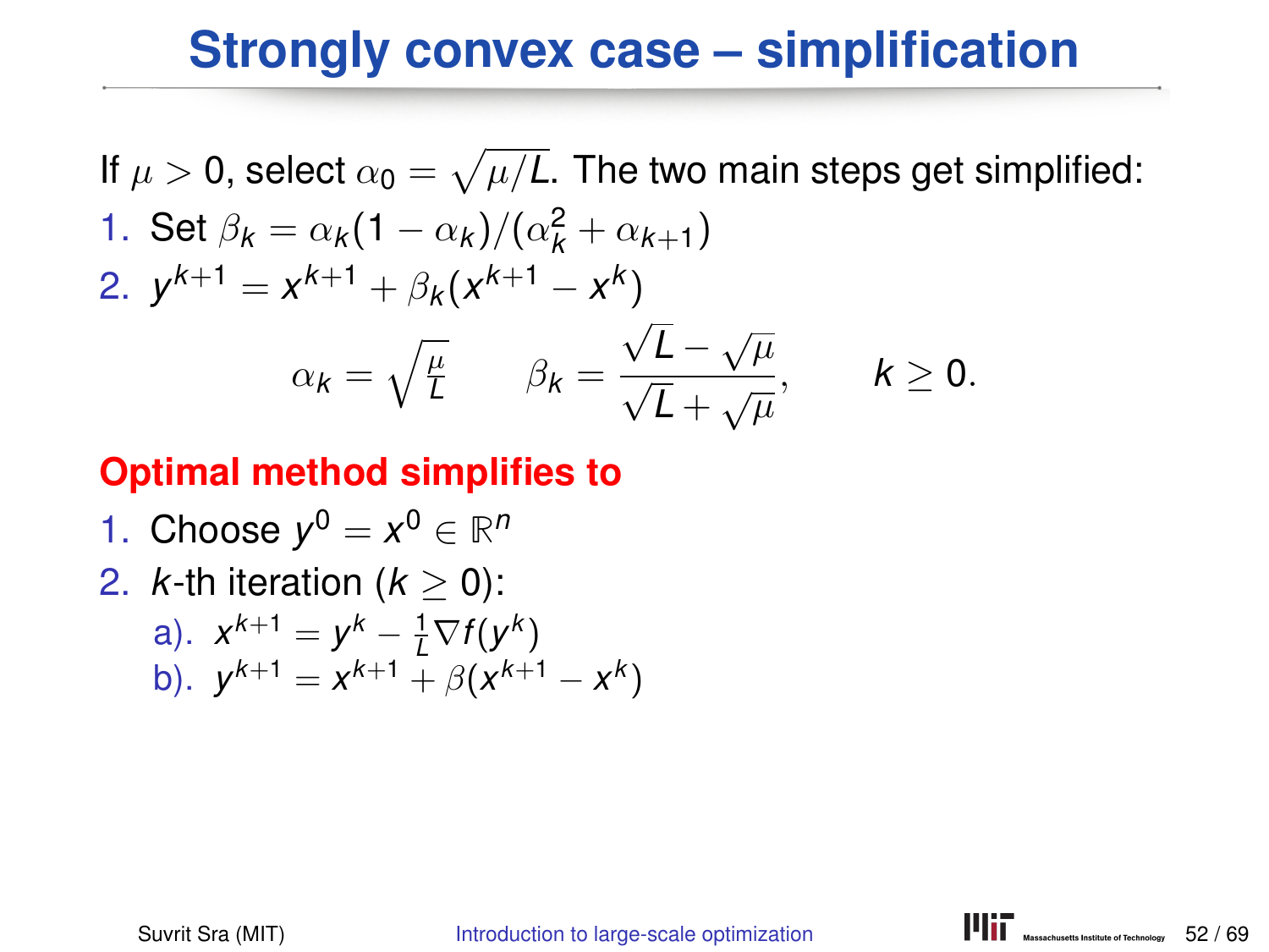# Strongly convex case – simplification

If $\mu > 0$, select $\alpha_0 = \sqrt{\mu/L}$. The two main steps get simplified:

1. Set $\beta_k = \alpha_k(1-\alpha_k)/(\alpha_k^2 + \alpha_{k+1})$
2. $y^{k+1} = x^{k+1} + \beta_k(x^{k+1} - x^k)$

$$\alpha_k = \sqrt{\frac{\mu}{L}} \qquad \beta_k = \frac{\sqrt{L} - \sqrt{\mu}}{\sqrt{L} + \sqrt{\mu}}, \qquad k \geq 0.$$

**Optimal method simplifies to**

1. Choose $y^0 = x^0 \in \mathbb{R}^n$
2. $k$-th iteration ($k \geq 0$):
   a). $x^{k+1} = y^k - \frac{1}{L}\nabla f(y^k)$
   b). $y^{k+1} = x^{k+1} + \beta(x^{k+1} - x^k)$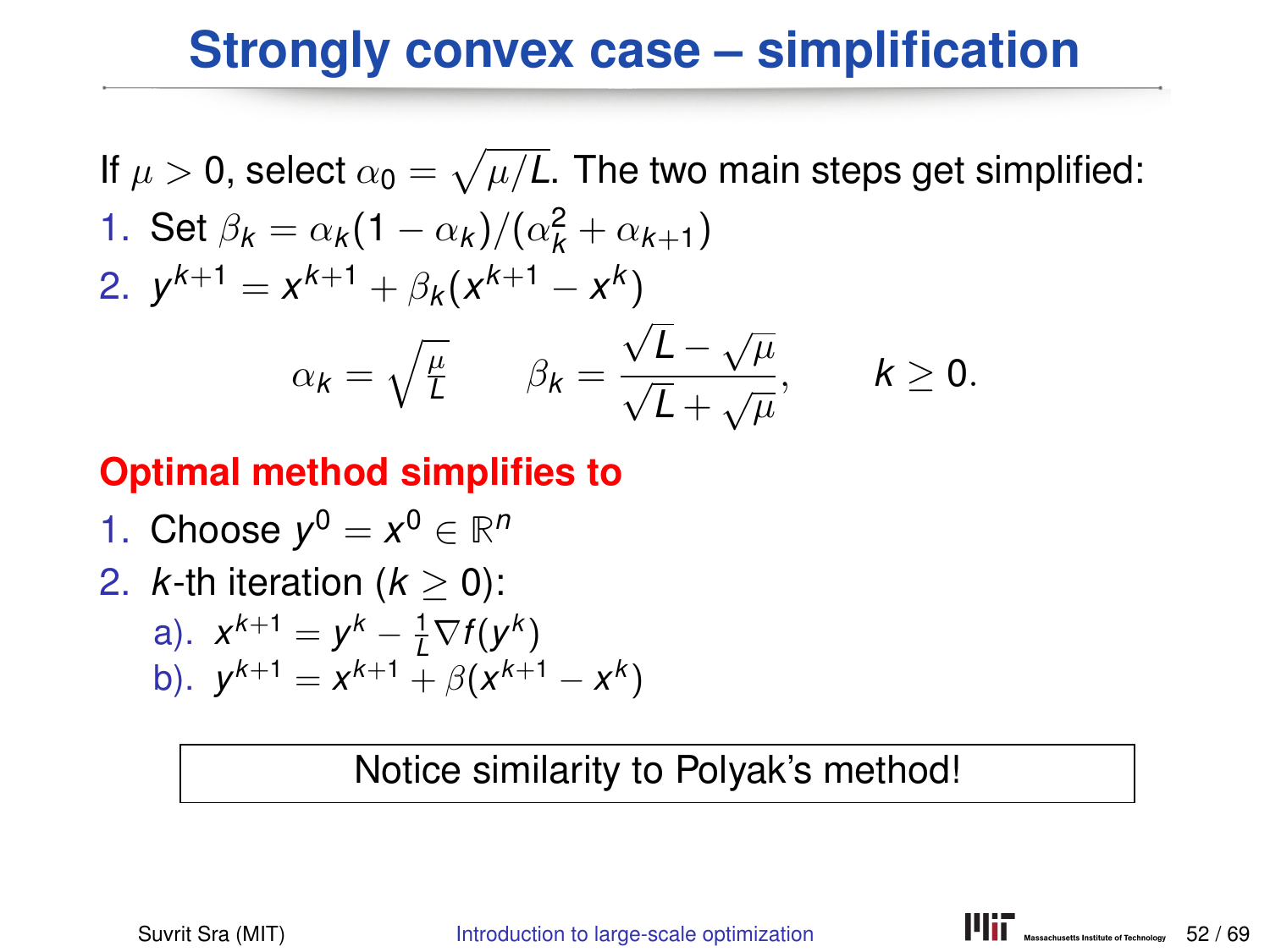# Strongly convex case – simplification

If $\mu > 0$, select $\alpha_0 = \sqrt{\mu/L}$. The two main steps get simplified:

1. Set $\beta_k = \alpha_k(1 - \alpha_k)/(\alpha_k^2 + \alpha_{k+1})$
2. $y^{k+1} = x^{k+1} + \beta_k(x^{k+1} - x^k)$

$$\alpha_k = \sqrt{\tfrac{\mu}{L}} \qquad \beta_k = \frac{\sqrt{L} - \sqrt{\mu}}{\sqrt{L} + \sqrt{\mu}}, \qquad k \geq 0.$$

**Optimal method simplifies to**

1. Choose $y^0 = x^0 \in \mathbb{R}^n$
2. $k$-th iteration ($k \geq 0$):
   a). $x^{k+1} = y^k - \frac{1}{L}\nabla f(y^k)$
   b). $y^{k+1} = x^{k+1} + \beta(x^{k+1} - x^k)$

Notice similarity to Polyak's method!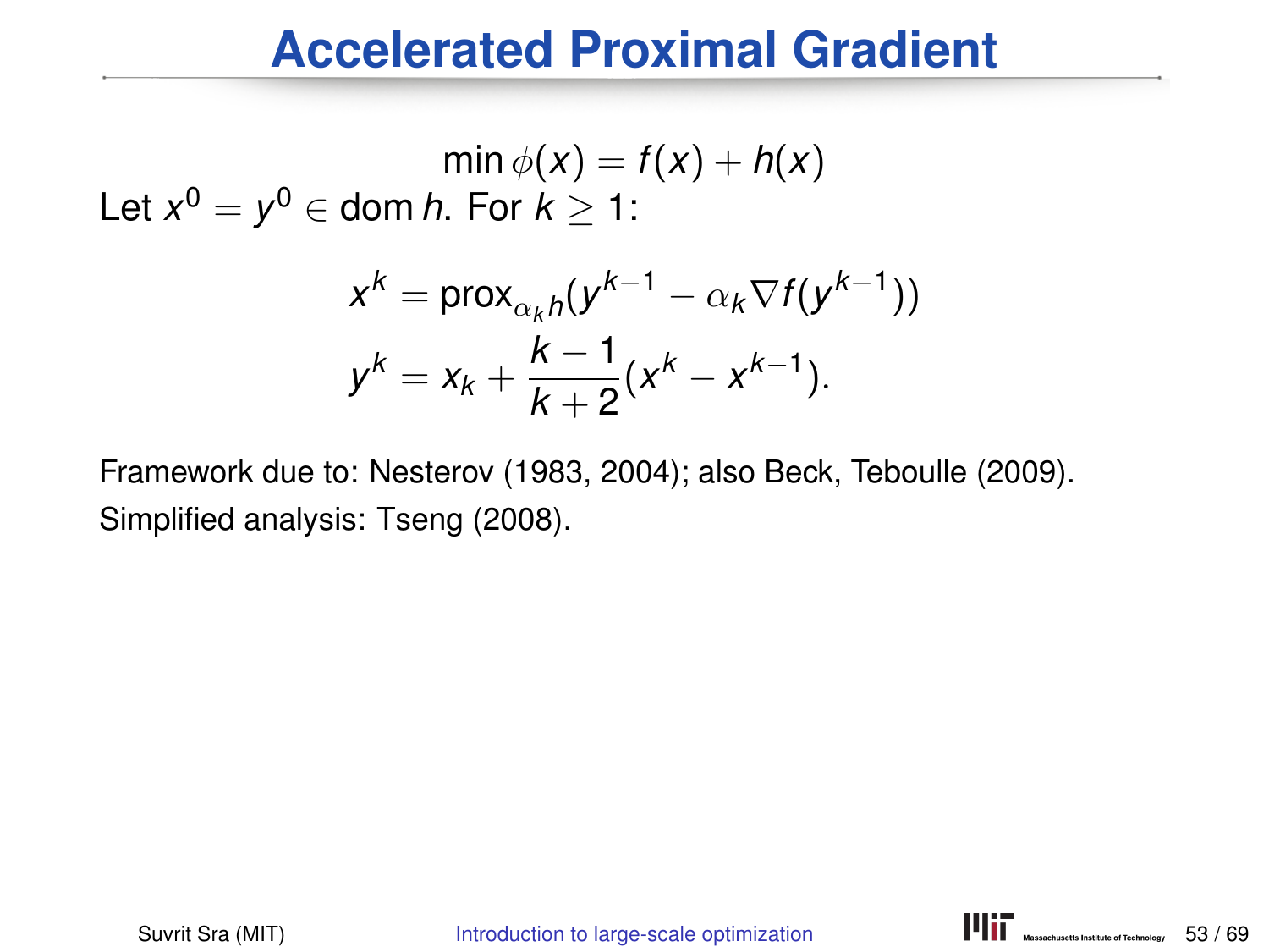# Accelerated Proximal Gradient

$$\min \phi(x) = f(x) + h(x)$$

Let $x^0 = y^0 \in \operatorname{dom} h$. For $k \geq 1$:

$$x^k = \operatorname{prox}_{\alpha_k h}(y^{k-1} - \alpha_k \nabla f(y^{k-1}))$$

$$y^k = x_k + \frac{k-1}{k+2}(x^k - x^{k-1}).$$

Framework due to: Nesterov (1983, 2004); also Beck, Teboulle (2009).

Simplified analysis: Tseng (2008).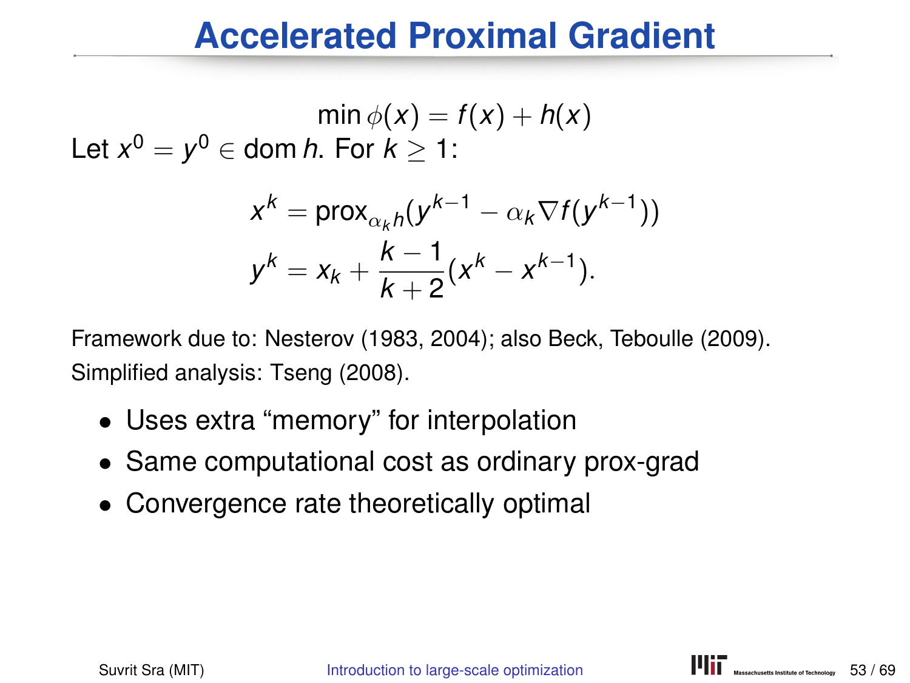# Accelerated Proximal Gradient

$$\min \phi(x) = f(x) + h(x)$$

Let $x^0 = y^0 \in \operatorname{dom} h$. For $k \geq 1$:

$$x^k = \operatorname{prox}_{\alpha_k h}(y^{k-1} - \alpha_k \nabla f(y^{k-1}))$$

$$y^k = x_k + \frac{k-1}{k+2}(x^k - x^{k-1}).$$

Framework due to: Nesterov (1983, 2004); also Beck, Teboulle (2009). Simplified analysis: Tseng (2008).

- Uses extra "memory" for interpolation
- Same computational cost as ordinary prox-grad
- Convergence rate theoretically optimal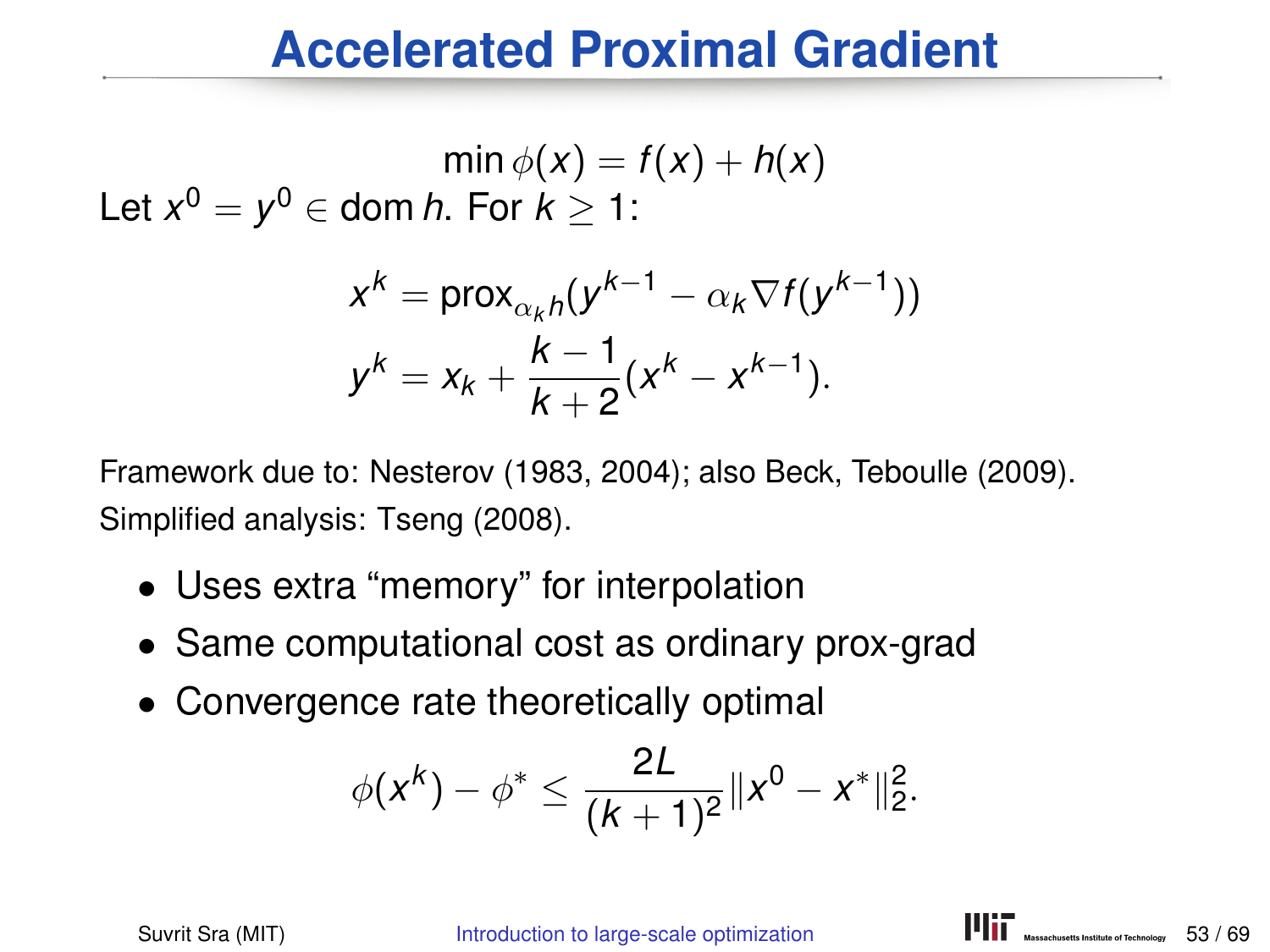# Accelerated Proximal Gradient

$$\min \phi(x) = f(x) + h(x)$$

Let $x^0 = y^0 \in \operatorname{dom} h$. For $k \geq 1$:

$$x^k = \operatorname{prox}_{\alpha_k h}(y^{k-1} - \alpha_k \nabla f(y^{k-1}))$$

$$y^k = x_k + \frac{k-1}{k+2}(x^k - x^{k-1}).$$

Framework due to: Nesterov (1983, 2004); also Beck, Teboulle (2009).
Simplified analysis: Tseng (2008).

- Uses extra “memory” for interpolation
- Same computational cost as ordinary prox-grad
- Convergence rate theoretically optimal

$$\phi(x^k) - \phi^* \leq \frac{2L}{(k+1)^2}\|x^0 - x^*\|_2^2.$$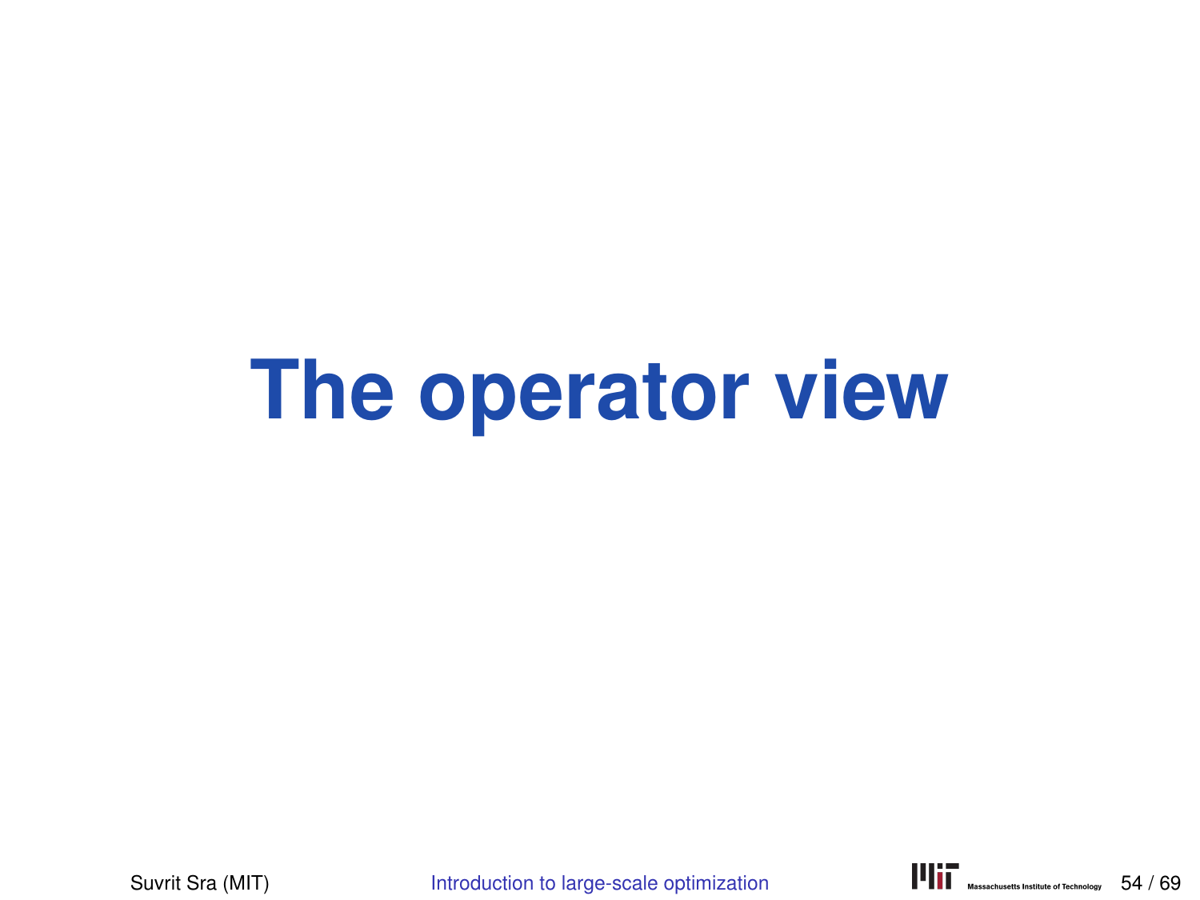# The operator view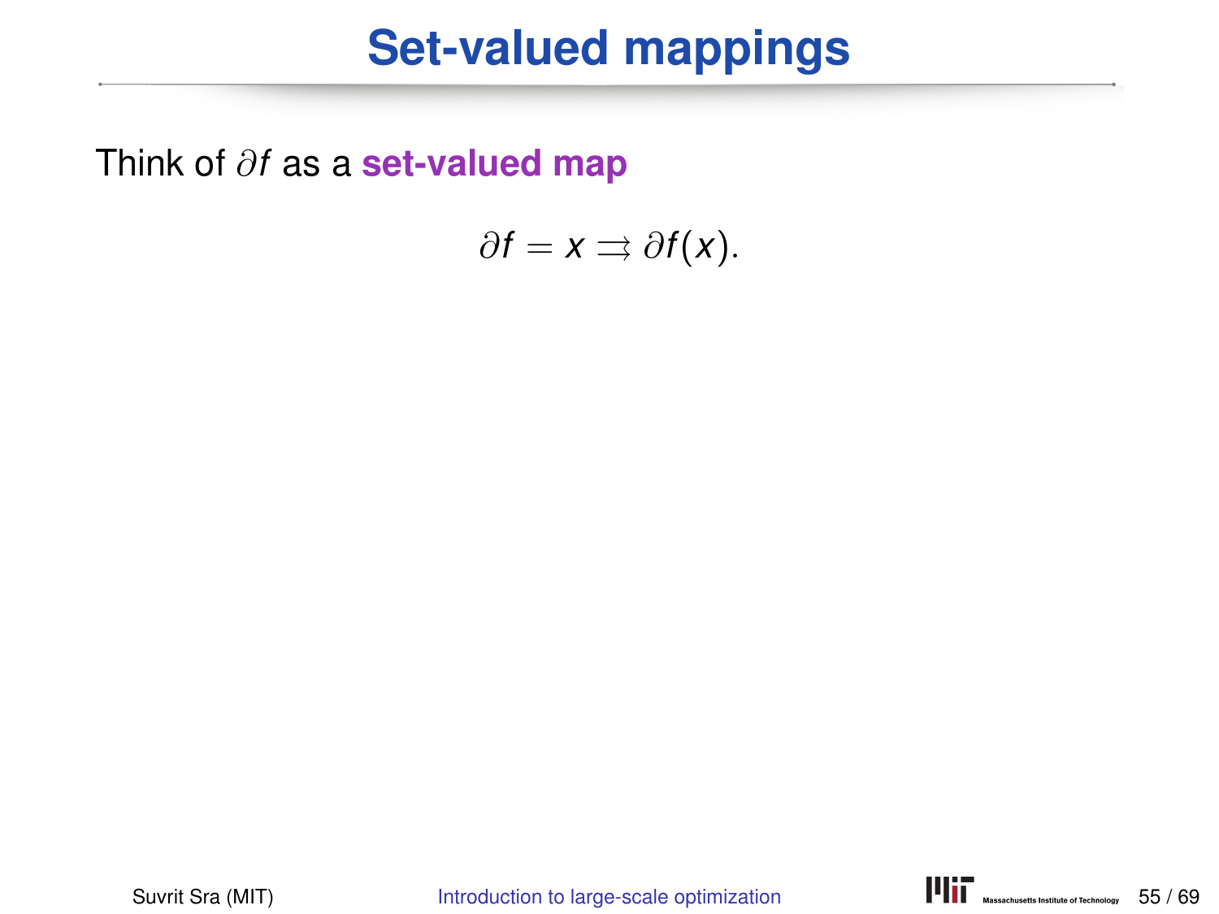# Set-valued mappings

Think of $\partial f$ as a **set-valued map**

$$\partial f = x \rightrightarrows \partial f(x).$$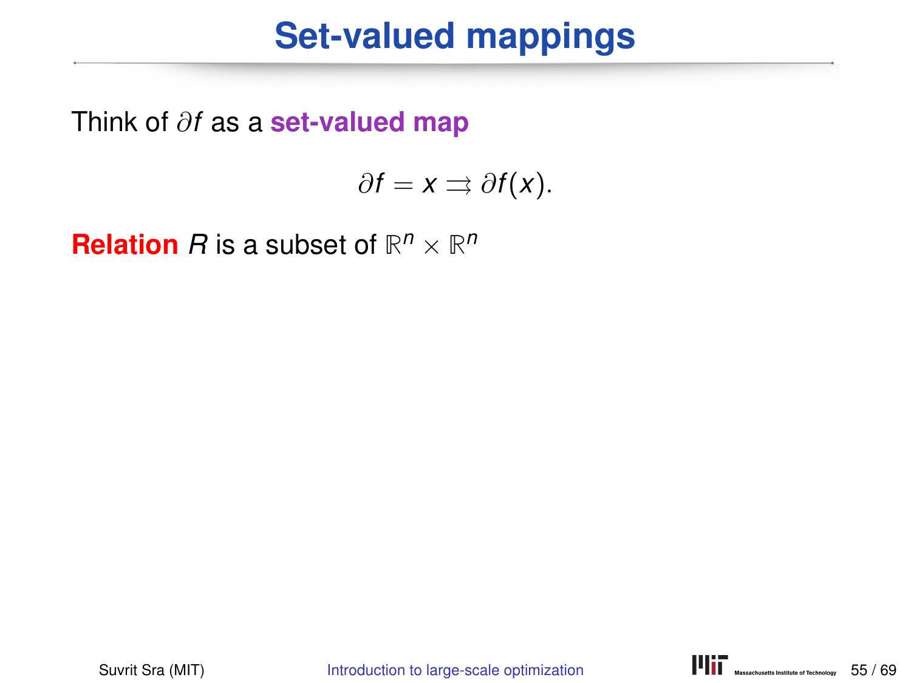# Set-valued mappings

Think of $\partial f$ as a **set-valued map**

$$\partial f = x \rightrightarrows \partial f(x).$$

**Relation** $R$ is a subset of $\mathbb{R}^n \times \mathbb{R}^n$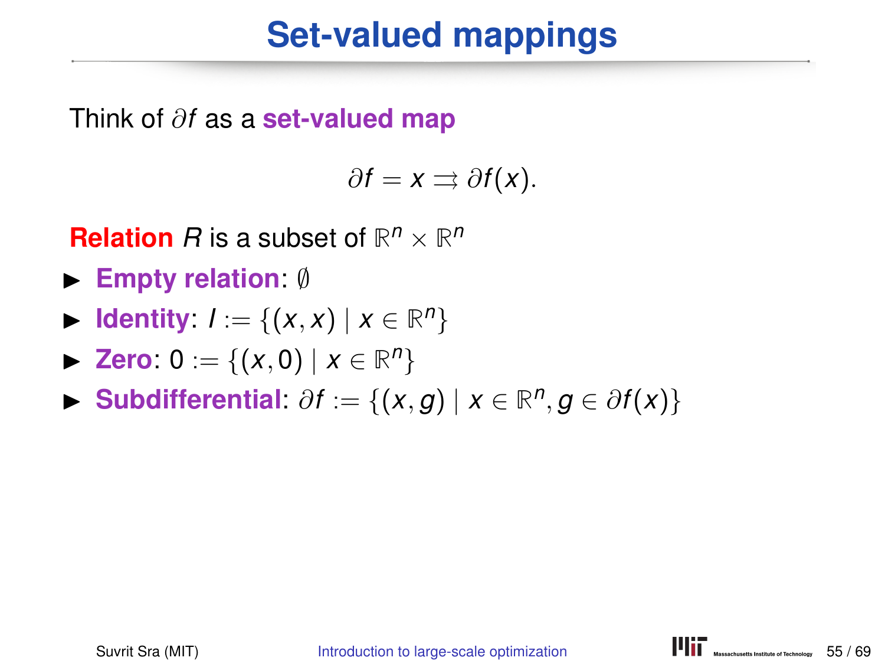# Set-valued mappings

Think of $\partial f$ as a **set-valued map**

$$\partial f = x \rightrightarrows \partial f(x).$$

**Relation** $R$ is a subset of $\mathbb{R}^n \times \mathbb{R}^n$

- **Empty relation**: $\emptyset$
- **Identity**: $I := \{(x, x) \mid x \in \mathbb{R}^n\}$
- **Zero**: $0 := \{(x, 0) \mid x \in \mathbb{R}^n\}$
- **Subdifferential**: $\partial f := \{(x, g) \mid x \in \mathbb{R}^n, g \in \partial f(x)\}$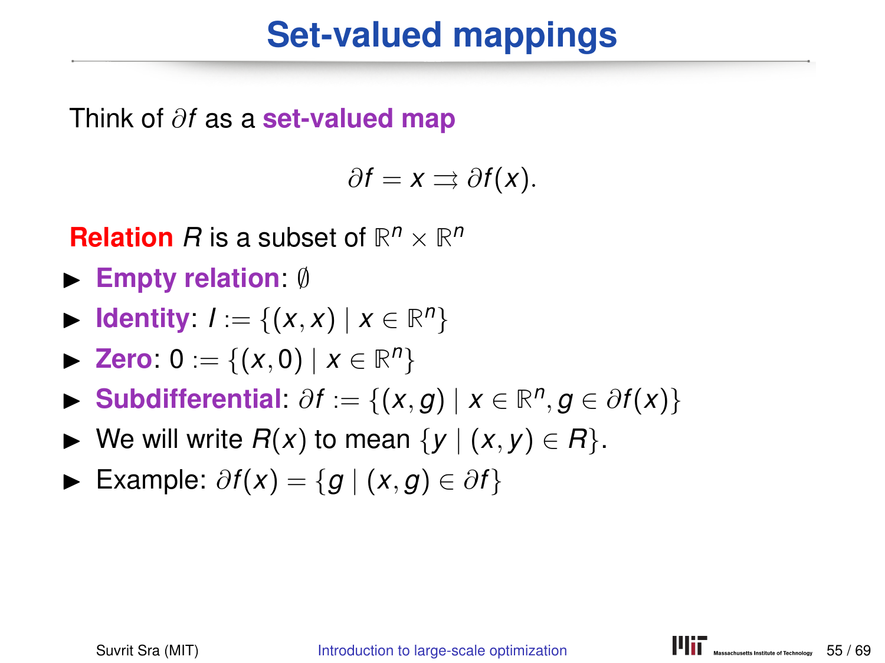# Set-valued mappings

Think of $\partial f$ as a **set-valued map**

$$\partial f = x \rightrightarrows \partial f(x).$$

**Relation** $R$ is a subset of $\mathbb{R}^n \times \mathbb{R}^n$

- **Empty relation**: $\emptyset$
- **Identity**: $I := \{(x, x) \mid x \in \mathbb{R}^n\}$
- **Zero**: $0 := \{(x, 0) \mid x \in \mathbb{R}^n\}$
- **Subdifferential**: $\partial f := \{(x, g) \mid x \in \mathbb{R}^n, g \in \partial f(x)\}$
- We will write $R(x)$ to mean $\{y \mid (x, y) \in R\}$.
- Example: $\partial f(x) = \{g \mid (x, g) \in \partial f\}$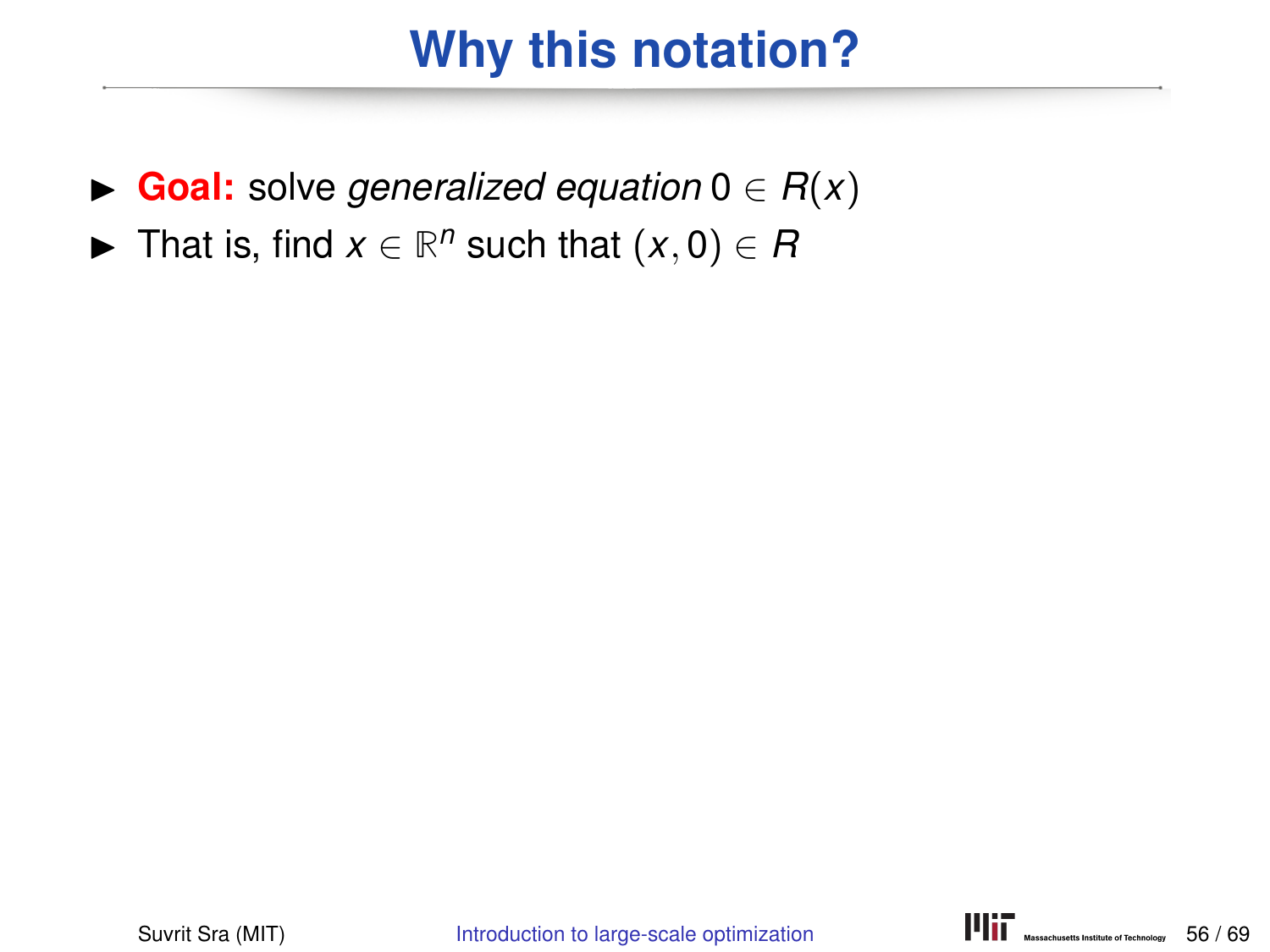# Why this notation?

- **Goal:** solve *generalized equation* $0 \in R(x)$
- That is, find $x \in \mathbb{R}^n$ such that $(x, 0) \in R$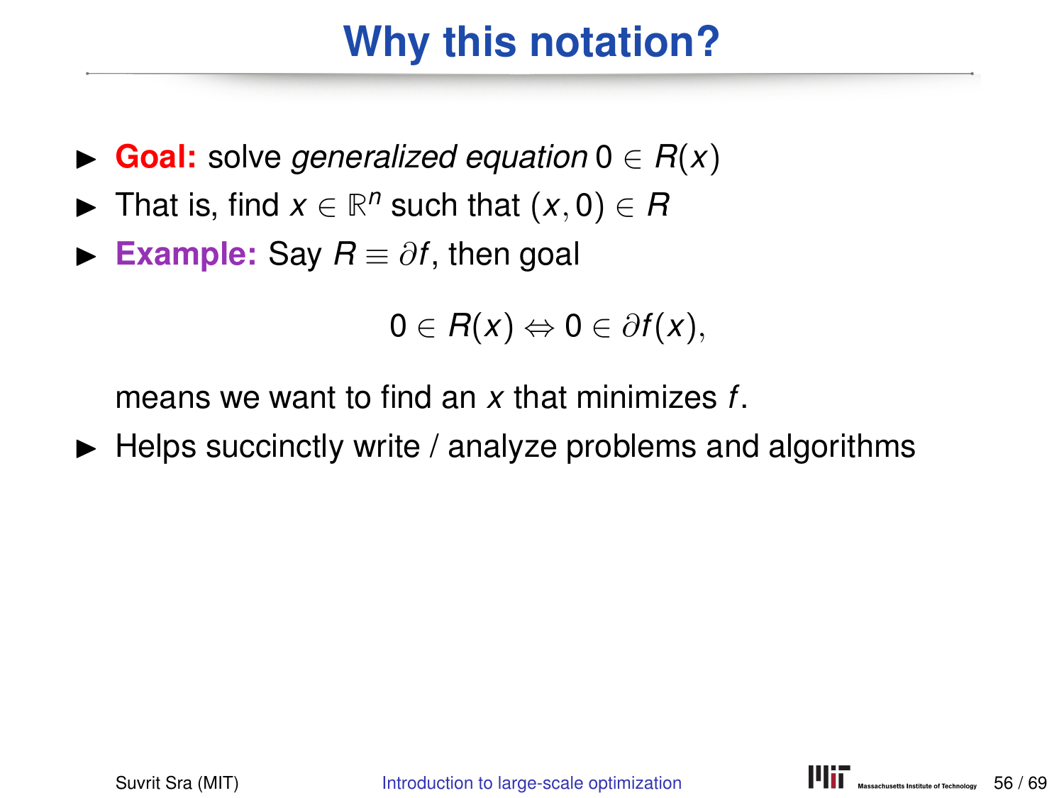# Why this notation?

- **Goal:** solve *generalized equation* $0 \in R(x)$
- That is, find $x \in \mathbb{R}^n$ such that $(x, 0) \in R$
- **Example:** Say $R \equiv \partial f$, then goal

$$0 \in R(x) \Leftrightarrow 0 \in \partial f(x),$$

  means we want to find an $x$ that minimizes $f$.
- Helps succinctly write / analyze problems and algorithms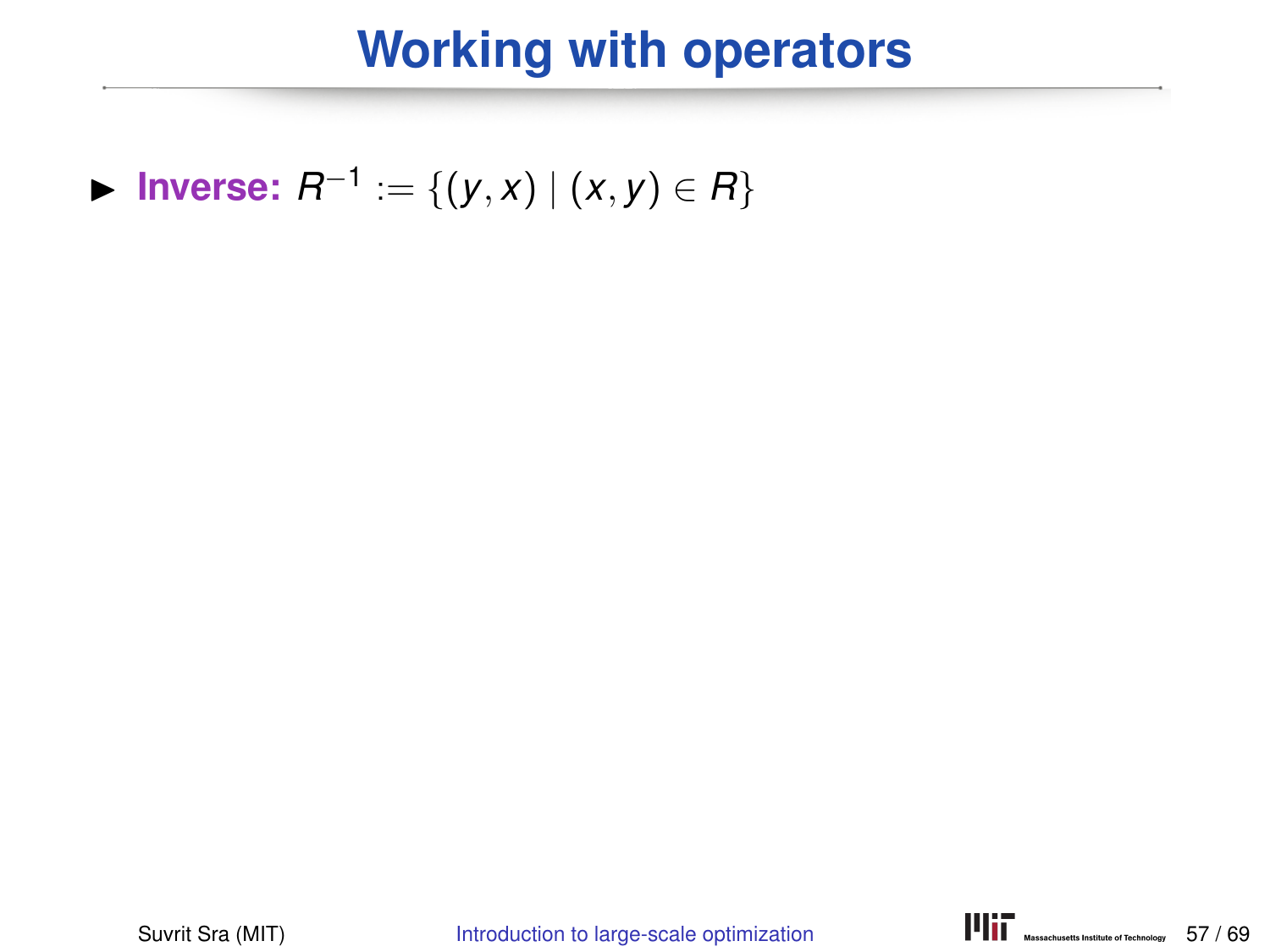# Working with operators

- **Inverse:** $R^{-1} := \{(y, x) \mid (x, y) \in R\}$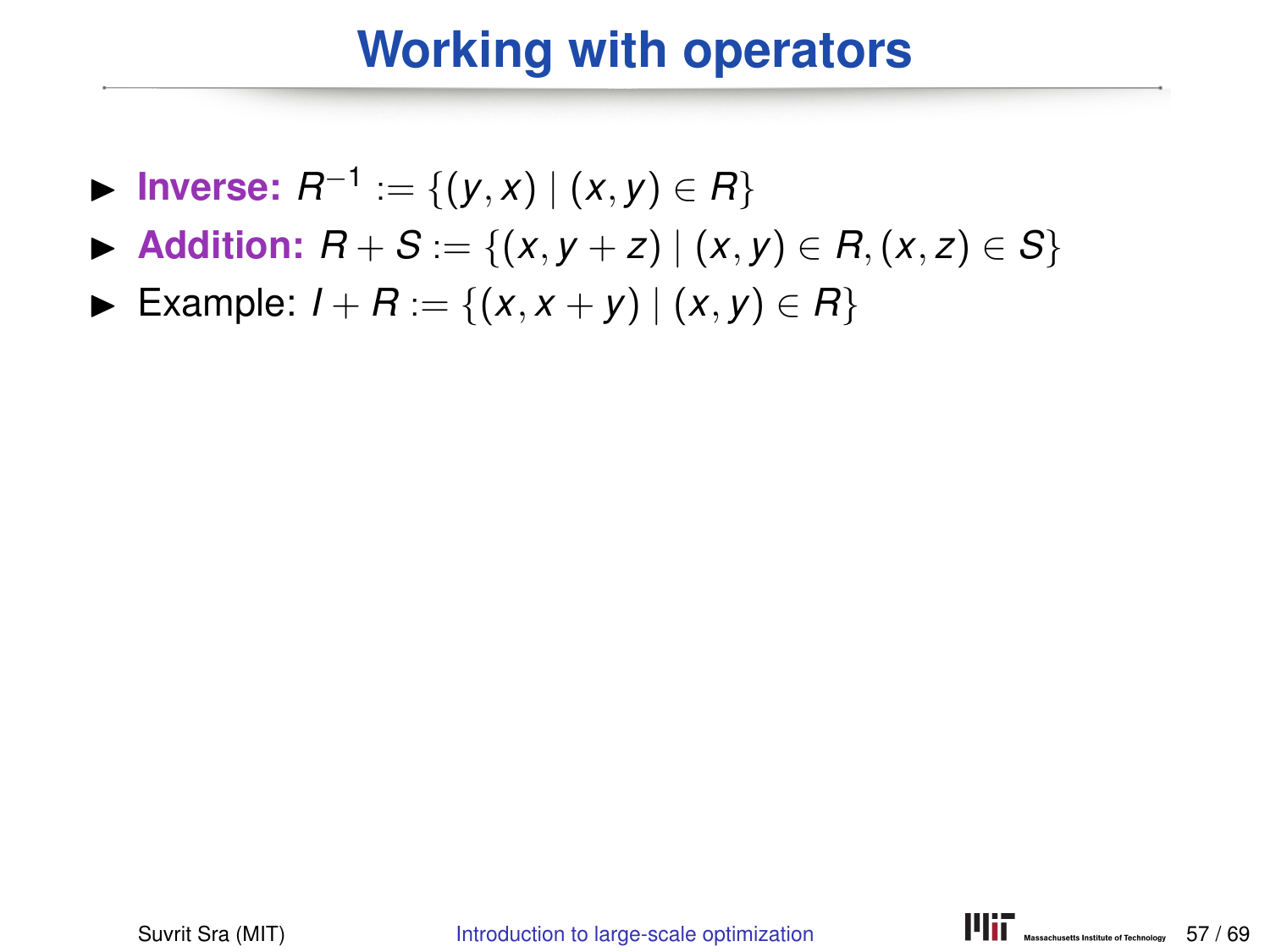# Working with operators

- **Inverse:** $R^{-1} := \{(y, x) \mid (x, y) \in R\}$
- **Addition:** $R + S := \{(x, y + z) \mid (x, y) \in R, (x, z) \in S\}$
- Example: $I + R := \{(x, x + y) \mid (x, y) \in R\}$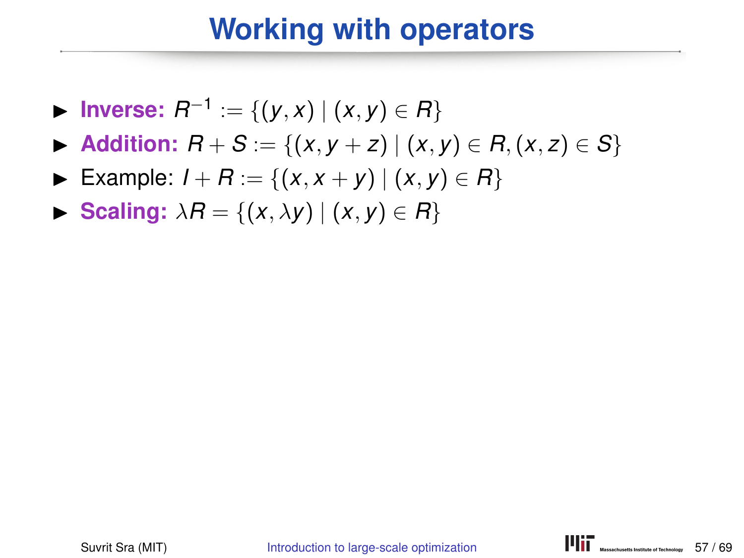# Working with operators

- **Inverse:** $R^{-1} := \{(y, x) \mid (x, y) \in R\}$
- **Addition:** $R + S := \{(x, y + z) \mid (x, y) \in R, (x, z) \in S\}$
- Example: $I + R := \{(x, x + y) \mid (x, y) \in R\}$
- **Scaling:** $\lambda R = \{(x, \lambda y) \mid (x, y) \in R\}$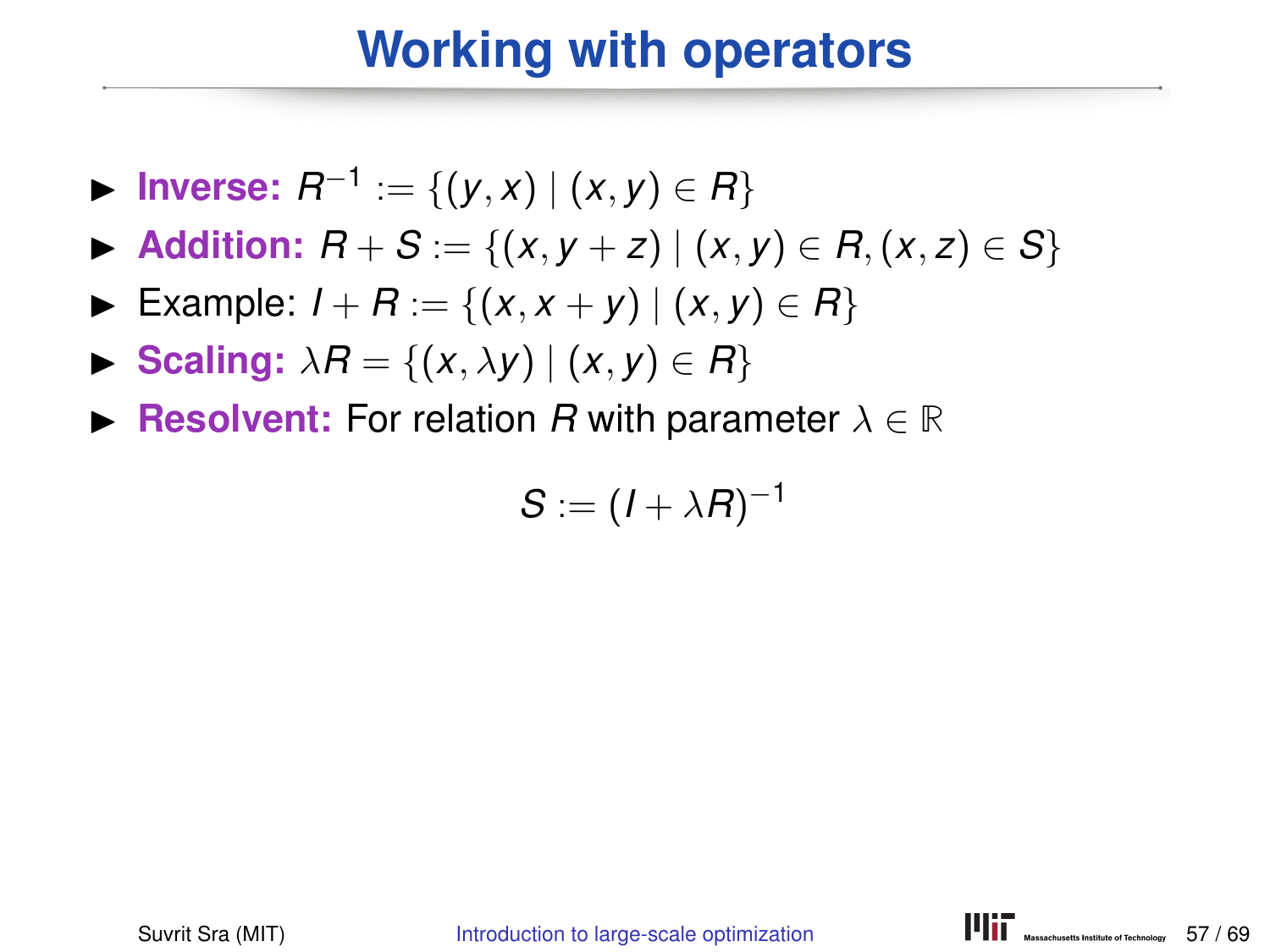# Working with operators

- **Inverse:** $R^{-1} := \{(y, x) \mid (x, y) \in R\}$
- **Addition:** $R + S := \{(x, y + z) \mid (x, y) \in R, (x, z) \in S\}$
- Example: $I + R := \{(x, x + y) \mid (x, y) \in R\}$
- **Scaling:** $\lambda R = \{(x, \lambda y) \mid (x, y) \in R\}$
- **Resolvent:** For relation $R$ with parameter $\lambda \in \mathbb{R}$

$$S := (I + \lambda R)^{-1}$$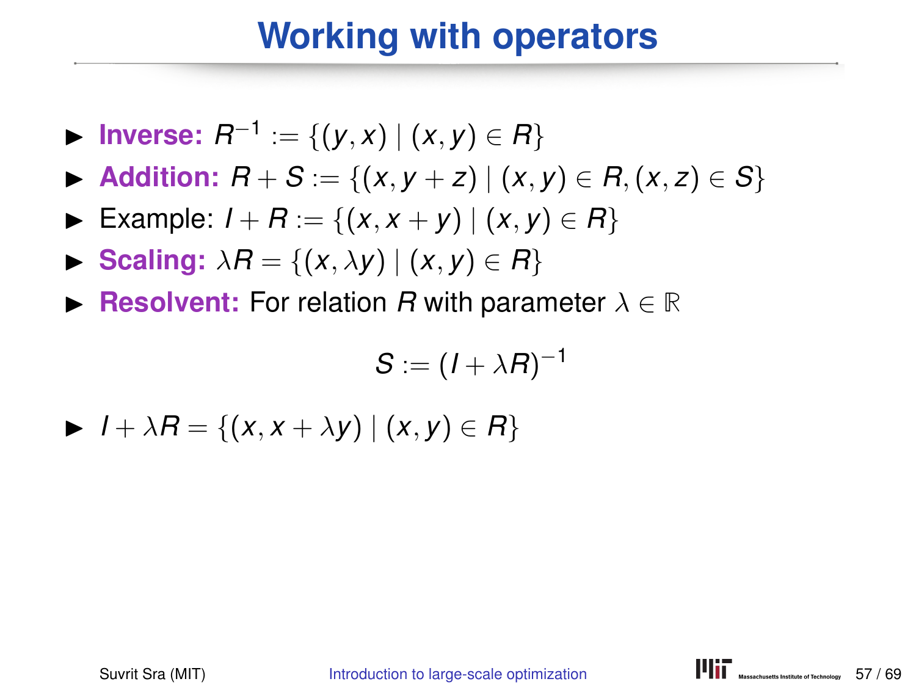# Working with operators

- **Inverse:** $R^{-1} := \{(y, x) \mid (x, y) \in R\}$
- **Addition:** $R + S := \{(x, y + z) \mid (x, y) \in R, (x, z) \in S\}$
- Example: $I + R := \{(x, x + y) \mid (x, y) \in R\}$
- **Scaling:** $\lambda R = \{(x, \lambda y) \mid (x, y) \in R\}$
- **Resolvent:** For relation $R$ with parameter $\lambda \in \mathbb{R}$

$$S := (I + \lambda R)^{-1}$$

- $I + \lambda R = \{(x, x + \lambda y) \mid (x, y) \in R\}$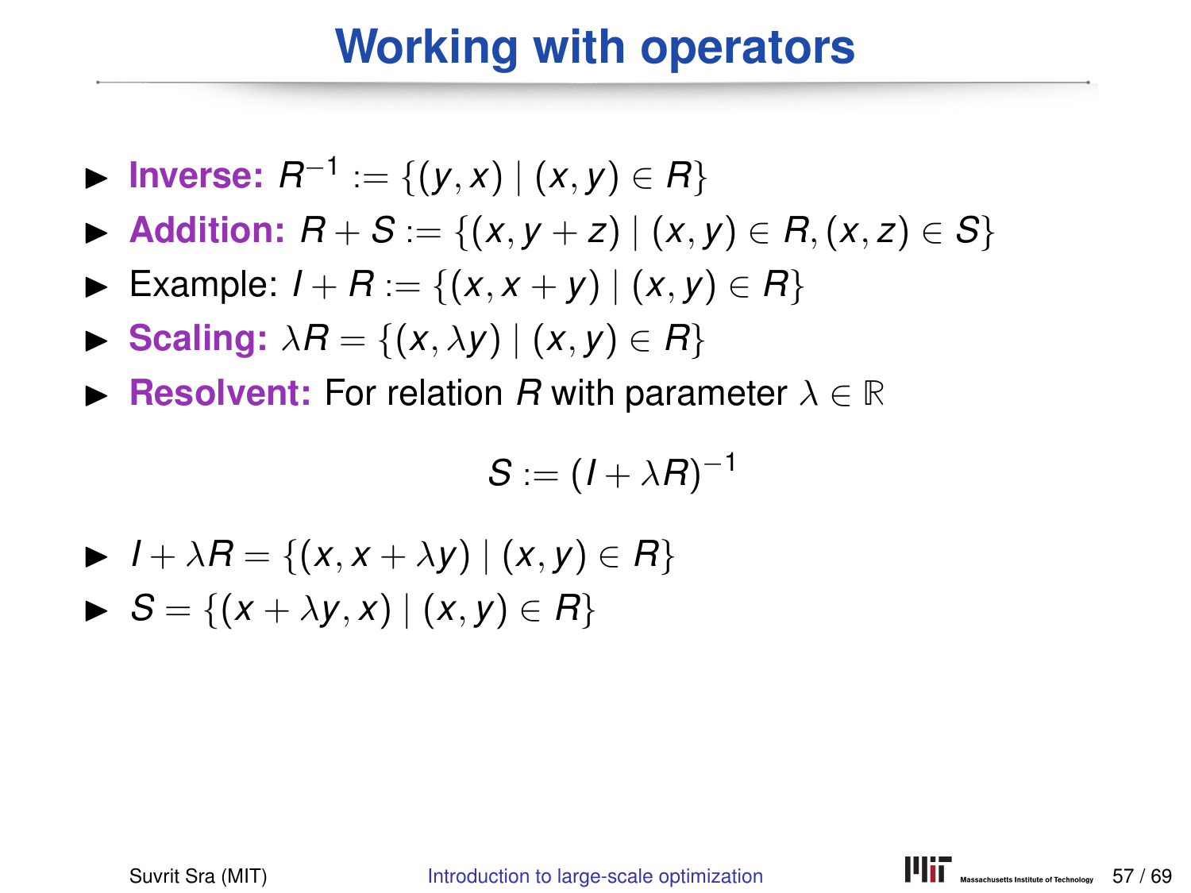# Working with operators

- **Inverse:** $R^{-1} := \{(y,x) \mid (x,y) \in R\}$
- **Addition:** $R + S := \{(x, y+z) \mid (x,y) \in R, (x,z) \in S\}$
- Example: $I + R := \{(x, x+y) \mid (x,y) \in R\}$
- **Scaling:** $\lambda R = \{(x, \lambda y) \mid (x,y) \in R\}$
- **Resolvent:** For relation $R$ with parameter $\lambda \in \mathbb{R}$

$$S := (I + \lambda R)^{-1}$$

- $I + \lambda R = \{(x, x + \lambda y) \mid (x,y) \in R\}$
- $S = \{(x + \lambda y, x) \mid (x,y) \in R\}$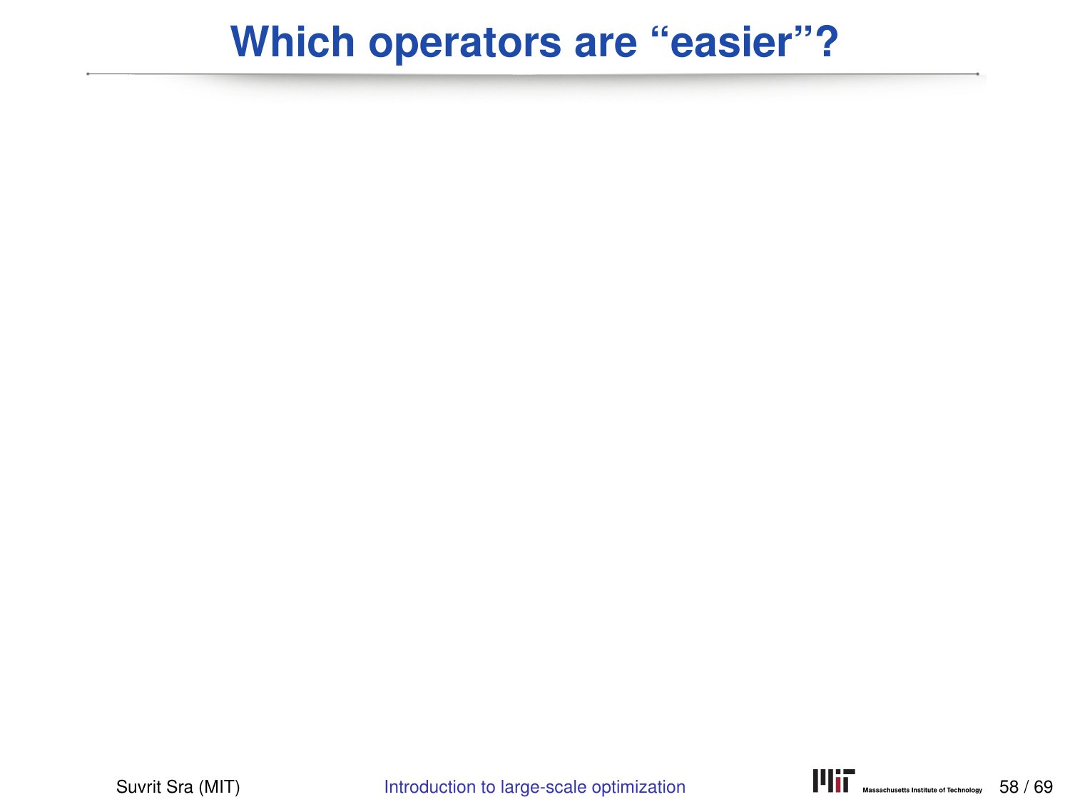# Which operators are “easier”?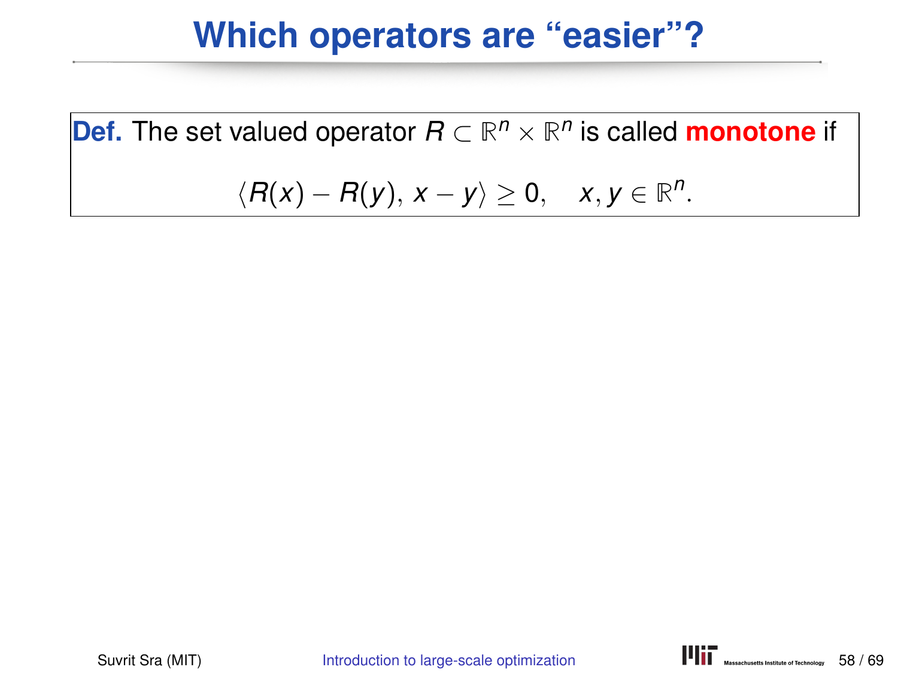# Which operators are "easier"?

**Def.** The set valued operator $R \subset \mathbb{R}^n \times \mathbb{R}^n$ is called **monotone** if

$$\langle R(x) - R(y), x - y \rangle \geq 0, \quad x, y \in \mathbb{R}^n.$$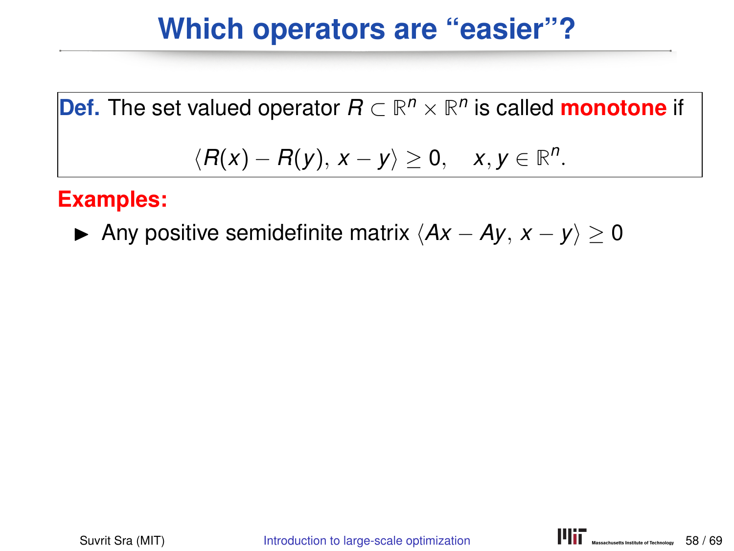# Which operators are "easier"?

**Def.** The set valued operator $R \subset \mathbb{R}^n \times \mathbb{R}^n$ is called **monotone** if

$$\langle R(x) - R(y), x - y \rangle \geq 0, \quad x, y \in \mathbb{R}^n.$$

**Examples:**

- Any positive semidefinite matrix $\langle Ax - Ay, x - y \rangle \geq 0$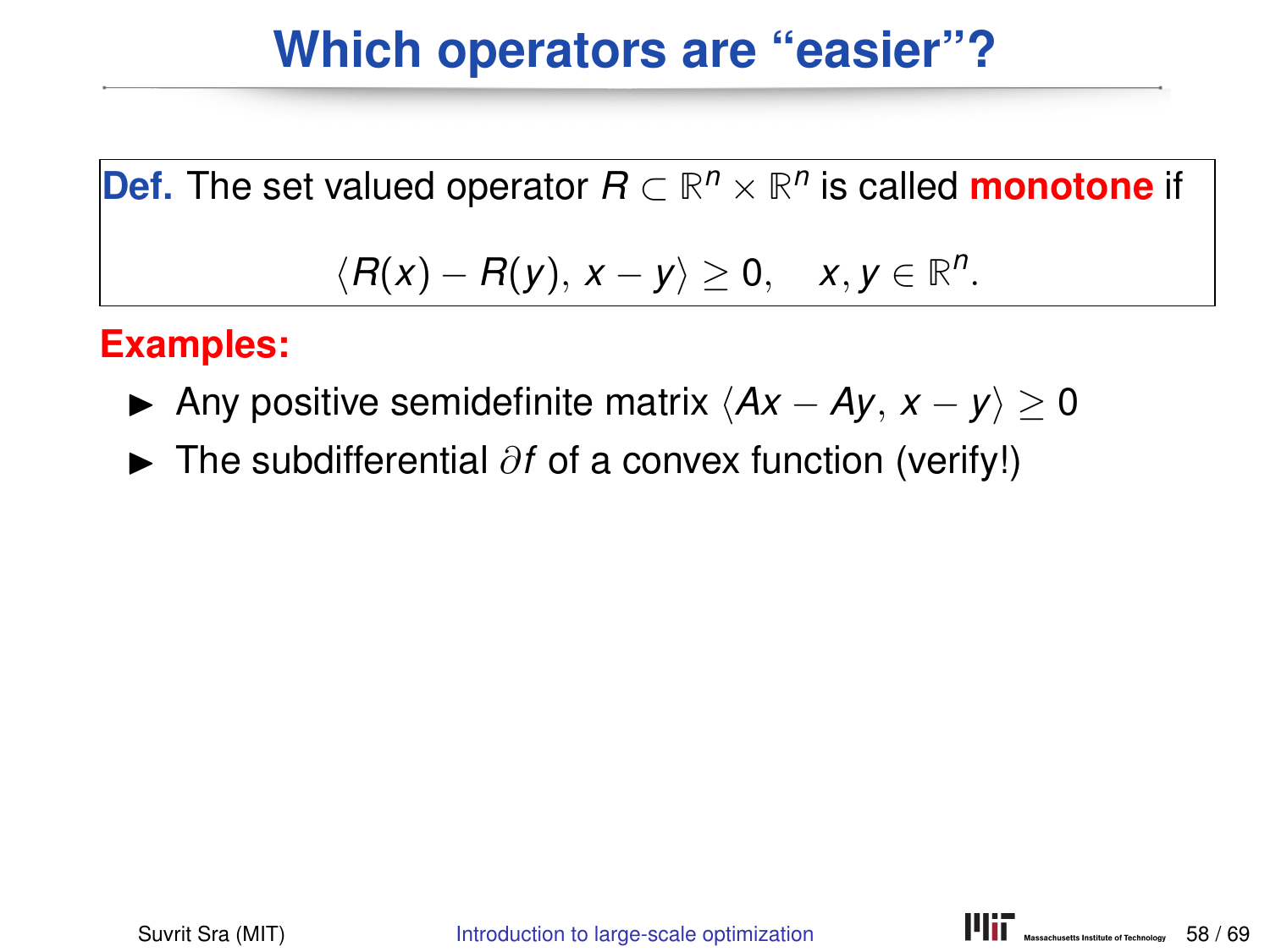# Which operators are "easier"?

**Def.** The set valued operator $R \subset \mathbb{R}^n \times \mathbb{R}^n$ is called **monotone** if

$$\langle R(x) - R(y), x - y \rangle \geq 0, \quad x, y \in \mathbb{R}^n.$$

**Examples:**

- Any positive semidefinite matrix $\langle Ax - Ay, x - y \rangle \geq 0$
- The subdifferential $\partial f$ of a convex function (verify!)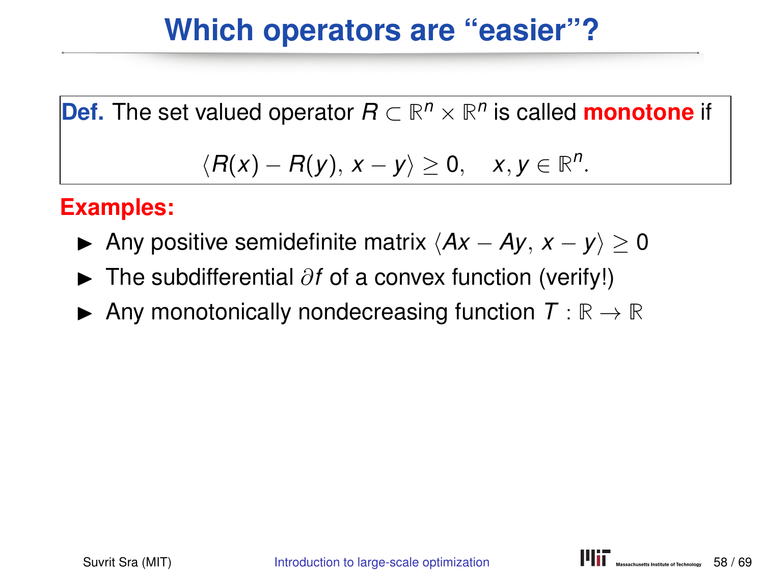# Which operators are "easier"?

**Def.** The set valued operator $R \subset \mathbb{R}^n \times \mathbb{R}^n$ is called **monotone** if

$$\langle R(x) - R(y), x - y \rangle \geq 0, \quad x, y \in \mathbb{R}^n.$$

**Examples:**

- Any positive semidefinite matrix $\langle Ax - Ay, x - y \rangle \geq 0$
- The subdifferential $\partial f$ of a convex function (verify!)
- Any monotonically nondecreasing function $T : \mathbb{R} \to \mathbb{R}$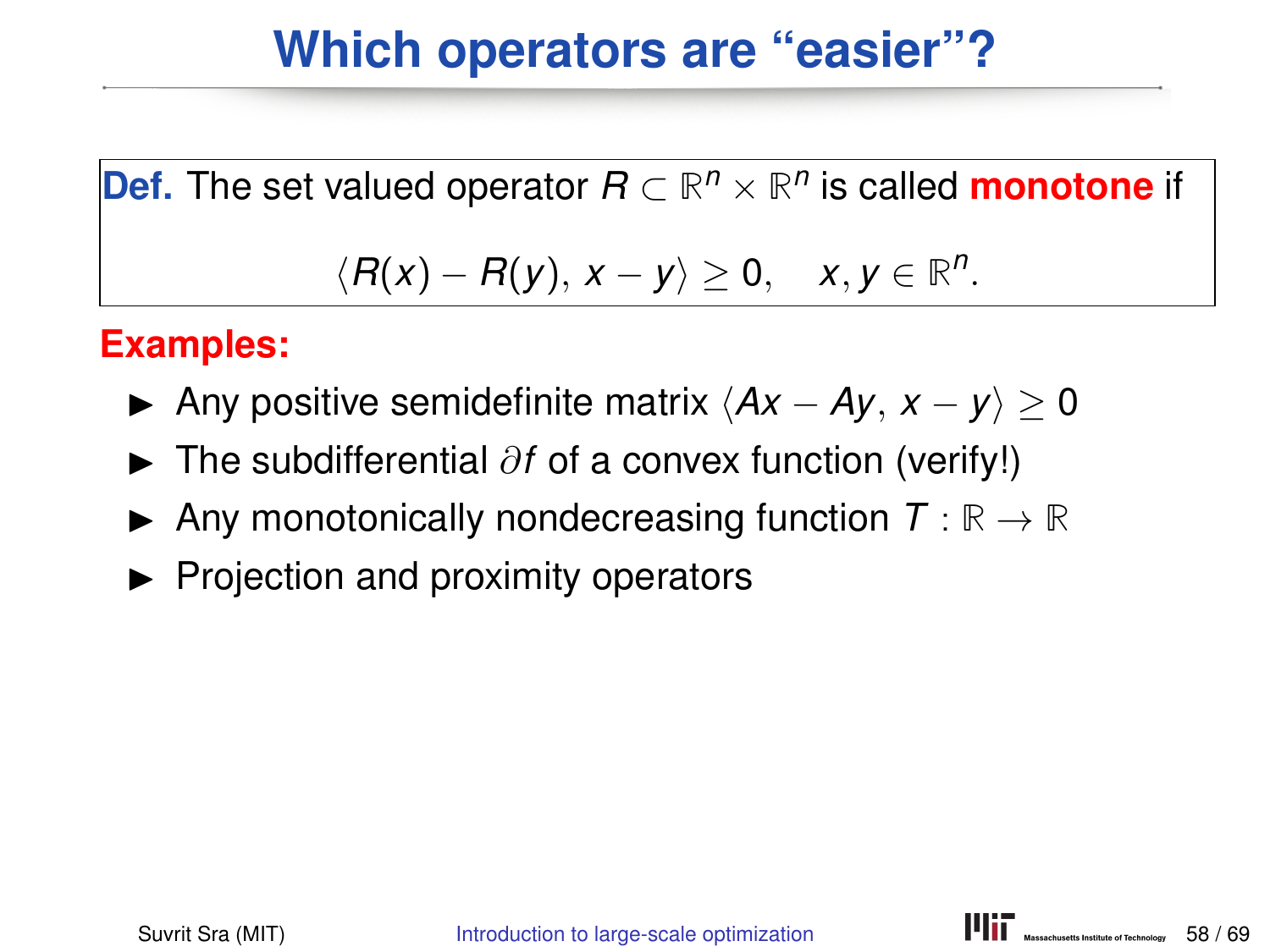# Which operators are "easier"?

**Def.** The set valued operator $R \subset \mathbb{R}^n \times \mathbb{R}^n$ is called **monotone** if

$$\langle R(x) - R(y), x - y \rangle \geq 0, \quad x, y \in \mathbb{R}^n.$$

**Examples:**

- Any positive semidefinite matrix $\langle Ax - Ay, x - y \rangle \geq 0$
- The subdifferential $\partial f$ of a convex function (verify!)
- Any monotonically nondecreasing function $T : \mathbb{R} \to \mathbb{R}$
- Projection and proximity operators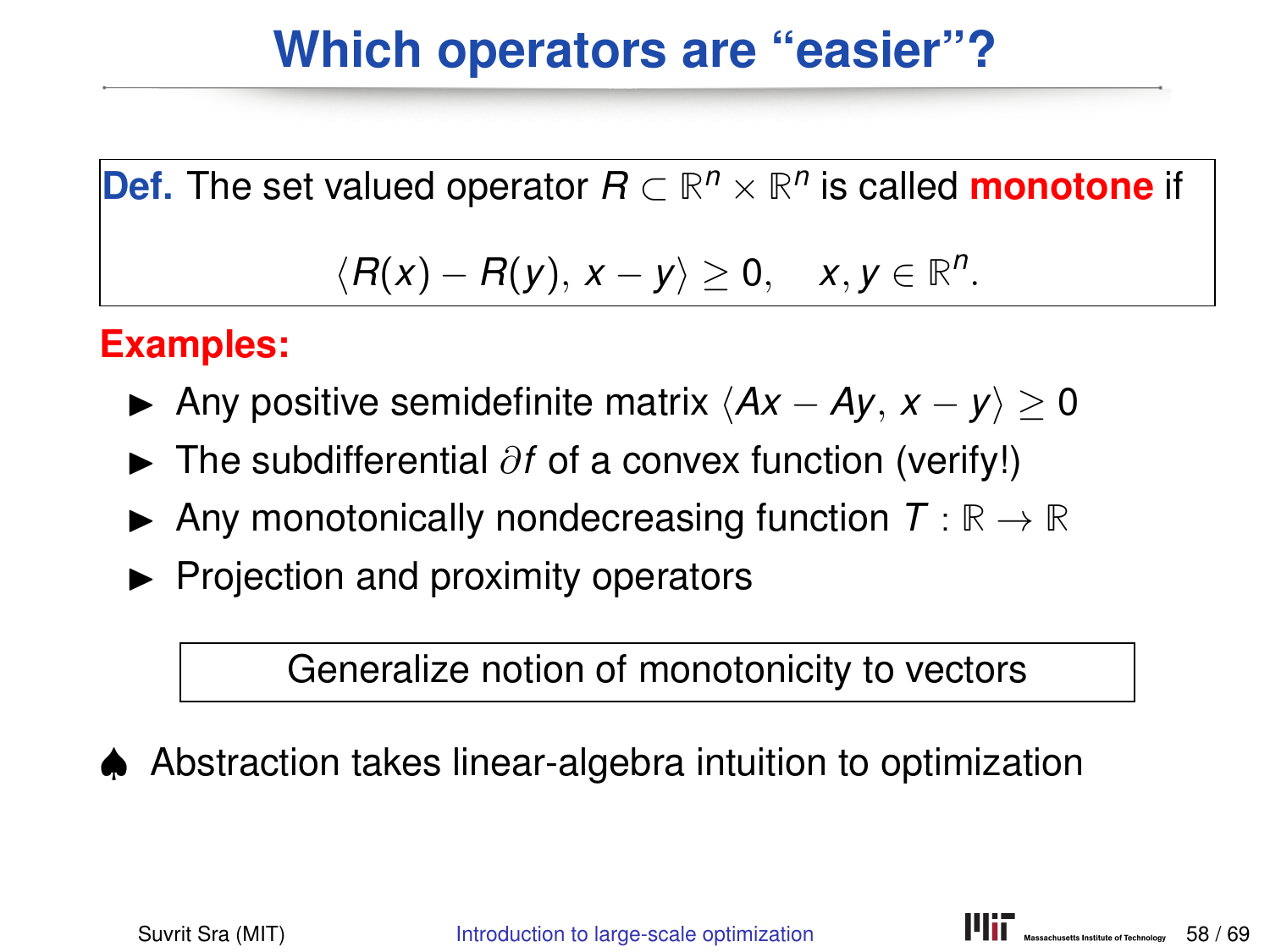# Which operators are "easier"?

**Def.** The set valued operator $R \subset \mathbb{R}^n \times \mathbb{R}^n$ is called **monotone** if

$$\langle R(x) - R(y), x - y \rangle \geq 0, \quad x, y \in \mathbb{R}^n.$$

**Examples:**

- Any positive semidefinite matrix $\langle Ax - Ay, x - y \rangle \geq 0$
- The subdifferential $\partial f$ of a convex function (verify!)
- Any monotonically nondecreasing function $T : \mathbb{R} \to \mathbb{R}$
- Projection and proximity operators

Generalize notion of monotonicity to vectors

♠ Abstraction takes linear-algebra intuition to optimization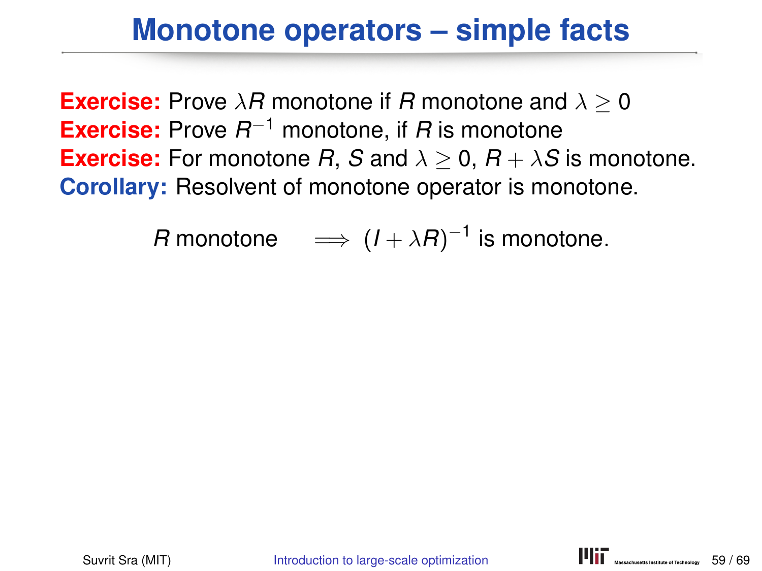# Monotone operators – simple facts

**Exercise:** Prove $\lambda R$ monotone if $R$ monotone and $\lambda \geq 0$
**Exercise:** Prove $R^{-1}$ monotone, if $R$ is monotone
**Exercise:** For monotone $R$, $S$ and $\lambda \geq 0$, $R + \lambda S$ is monotone.
**Corollary:** Resolvent of monotone operator is monotone.

$$R \text{ monotone} \quad \Longrightarrow \; (I + \lambda R)^{-1} \text{ is monotone.}$$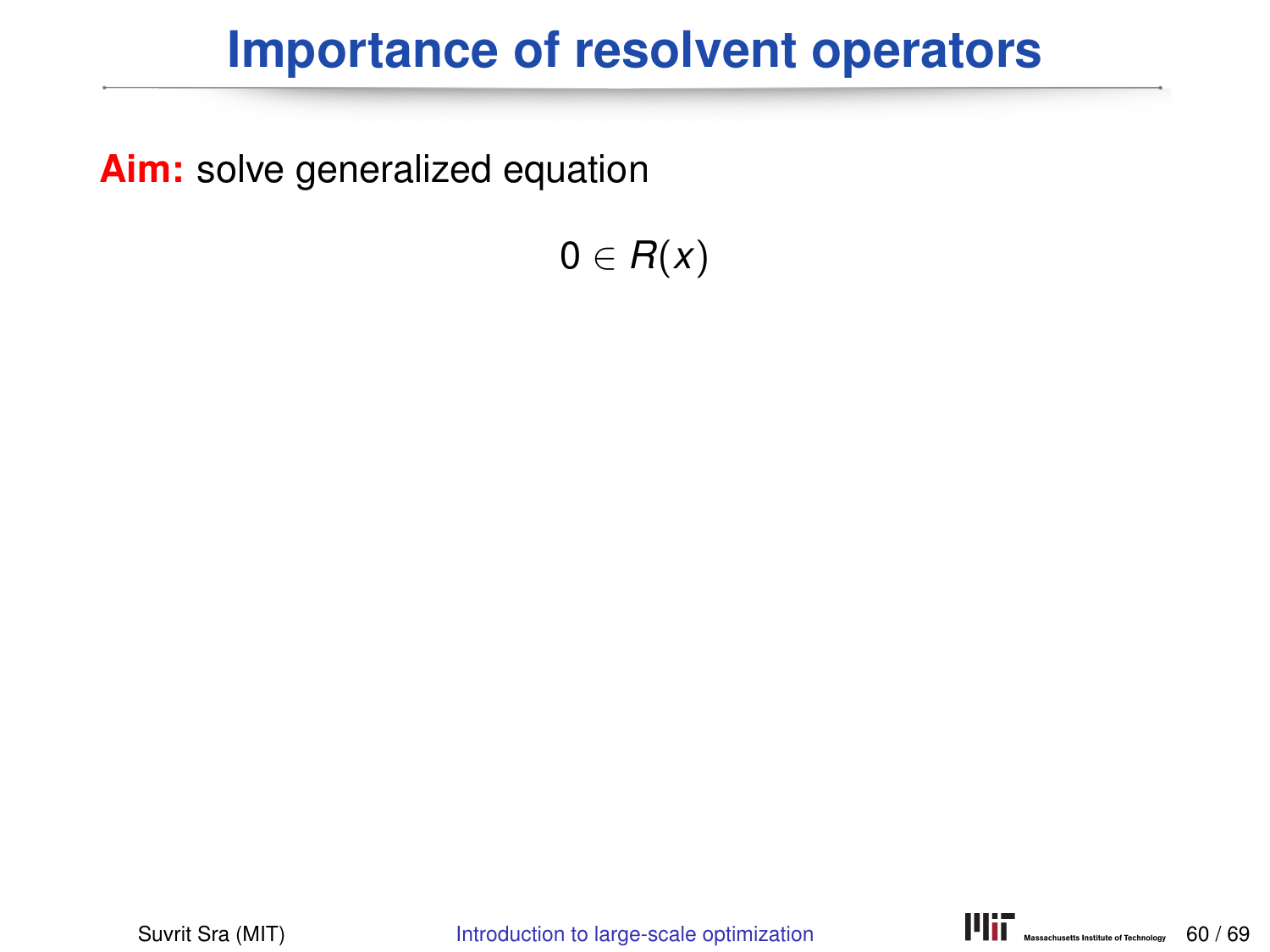# Importance of resolvent operators

**Aim:** solve generalized equation

$$0 \in R(x)$$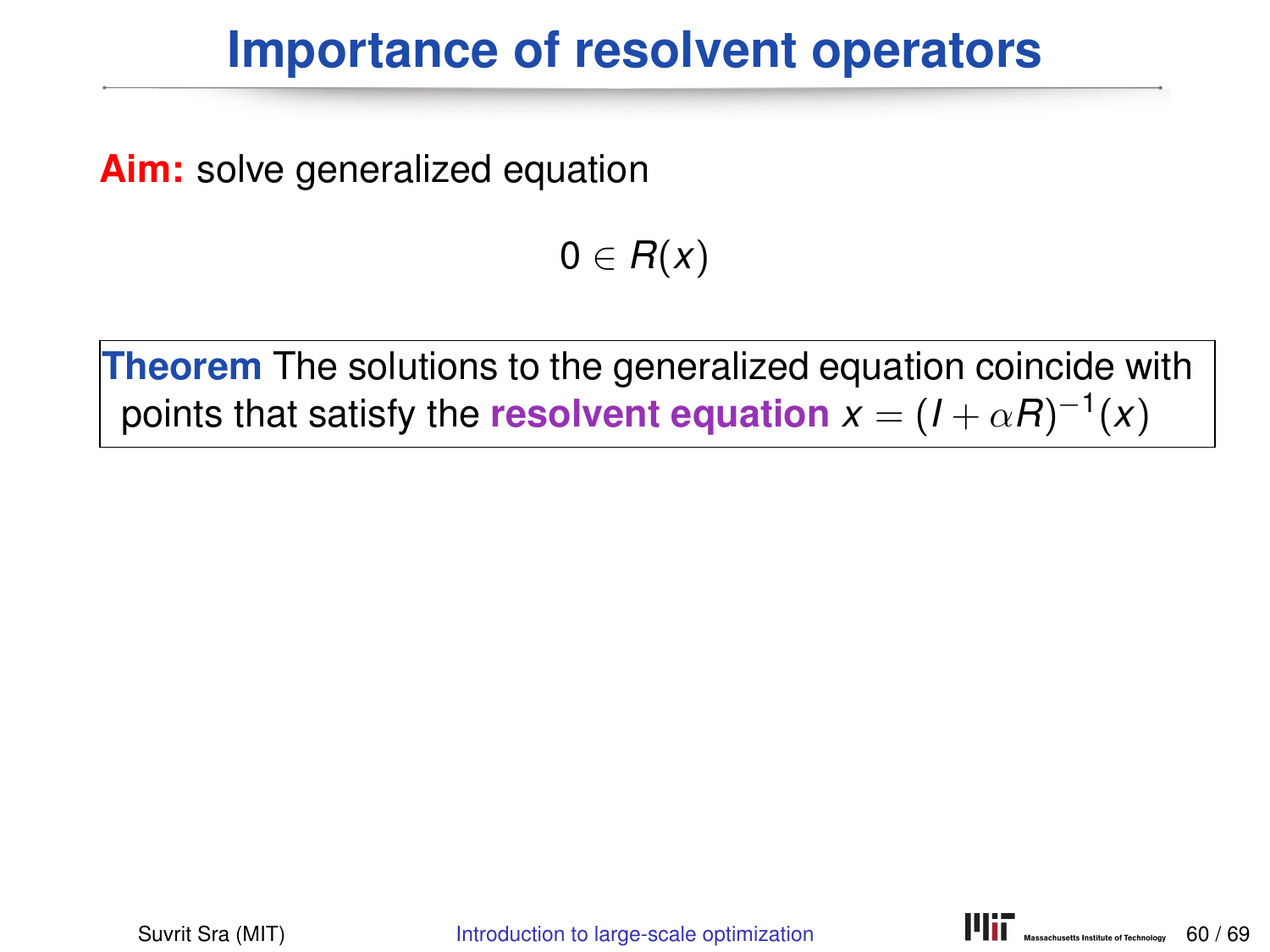# Importance of resolvent operators

**Aim:** solve generalized equation

$$0 \in R(x)$$

**Theorem** The solutions to the generalized equation coincide with points that satisfy the **resolvent equation** $x = (I + \alpha R)^{-1}(x)$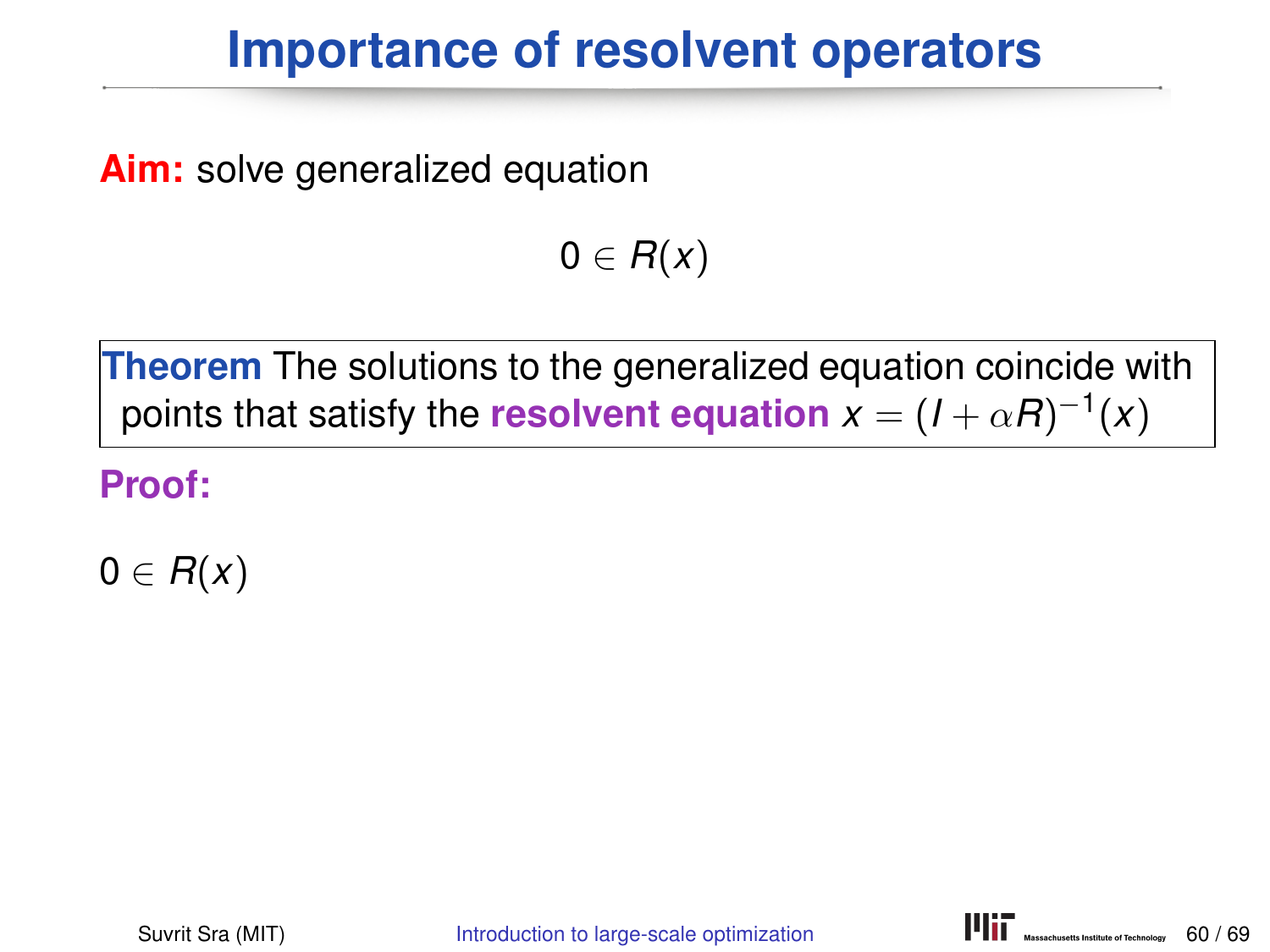# Importance of resolvent operators

**Aim:** solve generalized equation

$$0 \in R(x)$$

> **Theorem** The solutions to the generalized equation coincide with points that satisfy the **resolvent equation** $x = (I + \alpha R)^{-1}(x)$

**Proof:**

$0 \in R(x)$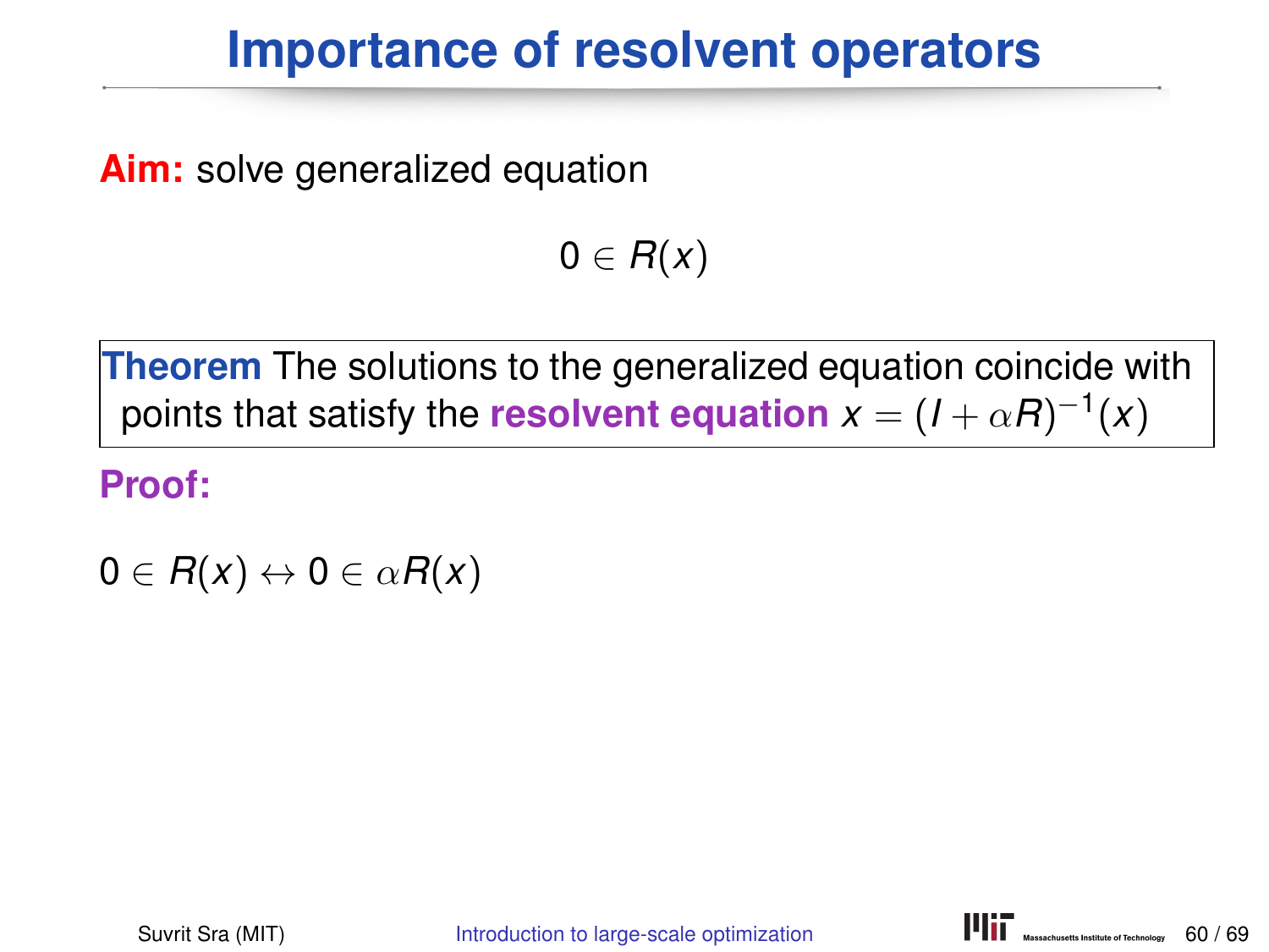# Importance of resolvent operators

**Aim:** solve generalized equation

$$0 \in R(x)$$

**Theorem** The solutions to the generalized equation coincide with points that satisfy the **resolvent equation** $x = (I + \alpha R)^{-1}(x)$

**Proof:**

$0 \in R(x) \leftrightarrow 0 \in \alpha R(x)$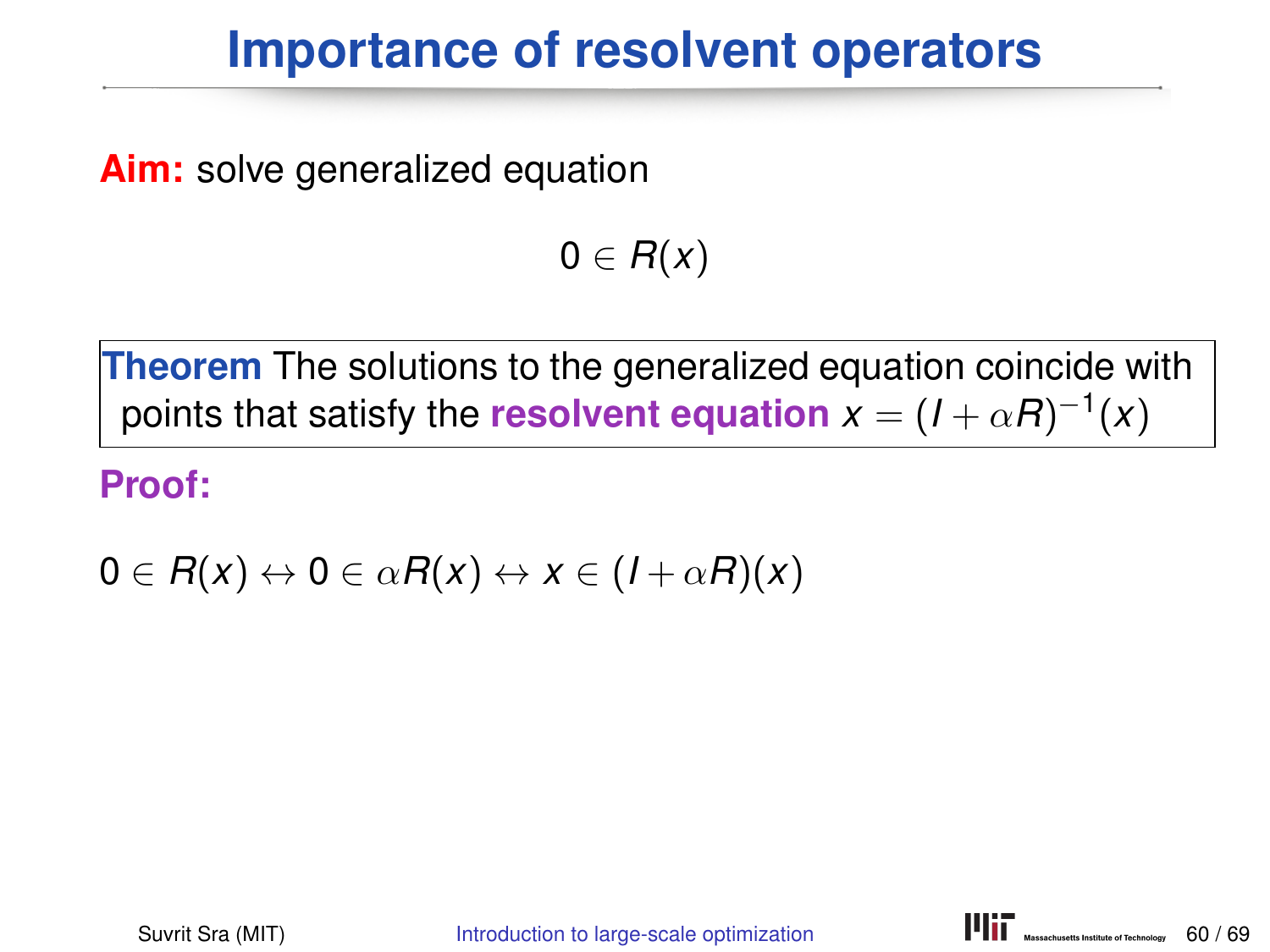# Importance of resolvent operators

**Aim:** solve generalized equation

$$0 \in R(x)$$

**Theorem** The solutions to the generalized equation coincide with points that satisfy the **resolvent equation** $x = (I + \alpha R)^{-1}(x)$

**Proof:**

$$0 \in R(x) \leftrightarrow 0 \in \alpha R(x) \leftrightarrow x \in (I + \alpha R)(x)$$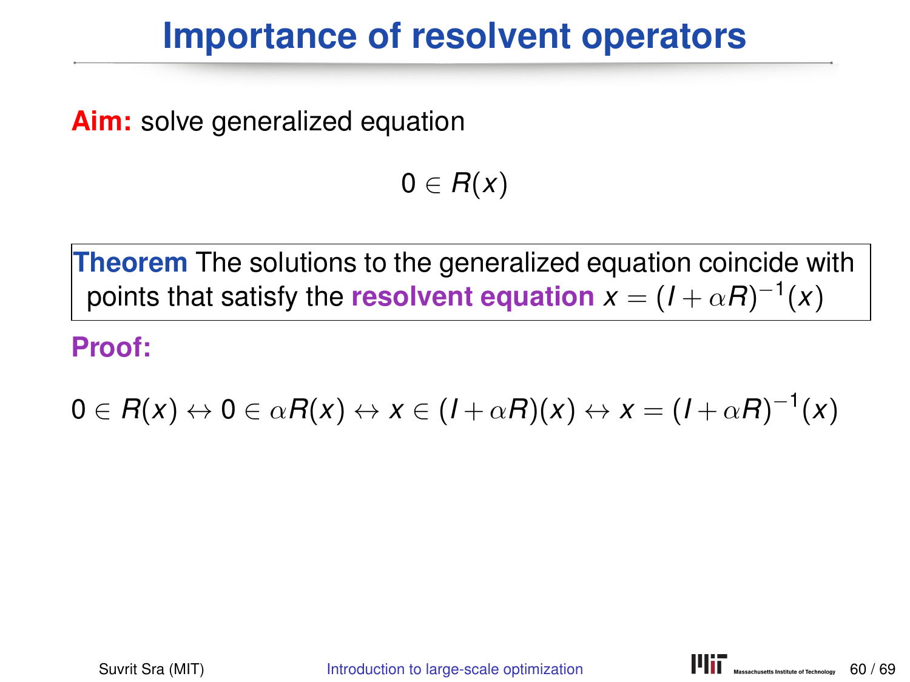# Importance of resolvent operators

**Aim:** solve generalized equation

$$0 \in R(x)$$

**Theorem** The solutions to the generalized equation coincide with points that satisfy the **resolvent equation** $x = (I + \alpha R)^{-1}(x)$

**Proof:**

$$0 \in R(x) \leftrightarrow 0 \in \alpha R(x) \leftrightarrow x \in (I + \alpha R)(x) \leftrightarrow x = (I + \alpha R)^{-1}(x)$$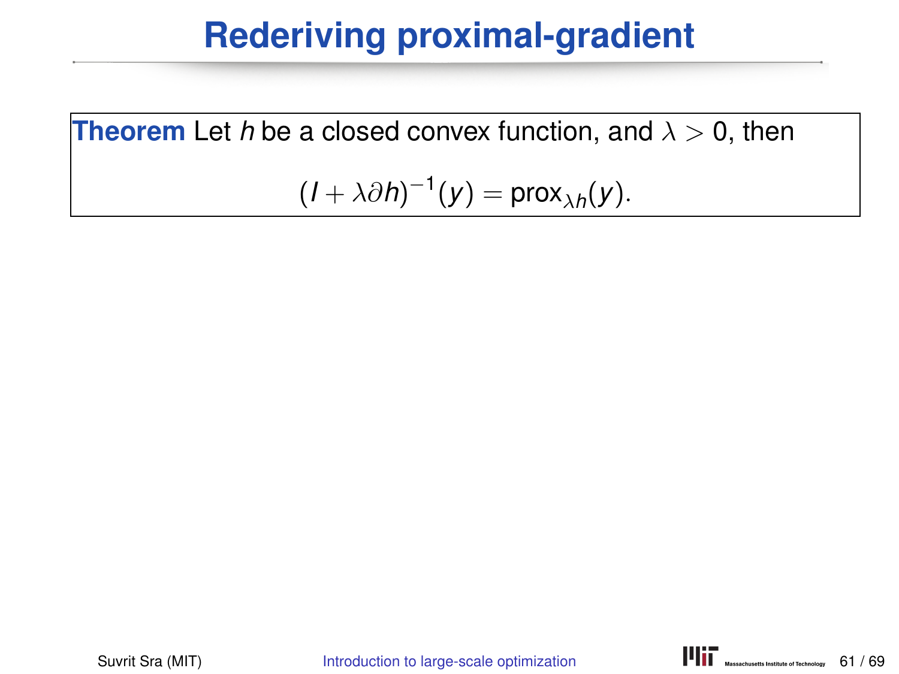# Rederiving proximal-gradient

**Theorem** Let $h$ be a closed convex function, and $\lambda > 0$, then

$$(I + \lambda \partial h)^{-1}(y) = \text{prox}_{\lambda h}(y).$$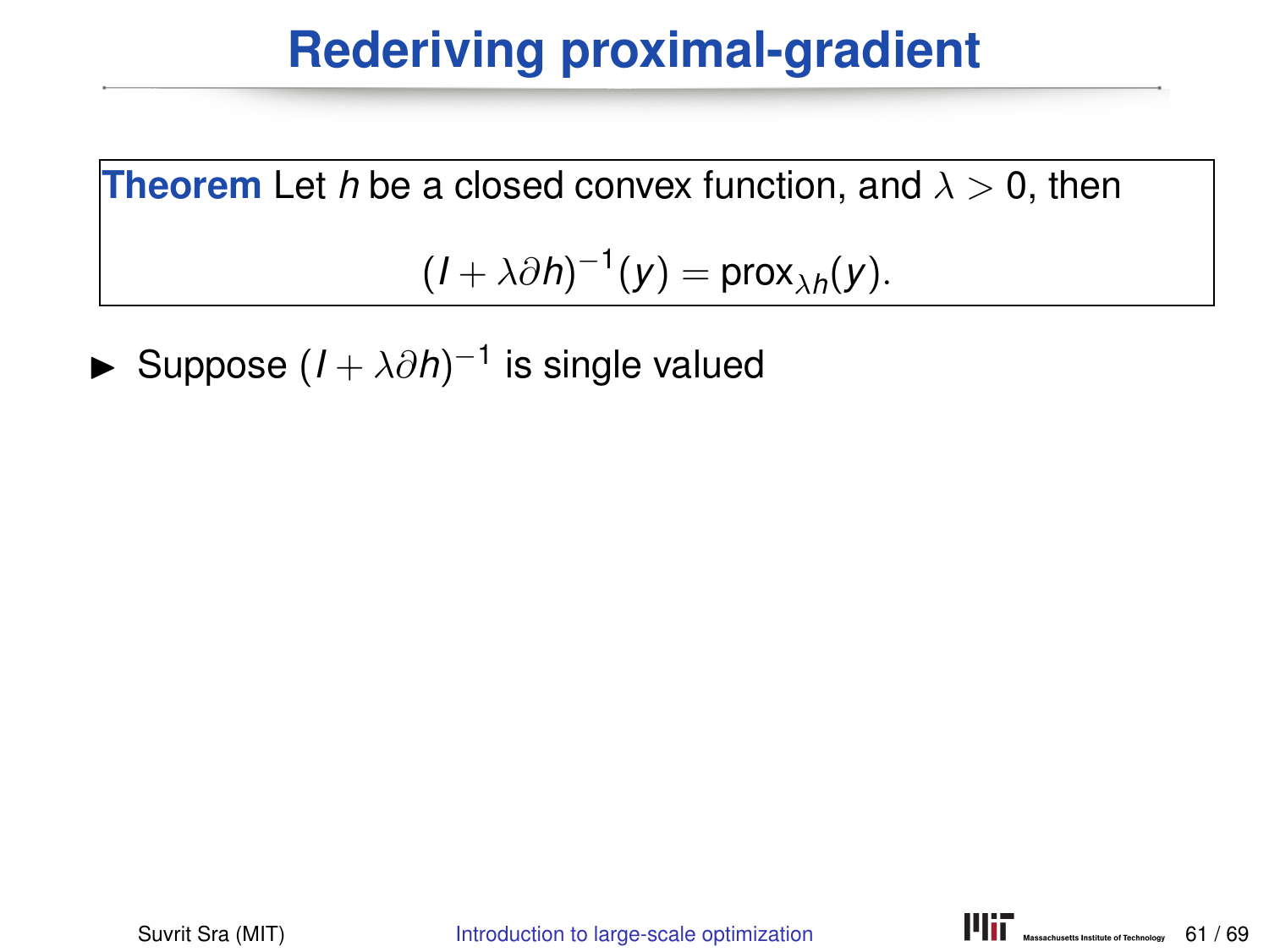# Rederiving proximal-gradient

**Theorem** Let $h$ be a closed convex function, and $\lambda > 0$, then

$$(I + \lambda\partial h)^{-1}(y) = \text{prox}_{\lambda h}(y).$$

- Suppose $(I + \lambda\partial h)^{-1}$ is single valued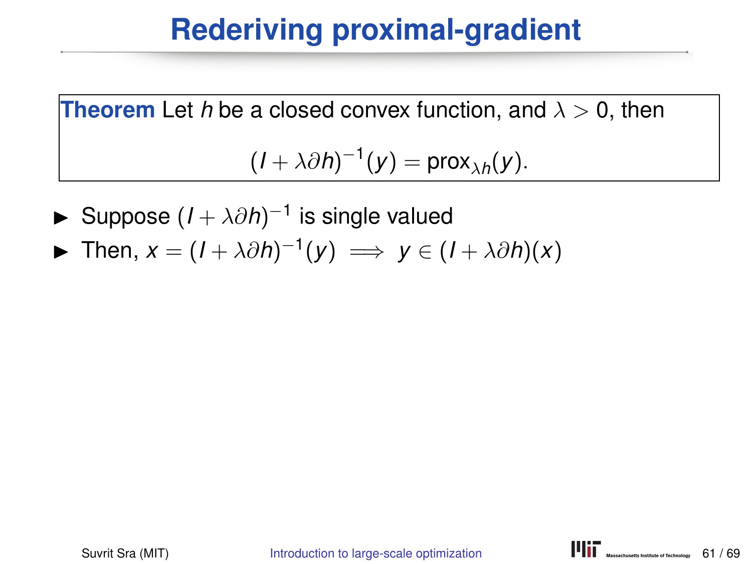# Rederiving proximal-gradient

**Theorem** Let $h$ be a closed convex function, and $\lambda > 0$, then

$$(I + \lambda \partial h)^{-1}(y) = \text{prox}_{\lambda h}(y).$$

- Suppose $(I + \lambda \partial h)^{-1}$ is single valued
- Then, $x = (I + \lambda \partial h)^{-1}(y) \implies y \in (I + \lambda \partial h)(x)$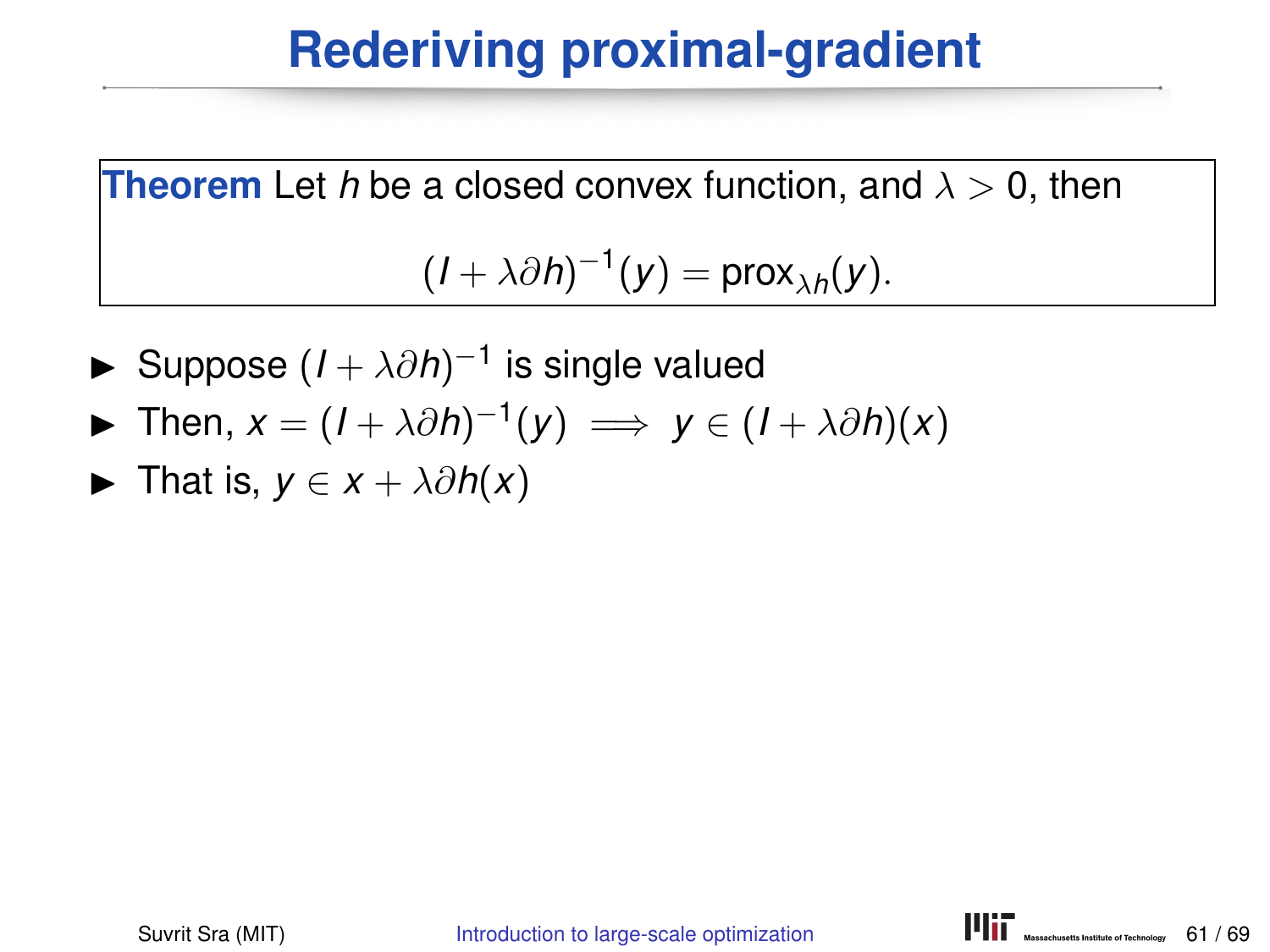# Rederiving proximal-gradient

**Theorem** Let $h$ be a closed convex function, and $\lambda > 0$, then

$$(I + \lambda \partial h)^{-1}(y) = \text{prox}_{\lambda h}(y).$$

- Suppose $(I + \lambda \partial h)^{-1}$ is single valued
- Then, $x = (I + \lambda \partial h)^{-1}(y) \implies y \in (I + \lambda \partial h)(x)$
- That is, $y \in x + \lambda \partial h(x)$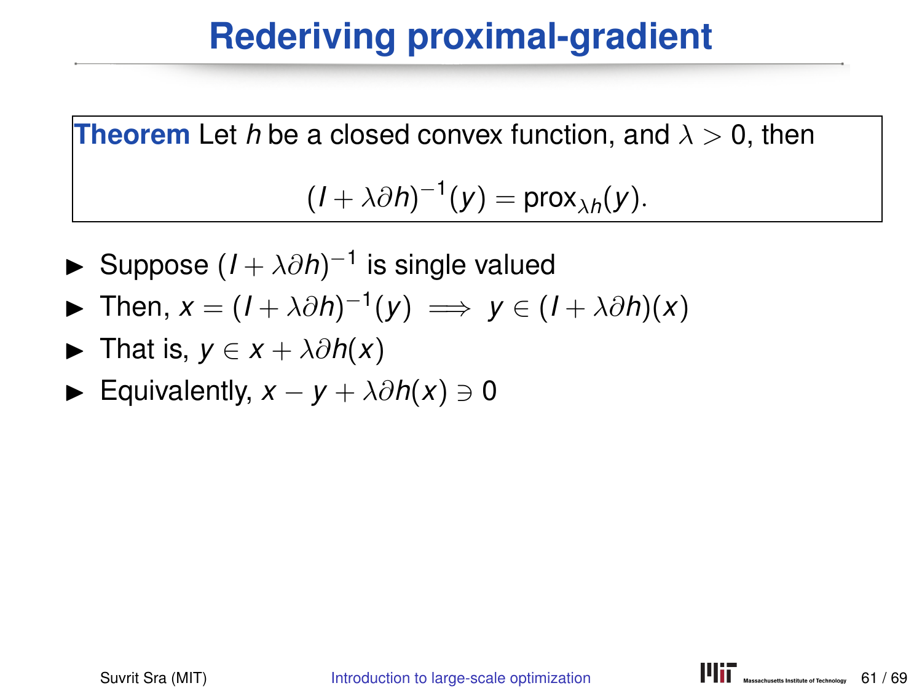# Rederiving proximal-gradient

**Theorem** Let $h$ be a closed convex function, and $\lambda > 0$, then

$$(I + \lambda \partial h)^{-1}(y) = \text{prox}_{\lambda h}(y).$$

- Suppose $(I + \lambda \partial h)^{-1}$ is single valued
- Then, $x = (I + \lambda \partial h)^{-1}(y) \implies y \in (I + \lambda \partial h)(x)$
- That is, $y \in x + \lambda \partial h(x)$
- Equivalently, $x - y + \lambda \partial h(x) \ni 0$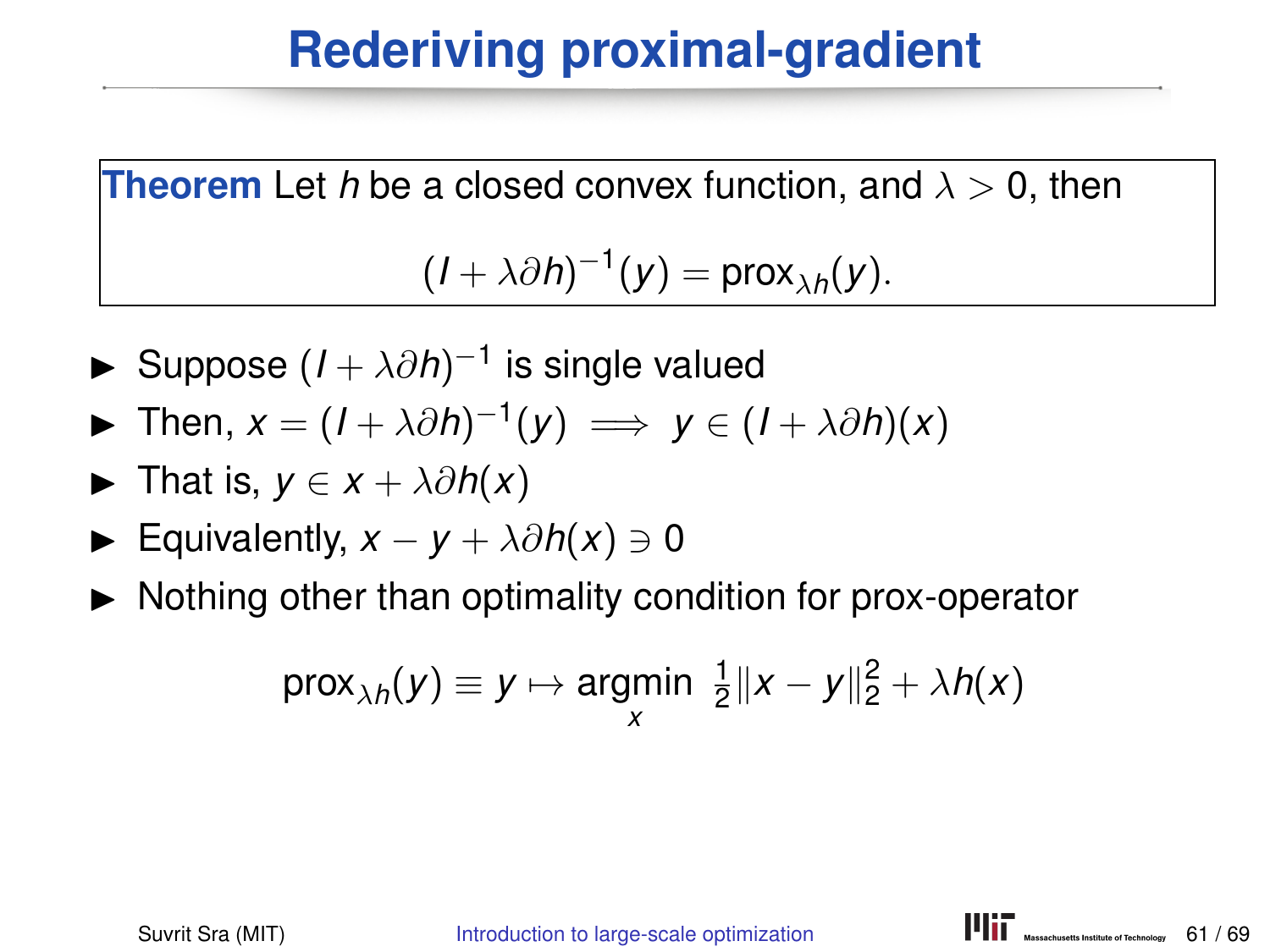# Rederiving proximal-gradient

**Theorem** Let $h$ be a closed convex function, and $\lambda > 0$, then

$$(I + \lambda \partial h)^{-1}(y) = \text{prox}_{\lambda h}(y).$$

- Suppose $(I + \lambda \partial h)^{-1}$ is single valued
- Then, $x = (I + \lambda \partial h)^{-1}(y) \implies y \in (I + \lambda \partial h)(x)$
- That is, $y \in x + \lambda \partial h(x)$
- Equivalently, $x - y + \lambda \partial h(x) \ni 0$
- Nothing other than optimality condition for prox-operator

$$\text{prox}_{\lambda h}(y) \equiv y \mapsto \underset{x}{\text{argmin}} \ \tfrac{1}{2}\|x - y\|_2^2 + \lambda h(x)$$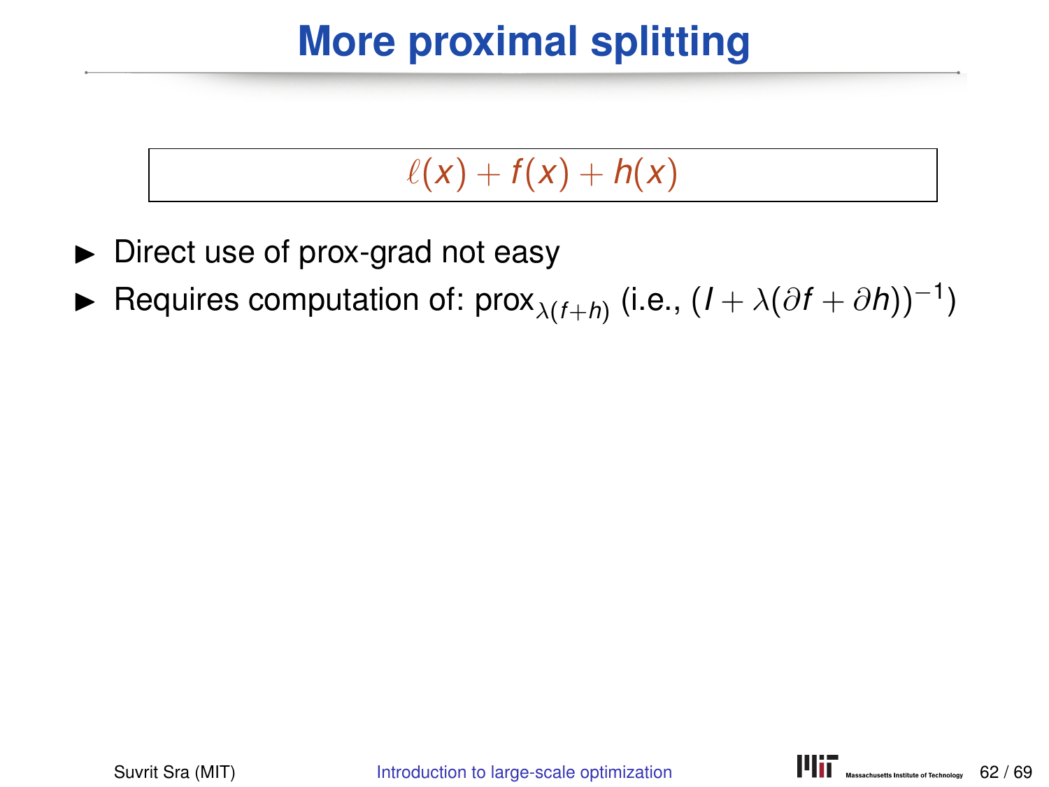# More proximal splitting

$$\ell(x) + f(x) + h(x)$$

- Direct use of prox-grad not easy
- Requires computation of: $\operatorname{prox}_{\lambda(f+h)}$ (i.e., $(I + \lambda(\partial f + \partial h))^{-1}$)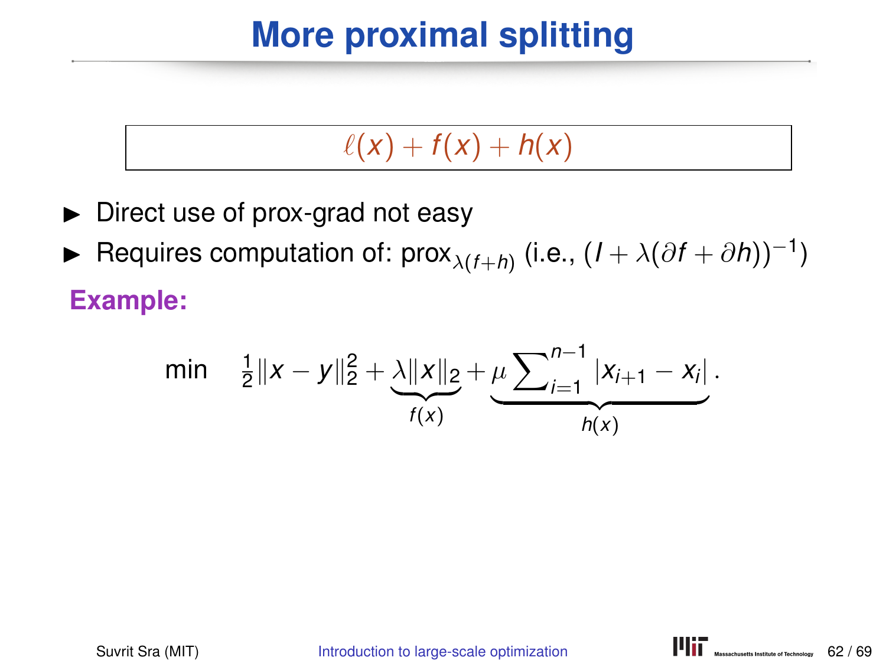# More proximal splitting

$$\ell(x) + f(x) + h(x)$$

- Direct use of prox-grad not easy
- Requires computation of: $\text{prox}_{\lambda(f+h)}$ (i.e., $(I + \lambda(\partial f + \partial h))^{-1}$)

**Example:**

$$\min \quad \tfrac{1}{2}\|x - y\|_2^2 + \underbrace{\lambda\|x\|_2}_{f(x)} + \underbrace{\mu \sum\nolimits_{i=1}^{n-1} |x_{i+1} - x_i|}_{h(x)}.$$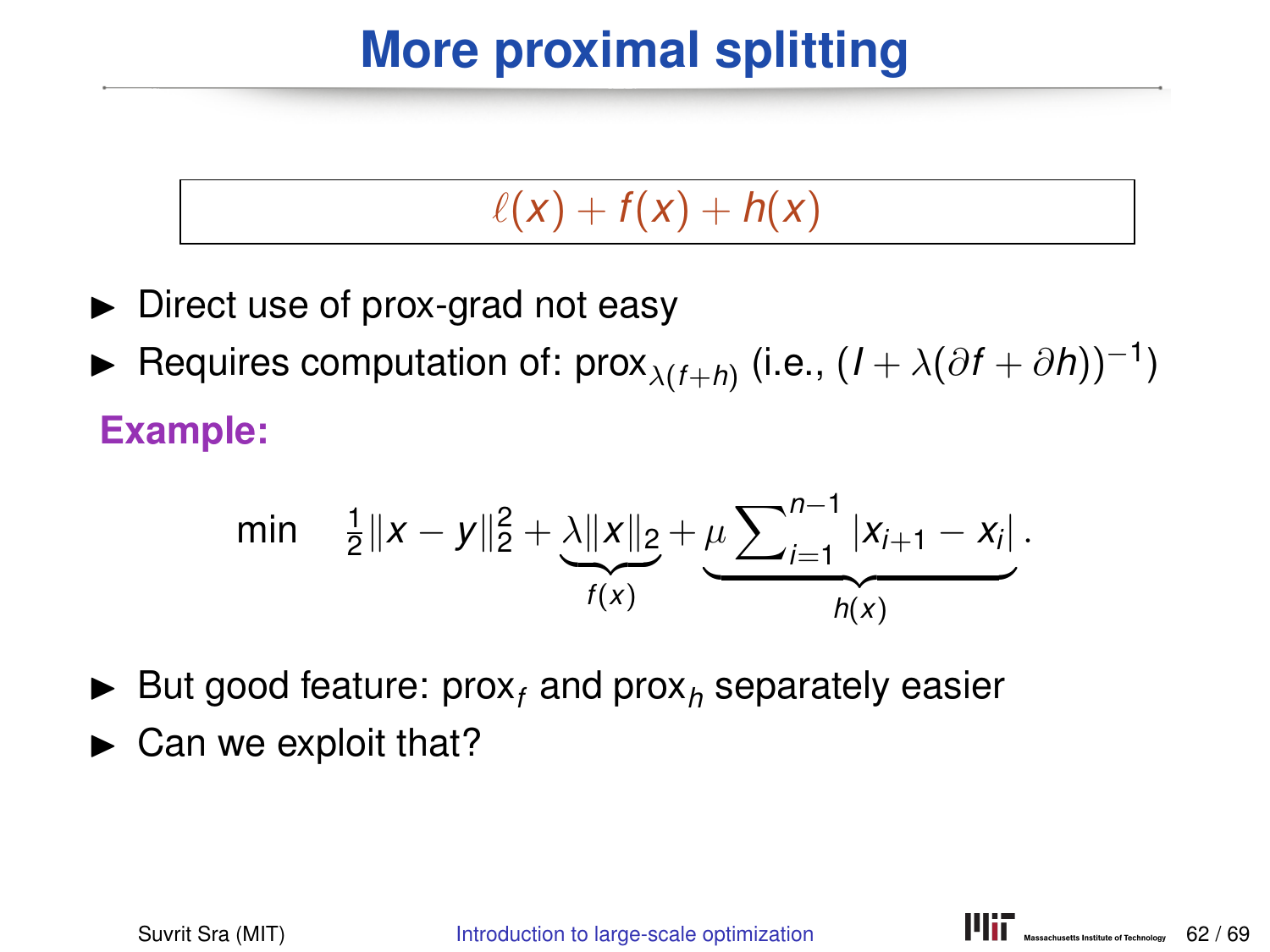# More proximal splitting

$$\ell(x) + f(x) + h(x)$$

- Direct use of prox-grad not easy
- Requires computation of: $\text{prox}_{\lambda(f+h)}$ (i.e., $(I + \lambda(\partial f + \partial h))^{-1}$)

**Example:**

$$\min \quad \tfrac{1}{2}\|x - y\|_2^2 + \underbrace{\lambda\|x\|_2}_{f(x)} + \underbrace{\mu \sum\nolimits_{i=1}^{n-1} |x_{i+1} - x_i|}_{h(x)}.$$

- But good feature: $\text{prox}_f$ and $\text{prox}_h$ separately easier
- Can we exploit that?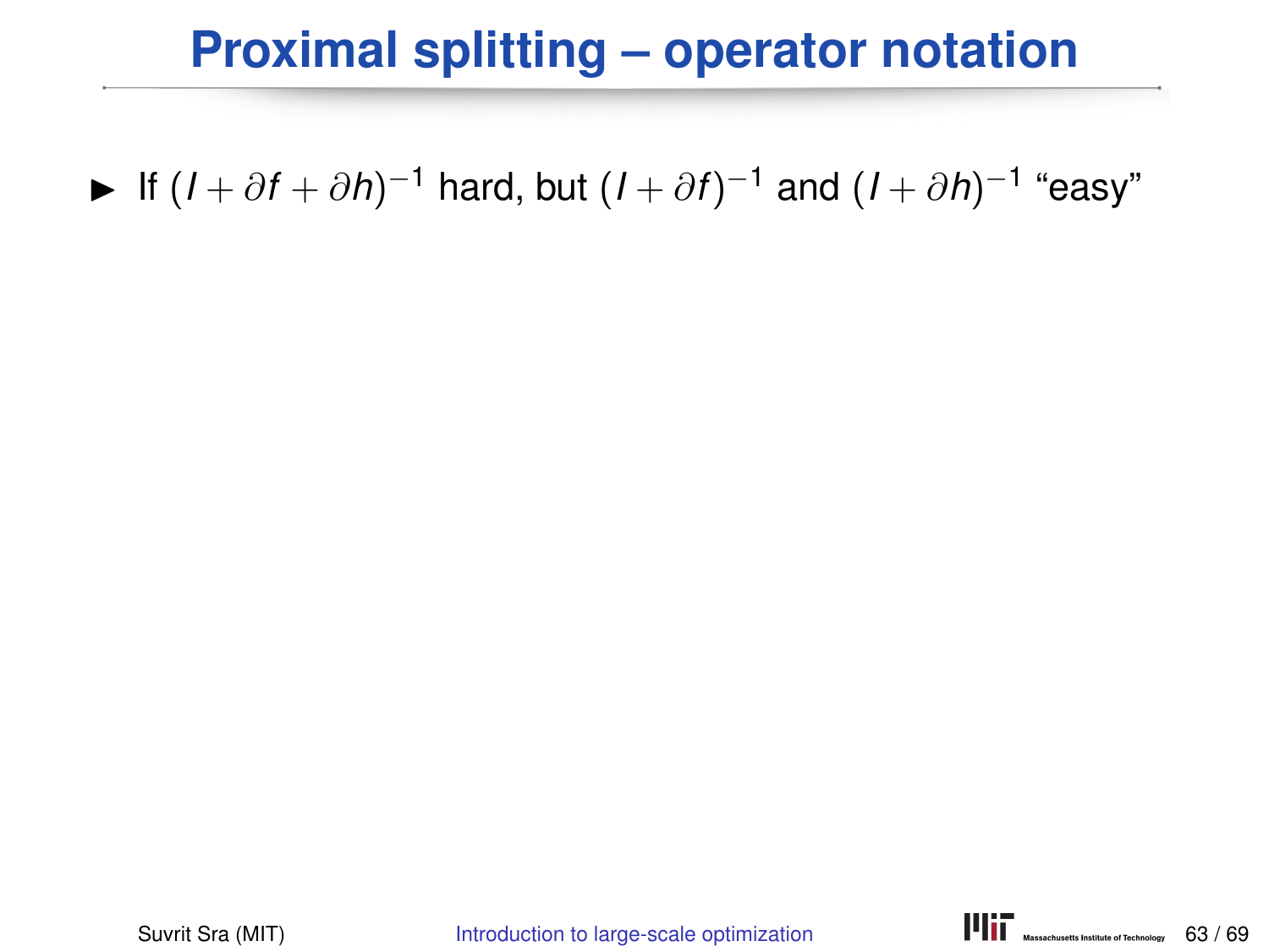# Proximal splitting – operator notation

- If $(I + \partial f + \partial h)^{-1}$ hard, but $(I + \partial f)^{-1}$ and $(I + \partial h)^{-1}$ "easy"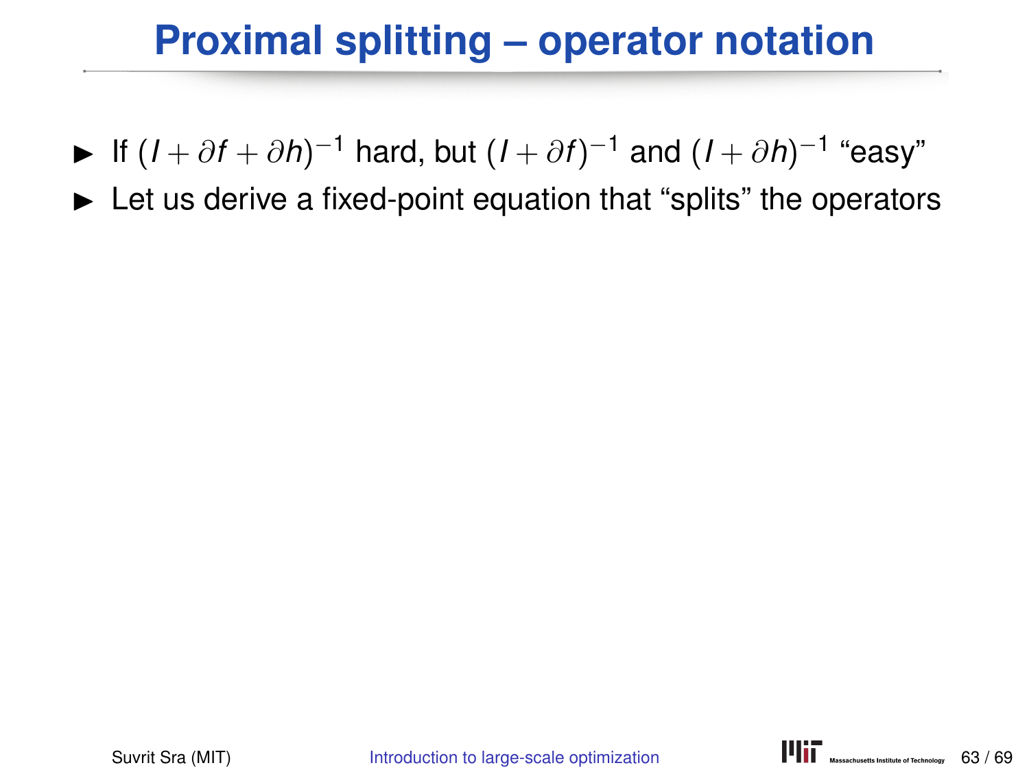# Proximal splitting – operator notation

- If $(I + \partial f + \partial h)^{-1}$ hard, but $(I + \partial f)^{-1}$ and $(I + \partial h)^{-1}$ "easy"
- Let us derive a fixed-point equation that "splits" the operators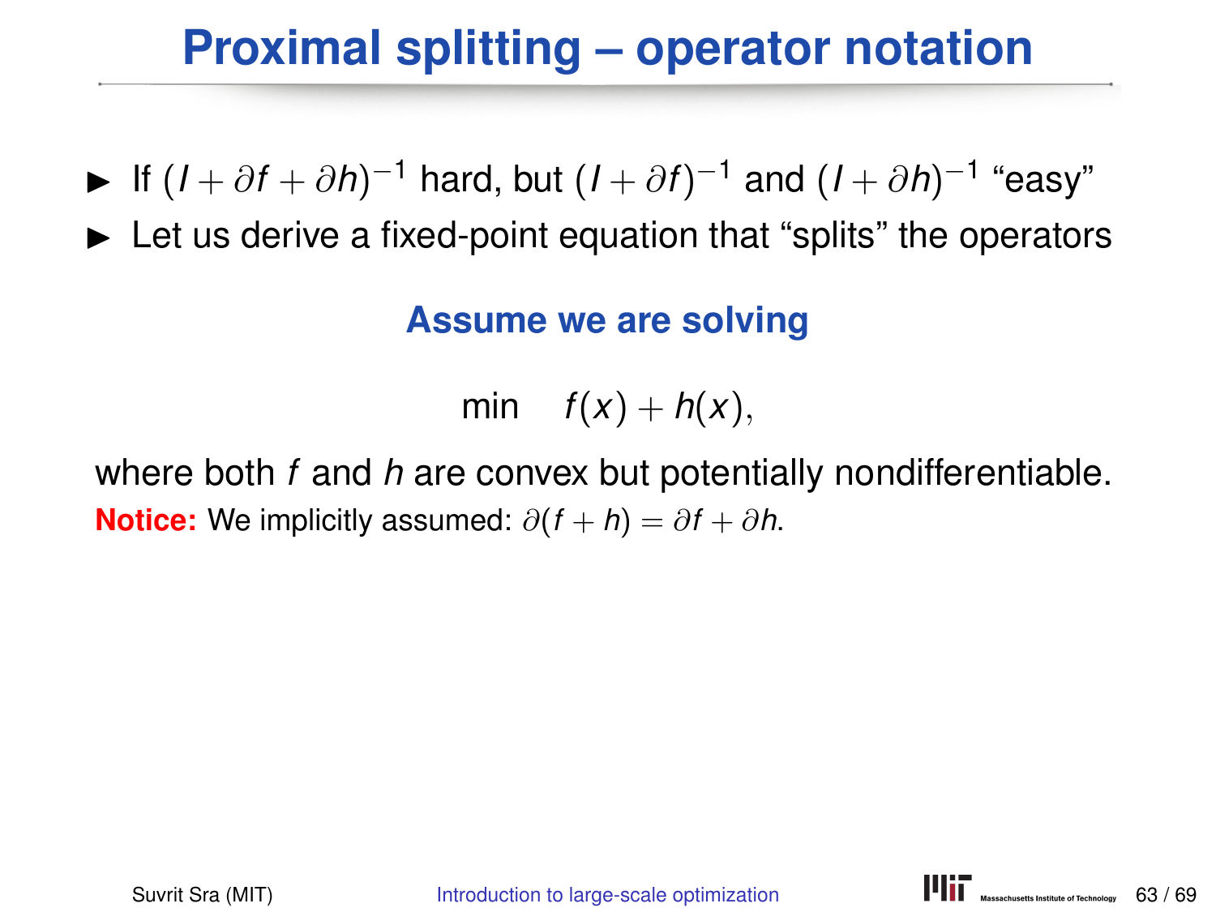# Proximal splitting – operator notation

- If $(I + \partial f + \partial h)^{-1}$ hard, but $(I + \partial f)^{-1}$ and $(I + \partial h)^{-1}$ "easy"
- Let us derive a fixed-point equation that "splits" the operators

**Assume we are solving**

$$\min \quad f(x) + h(x),$$

where both $f$ and $h$ are convex but potentially nondifferentiable.

**Notice:** We implicitly assumed: $\partial(f + h) = \partial f + \partial h$.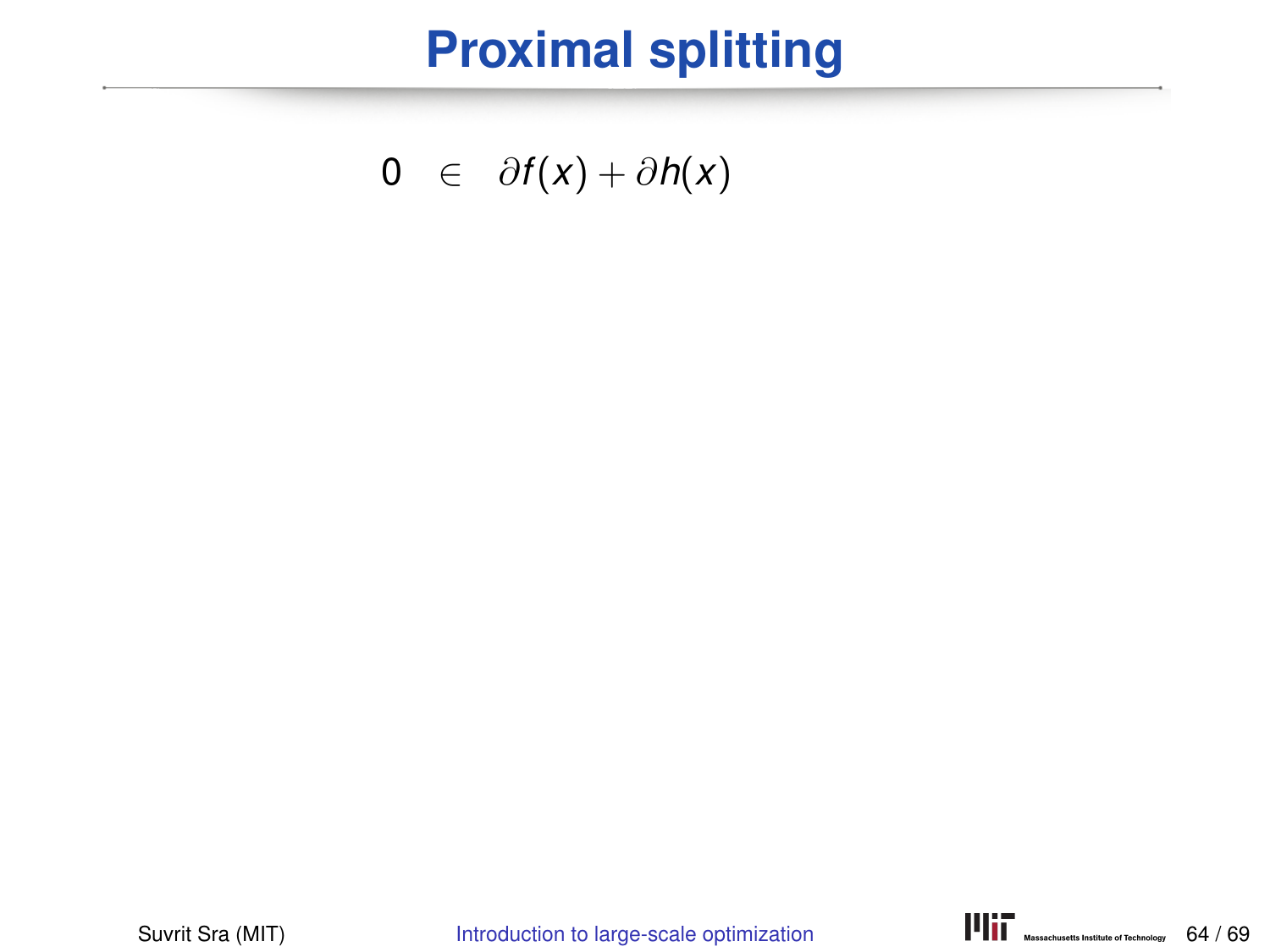# Proximal splitting

$$0 \in \partial f(x) + \partial h(x)$$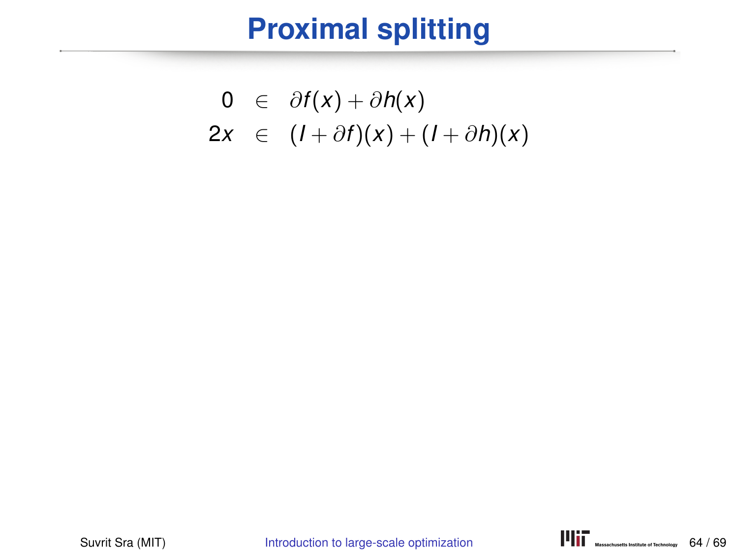# Proximal splitting

$$
\begin{aligned}
0 &\in \partial f(x) + \partial h(x) \\
2x &\in (I + \partial f)(x) + (I + \partial h)(x)
\end{aligned}
$$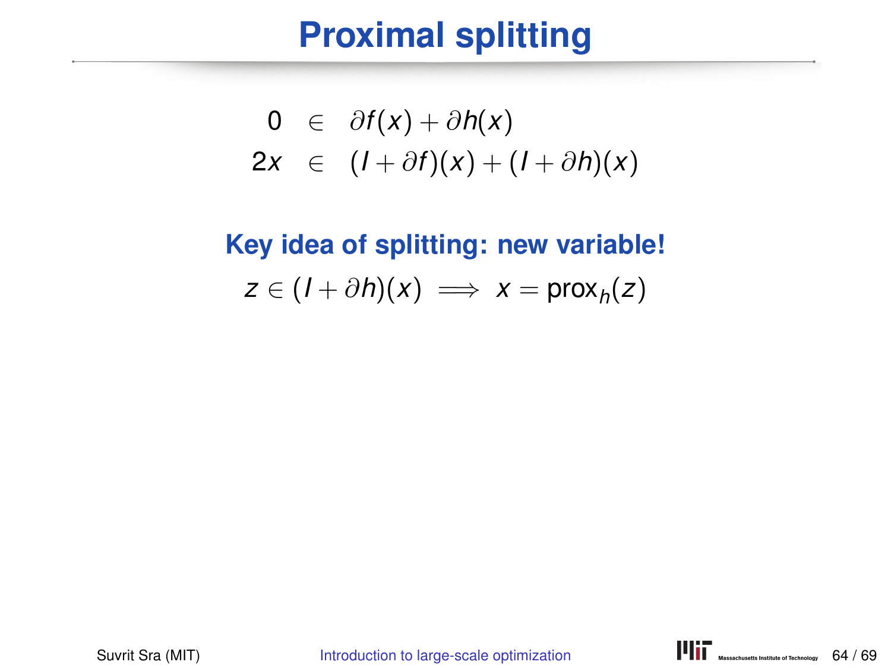# Proximal splitting

$$
\begin{aligned}
0 &\in \partial f(x) + \partial h(x) \\
2x &\in (I + \partial f)(x) + (I + \partial h)(x)
\end{aligned}
$$

**Key idea of splitting: new variable!**

$$
z \in (I + \partial h)(x) \implies x = \mathrm{prox}_h(z)
$$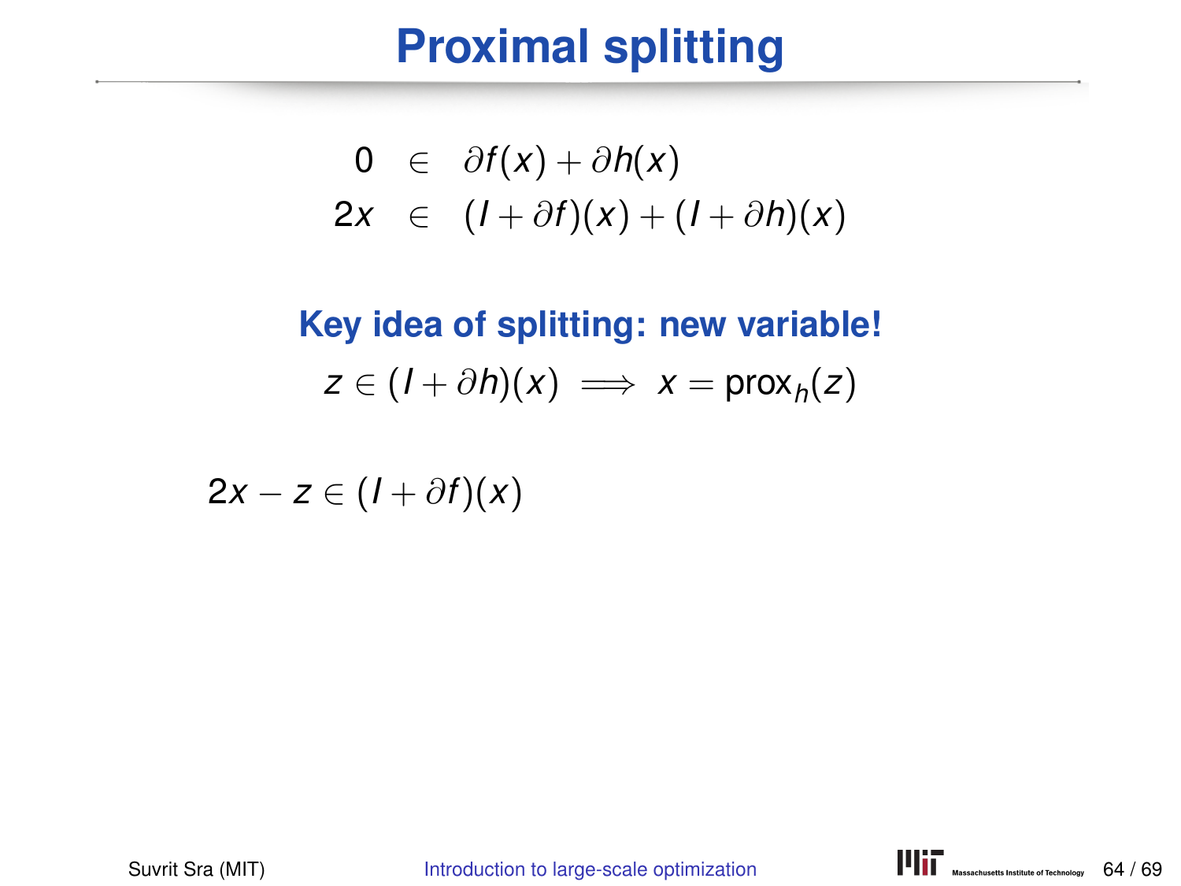# Proximal splitting

$$
\begin{aligned}
0 &\in \partial f(x) + \partial h(x) \\
2x &\in (I + \partial f)(x) + (I + \partial h)(x)
\end{aligned}
$$

**Key idea of splitting: new variable!**

$$z \in (I + \partial h)(x) \implies x = \mathrm{prox}_h(z)$$

$$2x - z \in (I + \partial f)(x)$$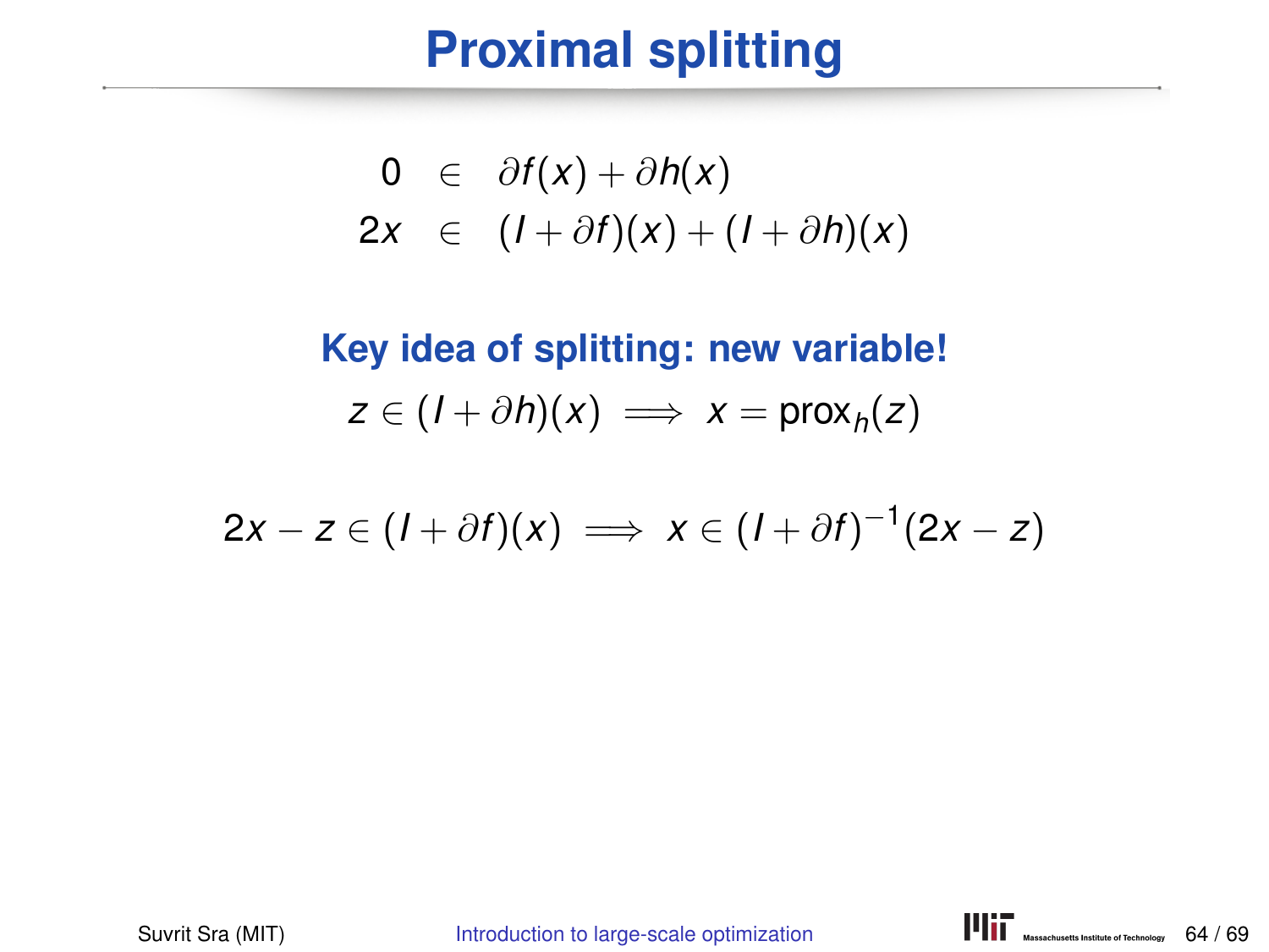# Proximal splitting

$$
\begin{aligned}
0 &\in \partial f(x) + \partial h(x) \\
2x &\in (I + \partial f)(x) + (I + \partial h)(x)
\end{aligned}
$$

**Key idea of splitting: new variable!**

$$z \in (I + \partial h)(x) \implies x = \text{prox}_h(z)$$

$$2x - z \in (I + \partial f)(x) \implies x \in (I + \partial f)^{-1}(2x - z)$$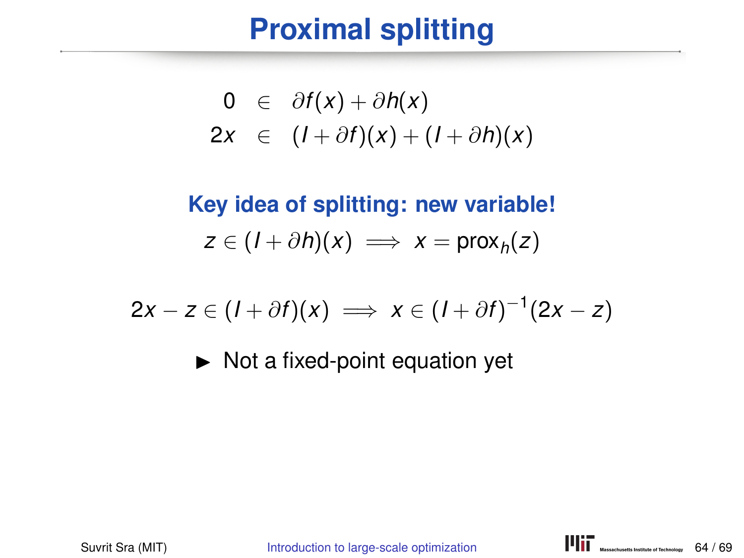# Proximal splitting

$$
\begin{aligned}
0 &\in \partial f(x) + \partial h(x) \\
2x &\in (I + \partial f)(x) + (I + \partial h)(x)
\end{aligned}
$$

**Key idea of splitting: new variable!**

$$z \in (I + \partial h)(x) \implies x = \operatorname{prox}_h(z)$$

$$2x - z \in (I + \partial f)(x) \implies x \in (I + \partial f)^{-1}(2x - z)$$

- Not a fixed-point equation yet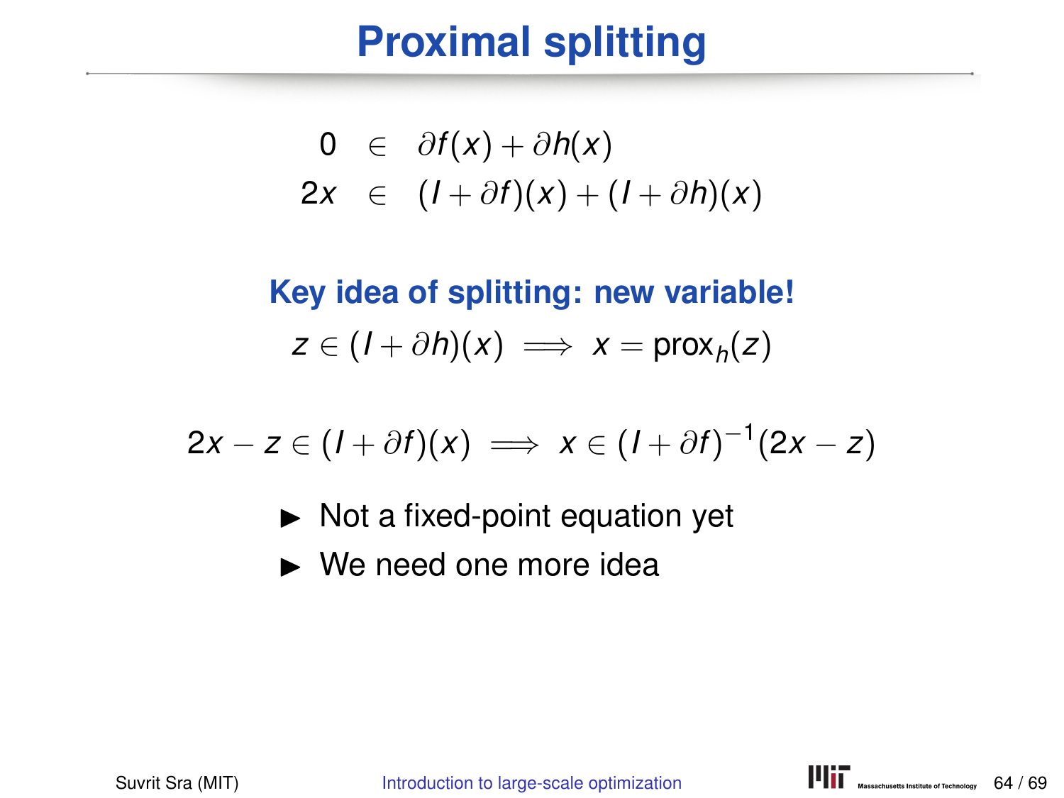# Proximal splitting

$$
\begin{aligned}
0 &\in \partial f(x) + \partial h(x) \\
2x &\in (I + \partial f)(x) + (I + \partial h)(x)
\end{aligned}
$$

**Key idea of splitting: new variable!**

$$
z \in (I + \partial h)(x) \implies x = \operatorname{prox}_h(z)
$$

$$
2x - z \in (I + \partial f)(x) \implies x \in (I + \partial f)^{-1}(2x - z)
$$

- Not a fixed-point equation yet
- We need one more idea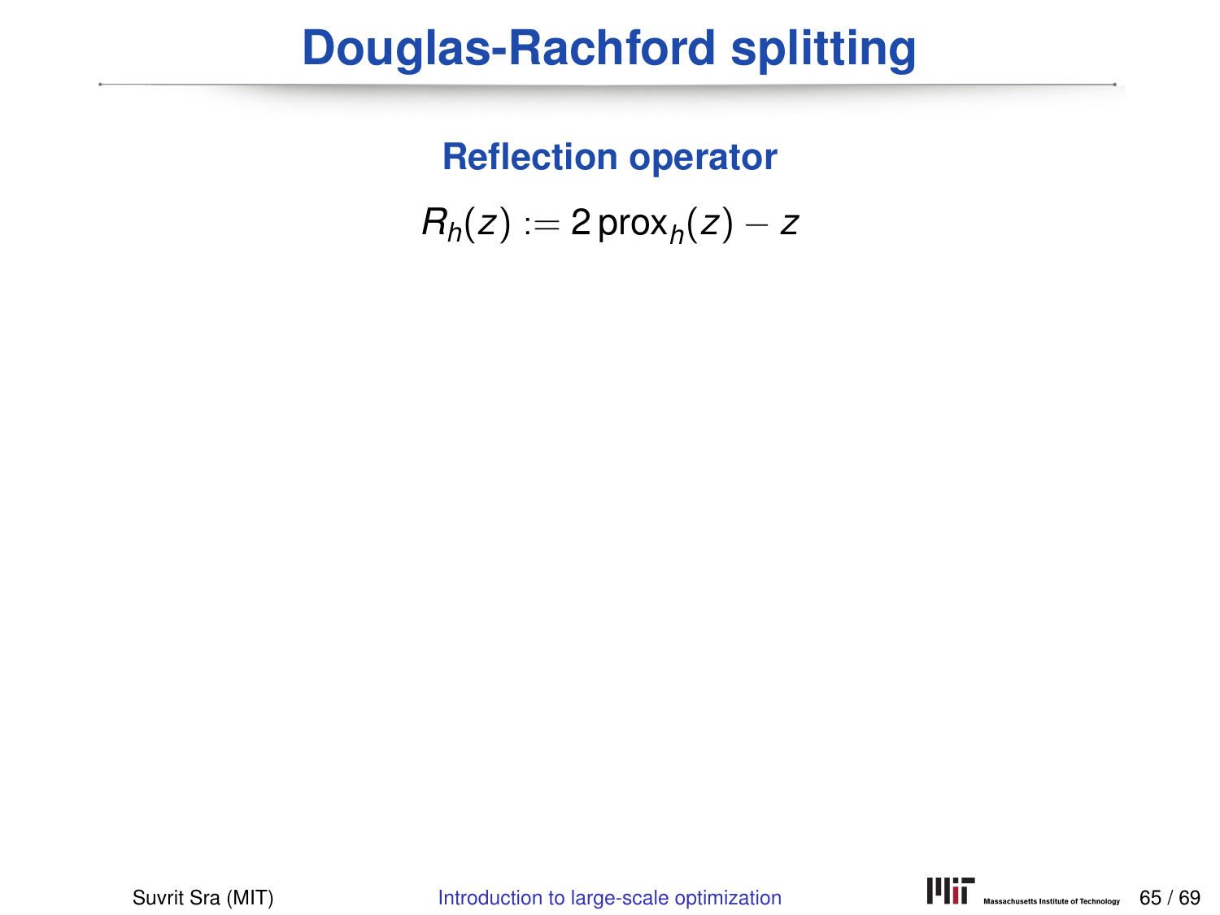# Douglas-Rachford splitting

### Reflection operator

$$R_h(z) := 2\,\mathrm{prox}_h(z) - z$$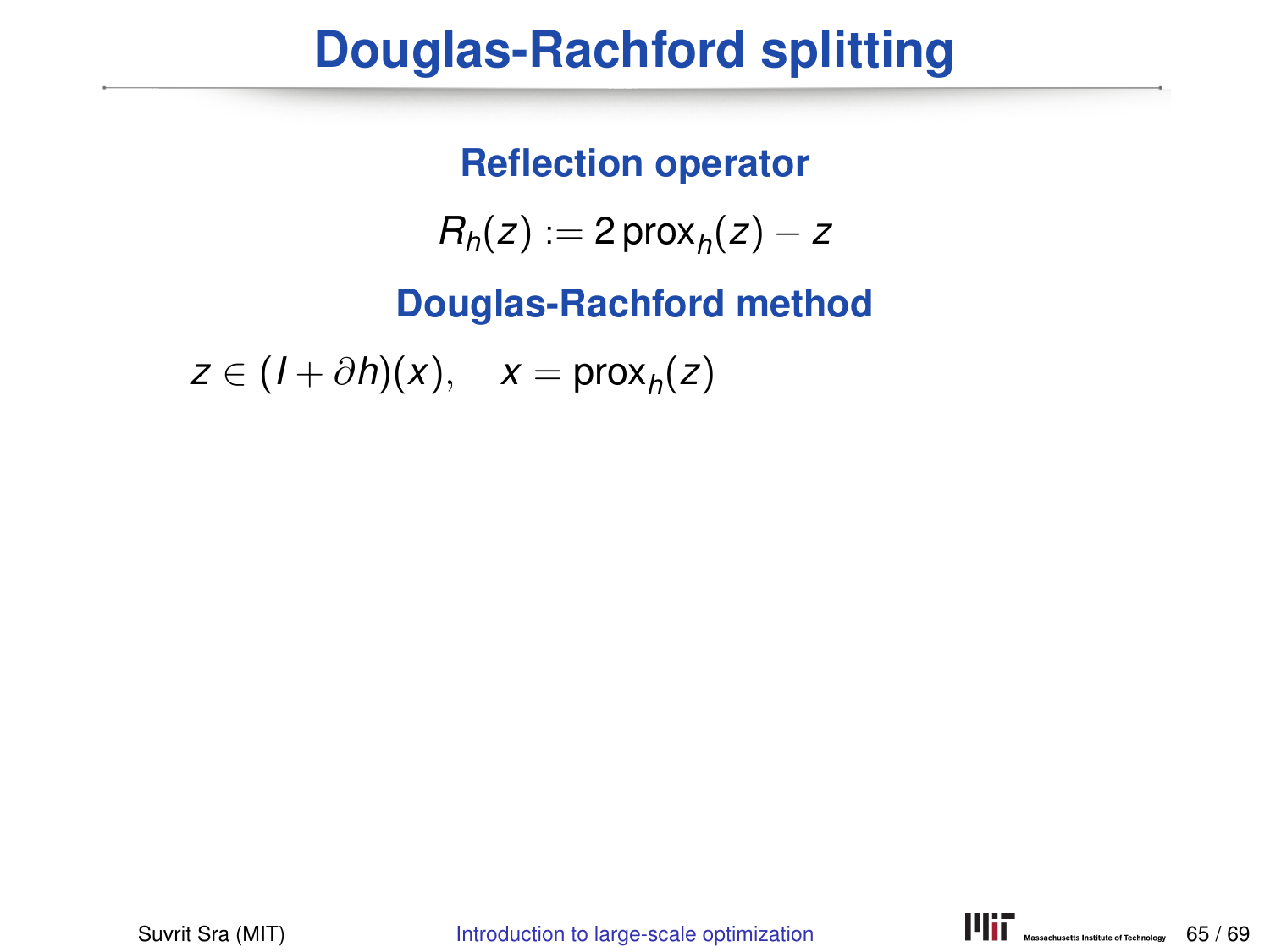# Douglas-Rachford splitting

### Reflection operator

$$R_h(z) := 2\,\mathrm{prox}_h(z) - z$$

### Douglas-Rachford method

$$z \in (I + \partial h)(x), \quad x = \mathrm{prox}_h(z)$$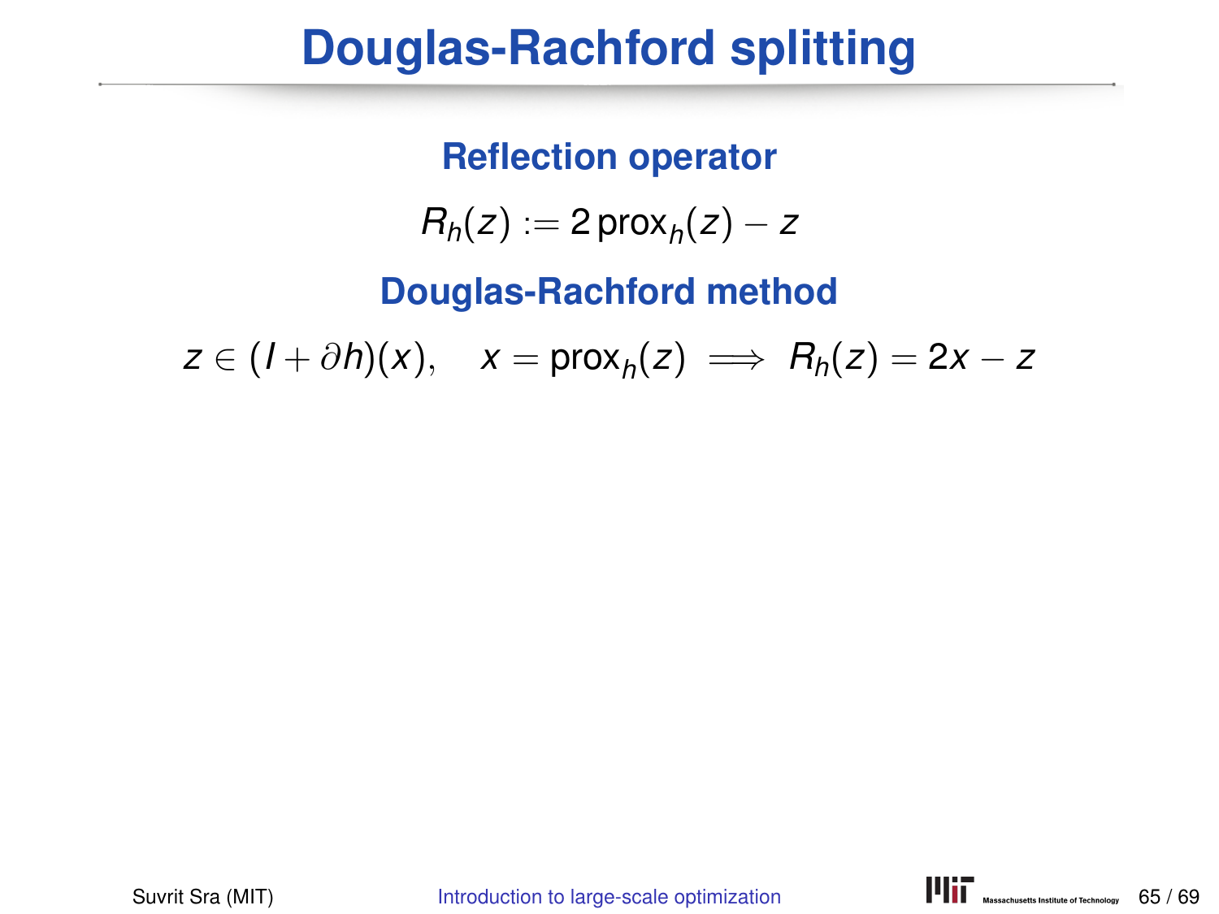# Douglas-Rachford splitting

### Reflection operator

$$R_h(z) := 2\,\text{prox}_h(z) - z$$

### Douglas-Rachford method

$$z \in (I + \partial h)(x), \quad x = \text{prox}_h(z) \implies R_h(z) = 2x - z$$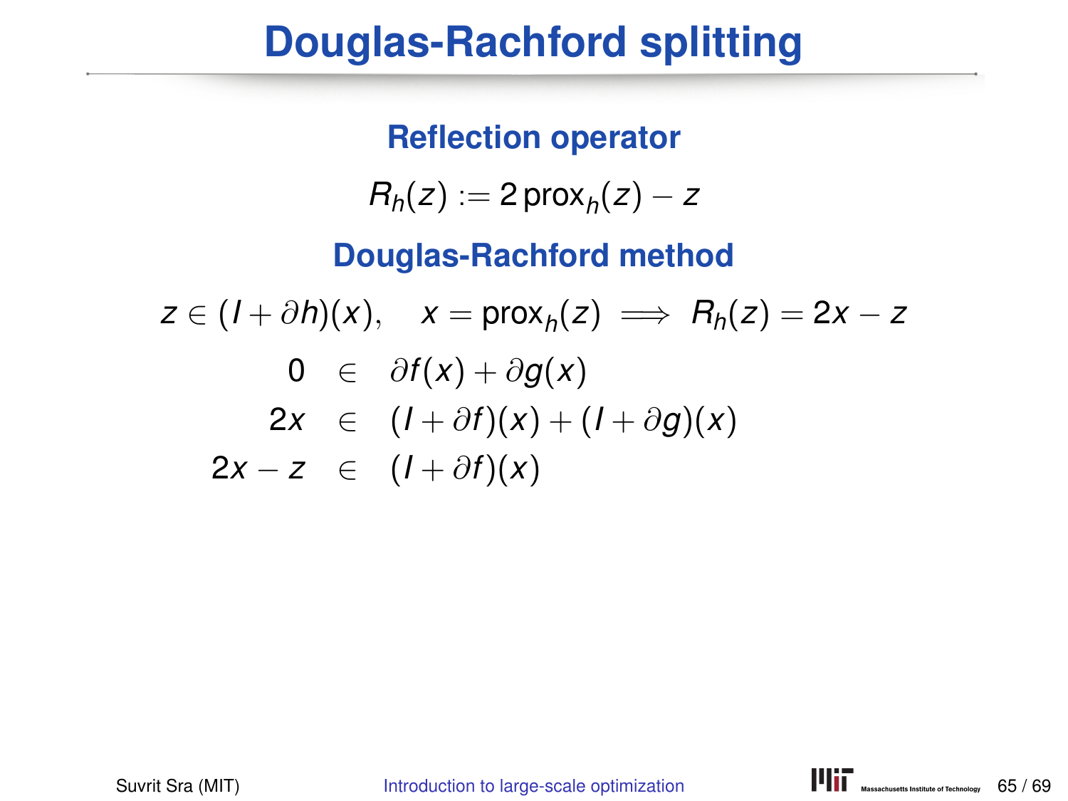# Douglas-Rachford splitting

### Reflection operator

$$R_h(z) := 2\,\mathrm{prox}_h(z) - z$$

### Douglas-Rachford method

$$z \in (I + \partial h)(x), \quad x = \mathrm{prox}_h(z) \implies R_h(z) = 2x - z$$

$$\begin{aligned}
0 &\in \partial f(x) + \partial g(x) \\
2x &\in (I + \partial f)(x) + (I + \partial g)(x) \\
2x - z &\in (I + \partial f)(x)
\end{aligned}$$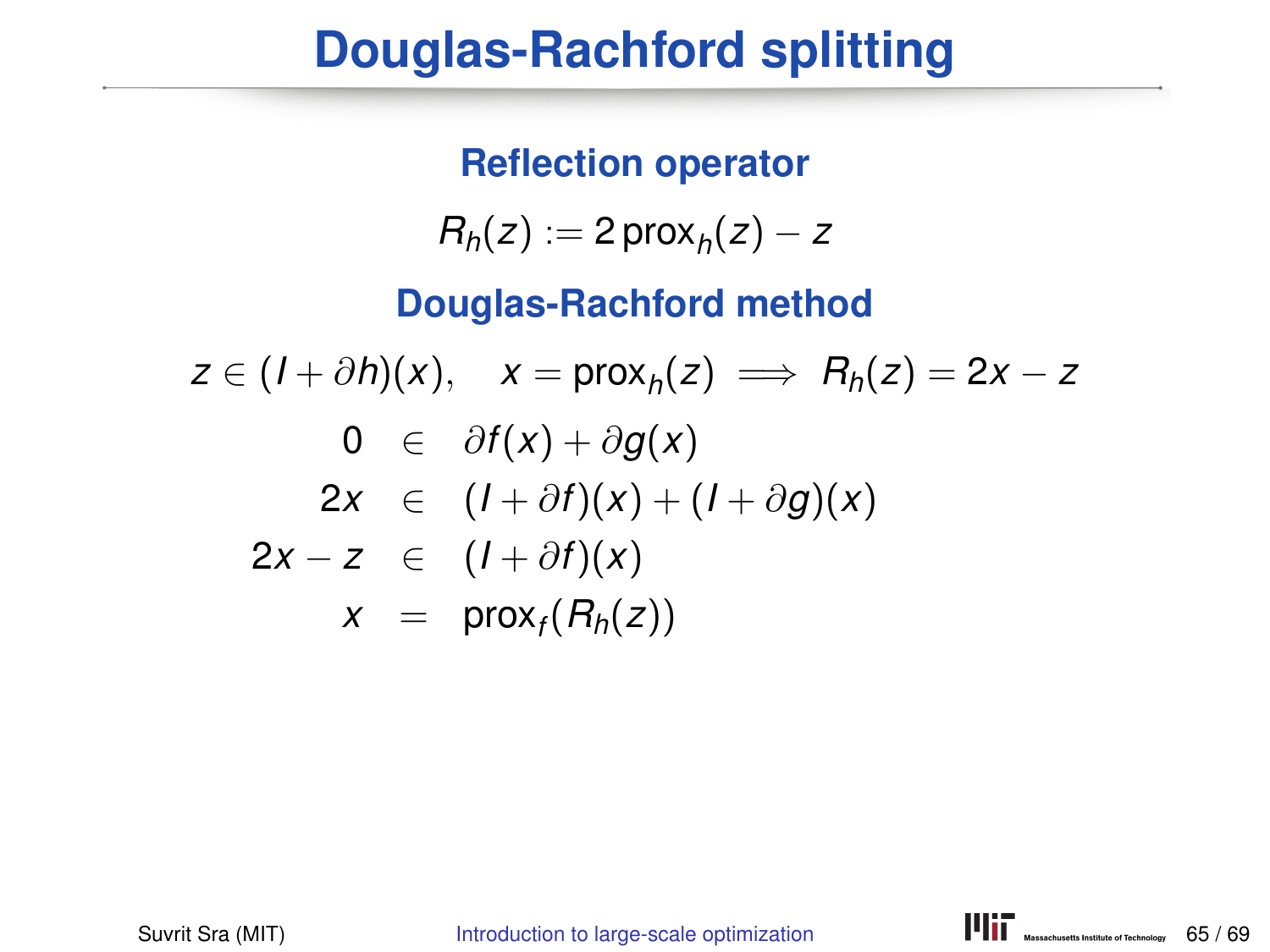# Douglas-Rachford splitting

### Reflection operator

$$R_h(z) := 2\,\mathrm{prox}_h(z) - z$$

### Douglas-Rachford method

$$z \in (I + \partial h)(x), \quad x = \mathrm{prox}_h(z) \implies R_h(z) = 2x - z$$

$$\begin{aligned}
0 &\in \partial f(x) + \partial g(x) \\
2x &\in (I + \partial f)(x) + (I + \partial g)(x) \\
2x - z &\in (I + \partial f)(x) \\
x &= \mathrm{prox}_f(R_h(z))
\end{aligned}$$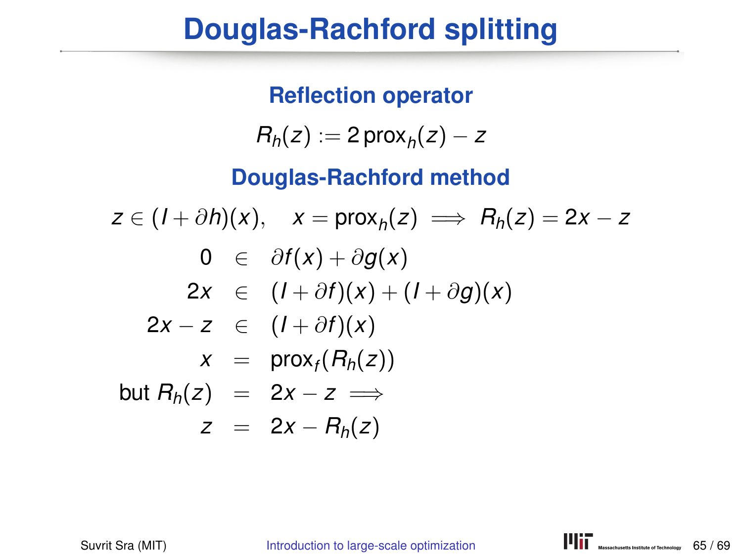# Douglas-Rachford splitting

### Reflection operator

$$R_h(z) := 2\,\mathrm{prox}_h(z) - z$$

### Douglas-Rachford method

$$z \in (I + \partial h)(x), \quad x = \mathrm{prox}_h(z) \implies R_h(z) = 2x - z$$

$$\begin{aligned}
0 &\in \partial f(x) + \partial g(x) \\
2x &\in (I + \partial f)(x) + (I + \partial g)(x) \\
2x - z &\in (I + \partial f)(x) \\
x &= \mathrm{prox}_f(R_h(z)) \\
\text{but } R_h(z) &= 2x - z \implies \\
z &= 2x - R_h(z)
\end{aligned}$$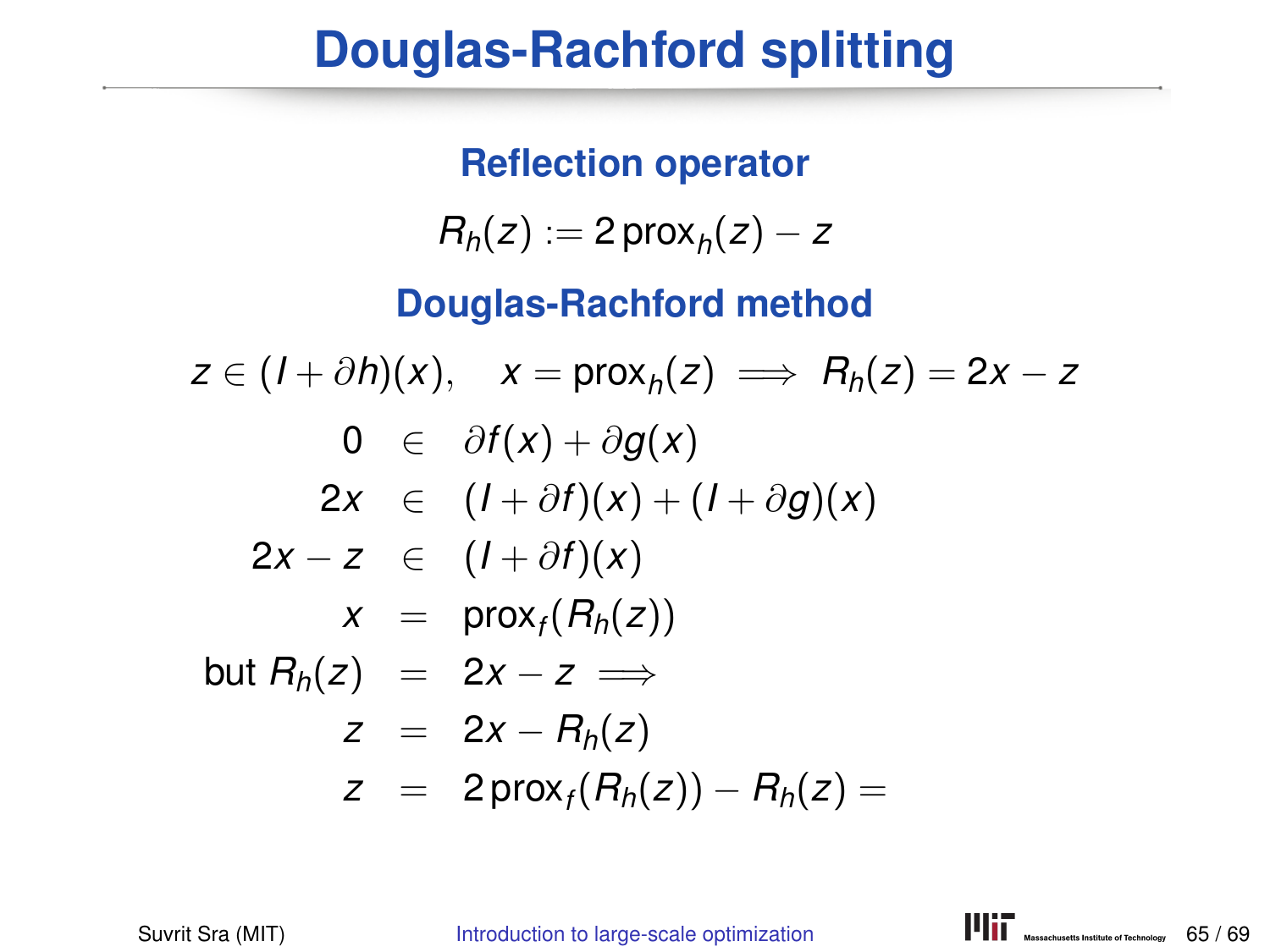# Douglas-Rachford splitting

### Reflection operator

$$R_h(z) := 2\,\mathrm{prox}_h(z) - z$$

### Douglas-Rachford method

$$z \in (I + \partial h)(x), \quad x = \mathrm{prox}_h(z) \implies R_h(z) = 2x - z$$

$$
\begin{aligned}
0 &\in \partial f(x) + \partial g(x) \\
2x &\in (I + \partial f)(x) + (I + \partial g)(x) \\
2x - z &\in (I + \partial f)(x) \\
x &= \mathrm{prox}_f(R_h(z)) \\
\text{but } R_h(z) &= 2x - z \implies \\
z &= 2x - R_h(z) \\
z &= 2\,\mathrm{prox}_f(R_h(z)) - R_h(z) =
\end{aligned}
$$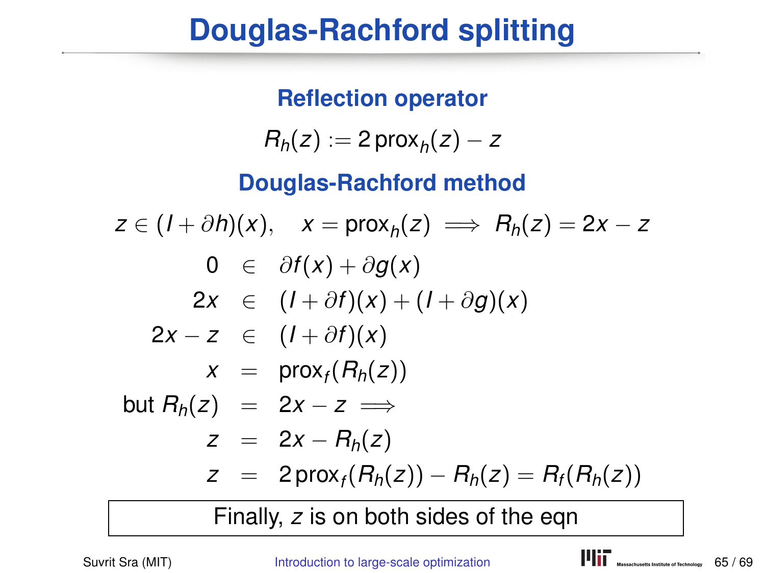# Douglas-Rachford splitting

### Reflection operator

$$R_h(z) := 2\,\mathrm{prox}_h(z) - z$$

### Douglas-Rachford method

$$z \in (I + \partial h)(x), \quad x = \mathrm{prox}_h(z) \implies R_h(z) = 2x - z$$

$$
\begin{aligned}
0 &\in \partial f(x) + \partial g(x) \\
2x &\in (I + \partial f)(x) + (I + \partial g)(x) \\
2x - z &\in (I + \partial f)(x) \\
x &= \mathrm{prox}_f(R_h(z)) \\
\text{but } R_h(z) &= 2x - z \implies \\
z &= 2x - R_h(z) \\
z &= 2\,\mathrm{prox}_f(R_h(z)) - R_h(z) = R_f(R_h(z))
\end{aligned}
$$

Finally, $z$ is on both sides of the eqn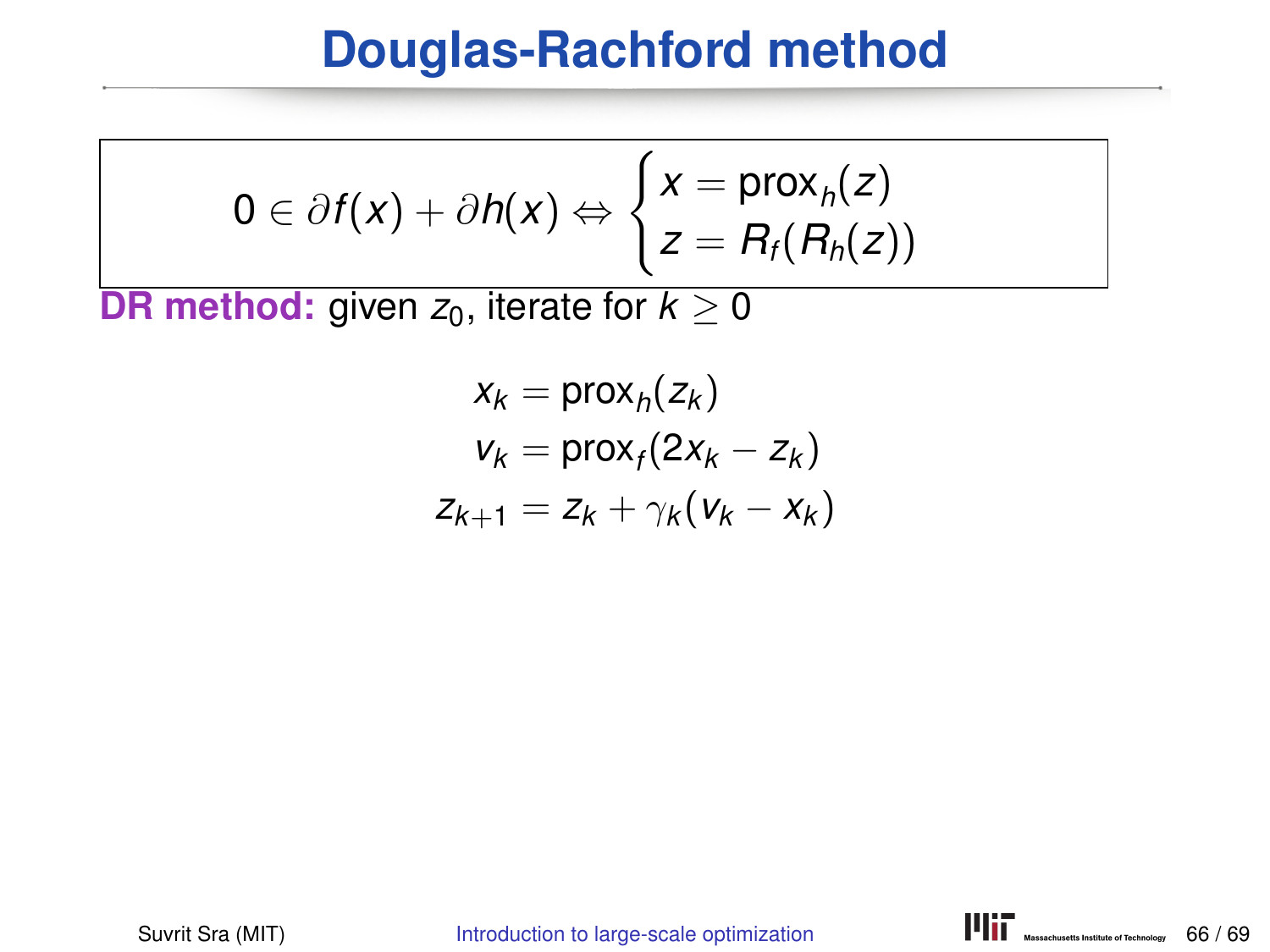# Douglas-Rachford method

$$0 \in \partial f(x) + \partial h(x) \Leftrightarrow \begin{cases} x = \operatorname{prox}_h(z) \\ z = R_f(R_h(z)) \end{cases}$$

**DR method:** given $z_0$, iterate for $k \geq 0$

$$\begin{aligned} x_k &= \operatorname{prox}_h(z_k) \\ v_k &= \operatorname{prox}_f(2x_k - z_k) \\ z_{k+1} &= z_k + \gamma_k(v_k - x_k) \end{aligned}$$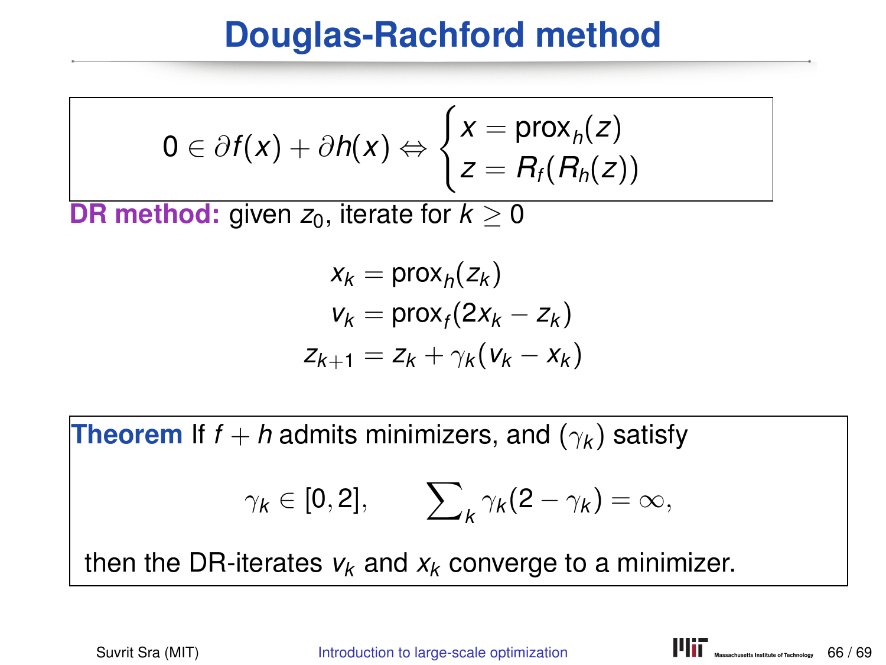# Douglas-Rachford method

$$0 \in \partial f(x) + \partial h(x) \Leftrightarrow \begin{cases} x = \text{prox}_h(z) \\ z = R_f(R_h(z)) \end{cases}$$

**DR method:** given $z_0$, iterate for $k \geq 0$

$$\begin{aligned} x_k &= \text{prox}_h(z_k) \\ v_k &= \text{prox}_f(2x_k - z_k) \\ z_{k+1} &= z_k + \gamma_k(v_k - x_k) \end{aligned}$$

**Theorem** If $f + h$ admits minimizers, and $(\gamma_k)$ satisfy

$$\gamma_k \in [0, 2], \qquad \sum\nolimits_k \gamma_k(2 - \gamma_k) = \infty,$$

then the DR-iterates $v_k$ and $x_k$ converge to a minimizer.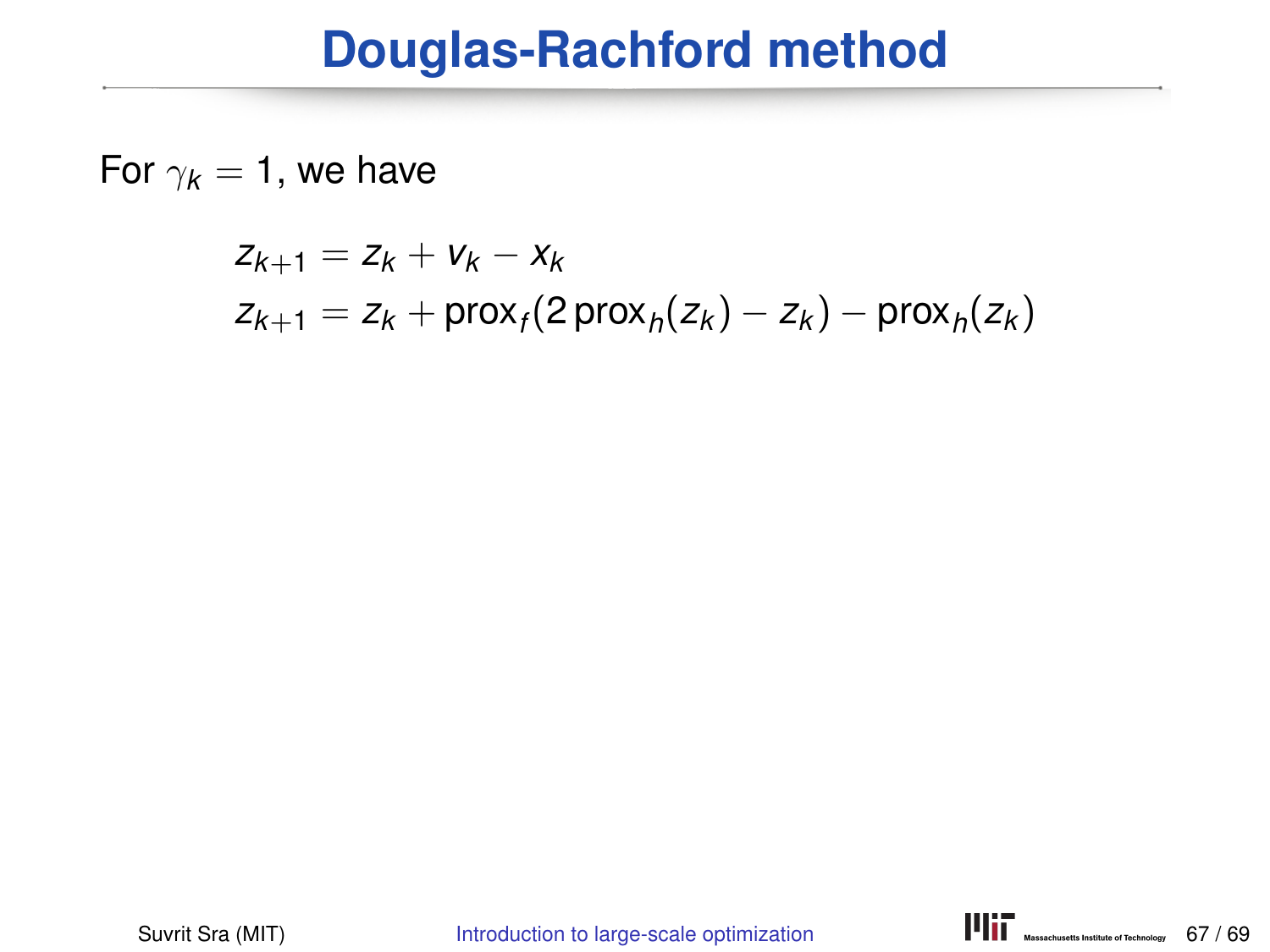# Douglas-Rachford method

For $\gamma_k = 1$, we have

$$
\begin{aligned}
z_{k+1} &= z_k + v_k - x_k \\
z_{k+1} &= z_k + \operatorname{prox}_f(2\operatorname{prox}_h(z_k) - z_k) - \operatorname{prox}_h(z_k)
\end{aligned}
$$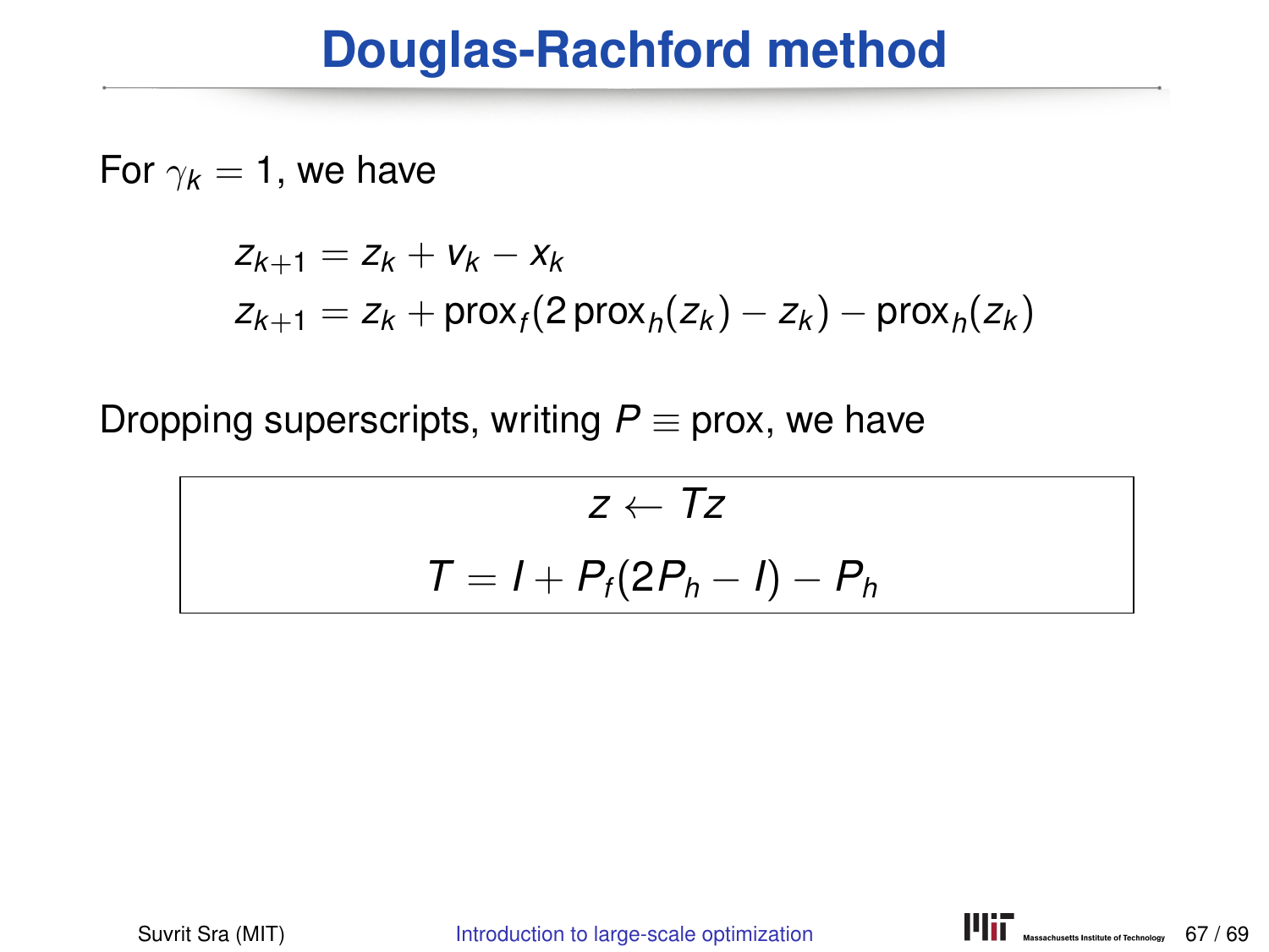# Douglas-Rachford method

For $\gamma_k = 1$, we have

$$
\begin{aligned}
z_{k+1} &= z_k + v_k - x_k \\
z_{k+1} &= z_k + \operatorname{prox}_f(2\operatorname{prox}_h(z_k) - z_k) - \operatorname{prox}_h(z_k)
\end{aligned}
$$

Dropping superscripts, writing $P \equiv \operatorname{prox}$, we have

$$
\boxed{
\begin{aligned}
z &\leftarrow Tz \\
T &= I + P_f(2P_h - I) - P_h
\end{aligned}
}
$$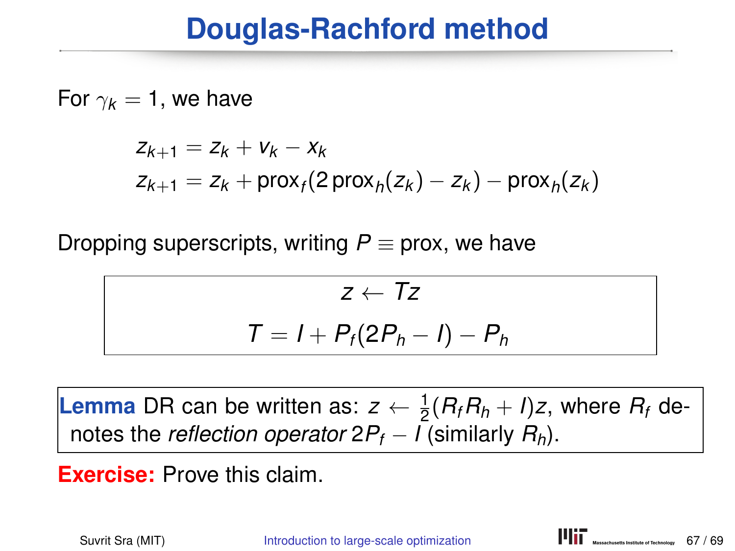# Douglas-Rachford method

For $\gamma_k = 1$, we have

$$
\begin{aligned}
z_{k+1} &= z_k + v_k - x_k \\
z_{k+1} &= z_k + \mathrm{prox}_f(2\,\mathrm{prox}_h(z_k) - z_k) - \mathrm{prox}_h(z_k)
\end{aligned}
$$

Dropping superscripts, writing $P \equiv \mathrm{prox}$, we have

$$
\boxed{
\begin{gathered}
z \leftarrow Tz \\
T = I + P_f(2P_h - I) - P_h
\end{gathered}
}
$$

**Lemma** DR can be written as: $z \leftarrow \frac{1}{2}(R_f R_h + I)z$, where $R_f$ denotes the *reflection operator* $2P_f - I$ (similarly $R_h$).

**Exercise:** Prove this claim.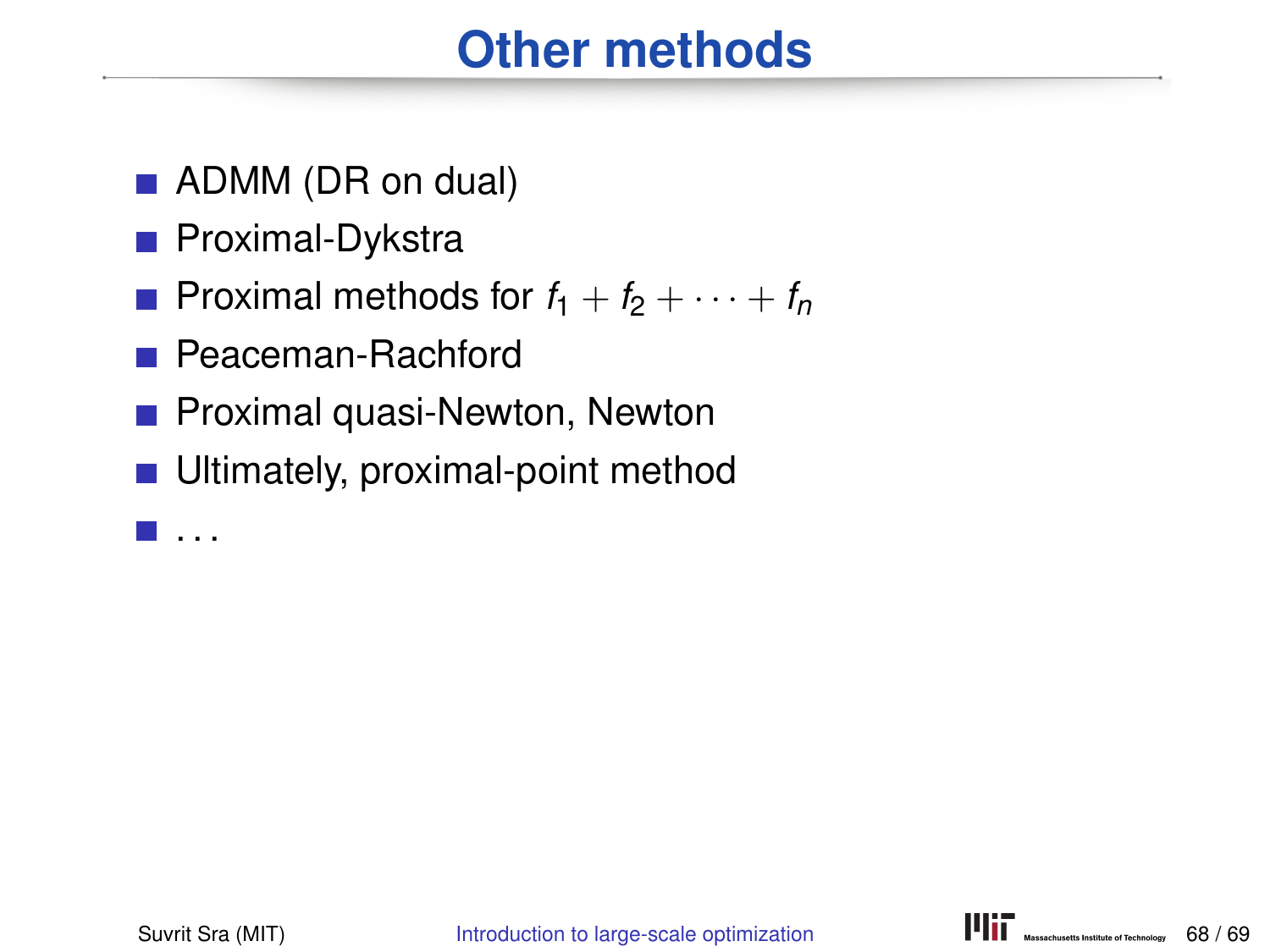# Other methods

- ADMM (DR on dual)
- Proximal-Dykstra
- Proximal methods for $f_1 + f_2 + \cdots + f_n$
- Peaceman-Rachford
- Proximal quasi-Newton, Newton
- Ultimately, proximal-point method
- ...